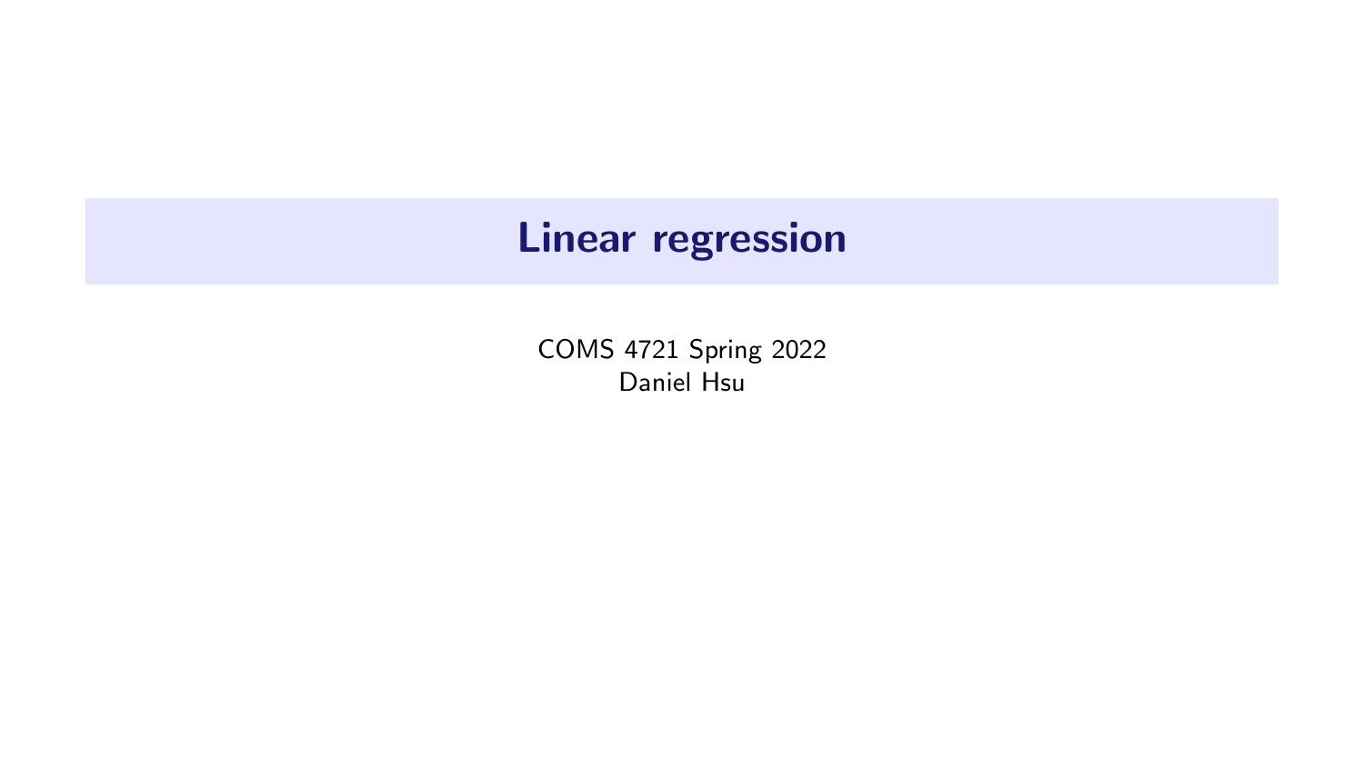# Linear regression

COMS 4721 Spring 2022
Daniel Hsu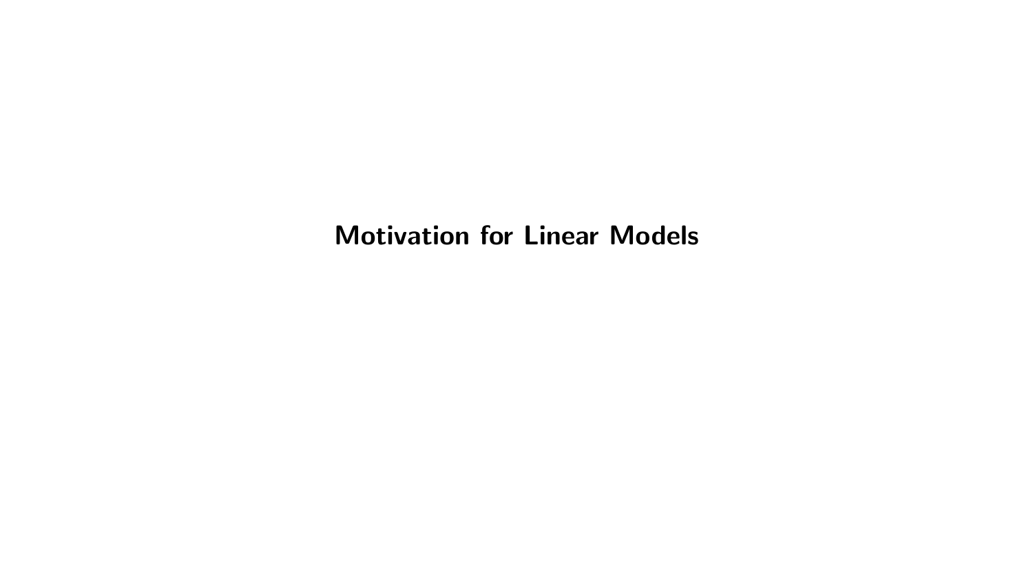# Motivation for Linear Models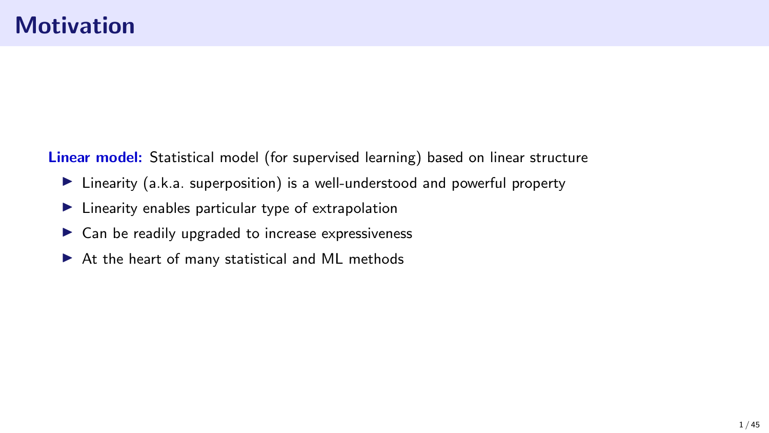# Motivation

**Linear model:** Statistical model (for supervised learning) based on linear structure

- Linearity (a.k.a. superposition) is a well-understood and powerful property
- Linearity enables particular type of extrapolation
- Can be readily upgraded to increase expressiveness
- At the heart of many statistical and ML methods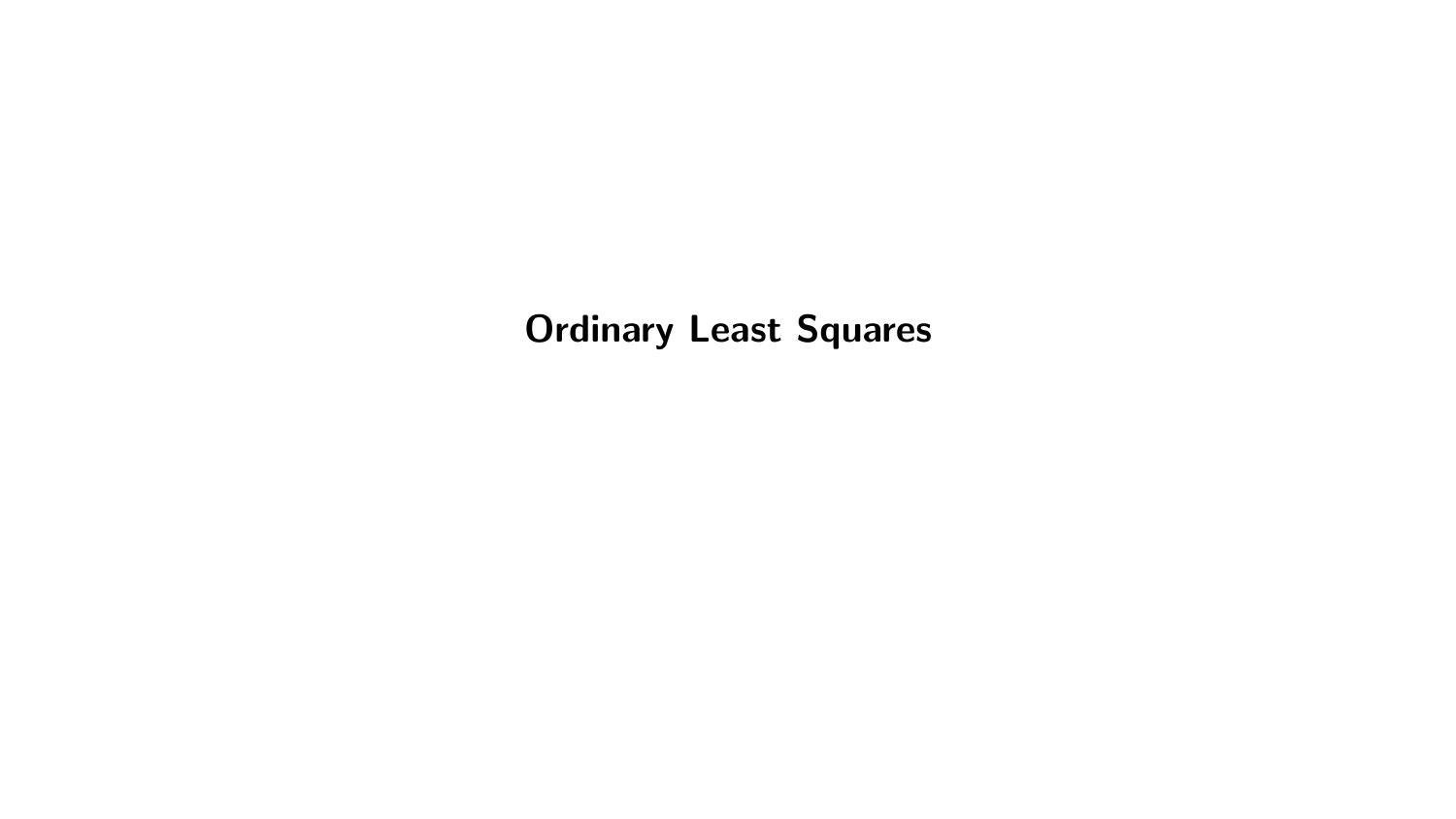# Ordinary Least Squares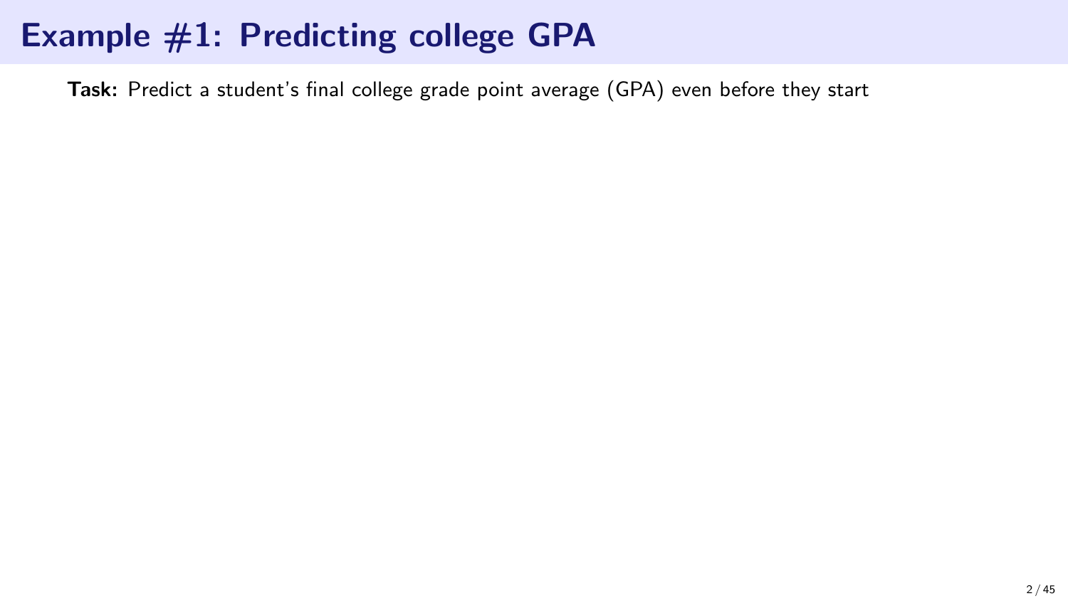# Example #1: Predicting college GPA

**Task:** Predict a student's final college grade point average (GPA) even before they start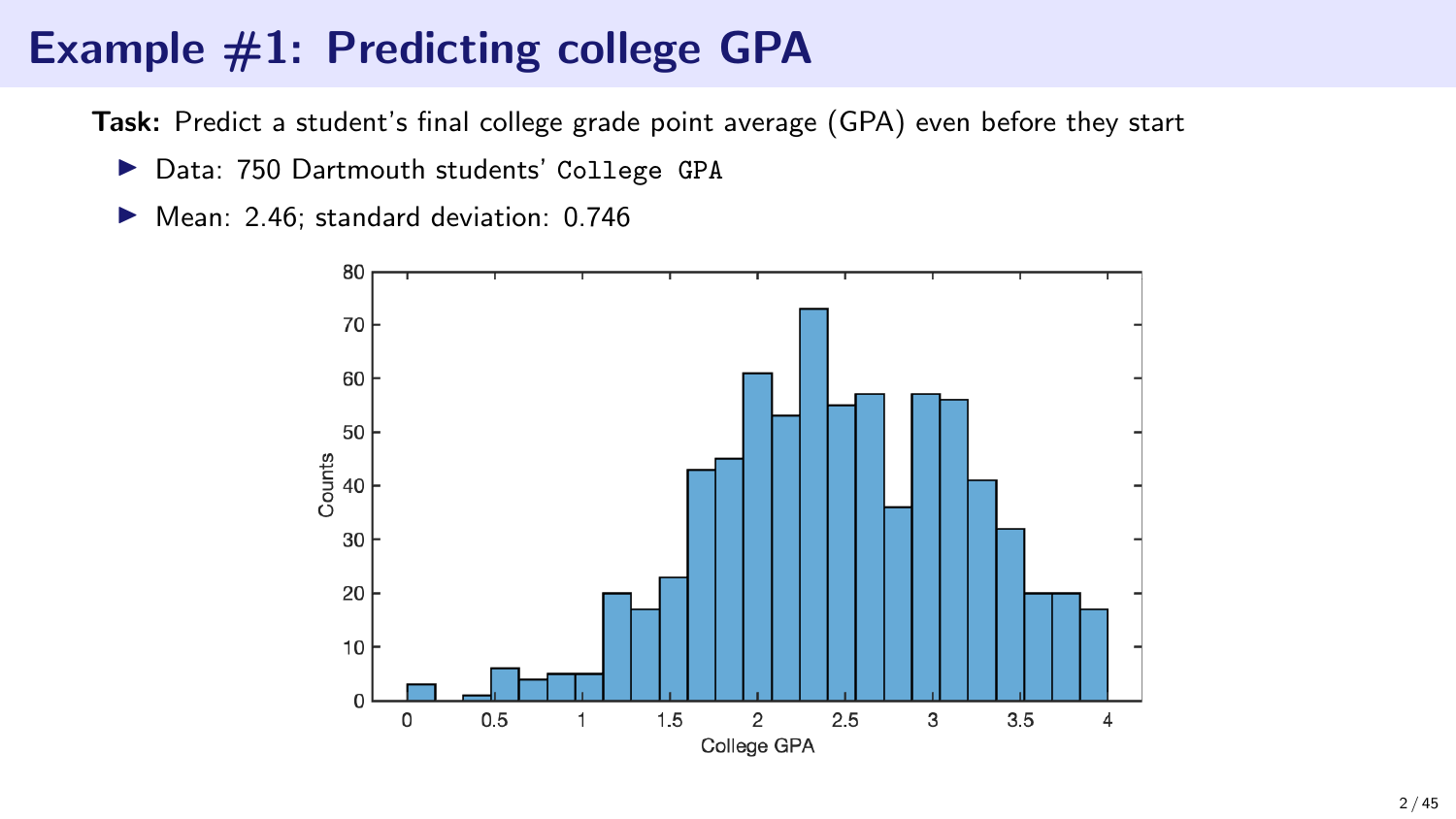# Example #1: Predicting college GPA

**Task:** Predict a student's final college grade point average (GPA) even before they start

- Data: 750 Dartmouth students' `College GPA`
- Mean: 2.46; standard deviation: 0.746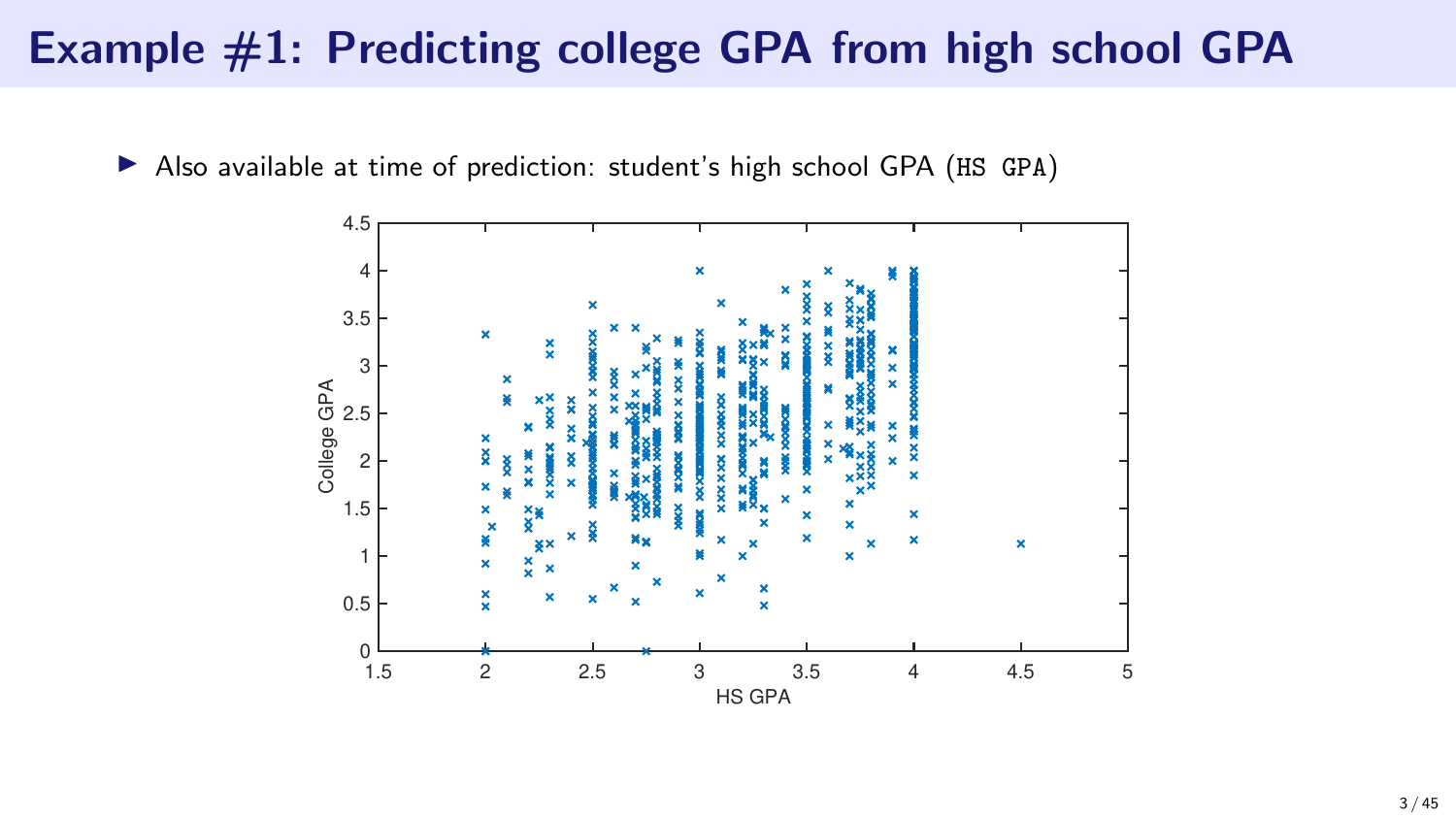# Example #1: Predicting college GPA from high school GPA

- Also available at time of prediction: student's high school GPA (`HS GPA`)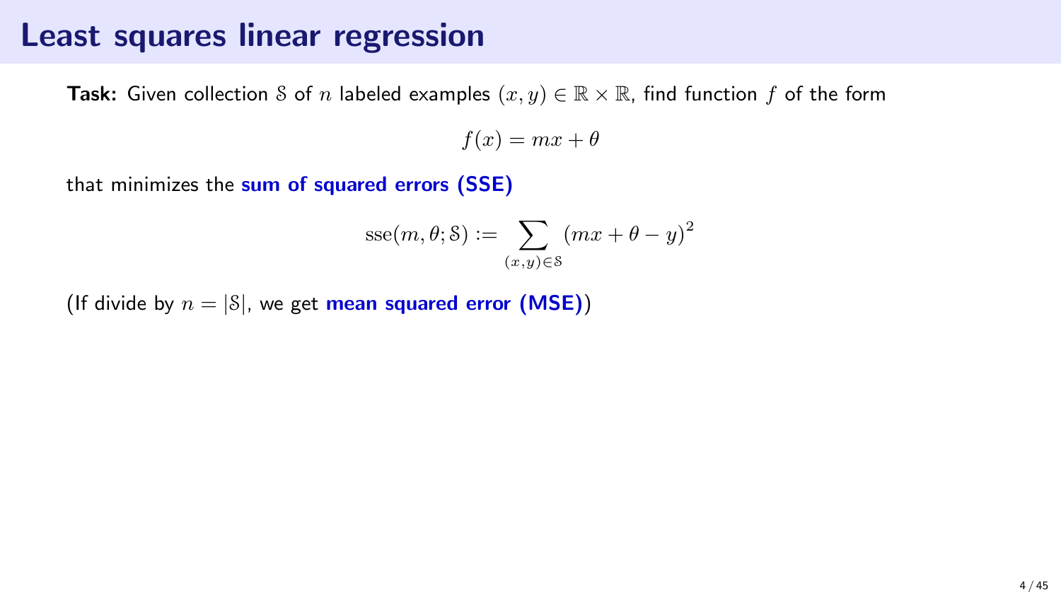# Least squares linear regression

**Task:** Given collection $\mathcal{S}$ of $n$ labeled examples $(x, y) \in \mathbb{R} \times \mathbb{R}$, find function $f$ of the form

$$f(x) = mx + \theta$$

that minimizes the **sum of squared errors (SSE)**

$$\operatorname{sse}(m, \theta; \mathcal{S}) := \sum_{(x,y) \in \mathcal{S}} (mx + \theta - y)^2$$

(If divide by $n = |\mathcal{S}|$, we get **mean squared error (MSE)**)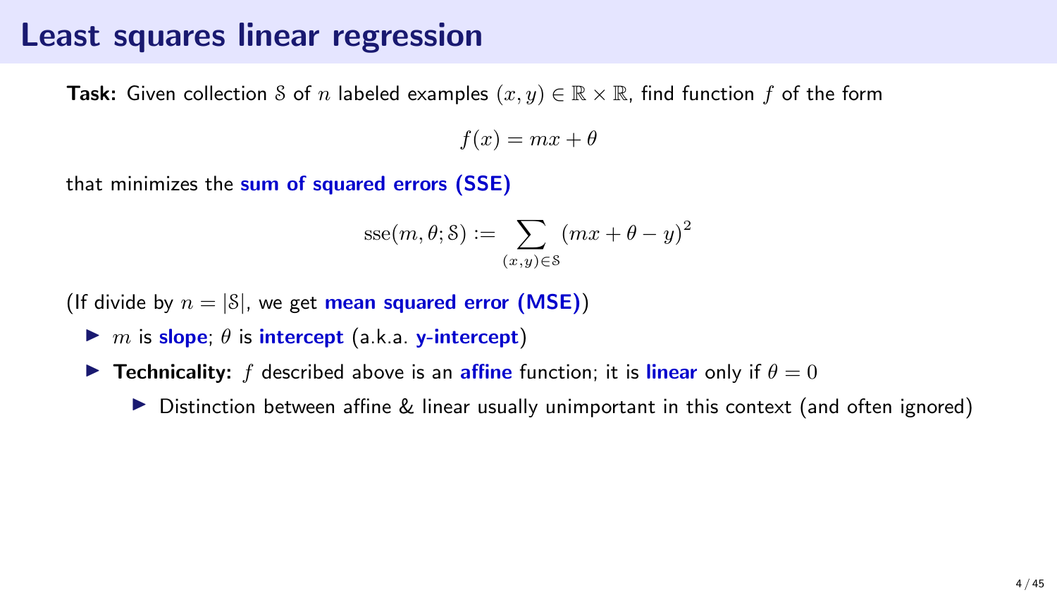# Least squares linear regression

**Task:** Given collection $\mathcal{S}$ of $n$ labeled examples $(x, y) \in \mathbb{R} \times \mathbb{R}$, find function $f$ of the form

$$f(x) = mx + \theta$$

that minimizes the **sum of squared errors (SSE)**

$$\mathrm{sse}(m, \theta; \mathcal{S}) := \sum_{(x,y) \in \mathcal{S}} (mx + \theta - y)^2$$

(If divide by $n = |\mathcal{S}|$, we get **mean squared error (MSE)**)

- $m$ is **slope**; $\theta$ is **intercept** (a.k.a. **y-intercept**)
- **Technicality:** $f$ described above is an **affine** function; it is **linear** only if $\theta = 0$
  - Distinction between affine & linear usually unimportant in this context (and often ignored)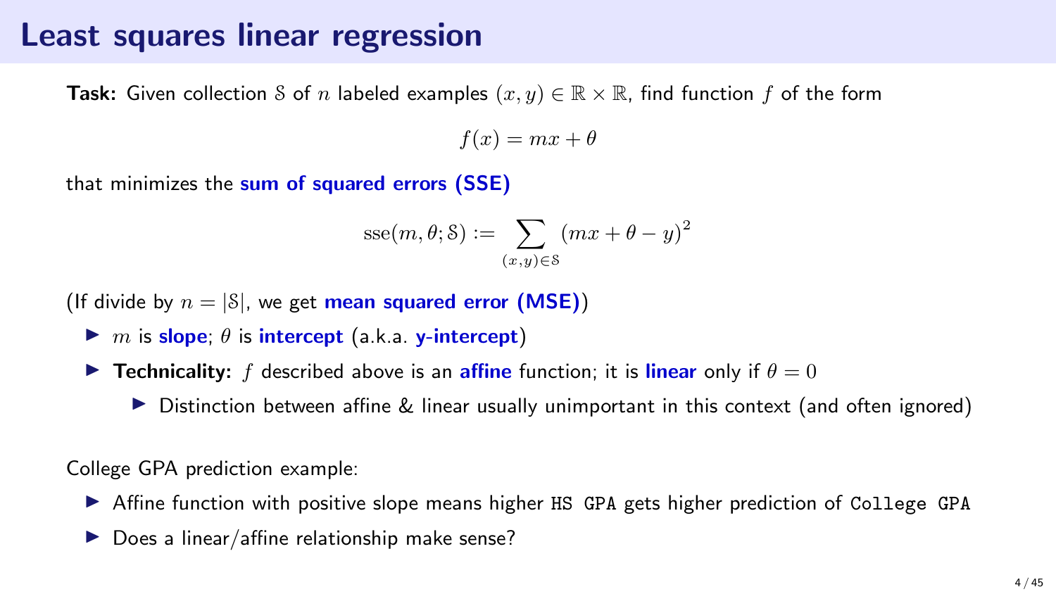# Least squares linear regression

**Task:** Given collection $\mathcal{S}$ of $n$ labeled examples $(x, y) \in \mathbb{R} \times \mathbb{R}$, find function $f$ of the form

$$f(x) = mx + \theta$$

that minimizes the **sum of squared errors (SSE)**

$$\operatorname{sse}(m, \theta; \mathcal{S}) := \sum_{(x,y) \in \mathcal{S}} (mx + \theta - y)^2$$

(If divide by $n = |\mathcal{S}|$, we get **mean squared error (MSE)**)

- $m$ is **slope**; $\theta$ is **intercept** (a.k.a. **y-intercept**)
- **Technicality:** $f$ described above is an **affine** function; it is **linear** only if $\theta = 0$
  - Distinction between affine & linear usually unimportant in this context (and often ignored)

College GPA prediction example:

- Affine function with positive slope means higher `HS GPA` gets higher prediction of `College GPA`
- Does a linear/affine relationship make sense?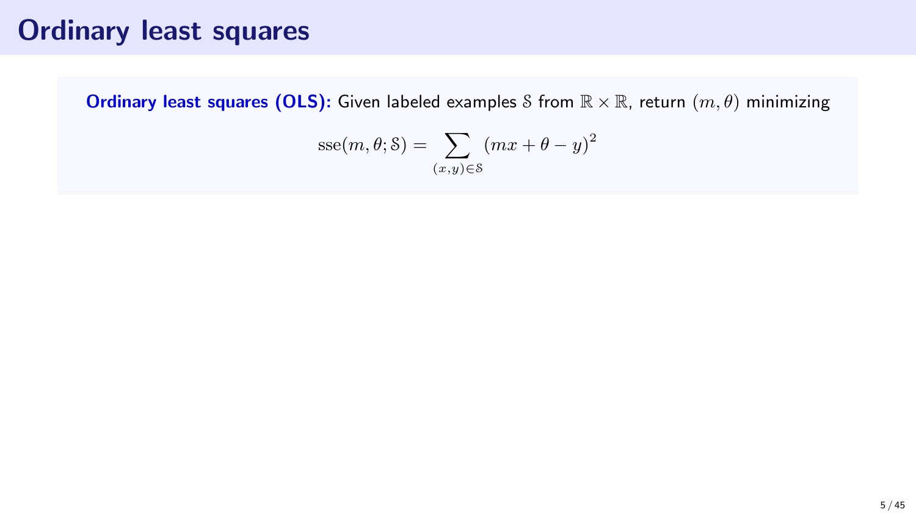# Ordinary least squares

**Ordinary least squares (OLS):** Given labeled examples $\mathcal{S}$ from $\mathbb{R} \times \mathbb{R}$, return $(m, \theta)$ minimizing

$$\mathrm{sse}(m, \theta; \mathcal{S}) = \sum_{(x,y) \in \mathcal{S}} (mx + \theta - y)^2$$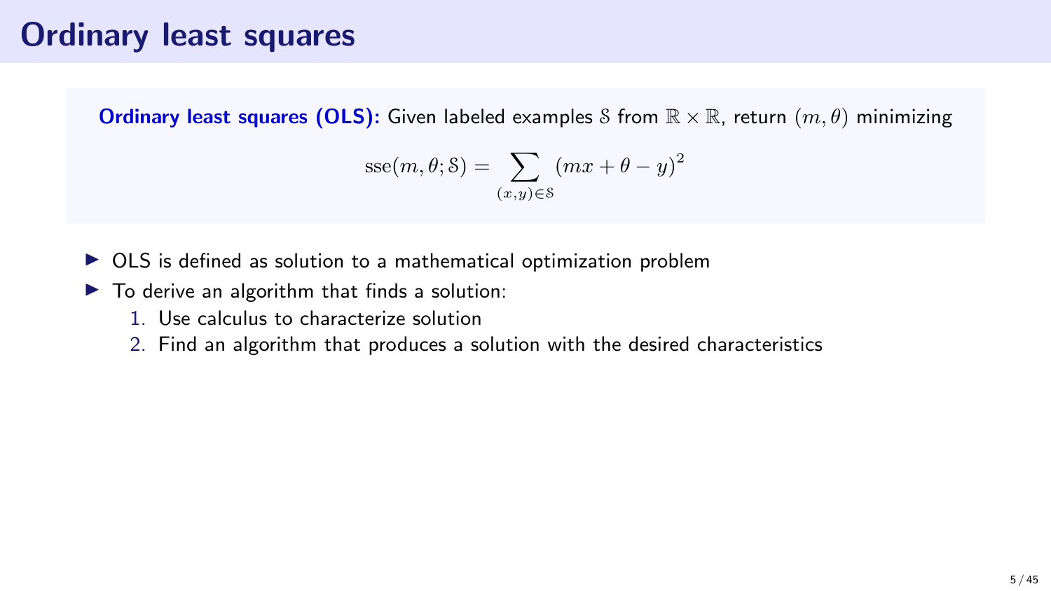# Ordinary least squares

**Ordinary least squares (OLS):** Given labeled examples $\mathcal{S}$ from $\mathbb{R} \times \mathbb{R}$, return $(m, \theta)$ minimizing

$$\mathrm{sse}(m, \theta; \mathcal{S}) = \sum_{(x,y) \in \mathcal{S}} (mx + \theta - y)^2$$

- OLS is defined as solution to a mathematical optimization problem
- To derive an algorithm that finds a solution:
  1. Use calculus to characterize solution
  2. Find an algorithm that produces a solution with the desired characteristics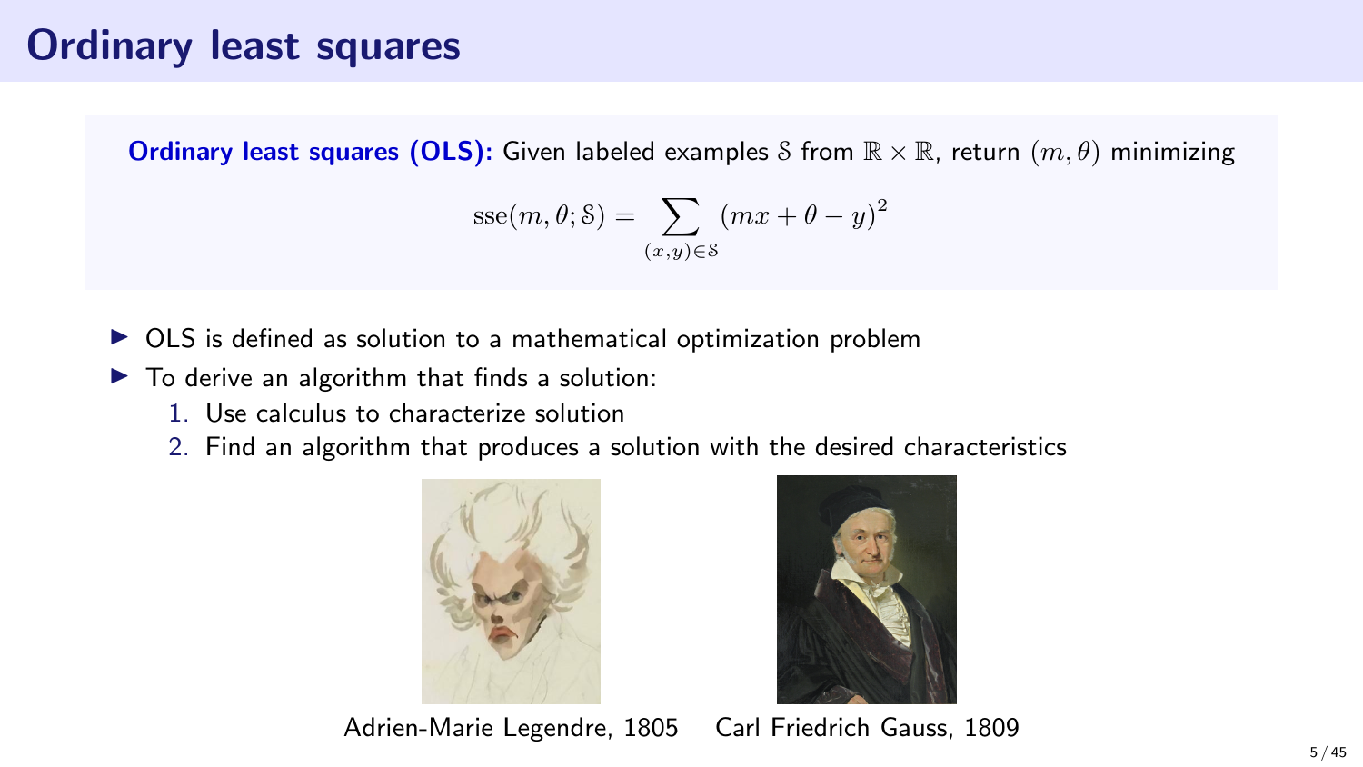# Ordinary least squares

**Ordinary least squares (OLS):** Given labeled examples $\mathcal{S}$ from $\mathbb{R} \times \mathbb{R}$, return $(m, \theta)$ minimizing

$$\text{sse}(m, \theta; \mathcal{S}) = \sum_{(x,y) \in \mathcal{S}} (mx + \theta - y)^2$$

- OLS is defined as solution to a mathematical optimization problem
- To derive an algorithm that finds a solution:
  1. Use calculus to characterize solution
  2. Find an algorithm that produces a solution with the desired characteristics

Adrien-Marie Legendre, 1805

Carl Friedrich Gauss, 1809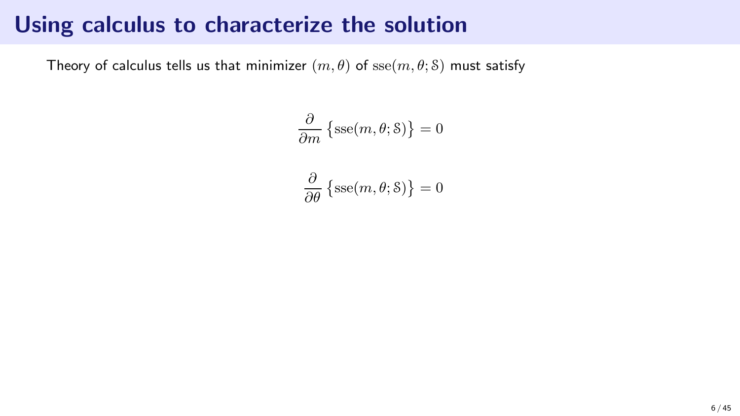# Using calculus to characterize the solution

Theory of calculus tells us that minimizer $(m, \theta)$ of $\mathrm{sse}(m, \theta; \mathcal{S})$ must satisfy

$$\frac{\partial}{\partial m} \left\{ \mathrm{sse}(m, \theta; \mathcal{S}) \right\} = 0$$

$$\frac{\partial}{\partial \theta} \left\{ \mathrm{sse}(m, \theta; \mathcal{S}) \right\} = 0$$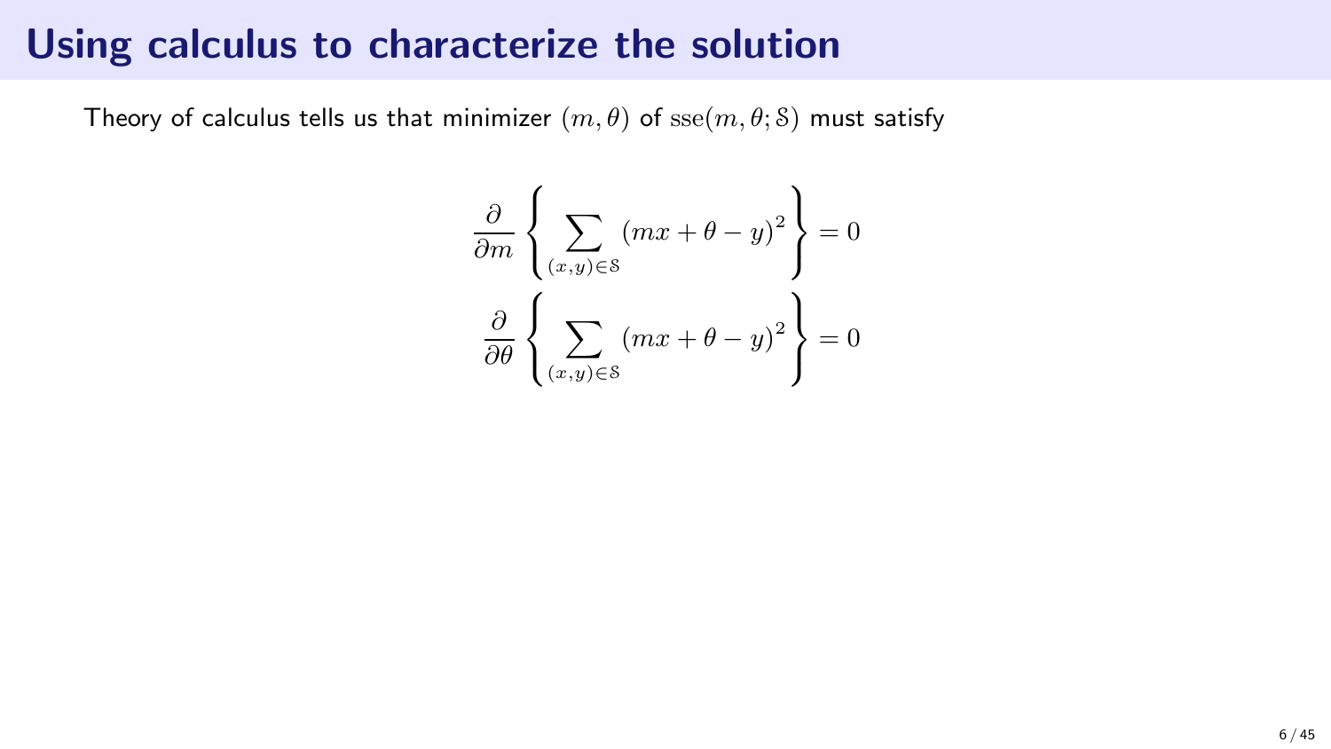# Using calculus to characterize the solution

Theory of calculus tells us that minimizer $(m, \theta)$ of $\mathrm{sse}(m, \theta; \mathcal{S})$ must satisfy

$$\frac{\partial}{\partial m} \left\{ \sum_{(x,y) \in \mathcal{S}} (mx + \theta - y)^2 \right\} = 0$$

$$\frac{\partial}{\partial \theta} \left\{ \sum_{(x,y) \in \mathcal{S}} (mx + \theta - y)^2 \right\} = 0$$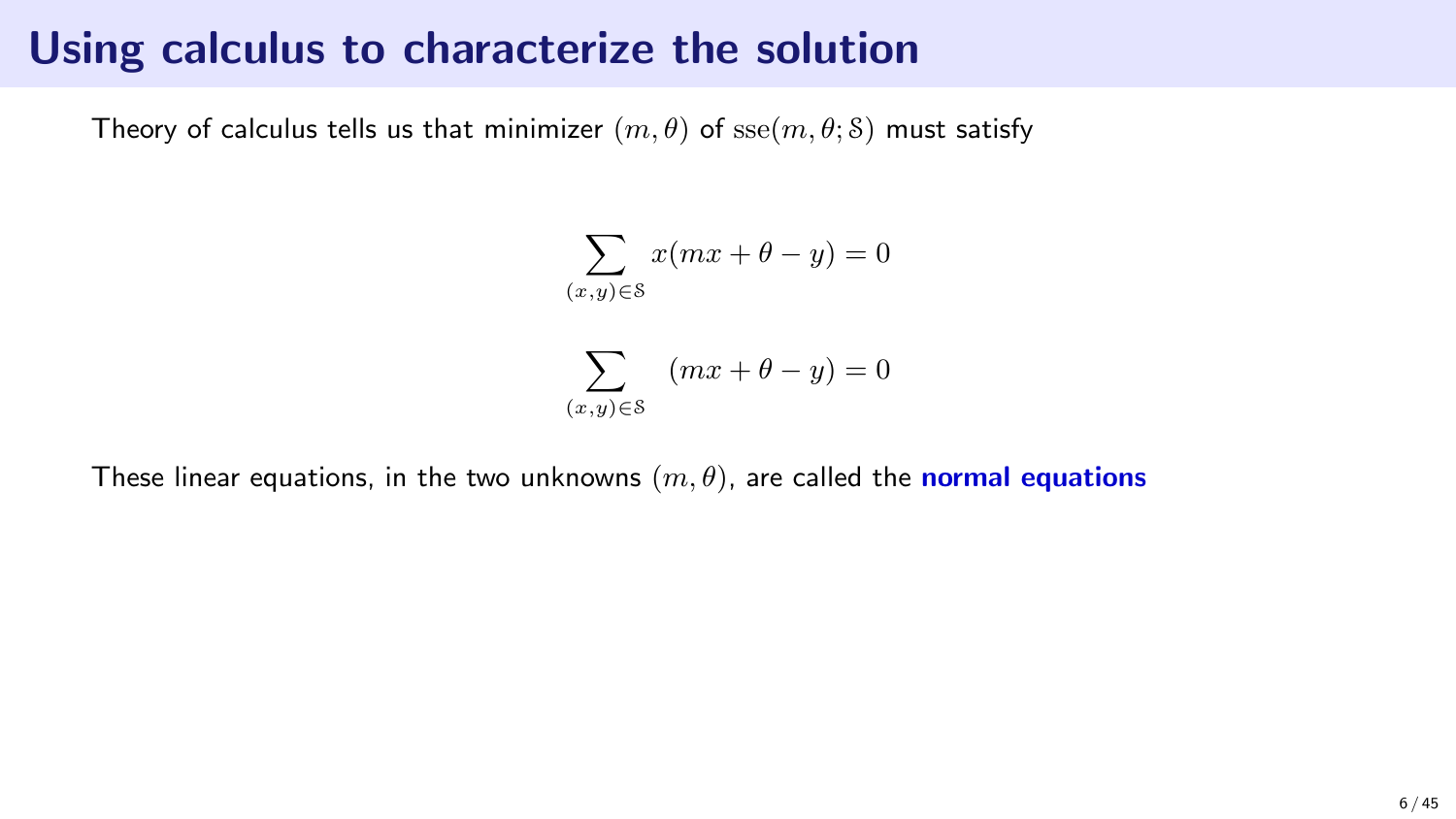# Using calculus to characterize the solution

Theory of calculus tells us that minimizer $(m, \theta)$ of $\mathrm{sse}(m, \theta; \mathcal{S})$ must satisfy

$$\sum_{(x,y)\in\mathcal{S}} x(mx + \theta - y) = 0$$

$$\sum_{(x,y)\in\mathcal{S}} (mx + \theta - y) = 0$$

These linear equations, in the two unknowns $(m, \theta)$, are called the **normal equations**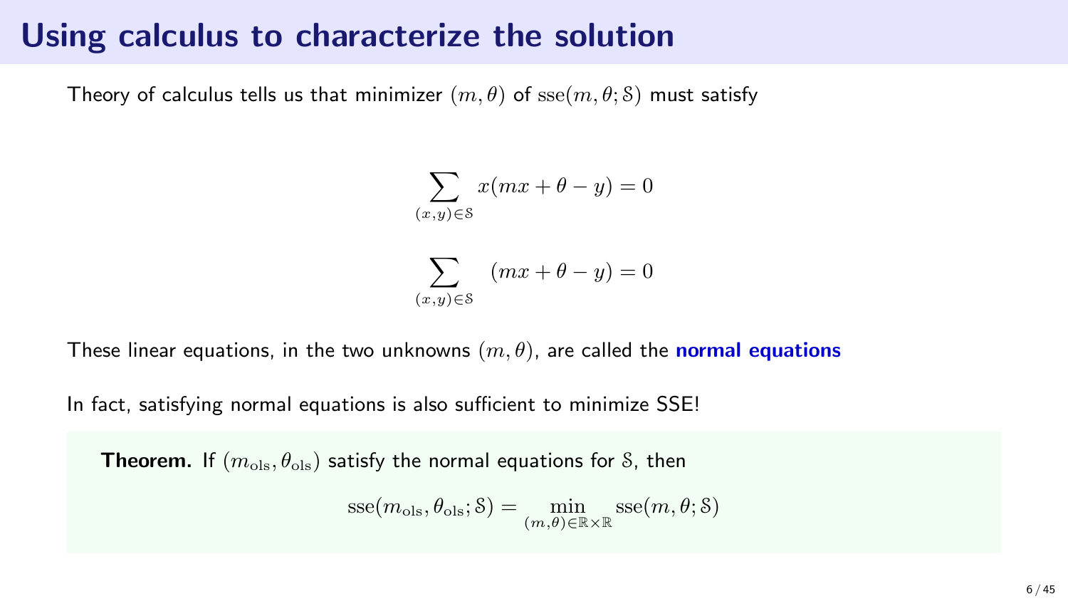# Using calculus to characterize the solution

Theory of calculus tells us that minimizer $(m, \theta)$ of $\mathrm{sse}(m, \theta; \mathcal{S})$ must satisfy

$$\sum_{(x,y) \in \mathcal{S}} x(mx + \theta - y) = 0$$

$$\sum_{(x,y) \in \mathcal{S}} (mx + \theta - y) = 0$$

These linear equations, in the two unknowns $(m, \theta)$, are called the **normal equations**

In fact, satisfying normal equations is also sufficient to minimize SSE!

**Theorem.** If $(m_{\mathrm{ols}}, \theta_{\mathrm{ols}})$ satisfy the normal equations for $\mathcal{S}$, then

$$\mathrm{sse}(m_{\mathrm{ols}}, \theta_{\mathrm{ols}}; \mathcal{S}) = \min_{(m,\theta) \in \mathbb{R} \times \mathbb{R}} \mathrm{sse}(m, \theta; \mathcal{S})$$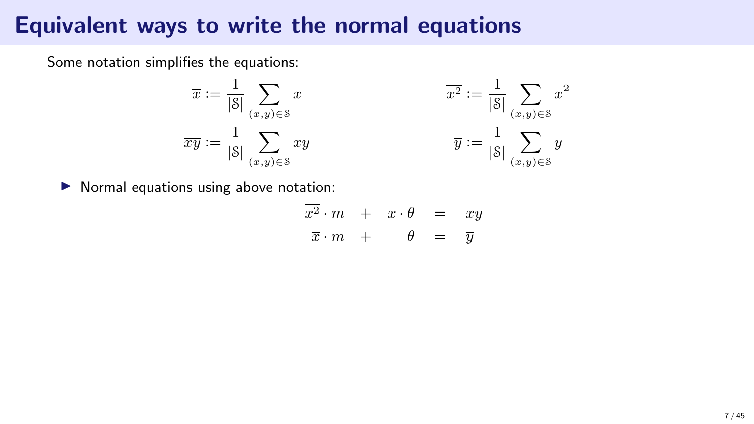# Equivalent ways to write the normal equations

Some notation simplifies the equations:

$$\overline{x} := \frac{1}{|\mathcal{S}|} \sum_{(x,y)\in\mathcal{S}} x \qquad\qquad \overline{x^2} := \frac{1}{|\mathcal{S}|} \sum_{(x,y)\in\mathcal{S}} x^2$$

$$\overline{xy} := \frac{1}{|\mathcal{S}|} \sum_{(x,y)\in\mathcal{S}} xy \qquad\qquad \overline{y} := \frac{1}{|\mathcal{S}|} \sum_{(x,y)\in\mathcal{S}} y$$

- Normal equations using above notation:

$$\begin{array}{rcrcl} \overline{x^2} \cdot m & + & \overline{x} \cdot \theta & = & \overline{xy} \\ \overline{x} \cdot m & + & \theta & = & \overline{y} \end{array}$$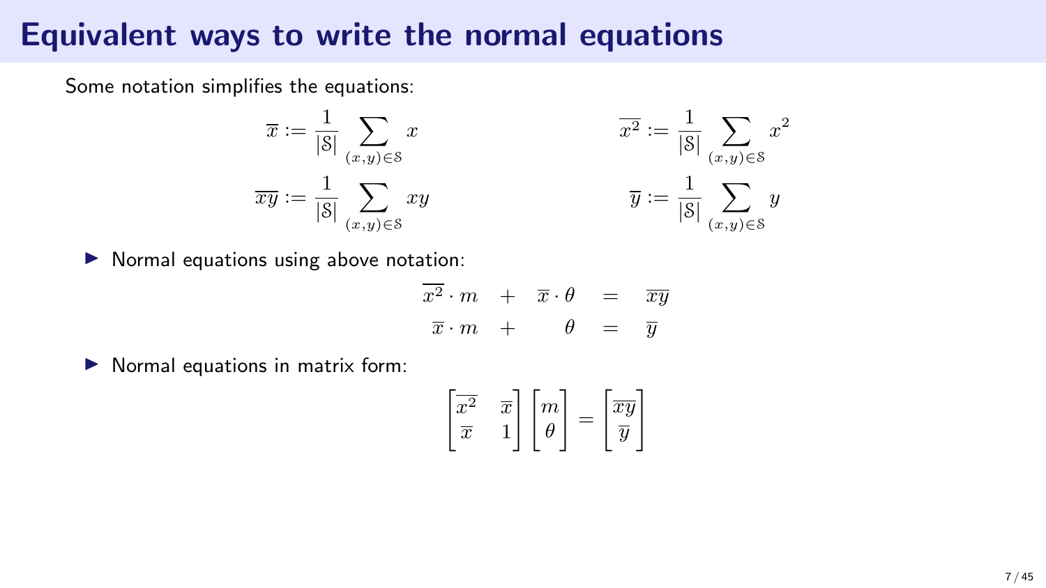# Equivalent ways to write the normal equations

Some notation simplifies the equations:

$$\overline{x} := \frac{1}{|\mathcal{S}|} \sum_{(x,y)\in\mathcal{S}} x \qquad\qquad \overline{x^2} := \frac{1}{|\mathcal{S}|} \sum_{(x,y)\in\mathcal{S}} x^2$$

$$\overline{xy} := \frac{1}{|\mathcal{S}|} \sum_{(x,y)\in\mathcal{S}} xy \qquad\qquad \overline{y} := \frac{1}{|\mathcal{S}|} \sum_{(x,y)\in\mathcal{S}} y$$

- Normal equations using above notation:

$$\begin{array}{rcrcl} \overline{x^2} \cdot m & + & \overline{x} \cdot \theta & = & \overline{xy} \\ \overline{x} \cdot m & + & \theta & = & \overline{y} \end{array}$$

- Normal equations in matrix form:

$$\begin{bmatrix} \overline{x^2} & \overline{x} \\ \overline{x} & 1 \end{bmatrix} \begin{bmatrix} m \\ \theta \end{bmatrix} = \begin{bmatrix} \overline{xy} \\ \overline{y} \end{bmatrix}$$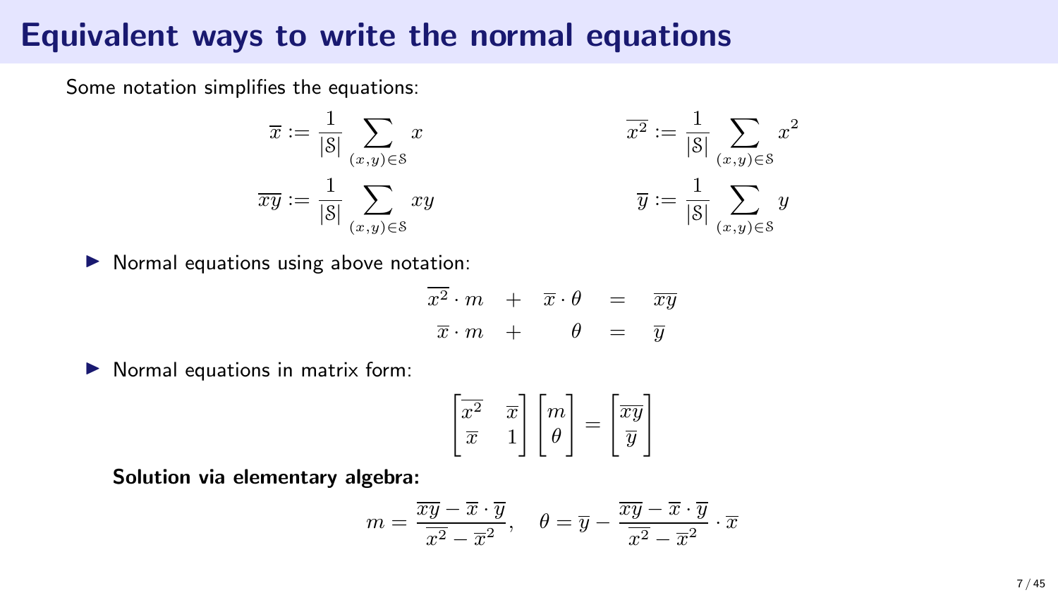# Equivalent ways to write the normal equations

Some notation simplifies the equations:

$$\overline{x} := \frac{1}{|\mathcal{S}|} \sum_{(x,y)\in\mathcal{S}} x \qquad\qquad \overline{x^2} := \frac{1}{|\mathcal{S}|} \sum_{(x,y)\in\mathcal{S}} x^2$$

$$\overline{xy} := \frac{1}{|\mathcal{S}|} \sum_{(x,y)\in\mathcal{S}} xy \qquad\qquad \overline{y} := \frac{1}{|\mathcal{S}|} \sum_{(x,y)\in\mathcal{S}} y$$

- Normal equations using above notation:

$$\begin{array}{rcrcl} \overline{x^2}\cdot m & + & \overline{x}\cdot\theta & = & \overline{xy} \\ \overline{x}\cdot m & + & \theta & = & \overline{y} \end{array}$$

- Normal equations in matrix form:

$$\begin{bmatrix} \overline{x^2} & \overline{x} \\ \overline{x} & 1 \end{bmatrix} \begin{bmatrix} m \\ \theta \end{bmatrix} = \begin{bmatrix} \overline{xy} \\ \overline{y} \end{bmatrix}$$

**Solution via elementary algebra:**

$$m = \frac{\overline{xy} - \overline{x}\cdot\overline{y}}{\overline{x^2} - \overline{x}^2}, \quad \theta = \overline{y} - \frac{\overline{xy} - \overline{x}\cdot\overline{y}}{\overline{x^2} - \overline{x}^2}\cdot\overline{x}$$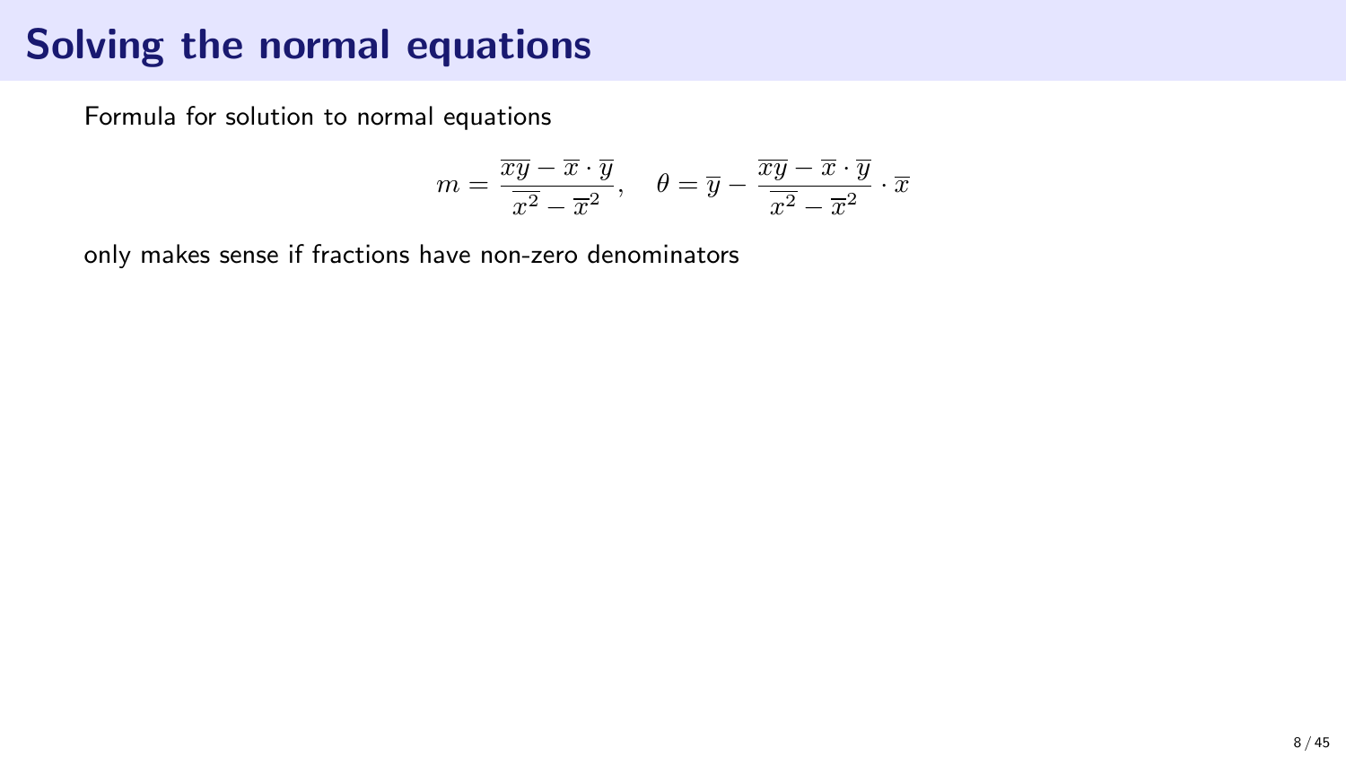# Solving the normal equations

Formula for solution to normal equations

$$m = \frac{\overline{xy} - \overline{x} \cdot \overline{y}}{\overline{x^2} - \overline{x}^2}, \quad \theta = \overline{y} - \frac{\overline{xy} - \overline{x} \cdot \overline{y}}{\overline{x^2} - \overline{x}^2} \cdot \overline{x}$$

only makes sense if fractions have non-zero denominators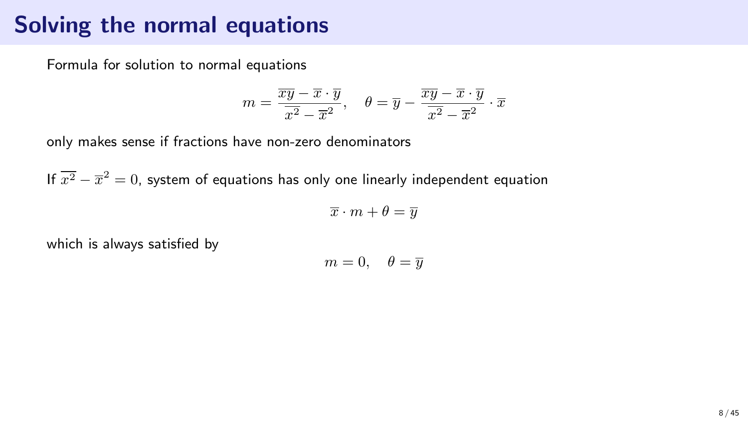# Solving the normal equations

Formula for solution to normal equations

$$m = \frac{\overline{xy} - \overline{x} \cdot \overline{y}}{\overline{x^2} - \overline{x}^2}, \quad \theta = \overline{y} - \frac{\overline{xy} - \overline{x} \cdot \overline{y}}{\overline{x^2} - \overline{x}^2} \cdot \overline{x}$$

only makes sense if fractions have non-zero denominators

If $\overline{x^2} - \overline{x}^2 = 0$, system of equations has only one linearly independent equation

$$\overline{x} \cdot m + \theta = \overline{y}$$

which is always satisfied by

$$m = 0, \quad \theta = \overline{y}$$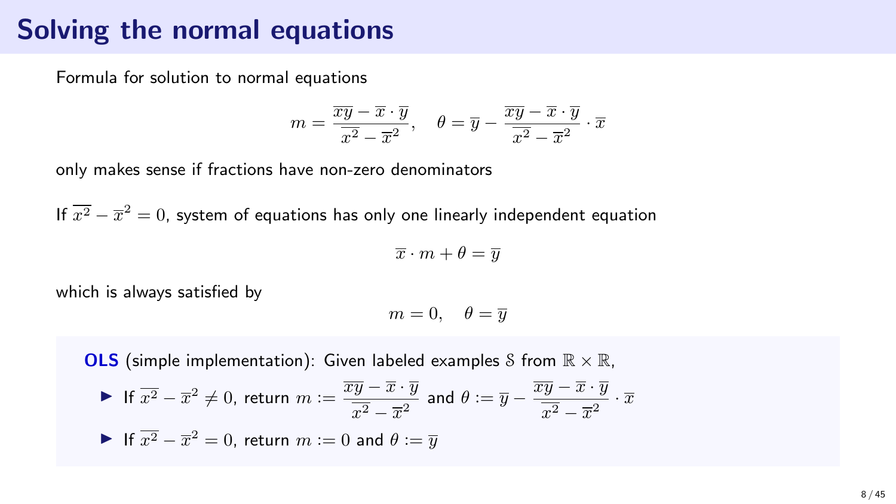# Solving the normal equations

Formula for solution to normal equations

$$m = \frac{\overline{xy} - \overline{x} \cdot \overline{y}}{\overline{x^2} - \overline{x}^2}, \quad \theta = \overline{y} - \frac{\overline{xy} - \overline{x} \cdot \overline{y}}{\overline{x^2} - \overline{x}^2} \cdot \overline{x}$$

only makes sense if fractions have non-zero denominators

If $\overline{x^2} - \overline{x}^2 = 0$, system of equations has only one linearly independent equation

$$\overline{x} \cdot m + \theta = \overline{y}$$

which is always satisfied by

$$m = 0, \quad \theta = \overline{y}$$

**OLS** (simple implementation): Given labeled examples $\mathcal{S}$ from $\mathbb{R} \times \mathbb{R}$,

- If $\overline{x^2} - \overline{x}^2 \neq 0$, return $m := \dfrac{\overline{xy} - \overline{x} \cdot \overline{y}}{\overline{x^2} - \overline{x}^2}$ and $\theta := \overline{y} - \dfrac{\overline{xy} - \overline{x} \cdot \overline{y}}{\overline{x^2} - \overline{x}^2} \cdot \overline{x}$
- If $\overline{x^2} - \overline{x}^2 = 0$, return $m := 0$ and $\theta := \overline{y}$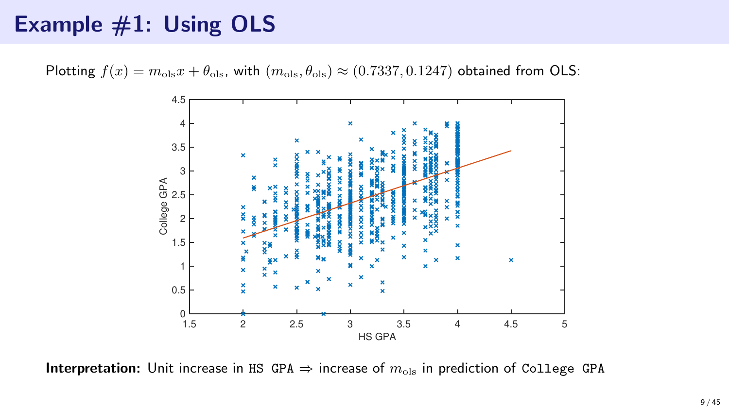# Example #1: Using OLS

Plotting $f(x) = m_{\text{ols}}x + \theta_{\text{ols}}$, with $(m_{\text{ols}}, \theta_{\text{ols}}) \approx (0.7337, 0.1247)$ obtained from OLS:

**Interpretation:** Unit increase in `HS GPA` $\Rightarrow$ increase of $m_{\text{ols}}$ in prediction of `College GPA`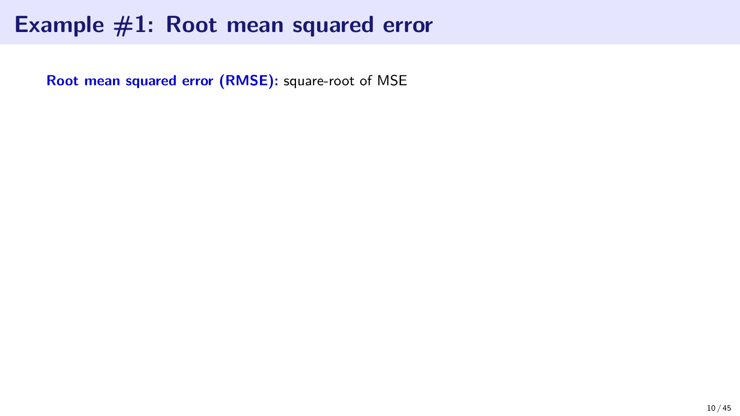# Example #1: Root mean squared error

**Root mean squared error (RMSE):** square-root of MSE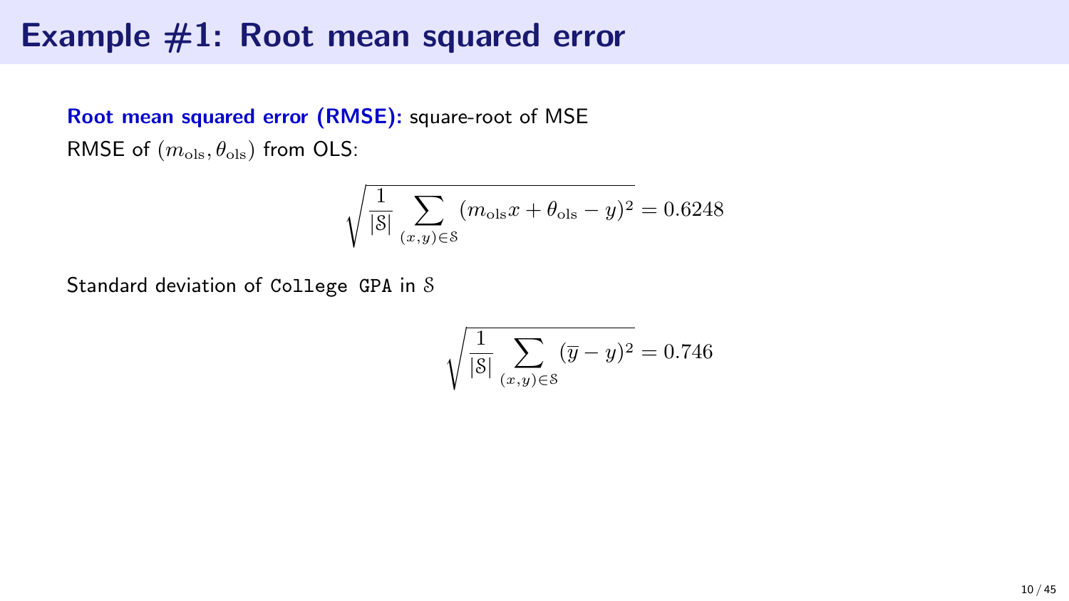# Example #1: Root mean squared error

**Root mean squared error (RMSE):** square-root of MSE

RMSE of $(m_{\text{ols}}, \theta_{\text{ols}})$ from OLS:

$$\sqrt{\frac{1}{|\mathcal{S}|} \sum_{(x,y) \in \mathcal{S}} (m_{\text{ols}} x + \theta_{\text{ols}} - y)^2} = 0.6248$$

Standard deviation of `College GPA` in $\mathcal{S}$

$$\sqrt{\frac{1}{|\mathcal{S}|} \sum_{(x,y) \in \mathcal{S}} (\overline{y} - y)^2} = 0.746$$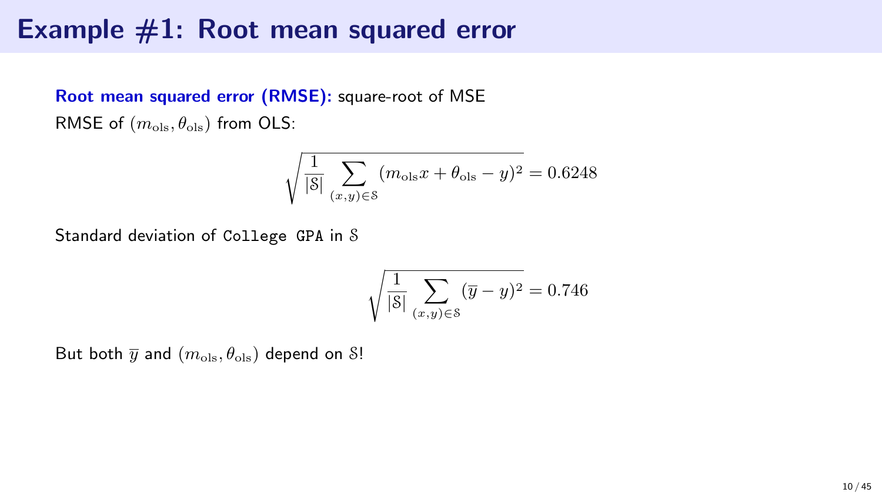# Example #1: Root mean squared error

**Root mean squared error (RMSE):** square-root of MSE

RMSE of $(m_{\text{ols}}, \theta_{\text{ols}})$ from OLS:

$$\sqrt{\frac{1}{|\mathcal{S}|} \sum_{(x,y)\in\mathcal{S}} (m_{\text{ols}} x + \theta_{\text{ols}} - y)^2} = 0.6248$$

Standard deviation of `College GPA` in $\mathcal{S}$

$$\sqrt{\frac{1}{|\mathcal{S}|} \sum_{(x,y)\in\mathcal{S}} (\overline{y} - y)^2} = 0.746$$

But both $\overline{y}$ and $(m_{\text{ols}}, \theta_{\text{ols}})$ depend on $\mathcal{S}$!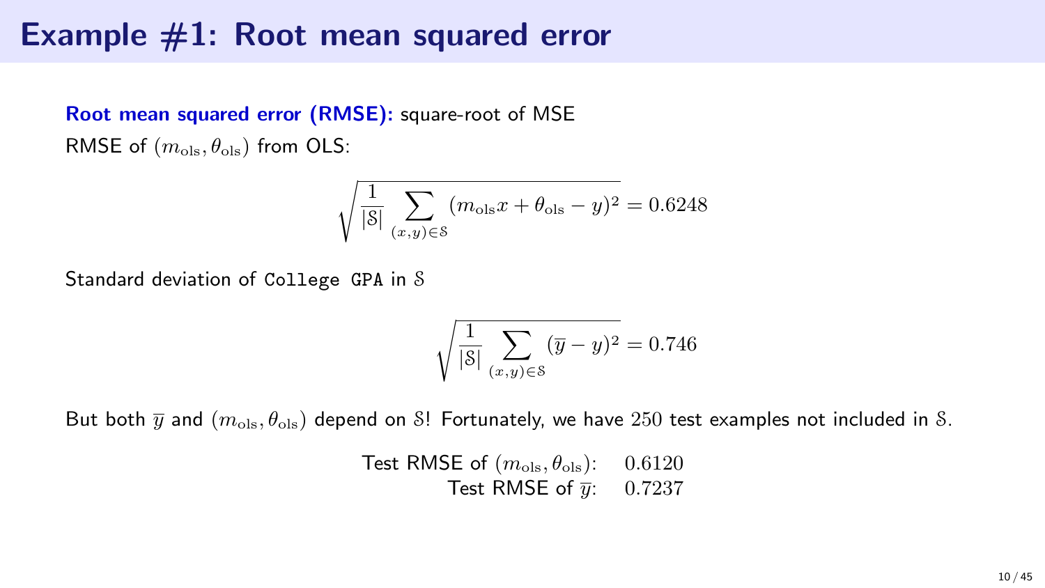# Example #1: Root mean squared error

**Root mean squared error (RMSE):** square-root of MSE

RMSE of $(m_{\text{ols}}, \theta_{\text{ols}})$ from OLS:

$$\sqrt{\frac{1}{|\mathcal{S}|} \sum_{(x,y) \in \mathcal{S}} (m_{\text{ols}} x + \theta_{\text{ols}} - y)^2} = 0.6248$$

Standard deviation of `College GPA` in $\mathcal{S}$

$$\sqrt{\frac{1}{|\mathcal{S}|} \sum_{(x,y) \in \mathcal{S}} (\overline{y} - y)^2} = 0.746$$

But both $\overline{y}$ and $(m_{\text{ols}}, \theta_{\text{ols}})$ depend on $\mathcal{S}$! Fortunately, we have $250$ test examples not included in $\mathcal{S}$.

| | |
|---|---|
| Test RMSE of $(m_{\text{ols}}, \theta_{\text{ols}})$: | $0.6120$ |
| Test RMSE of $\overline{y}$: | $0.7237$ |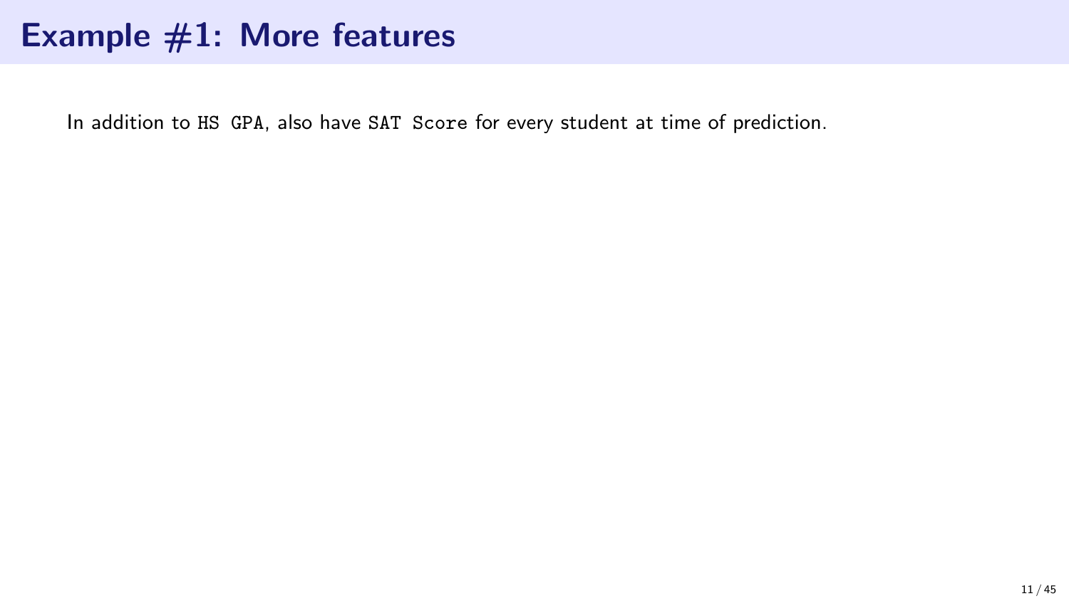# Example #1: More features

In addition to `HS GPA`, also have `SAT Score` for every student at time of prediction.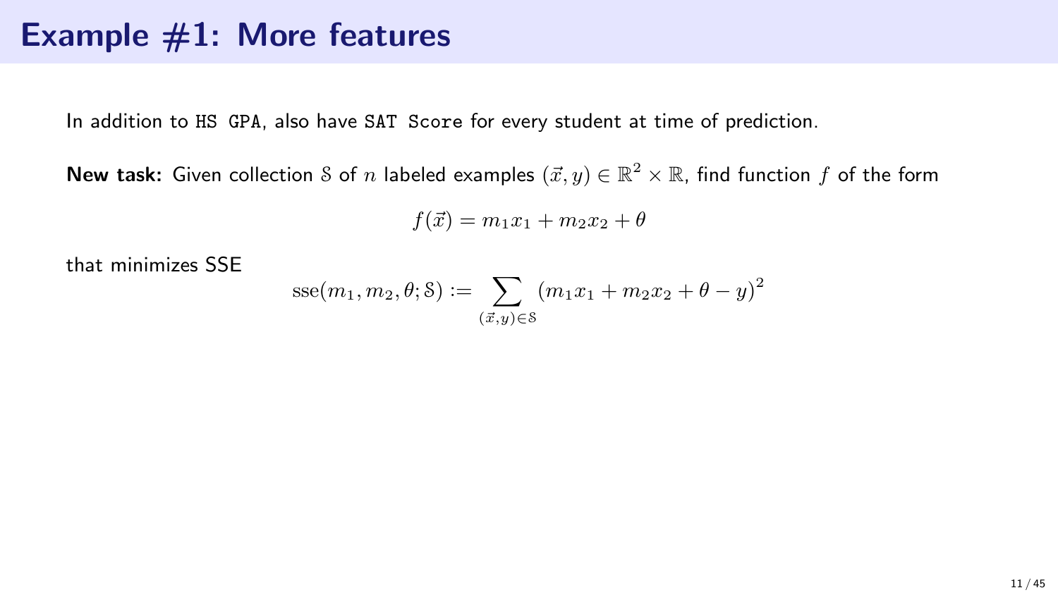# Example #1: More features

In addition to `HS GPA`, also have `SAT Score` for every student at time of prediction.

**New task:** Given collection $\mathcal{S}$ of $n$ labeled examples $(\vec{x}, y) \in \mathbb{R}^2 \times \mathbb{R}$, find function $f$ of the form

$$f(\vec{x}) = m_1 x_1 + m_2 x_2 + \theta$$

that minimizes SSE

$$\mathrm{sse}(m_1, m_2, \theta; \mathcal{S}) := \sum_{(\vec{x},y) \in \mathcal{S}} (m_1 x_1 + m_2 x_2 + \theta - y)^2$$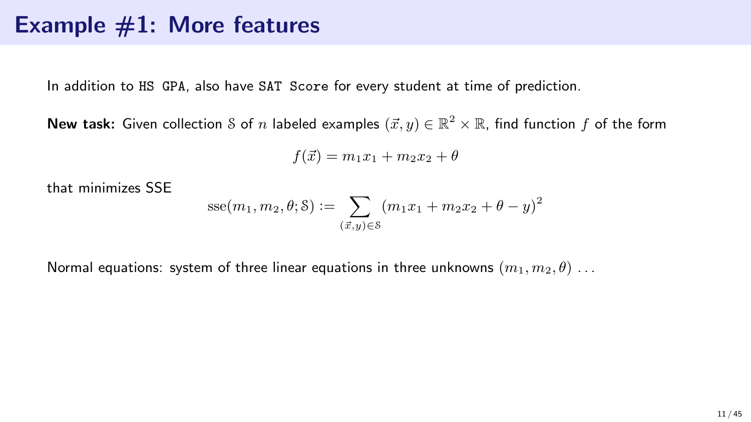# Example #1: More features

In addition to `HS GPA`, also have `SAT Score` for every student at time of prediction.

**New task:** Given collection $\mathcal{S}$ of $n$ labeled examples $(\vec{x}, y) \in \mathbb{R}^2 \times \mathbb{R}$, find function $f$ of the form

$$f(\vec{x}) = m_1 x_1 + m_2 x_2 + \theta$$

that minimizes SSE

$$\operatorname{sse}(m_1, m_2, \theta; \mathcal{S}) := \sum_{(\vec{x}, y) \in \mathcal{S}} (m_1 x_1 + m_2 x_2 + \theta - y)^2$$

Normal equations: system of three linear equations in three unknowns $(m_1, m_2, \theta)$ ...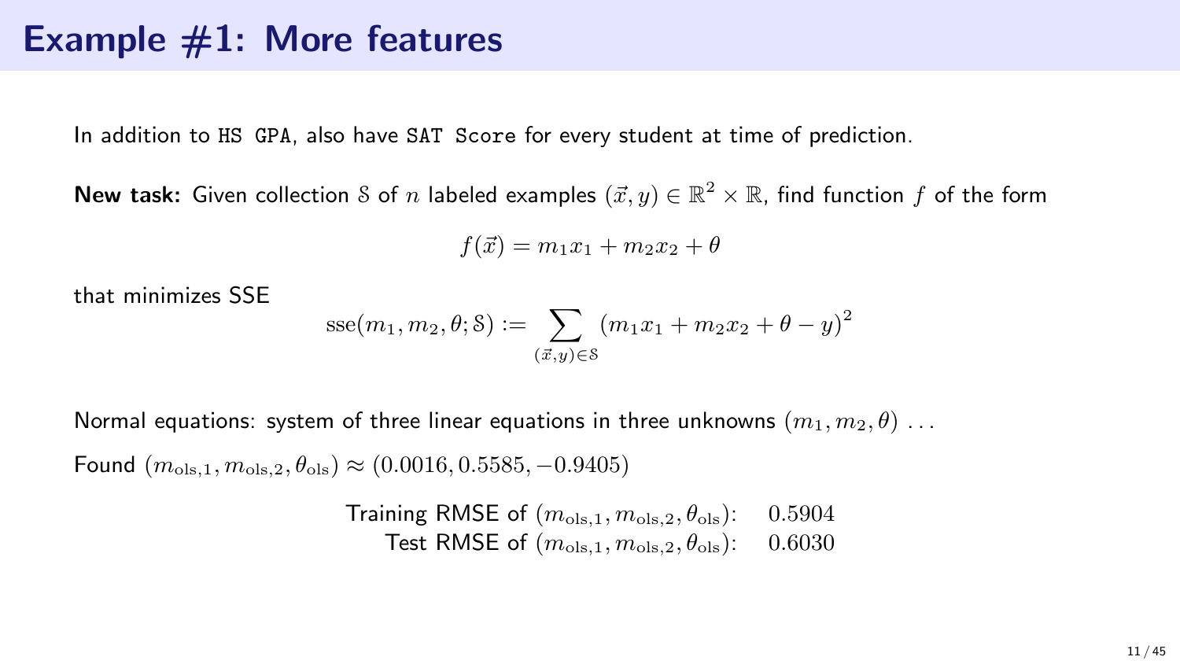# Example #1: More features

In addition to `HS GPA`, also have `SAT Score` for every student at time of prediction.

**New task:** Given collection $\mathcal{S}$ of $n$ labeled examples $(\vec{x}, y) \in \mathbb{R}^2 \times \mathbb{R}$, find function $f$ of the form

$$f(\vec{x}) = m_1 x_1 + m_2 x_2 + \theta$$

that minimizes SSE

$$\mathrm{sse}(m_1, m_2, \theta; \mathcal{S}) := \sum_{(\vec{x},y)\in\mathcal{S}} (m_1 x_1 + m_2 x_2 + \theta - y)^2$$

Normal equations: system of three linear equations in three unknowns $(m_1, m_2, \theta)$ ...

Found $(m_{\text{ols},1}, m_{\text{ols},2}, \theta_{\text{ols}}) \approx (0.0016, 0.5585, -0.9405)$

Training RMSE of $(m_{\text{ols},1}, m_{\text{ols},2}, \theta_{\text{ols}})$: $0.5904$

Test RMSE of $(m_{\text{ols},1}, m_{\text{ols},2}, \theta_{\text{ols}})$: $0.6030$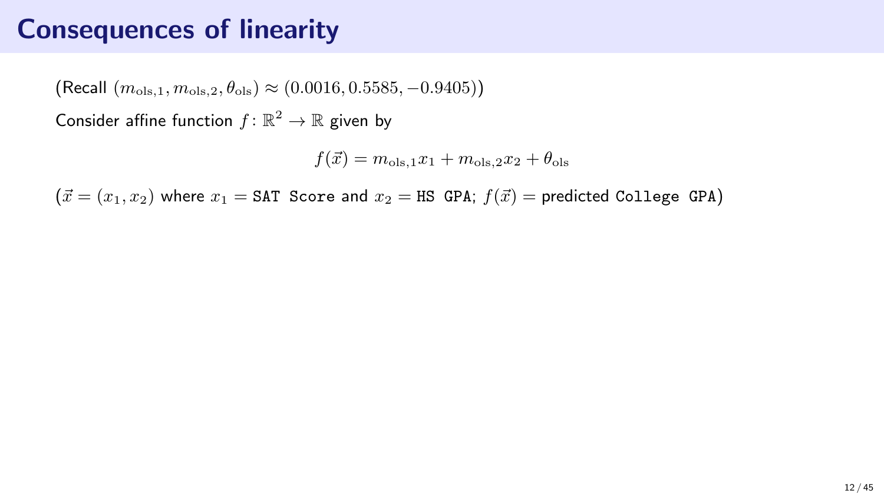# Consequences of linearity

(Recall $(m_{\text{ols},1}, m_{\text{ols},2}, \theta_{\text{ols}}) \approx (0.0016, 0.5585, -0.9405)$)

Consider affine function $f\colon \mathbb{R}^2 \to \mathbb{R}$ given by

$$f(\vec{x}) = m_{\text{ols},1} x_1 + m_{\text{ols},2} x_2 + \theta_{\text{ols}}$$

($\vec{x} = (x_1, x_2)$ where $x_1 =$ `SAT Score` and $x_2 =$ `HS GPA`; $f(\vec{x}) =$ predicted `College GPA`)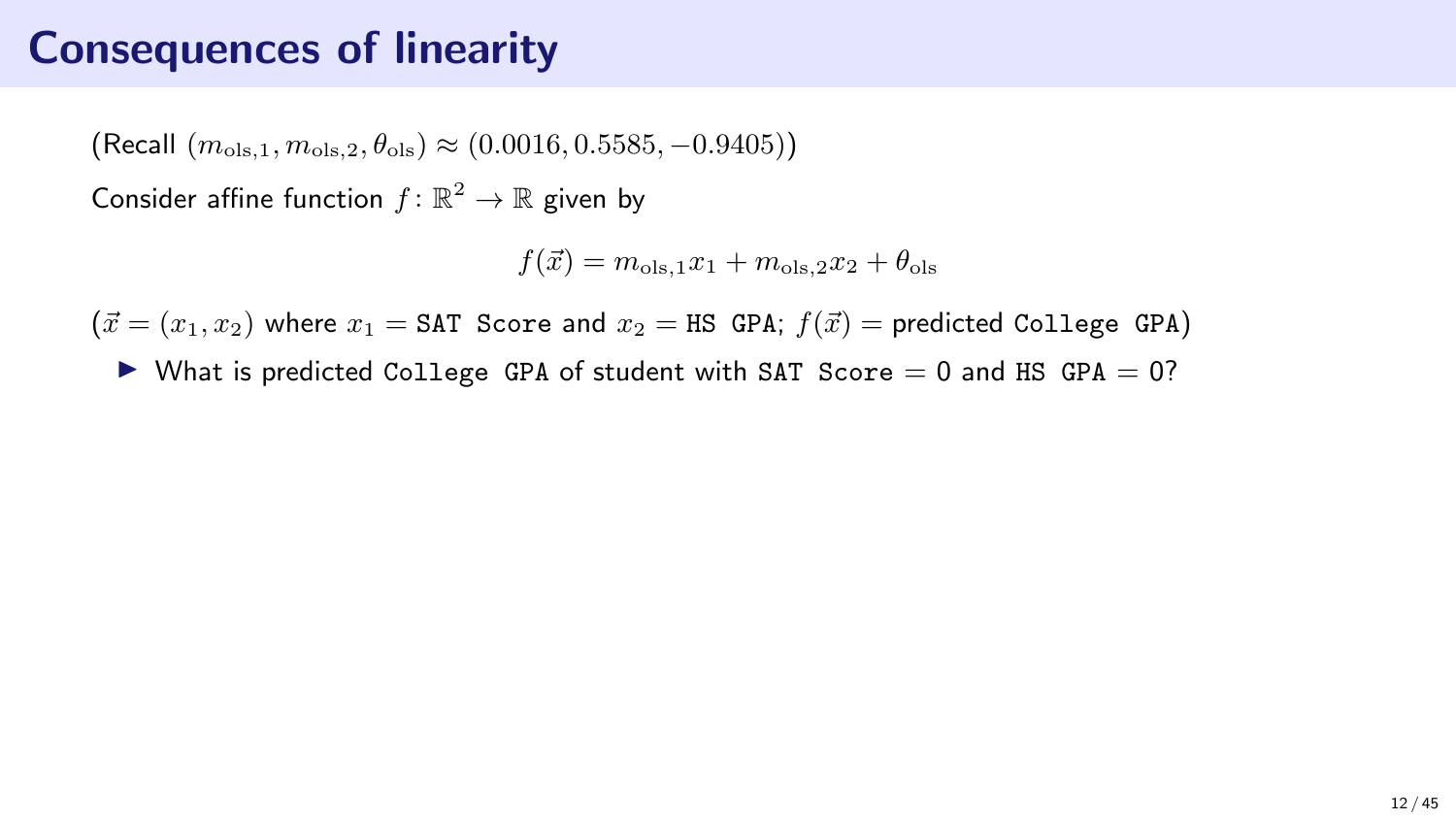# Consequences of linearity

(Recall $(m_{\text{ols},1}, m_{\text{ols},2}, \theta_{\text{ols}}) \approx (0.0016, 0.5585, -0.9405)$)

Consider affine function $f \colon \mathbb{R}^2 \to \mathbb{R}$ given by

$$f(\vec{x}) = m_{\text{ols},1} x_1 + m_{\text{ols},2} x_2 + \theta_{\text{ols}}$$

($\vec{x} = (x_1, x_2)$ where $x_1 =$ `SAT Score` and $x_2 =$ `HS GPA`; $f(\vec{x}) =$ predicted `College GPA`)

- What is predicted `College GPA` of student with `SAT Score` = 0 and `HS GPA` = 0?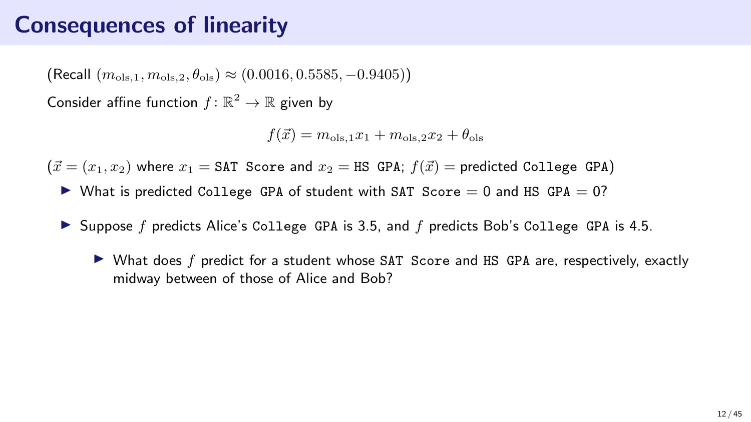# Consequences of linearity

(Recall $(m_{\text{ols},1}, m_{\text{ols},2}, \theta_{\text{ols}}) \approx (0.0016, 0.5585, -0.9405)$)

Consider affine function $f\colon \mathbb{R}^2 \to \mathbb{R}$ given by

$$f(\vec{x}) = m_{\text{ols},1}x_1 + m_{\text{ols},2}x_2 + \theta_{\text{ols}}$$

($\vec{x} = (x_1, x_2)$ where $x_1 =$ `SAT Score` and $x_2 =$ `HS GPA`; $f(\vec{x}) =$ predicted `College GPA`)

- What is predicted `College GPA` of student with `SAT Score` = 0 and `HS GPA` = 0?
- Suppose $f$ predicts Alice's `College GPA` is 3.5, and $f$ predicts Bob's `College GPA` is 4.5.
  - What does $f$ predict for a student whose `SAT Score` and `HS GPA` are, respectively, exactly midway between of those of Alice and Bob?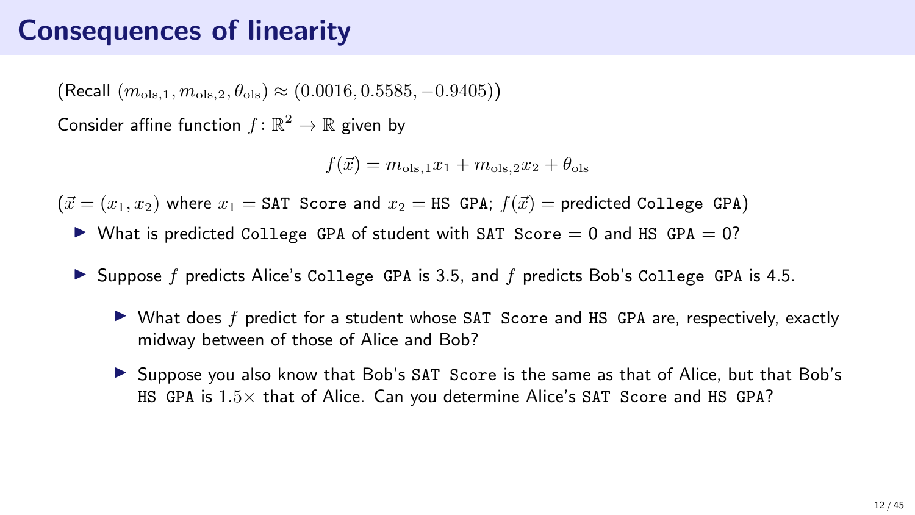# Consequences of linearity

(Recall $(m_{\text{ols},1}, m_{\text{ols},2}, \theta_{\text{ols}}) \approx (0.0016, 0.5585, -0.9405)$)

Consider affine function $f \colon \mathbb{R}^2 \to \mathbb{R}$ given by

$$f(\vec{x}) = m_{\text{ols},1} x_1 + m_{\text{ols},2} x_2 + \theta_{\text{ols}}$$

($\vec{x} = (x_1, x_2)$ where $x_1 =$ `SAT Score` and $x_2 =$ `HS GPA`; $f(\vec{x}) =$ predicted `College GPA`)

- What is predicted `College GPA` of student with `SAT Score` = 0 and `HS GPA` = 0?
- Suppose $f$ predicts Alice's `College GPA` is 3.5, and $f$ predicts Bob's `College GPA` is 4.5.
  - What does $f$ predict for a student whose `SAT Score` and `HS GPA` are, respectively, exactly midway between of those of Alice and Bob?
  - Suppose you also know that Bob's `SAT Score` is the same as that of Alice, but that Bob's `HS GPA` is $1.5\times$ that of Alice. Can you determine Alice's `SAT Score` and `HS GPA`?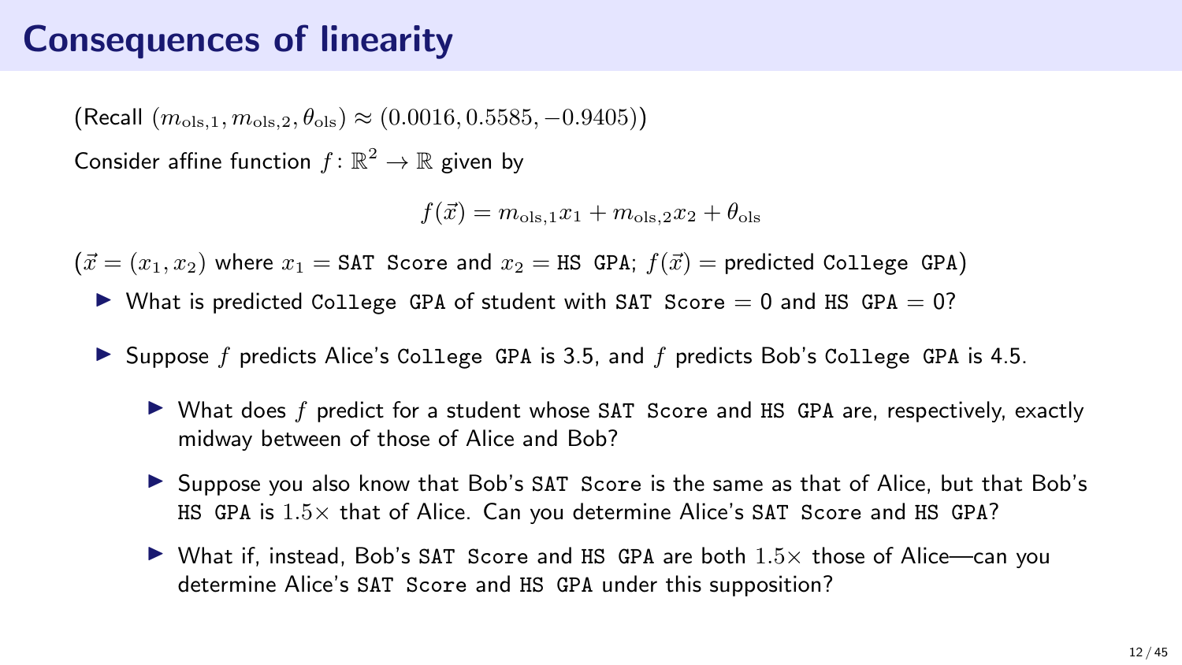# Consequences of linearity

(Recall $(m_{\text{ols},1}, m_{\text{ols},2}, \theta_{\text{ols}}) \approx (0.0016, 0.5585, -0.9405)$)

Consider affine function $f\colon \mathbb{R}^2 \to \mathbb{R}$ given by

$$f(\vec{x}) = m_{\text{ols},1}x_1 + m_{\text{ols},2}x_2 + \theta_{\text{ols}}$$

($\vec{x} = (x_1, x_2)$ where $x_1 =$ `SAT Score` and $x_2 =$ `HS GPA`; $f(\vec{x}) =$ predicted `College GPA`)

- What is predicted `College GPA` of student with `SAT Score` = 0 and `HS GPA` = 0?
- Suppose $f$ predicts Alice's `College GPA` is 3.5, and $f$ predicts Bob's `College GPA` is 4.5.
  - What does $f$ predict for a student whose `SAT Score` and `HS GPA` are, respectively, exactly midway between of those of Alice and Bob?
  - Suppose you also know that Bob's `SAT Score` is the same as that of Alice, but that Bob's `HS GPA` is $1.5\times$ that of Alice. Can you determine Alice's `SAT Score` and `HS GPA`?
  - What if, instead, Bob's `SAT Score` and `HS GPA` are both $1.5\times$ those of Alice—can you determine Alice's `SAT Score` and `HS GPA` under this supposition?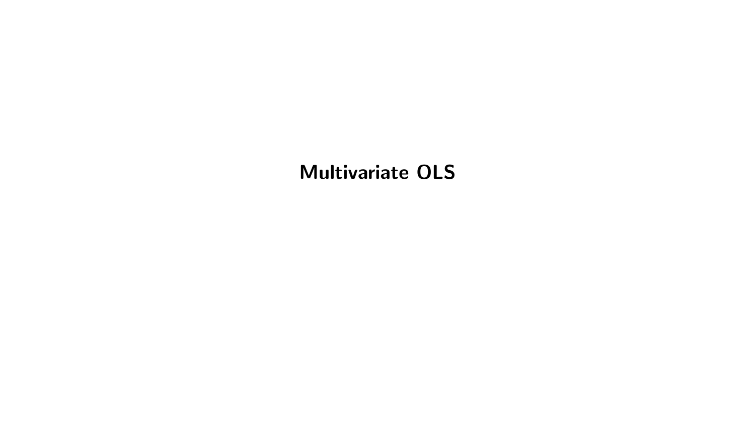# Multivariate OLS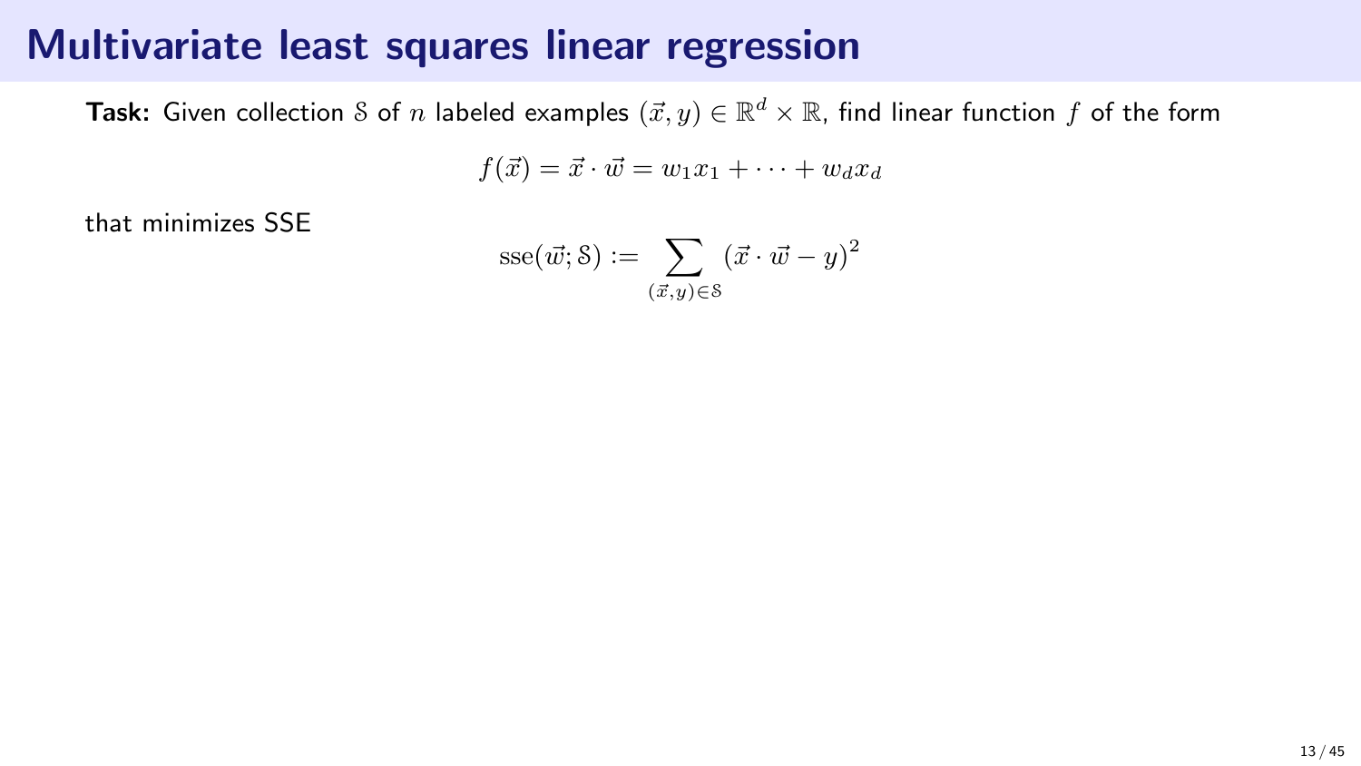# Multivariate least squares linear regression

**Task:** Given collection $\mathcal{S}$ of $n$ labeled examples $(\vec{x}, y) \in \mathbb{R}^d \times \mathbb{R}$, find linear function $f$ of the form

$$f(\vec{x}) = \vec{x} \cdot \vec{w} = w_1 x_1 + \cdots + w_d x_d$$

that minimizes SSE

$$\text{sse}(\vec{w}; \mathcal{S}) := \sum_{(\vec{x}, y) \in \mathcal{S}} (\vec{x} \cdot \vec{w} - y)^2$$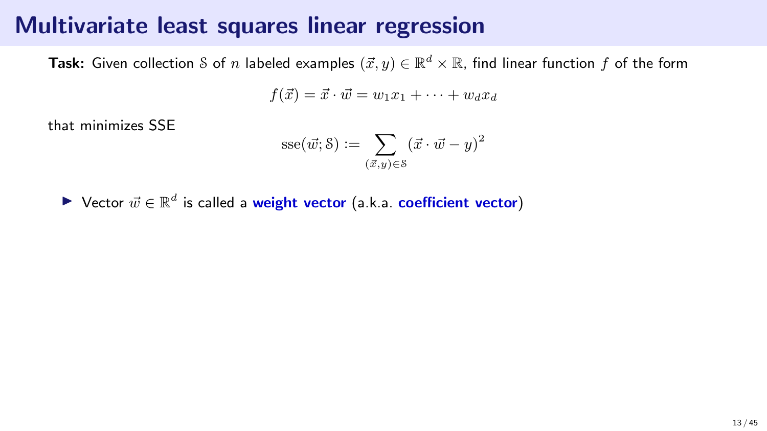# Multivariate least squares linear regression

**Task:** Given collection $\mathcal{S}$ of $n$ labeled examples $(\vec{x}, y) \in \mathbb{R}^d \times \mathbb{R}$, find linear function $f$ of the form

$$f(\vec{x}) = \vec{x} \cdot \vec{w} = w_1 x_1 + \cdots + w_d x_d$$

that minimizes SSE

$$\text{sse}(\vec{w}; \mathcal{S}) := \sum_{(\vec{x}, y) \in \mathcal{S}} (\vec{x} \cdot \vec{w} - y)^2$$

- Vector $\vec{w} \in \mathbb{R}^d$ is called a **weight vector** (a.k.a. **coefficient vector**)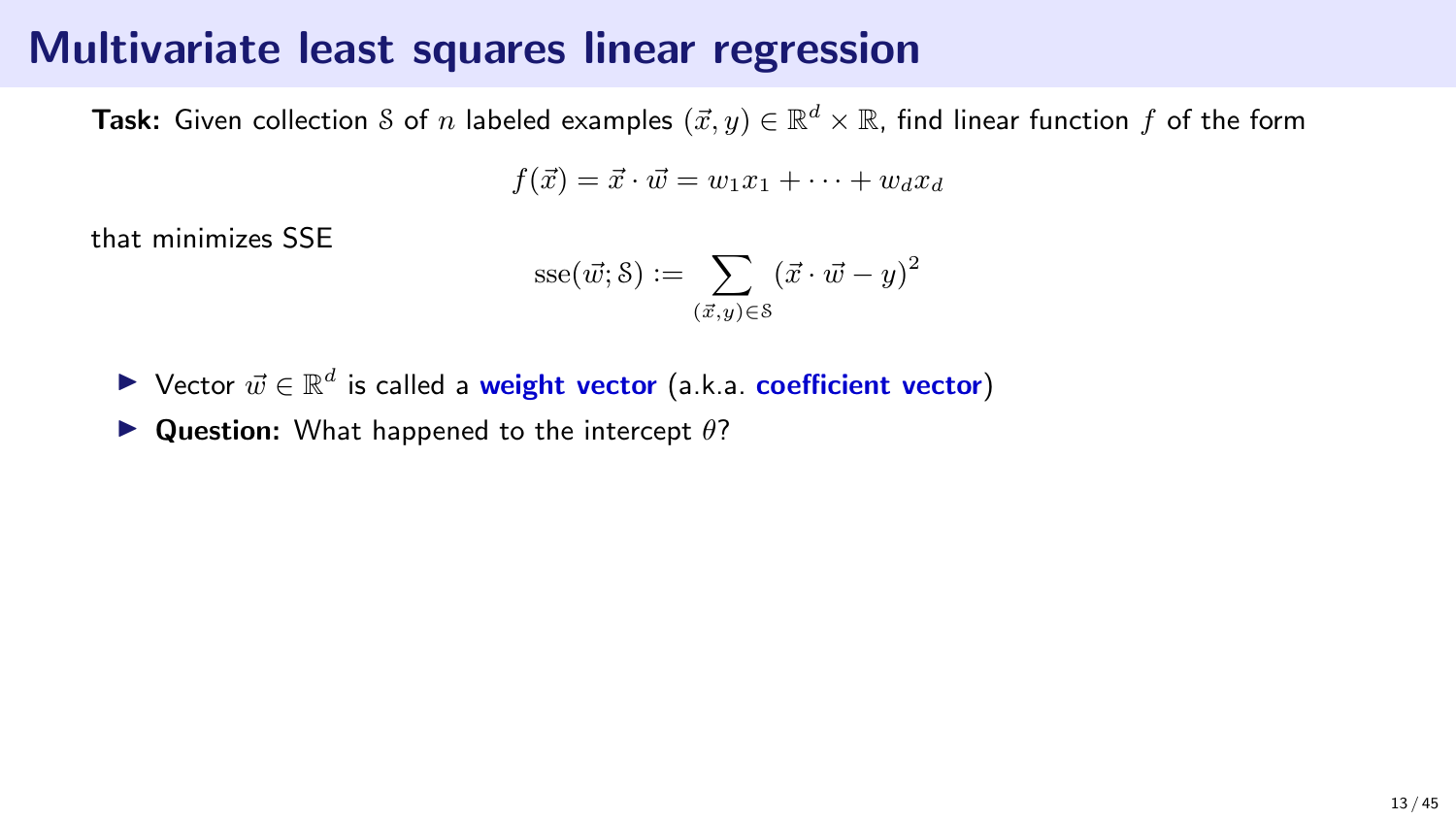# Multivariate least squares linear regression

**Task:** Given collection $\mathcal{S}$ of $n$ labeled examples $(\vec{x}, y) \in \mathbb{R}^d \times \mathbb{R}$, find linear function $f$ of the form

$$f(\vec{x}) = \vec{x} \cdot \vec{w} = w_1 x_1 + \cdots + w_d x_d$$

that minimizes SSE

$$\operatorname{sse}(\vec{w}; \mathcal{S}) := \sum_{(\vec{x}, y) \in \mathcal{S}} (\vec{x} \cdot \vec{w} - y)^2$$

- Vector $\vec{w} \in \mathbb{R}^d$ is called a **weight vector** (a.k.a. **coefficient vector**)
- **Question:** What happened to the intercept $\theta$?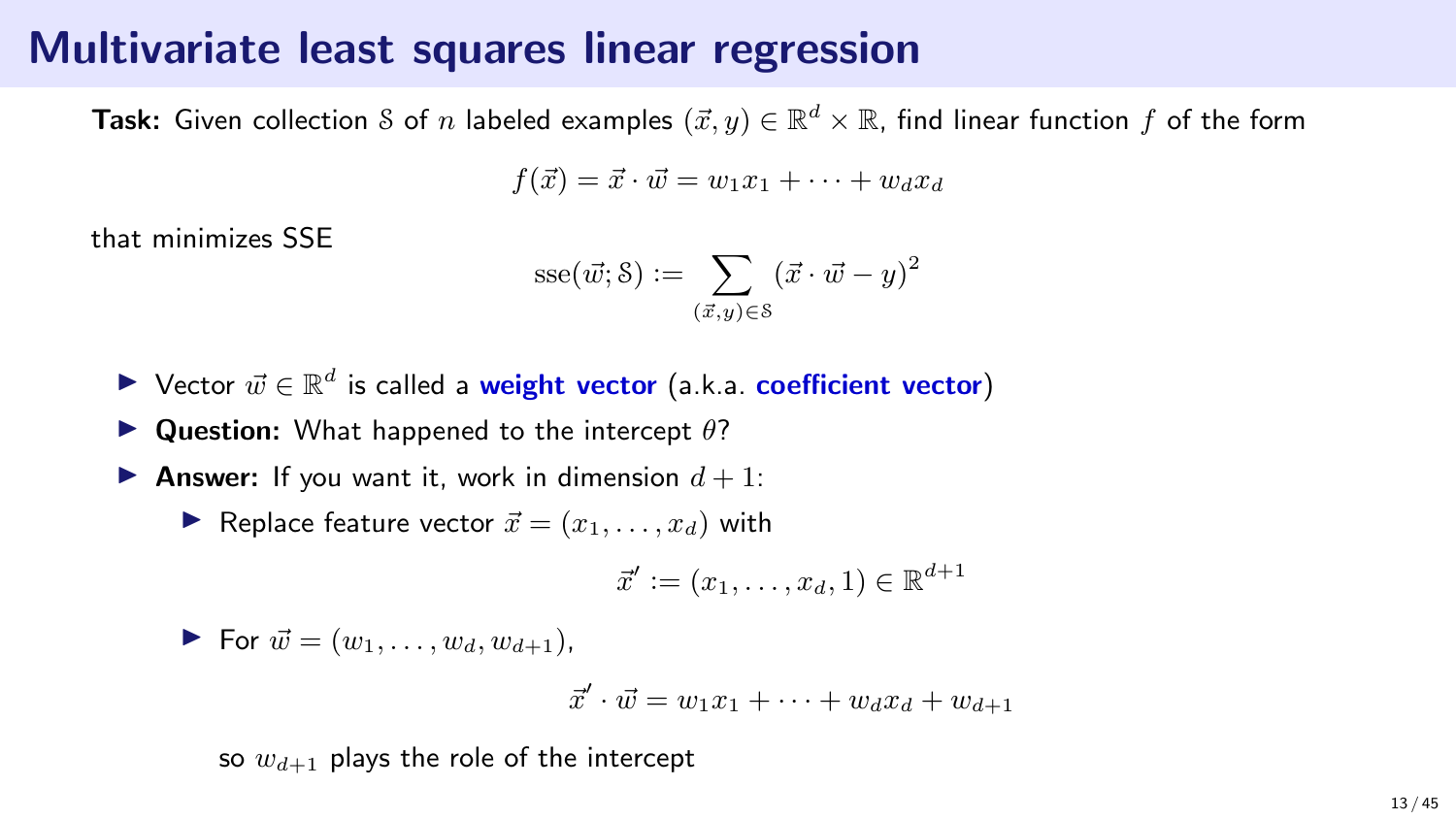# Multivariate least squares linear regression

**Task:** Given collection $\mathcal{S}$ of $n$ labeled examples $(\vec{x}, y) \in \mathbb{R}^d \times \mathbb{R}$, find linear function $f$ of the form

$$f(\vec{x}) = \vec{x} \cdot \vec{w} = w_1 x_1 + \cdots + w_d x_d$$

that minimizes SSE

$$\mathrm{sse}(\vec{w}; \mathcal{S}) := \sum_{(\vec{x}, y) \in \mathcal{S}} (\vec{x} \cdot \vec{w} - y)^2$$

- Vector $\vec{w} \in \mathbb{R}^d$ is called a **weight vector** (a.k.a. **coefficient vector**)
- **Question:** What happened to the intercept $\theta$?
- **Answer:** If you want it, work in dimension $d + 1$:
  - Replace feature vector $\vec{x} = (x_1, \ldots, x_d)$ with

    $$\vec{x}' := (x_1, \ldots, x_d, 1) \in \mathbb{R}^{d+1}$$

  - For $\vec{w} = (w_1, \ldots, w_d, w_{d+1})$,

    $$\vec{x}' \cdot \vec{w} = w_1 x_1 + \cdots + w_d x_d + w_{d+1}$$

    so $w_{d+1}$ plays the role of the intercept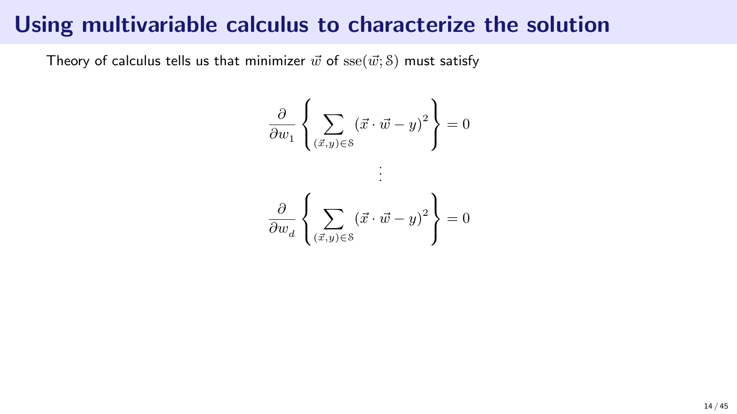# Using multivariable calculus to characterize the solution

Theory of calculus tells us that minimizer $\vec{w}$ of $\mathrm{sse}(\vec{w}; \mathcal{S})$ must satisfy

$$\frac{\partial}{\partial w_1} \left\{ \sum_{(\vec{x},y)\in\mathcal{S}} (\vec{x} \cdot \vec{w} - y)^2 \right\} = 0$$

$$\vdots$$

$$\frac{\partial}{\partial w_d} \left\{ \sum_{(\vec{x},y)\in\mathcal{S}} (\vec{x} \cdot \vec{w} - y)^2 \right\} = 0$$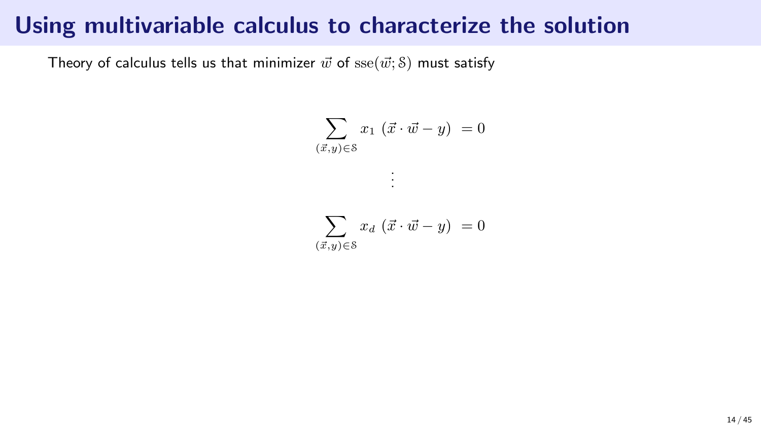# Using multivariable calculus to characterize the solution

Theory of calculus tells us that minimizer $\vec{w}$ of $\mathrm{sse}(\vec{w}; \mathcal{S})$ must satisfy

$$\sum_{(\vec{x},y)\in\mathcal{S}} x_1 \ (\vec{x} \cdot \vec{w} - y) \ = 0$$

$$\vdots$$

$$\sum_{(\vec{x},y)\in\mathcal{S}} x_d \ (\vec{x} \cdot \vec{w} - y) \ = 0$$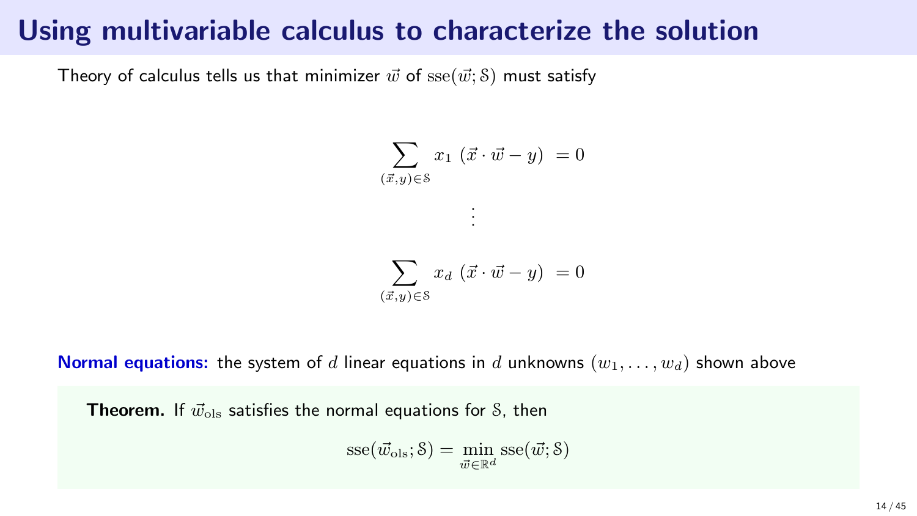# Using multivariable calculus to characterize the solution

Theory of calculus tells us that minimizer $\vec{w}$ of $\mathrm{sse}(\vec{w}; \mathcal{S})$ must satisfy

$$\sum_{(\vec{x},y)\in\mathcal{S}} x_1 \ (\vec{x} \cdot \vec{w} - y) \ = 0$$

$$\vdots$$

$$\sum_{(\vec{x},y)\in\mathcal{S}} x_d \ (\vec{x} \cdot \vec{w} - y) \ = 0$$

**Normal equations:** the system of $d$ linear equations in $d$ unknowns $(w_1, \ldots, w_d)$ shown above

**Theorem.** If $\vec{w}_{\mathrm{ols}}$ satisfies the normal equations for $\mathcal{S}$, then

$$\mathrm{sse}(\vec{w}_{\mathrm{ols}}; \mathcal{S}) = \min_{\vec{w}\in\mathbb{R}^d} \mathrm{sse}(\vec{w}; \mathcal{S})$$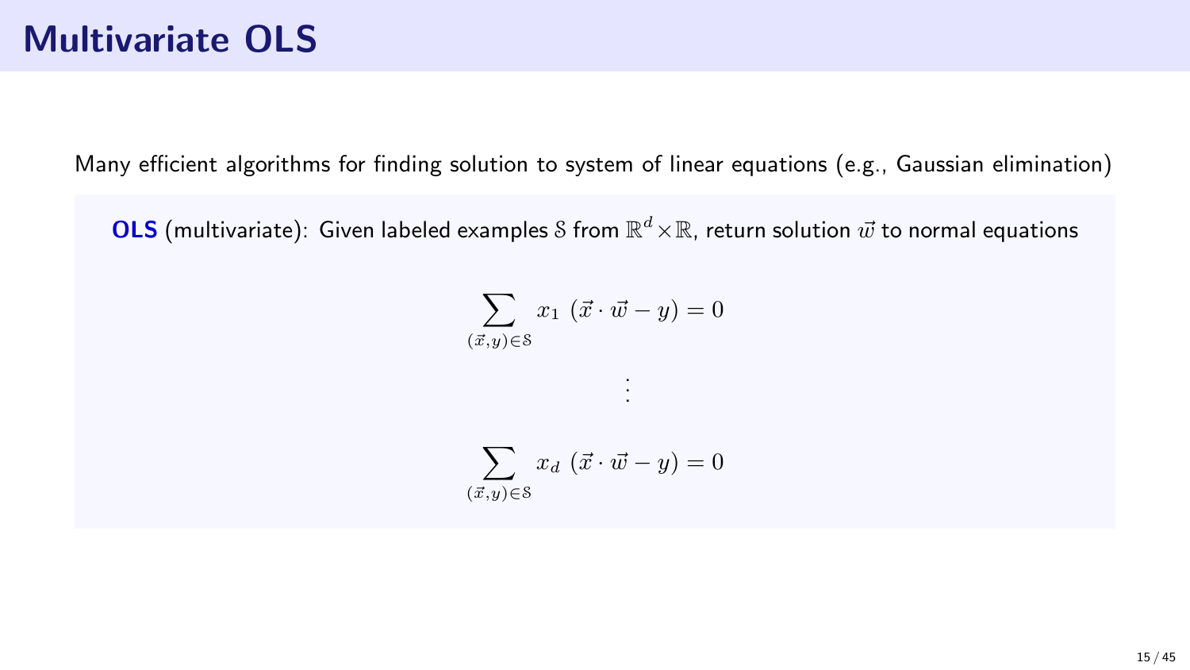# Multivariate OLS

Many efficient algorithms for finding solution to system of linear equations (e.g., Gaussian elimination)

**OLS** (multivariate): Given labeled examples $\mathcal{S}$ from $\mathbb{R}^d \times \mathbb{R}$, return solution $\vec{w}$ to normal equations

$$\sum_{(\vec{x},y)\in\mathcal{S}} x_1 \; (\vec{x} \cdot \vec{w} - y) = 0$$

$$\vdots$$

$$\sum_{(\vec{x},y)\in\mathcal{S}} x_d \; (\vec{x} \cdot \vec{w} - y) = 0$$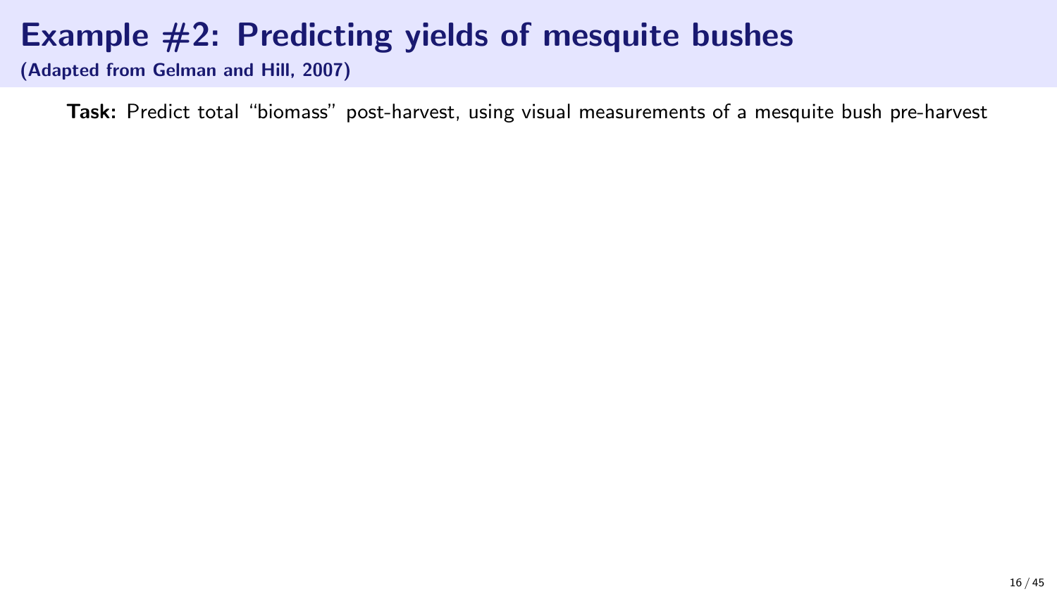# Example #2: Predicting yields of mesquite bushes

**(Adapted from Gelman and Hill, 2007)**

**Task:** Predict total "biomass" post-harvest, using visual measurements of a mesquite bush pre-harvest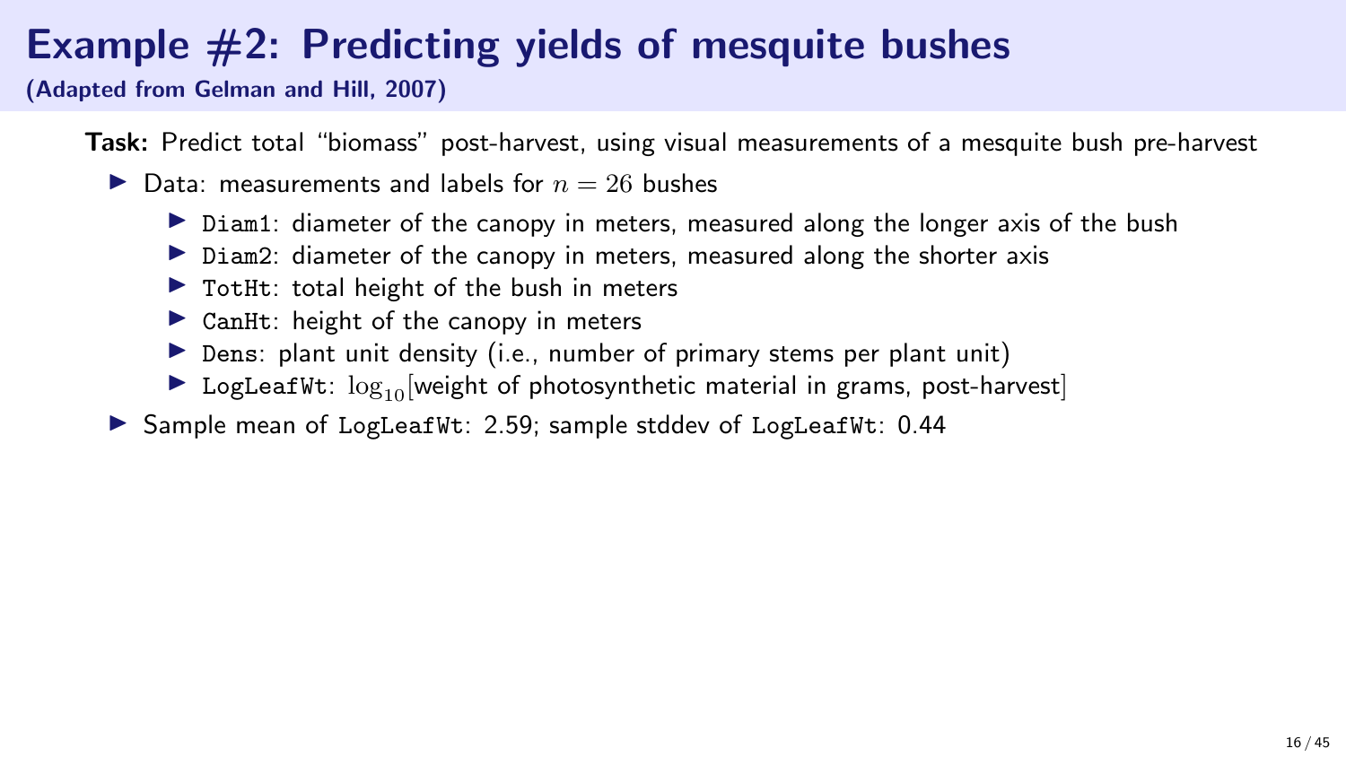# Example #2: Predicting yields of mesquite bushes

**(Adapted from Gelman and Hill, 2007)**

**Task:** Predict total "biomass" post-harvest, using visual measurements of a mesquite bush pre-harvest

- Data: measurements and labels for $n = 26$ bushes
  - `Diam1`: diameter of the canopy in meters, measured along the longer axis of the bush
  - `Diam2`: diameter of the canopy in meters, measured along the shorter axis
  - `TotHt`: total height of the bush in meters
  - `CanHt`: height of the canopy in meters
  - `Dens`: plant unit density (i.e., number of primary stems per plant unit)
  - `LogLeafWt`: $\log_{10}$[weight of photosynthetic material in grams, post-harvest]
- Sample mean of `LogLeafWt`: 2.59; sample stddev of `LogLeafWt`: 0.44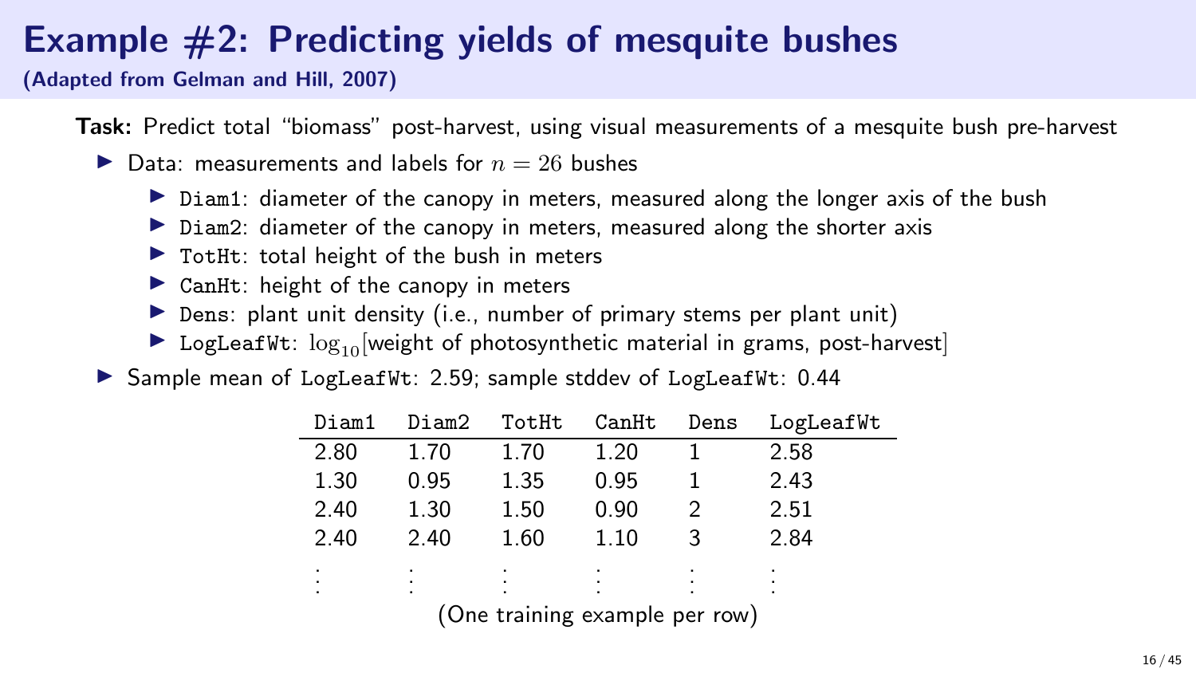# Example #2: Predicting yields of mesquite bushes

**(Adapted from Gelman and Hill, 2007)**

**Task:** Predict total "biomass" post-harvest, using visual measurements of a mesquite bush pre-harvest

- Data: measurements and labels for $n = 26$ bushes
  - `Diam1`: diameter of the canopy in meters, measured along the longer axis of the bush
  - `Diam2`: diameter of the canopy in meters, measured along the shorter axis
  - `TotHt`: total height of the bush in meters
  - `CanHt`: height of the canopy in meters
  - `Dens`: plant unit density (i.e., number of primary stems per plant unit)
  - `LogLeafWt`: $\log_{10}$[weight of photosynthetic material in grams, post-harvest]
- Sample mean of `LogLeafWt`: 2.59; sample stddev of `LogLeafWt`: 0.44

| Diam1 | Diam2 | TotHt | CanHt | Dens | LogLeafWt |
|---|---|---|---|---|---|
| 2.80 | 1.70 | 1.70 | 1.20 | 1 | 2.58 |
| 1.30 | 0.95 | 1.35 | 0.95 | 1 | 2.43 |
| 2.40 | 1.30 | 1.50 | 0.90 | 2 | 2.51 |
| 2.40 | 2.40 | 1.60 | 1.10 | 3 | 2.84 |
| ⋮ | ⋮ | ⋮ | ⋮ | ⋮ | ⋮ |

(One training example per row)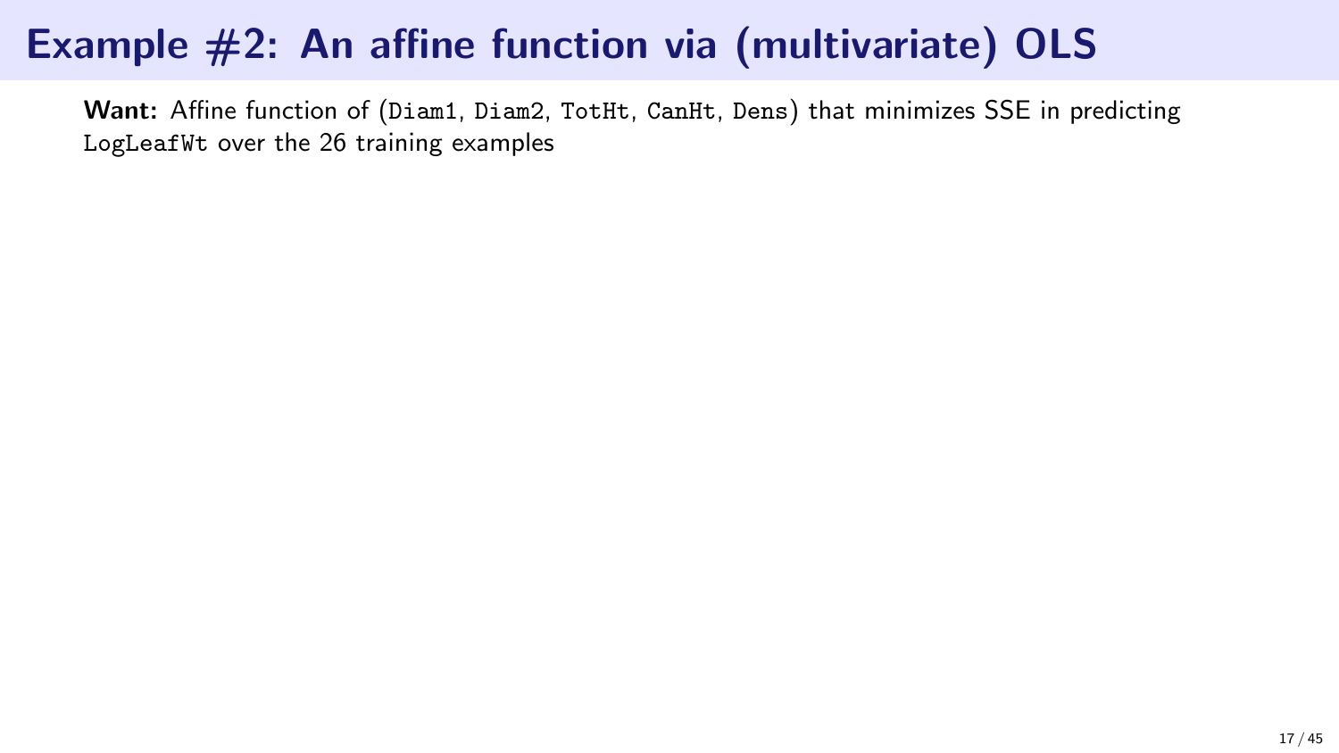# Example #2: An affine function via (multivariate) OLS

**Want:** Affine function of (`Diam1`, `Diam2`, `TotHt`, `CanHt`, `Dens`) that minimizes SSE in predicting `LogLeafWt` over the 26 training examples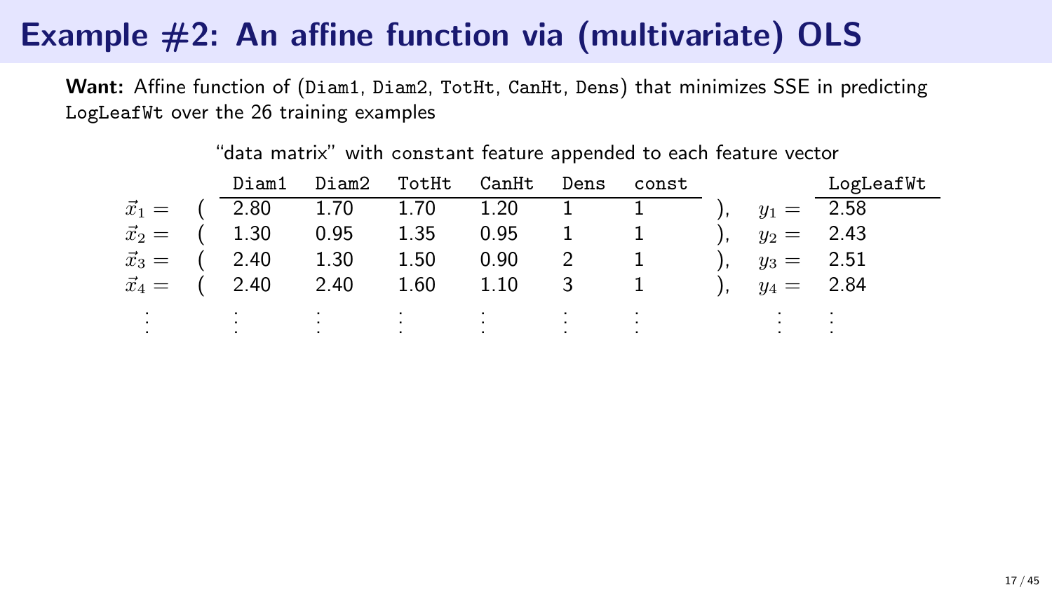# Example #2: An affine function via (multivariate) OLS

**Want:** Affine function of (`Diam1`, `Diam2`, `TotHt`, `CanHt`, `Dens`) that minimizes SSE in predicting `LogLeafWt` over the 26 training examples

"data matrix" with constant feature appended to each feature vector

| | `Diam1` | `Diam2` | `TotHt` | `CanHt` | `Dens` | `const` | | `LogLeafWt` |
|---|---|---|---|---|---|---|---|---|
| $\vec{x}_1 =$ ( | 2.80 | 1.70 | 1.70 | 1.20 | 1 | 1 | ), $y_1 =$ | 2.58 |
| $\vec{x}_2 =$ ( | 1.30 | 0.95 | 1.35 | 0.95 | 1 | 1 | ), $y_2 =$ | 2.43 |
| $\vec{x}_3 =$ ( | 2.40 | 1.30 | 1.50 | 0.90 | 2 | 1 | ), $y_3 =$ | 2.51 |
| $\vec{x}_4 =$ ( | 2.40 | 2.40 | 1.60 | 1.10 | 3 | 1 | ), $y_4 =$ | 2.84 |
| $\vdots$ | $\vdots$ | $\vdots$ | $\vdots$ | $\vdots$ | $\vdots$ | $\vdots$ | $\vdots$ | $\vdots$ |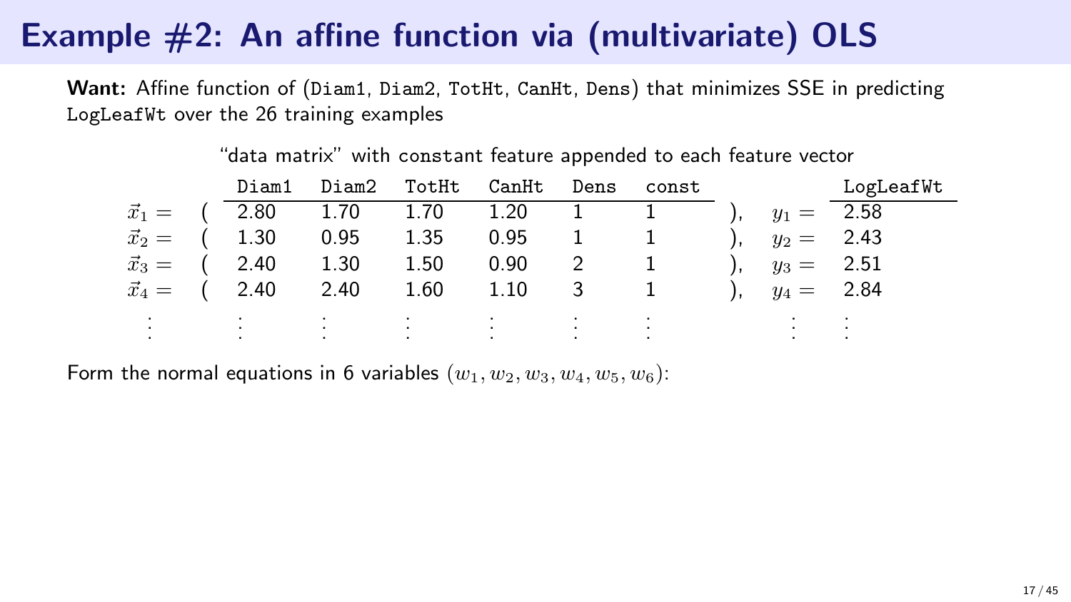# Example #2: An affine function via (multivariate) OLS

**Want:** Affine function of (`Diam1`, `Diam2`, `TotHt`, `CanHt`, `Dens`) that minimizes SSE in predicting `LogLeafWt` over the 26 training examples

"data matrix" with `const`ant feature appended to each feature vector

| | Diam1 | Diam2 | TotHt | CanHt | Dens | const | | | LogLeafWt |
|---|---|---|---|---|---|---|---|---|---|
| $\vec{x}_1 =$ ( | 2.80 | 1.70 | 1.70 | 1.20 | 1 | 1 | ), | $y_1 =$ | 2.58 |
| $\vec{x}_2 =$ ( | 1.30 | 0.95 | 1.35 | 0.95 | 1 | 1 | ), | $y_2 =$ | 2.43 |
| $\vec{x}_3 =$ ( | 2.40 | 1.30 | 1.50 | 0.90 | 2 | 1 | ), | $y_3 =$ | 2.51 |
| $\vec{x}_4 =$ ( | 2.40 | 2.40 | 1.60 | 1.10 | 3 | 1 | ), | $y_4 =$ | 2.84 |
| $\vdots$ | $\vdots$ | $\vdots$ | $\vdots$ | $\vdots$ | $\vdots$ | $\vdots$ | | $\vdots$ | $\vdots$ |

Form the normal equations in 6 variables $(w_1, w_2, w_3, w_4, w_5, w_6)$: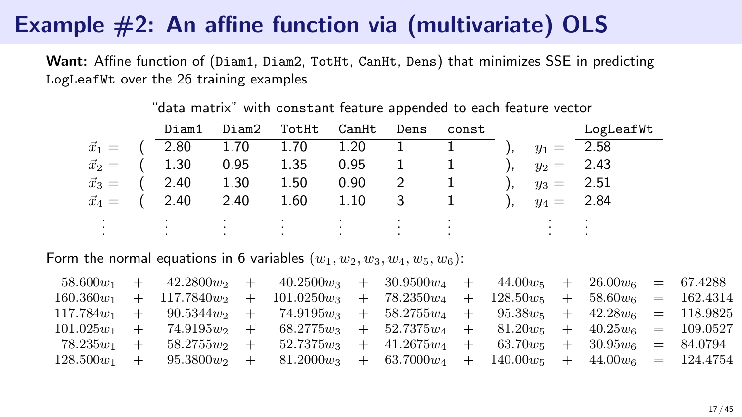# Example #2: An affine function via (multivariate) OLS

**Want:** Affine function of (Diam1, Diam2, TotHt, CanHt, Dens) that minimizes SSE in predicting LogLeafWt over the 26 training examples

"data matrix" with constant feature appended to each feature vector

| | Diam1 | Diam2 | TotHt | CanHt | Dens | const | | LogLeafWt |
|---|---|---|---|---|---|---|---|---|
| $\vec{x}_1 =$ ( | 2.80 | 1.70 | 1.70 | 1.20 | 1 | 1 | ), $y_1 =$ | 2.58 |
| $\vec{x}_2 =$ ( | 1.30 | 0.95 | 1.35 | 0.95 | 1 | 1 | ), $y_2 =$ | 2.43 |
| $\vec{x}_3 =$ ( | 2.40 | 1.30 | 1.50 | 0.90 | 2 | 1 | ), $y_3 =$ | 2.51 |
| $\vec{x}_4 =$ ( | 2.40 | 2.40 | 1.60 | 1.10 | 3 | 1 | ), $y_4 =$ | 2.84 |
| ⋮ | ⋮ | ⋮ | ⋮ | ⋮ | ⋮ | ⋮ | ⋮ | ⋮ |

Form the normal equations in 6 variables $(w_1, w_2, w_3, w_4, w_5, w_6)$:

$$
\begin{aligned}
58.600w_1 + 42.2800w_2 + 40.2500w_3 + 30.9500w_4 + 44.00w_5 + 26.00w_6 &= 67.4288 \\
160.360w_1 + 117.7840w_2 + 101.0250w_3 + 78.2350w_4 + 128.50w_5 + 58.60w_6 &= 162.4314 \\
117.784w_1 + 90.5344w_2 + 74.9195w_3 + 58.2755w_4 + 95.38w_5 + 42.28w_6 &= 118.9825 \\
101.025w_1 + 74.9195w_2 + 68.2775w_3 + 52.7375w_4 + 81.20w_5 + 40.25w_6 &= 109.0527 \\
78.235w_1 + 58.2755w_2 + 52.7375w_3 + 41.2675w_4 + 63.70w_5 + 30.95w_6 &= 84.0794 \\
128.500w_1 + 95.3800w_2 + 81.2000w_3 + 63.7000w_4 + 140.00w_5 + 44.00w_6 &= 124.4754
\end{aligned}
$$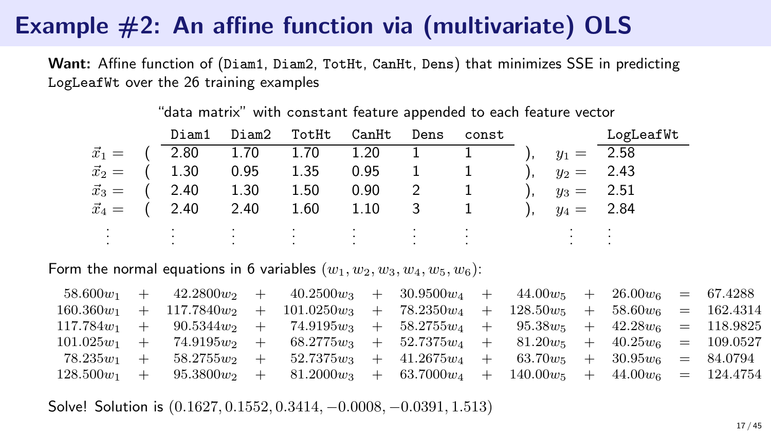# Example #2: An affine function via (multivariate) OLS

**Want:** Affine function of (`Diam1`, `Diam2`, `TotHt`, `CanHt`, `Dens`) that minimizes SSE in predicting `LogLeafWt` over the 26 training examples

"data matrix" with `const`ant feature appended to each feature vector

| | Diam1 | Diam2 | TotHt | CanHt | Dens | const | | LogLeafWt |
|---|---|---|---|---|---|---|---|---|
| $\vec{x}_1 =$ ( | 2.80 | 1.70 | 1.70 | 1.20 | 1 | 1 | ), $y_1 =$ | 2.58 |
| $\vec{x}_2 =$ ( | 1.30 | 0.95 | 1.35 | 0.95 | 1 | 1 | ), $y_2 =$ | 2.43 |
| $\vec{x}_3 =$ ( | 2.40 | 1.30 | 1.50 | 0.90 | 2 | 1 | ), $y_3 =$ | 2.51 |
| $\vec{x}_4 =$ ( | 2.40 | 2.40 | 1.60 | 1.10 | 3 | 1 | ), $y_4 =$ | 2.84 |
| $\vdots$ | $\vdots$ | $\vdots$ | $\vdots$ | $\vdots$ | $\vdots$ | $\vdots$ | $\vdots$ | $\vdots$ |

Form the normal equations in 6 variables $(w_1, w_2, w_3, w_4, w_5, w_6)$:

$$
\begin{array}{rcrcrcrcrcrcr}
58.600w_1 & + & 42.2800w_2 & + & 40.2500w_3 & + & 30.9500w_4 & + & 44.00w_5 & + & 26.00w_6 & = & 67.4288 \\
160.360w_1 & + & 117.7840w_2 & + & 101.0250w_3 & + & 78.2350w_4 & + & 128.50w_5 & + & 58.60w_6 & = & 162.4314 \\
117.784w_1 & + & 90.5344w_2 & + & 74.9195w_3 & + & 58.2755w_4 & + & 95.38w_5 & + & 42.28w_6 & = & 118.9825 \\
101.025w_1 & + & 74.9195w_2 & + & 68.2775w_3 & + & 52.7375w_4 & + & 81.20w_5 & + & 40.25w_6 & = & 109.0527 \\
78.235w_1 & + & 58.2755w_2 & + & 52.7375w_3 & + & 41.2675w_4 & + & 63.70w_5 & + & 30.95w_6 & = & 84.0794 \\
128.500w_1 & + & 95.3800w_2 & + & 81.2000w_3 & + & 63.7000w_4 & + & 140.00w_5 & + & 44.00w_6 & = & 124.4754
\end{array}
$$

Solve! Solution is $(0.1627, 0.1552, 0.3414, -0.0008, -0.0391, 1.513)$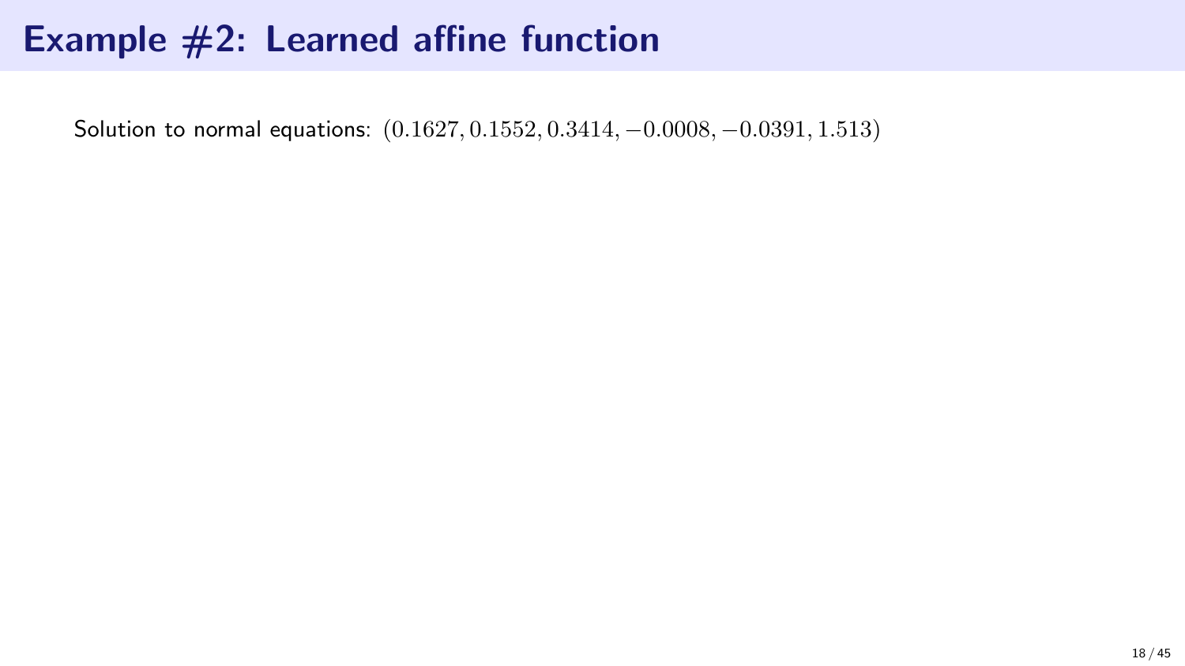# Example #2: Learned affine function

Solution to normal equations: $(0.1627, 0.1552, 0.3414, -0.0008, -0.0391, 1.513)$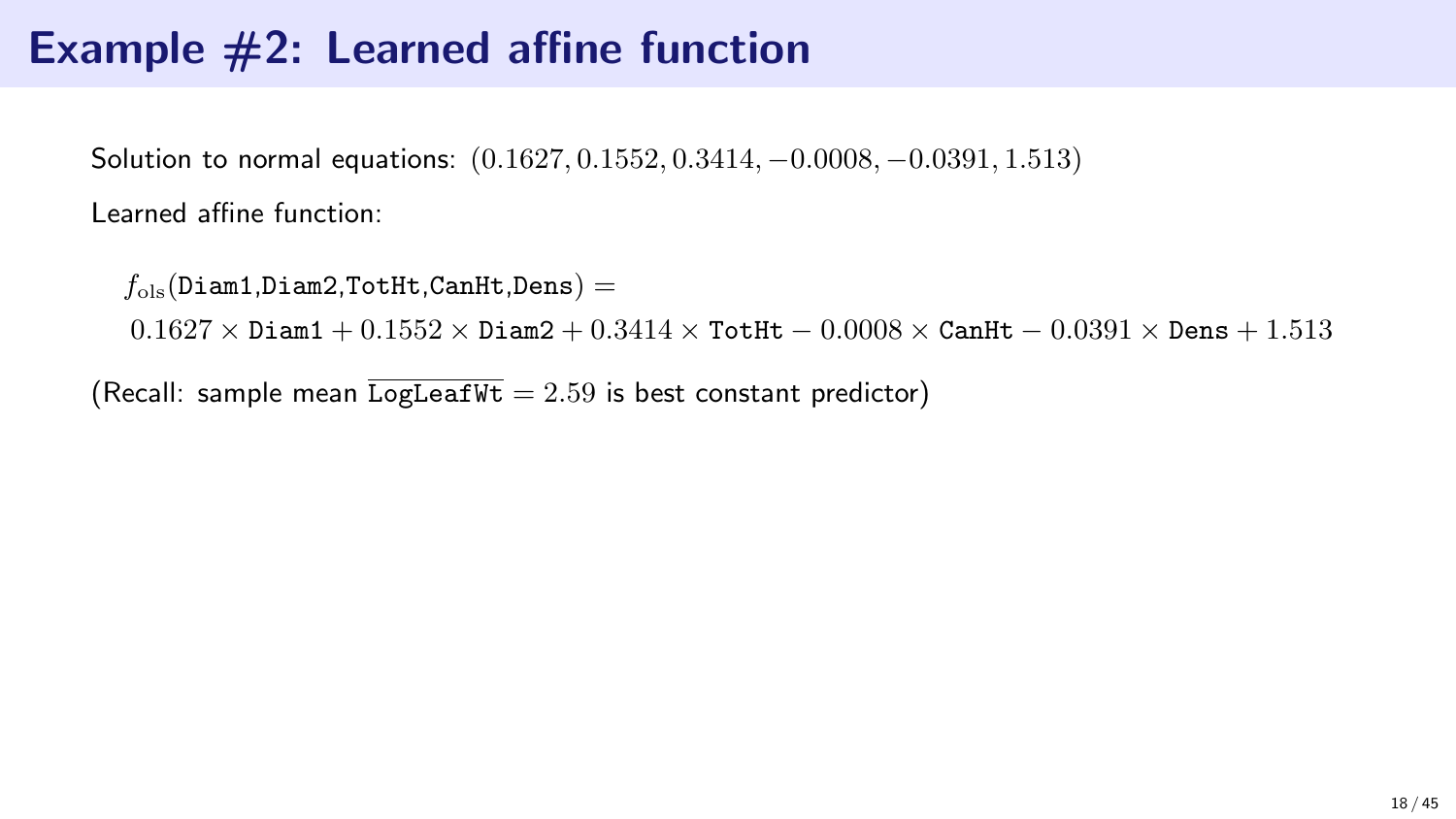# Example #2: Learned affine function

Solution to normal equations: $(0.1627, 0.1552, 0.3414, -0.0008, -0.0391, 1.513)$

Learned affine function:

$$f_{\text{ols}}(\texttt{Diam1},\texttt{Diam2},\texttt{TotHt},\texttt{CanHt},\texttt{Dens}) =$$

$$0.1627 \times \texttt{Diam1} + 0.1552 \times \texttt{Diam2} + 0.3414 \times \texttt{TotHt} - 0.0008 \times \texttt{CanHt} - 0.0391 \times \texttt{Dens} + 1.513$$

(Recall: sample mean $\overline{\texttt{LogLeafWt}} = 2.59$ is best constant predictor)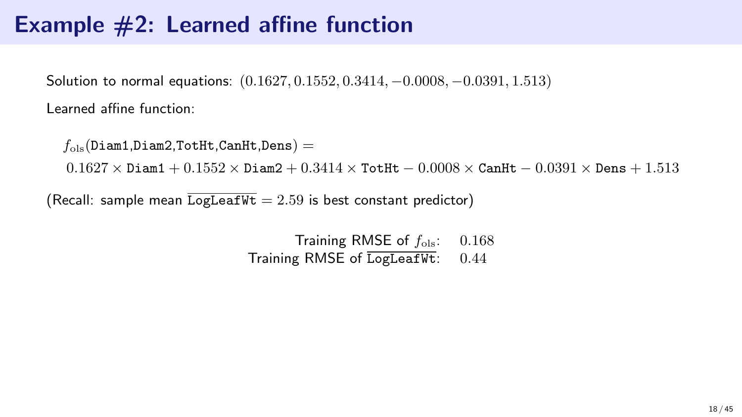# Example #2: Learned affine function

Solution to normal equations: $(0.1627, 0.1552, 0.3414, -0.0008, -0.0391, 1.513)$

Learned affine function:

$$f_{\text{ols}}(\texttt{Diam1},\texttt{Diam2},\texttt{TotHt},\texttt{CanHt},\texttt{Dens}) =$$
$$0.1627 \times \texttt{Diam1} + 0.1552 \times \texttt{Diam2} + 0.3414 \times \texttt{TotHt} - 0.0008 \times \texttt{CanHt} - 0.0391 \times \texttt{Dens} + 1.513$$

(Recall: sample mean $\overline{\texttt{LogLeafWt}} = 2.59$ is best constant predictor)

| | |
|---|---|
| Training RMSE of $f_{\text{ols}}$: | $0.168$ |
| Training RMSE of $\overline{\texttt{LogLeafWt}}$: | $0.44$ |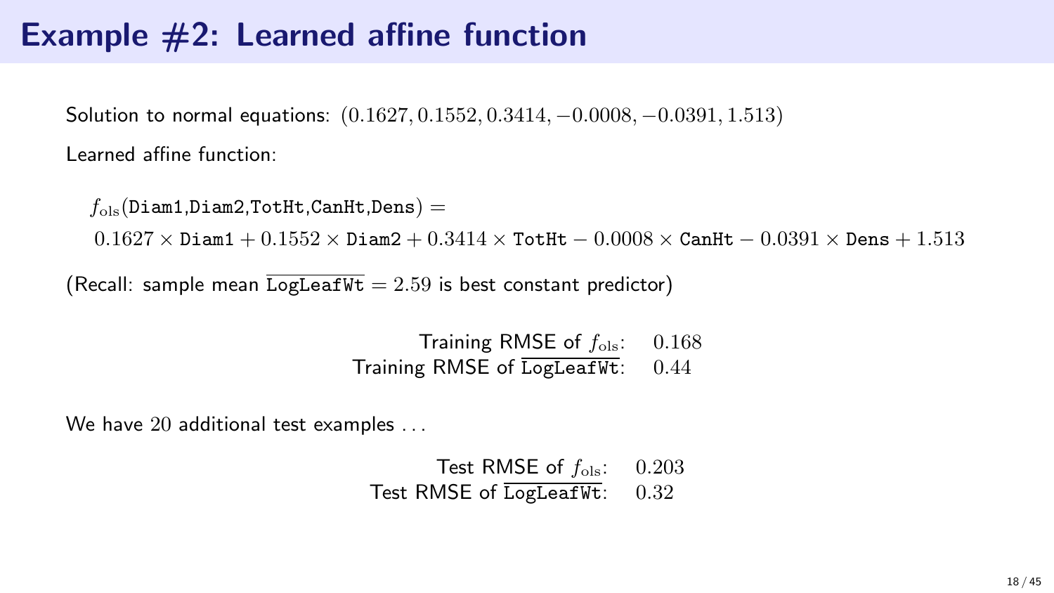# Example #2: Learned affine function

Solution to normal equations: $(0.1627, 0.1552, 0.3414, -0.0008, -0.0391, 1.513)$

Learned affine function:

$$f_{\text{ols}}(\texttt{Diam1},\texttt{Diam2},\texttt{TotHt},\texttt{CanHt},\texttt{Dens}) =$$
$$0.1627 \times \texttt{Diam1} + 0.1552 \times \texttt{Diam2} + 0.3414 \times \texttt{TotHt} - 0.0008 \times \texttt{CanHt} - 0.0391 \times \texttt{Dens} + 1.513$$

(Recall: sample mean $\overline{\texttt{LogLeafWt}} = 2.59$ is best constant predictor)

| | |
|---|---|
| Training RMSE of $f_{\text{ols}}$: | $0.168$ |
| Training RMSE of $\overline{\texttt{LogLeafWt}}$: | $0.44$ |

We have $20$ additional test examples ...

| | |
|---|---|
| Test RMSE of $f_{\text{ols}}$: | $0.203$ |
| Test RMSE of $\overline{\texttt{LogLeafWt}}$: | $0.32$ |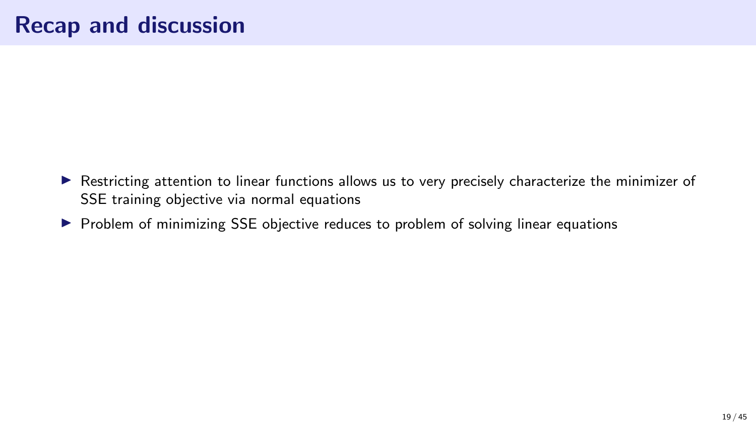# Recap and discussion

- Restricting attention to linear functions allows us to very precisely characterize the minimizer of SSE training objective via normal equations
- Problem of minimizing SSE objective reduces to problem of solving linear equations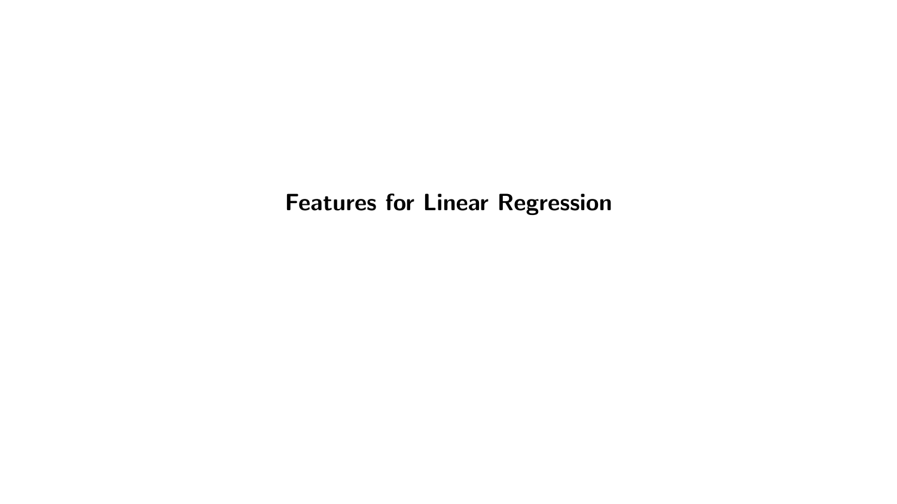# Features for Linear Regression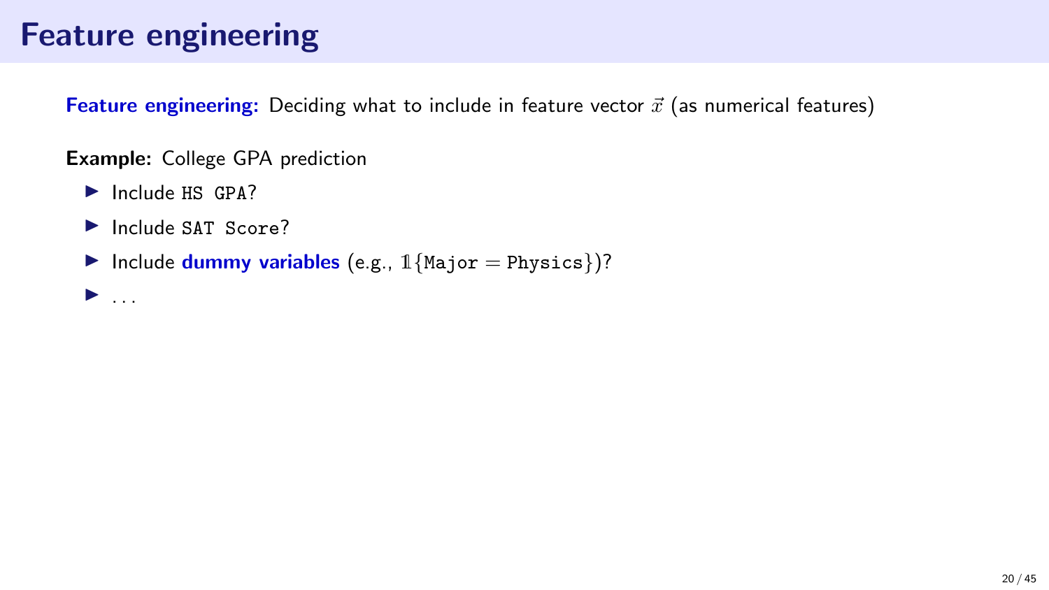# Feature engineering

**Feature engineering:** Deciding what to include in feature vector $\vec{x}$ (as numerical features)

**Example:** College GPA prediction

- Include `HS GPA`?
- Include `SAT Score`?
- Include **dummy variables** (e.g., $\mathbb{1}\{\texttt{Major} = \texttt{Physics}\}$)?
- ...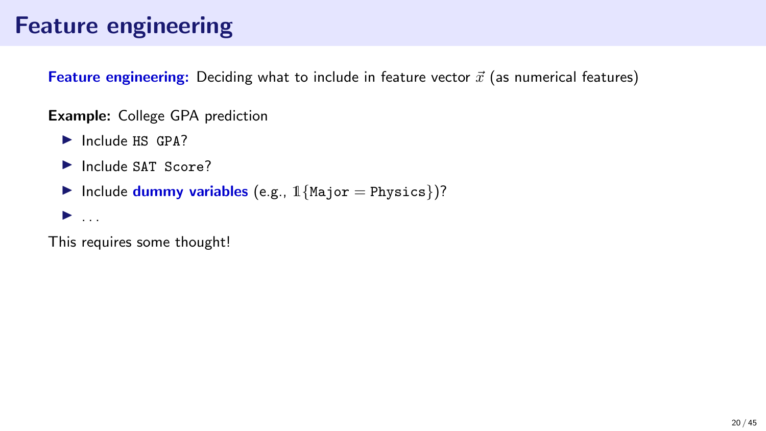# Feature engineering

**Feature engineering:** Deciding what to include in feature vector $\vec{x}$ (as numerical features)

**Example:** College GPA prediction

- Include `HS GPA`?
- Include `SAT Score`?
- Include **dummy variables** (e.g., $\mathbb{1}\{\texttt{Major} = \texttt{Physics}\}$)?
- ...

This requires some thought!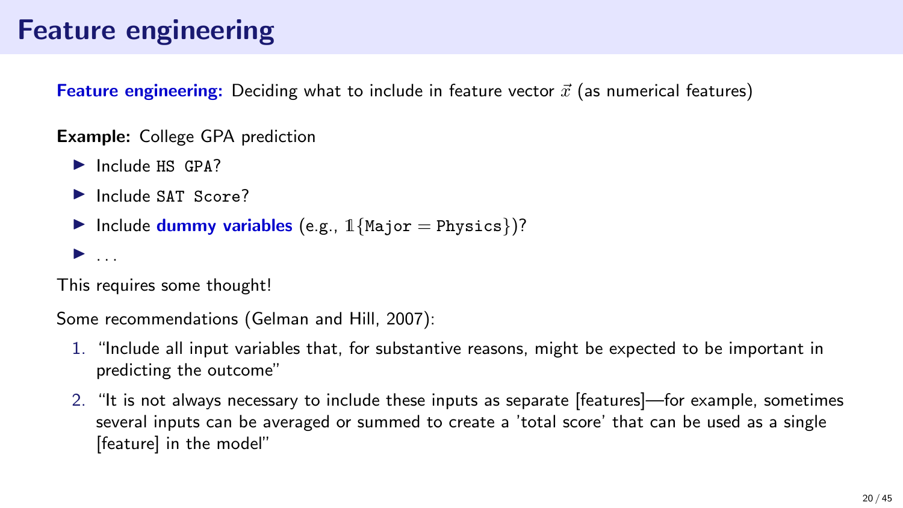# Feature engineering

**Feature engineering:** Deciding what to include in feature vector $\vec{x}$ (as numerical features)

**Example:** College GPA prediction

- Include `HS GPA`?
- Include `SAT Score`?
- Include **dummy variables** (e.g., $\mathbb{1}\{\texttt{Major} = \texttt{Physics}\}$)?
- ...

This requires some thought!

Some recommendations (Gelman and Hill, 2007):

1. "Include all input variables that, for substantive reasons, might be expected to be important in predicting the outcome"
2. "It is not always necessary to include these inputs as separate [features]—for example, sometimes several inputs can be averaged or summed to create a 'total score' that can be used as a single [feature] in the model"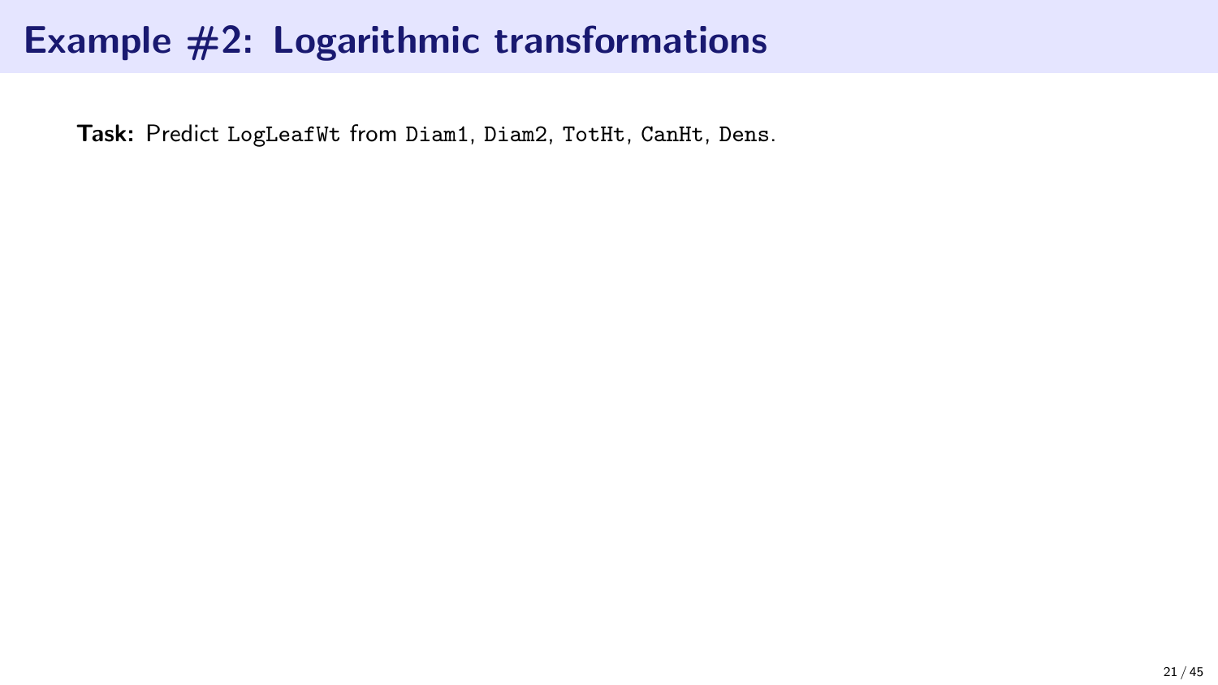# Example #2: Logarithmic transformations

**Task:** Predict `LogLeafWt` from `Diam1`, `Diam2`, `TotHt`, `CanHt`, `Dens`.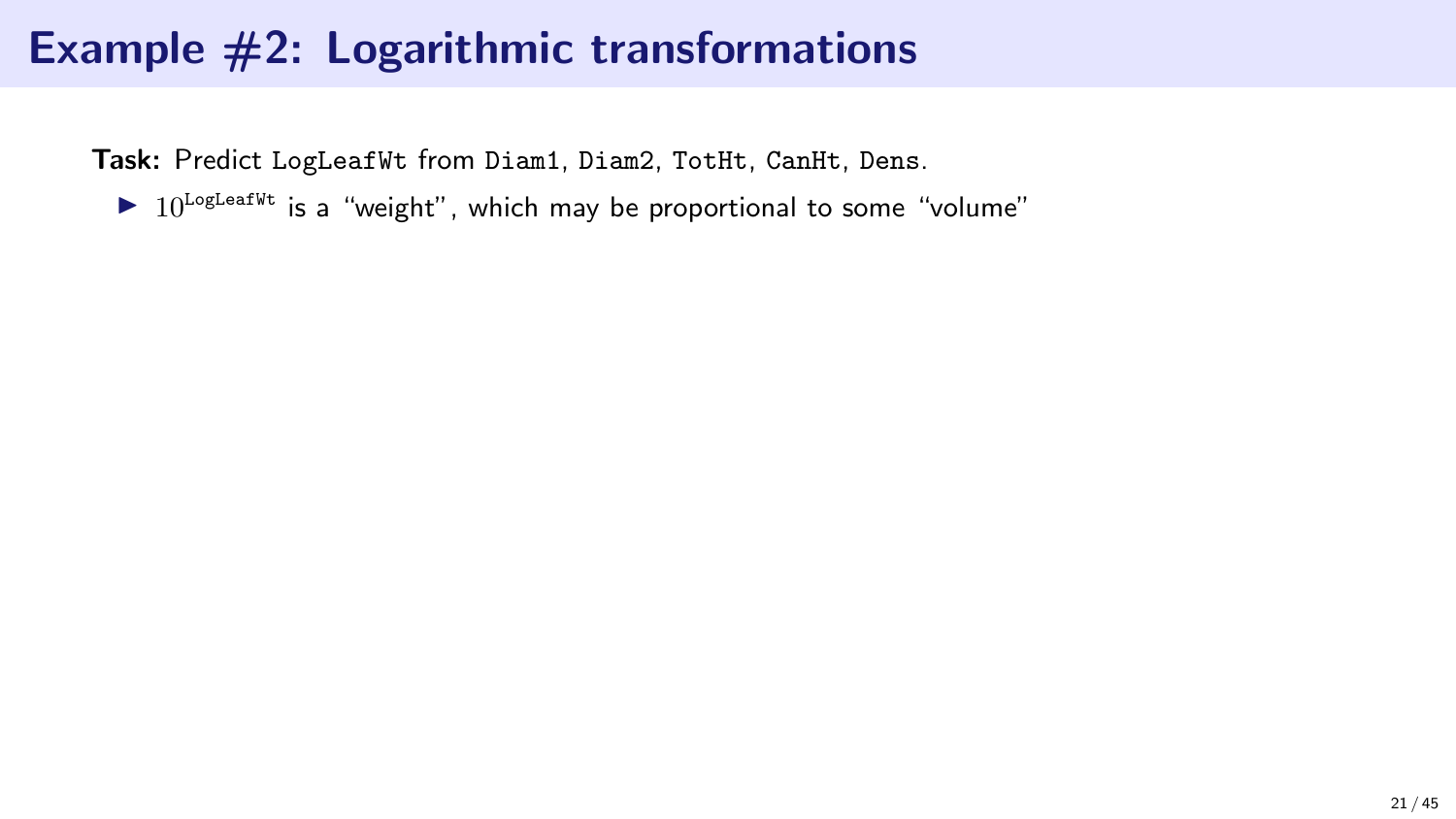# Example #2: Logarithmic transformations

**Task:** Predict `LogLeafWt` from `Diam1`, `Diam2`, `TotHt`, `CanHt`, `Dens`.

- $10^{\texttt{LogLeafWt}}$ is a "weight", which may be proportional to some "volume"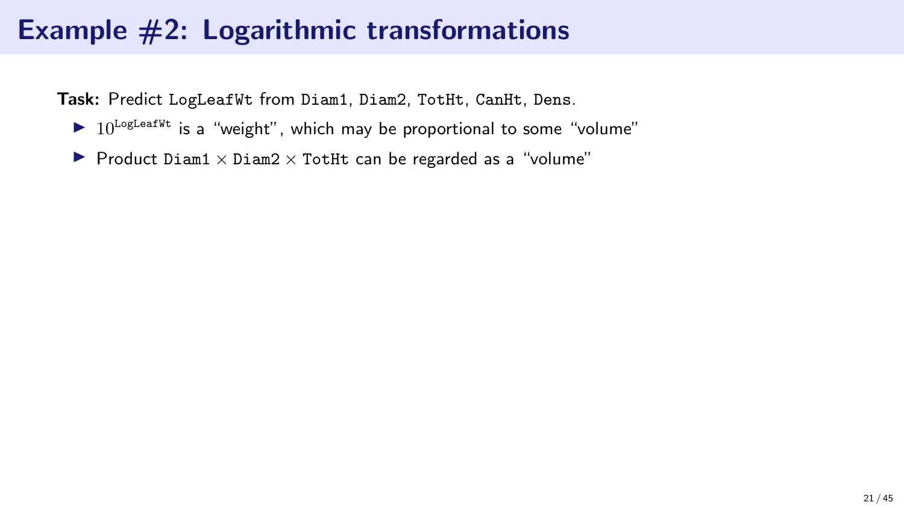# Example #2: Logarithmic transformations

**Task:** Predict `LogLeafWt` from `Diam1`, `Diam2`, `TotHt`, `CanHt`, `Dens`.

- $10^{\texttt{LogLeafWt}}$ is a "weight", which may be proportional to some "volume"
- Product `Diam1` $\times$ `Diam2` $\times$ `TotHt` can be regarded as a "volume"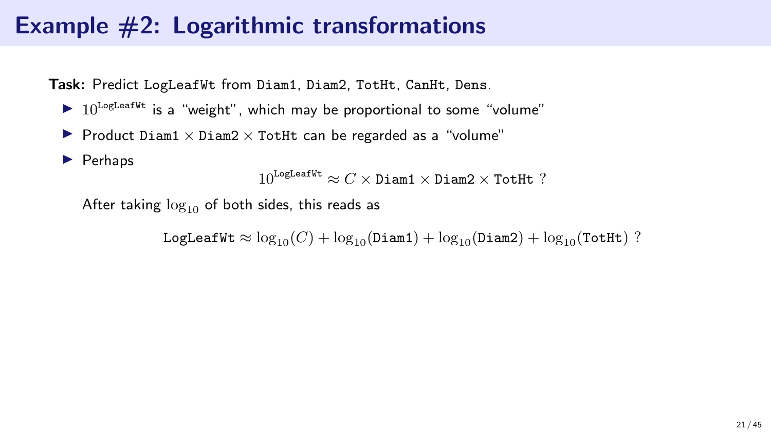# Example #2: Logarithmic transformations

**Task:** Predict `LogLeafWt` from `Diam1`, `Diam2`, `TotHt`, `CanHt`, `Dens`.

- $10^{\texttt{LogLeafWt}}$ is a "weight", which may be proportional to some "volume"
- Product $\texttt{Diam1} \times \texttt{Diam2} \times \texttt{TotHt}$ can be regarded as a "volume"
- Perhaps

  $$10^{\texttt{LogLeafWt}} \approx C \times \texttt{Diam1} \times \texttt{Diam2} \times \texttt{TotHt} \ ?$$

  After taking $\log_{10}$ of both sides, this reads as

  $$\texttt{LogLeafWt} \approx \log_{10}(C) + \log_{10}(\texttt{Diam1}) + \log_{10}(\texttt{Diam2}) + \log_{10}(\texttt{TotHt}) \ ?$$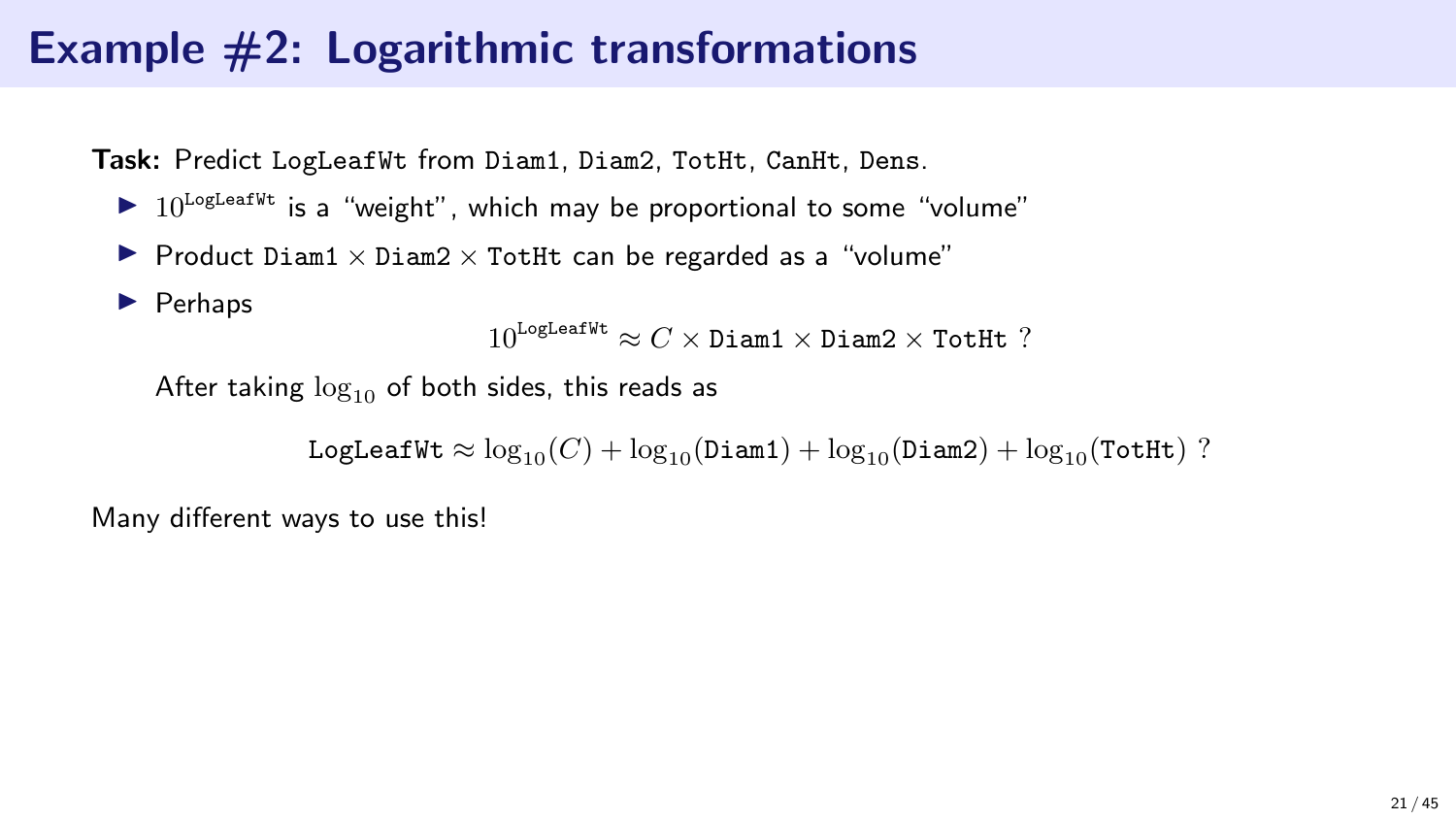# Example #2: Logarithmic transformations

**Task:** Predict `LogLeafWt` from `Diam1`, `Diam2`, `TotHt`, `CanHt`, `Dens`.

- $10^{\texttt{LogLeafWt}}$ is a "weight", which may be proportional to some "volume"
- Product $\texttt{Diam1} \times \texttt{Diam2} \times \texttt{TotHt}$ can be regarded as a "volume"
- Perhaps

$$10^{\texttt{LogLeafWt}} \approx C \times \texttt{Diam1} \times \texttt{Diam2} \times \texttt{TotHt} \ ?$$

  After taking $\log_{10}$ of both sides, this reads as

$$\texttt{LogLeafWt} \approx \log_{10}(C) + \log_{10}(\texttt{Diam1}) + \log_{10}(\texttt{Diam2}) + \log_{10}(\texttt{TotHt}) \ ?$$

Many different ways to use this!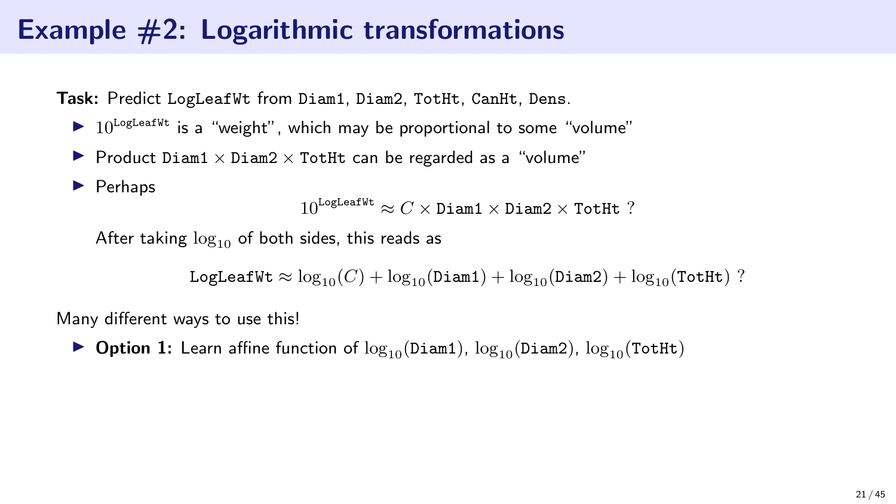# Example #2: Logarithmic transformations

**Task:** Predict `LogLeafWt` from `Diam1`, `Diam2`, `TotHt`, `CanHt`, `Dens`.

- $10^{\texttt{LogLeafWt}}$ is a "weight", which may be proportional to some "volume"
- Product $\texttt{Diam1} \times \texttt{Diam2} \times \texttt{TotHt}$ can be regarded as a "volume"
- Perhaps

  $$10^{\texttt{LogLeafWt}} \approx C \times \texttt{Diam1} \times \texttt{Diam2} \times \texttt{TotHt} \ ?$$

  After taking $\log_{10}$ of both sides, this reads as

  $$\texttt{LogLeafWt} \approx \log_{10}(C) + \log_{10}(\texttt{Diam1}) + \log_{10}(\texttt{Diam2}) + \log_{10}(\texttt{TotHt}) \ ?$$

Many different ways to use this!

- **Option 1:** Learn affine function of $\log_{10}(\texttt{Diam1})$, $\log_{10}(\texttt{Diam2})$, $\log_{10}(\texttt{TotHt})$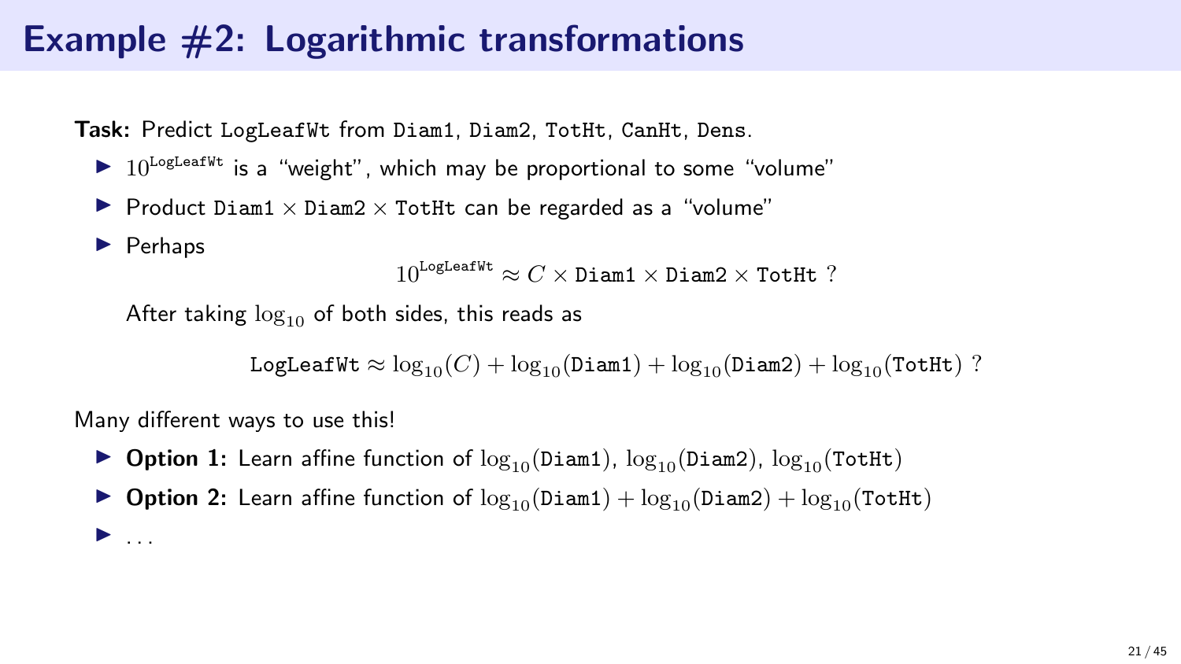# Example #2: Logarithmic transformations

**Task:** Predict `LogLeafWt` from `Diam1`, `Diam2`, `TotHt`, `CanHt`, `Dens`.

- $10^{\texttt{LogLeafWt}}$ is a "weight", which may be proportional to some "volume"
- Product $\texttt{Diam1} \times \texttt{Diam2} \times \texttt{TotHt}$ can be regarded as a "volume"
- Perhaps

  $$10^{\texttt{LogLeafWt}} \approx C \times \texttt{Diam1} \times \texttt{Diam2} \times \texttt{TotHt} \ ?$$

  After taking $\log_{10}$ of both sides, this reads as

  $$\texttt{LogLeafWt} \approx \log_{10}(C) + \log_{10}(\texttt{Diam1}) + \log_{10}(\texttt{Diam2}) + \log_{10}(\texttt{TotHt}) \ ?$$

Many different ways to use this!

- **Option 1:** Learn affine function of $\log_{10}(\texttt{Diam1})$, $\log_{10}(\texttt{Diam2})$, $\log_{10}(\texttt{TotHt})$
- **Option 2:** Learn affine function of $\log_{10}(\texttt{Diam1}) + \log_{10}(\texttt{Diam2}) + \log_{10}(\texttt{TotHt})$
- ...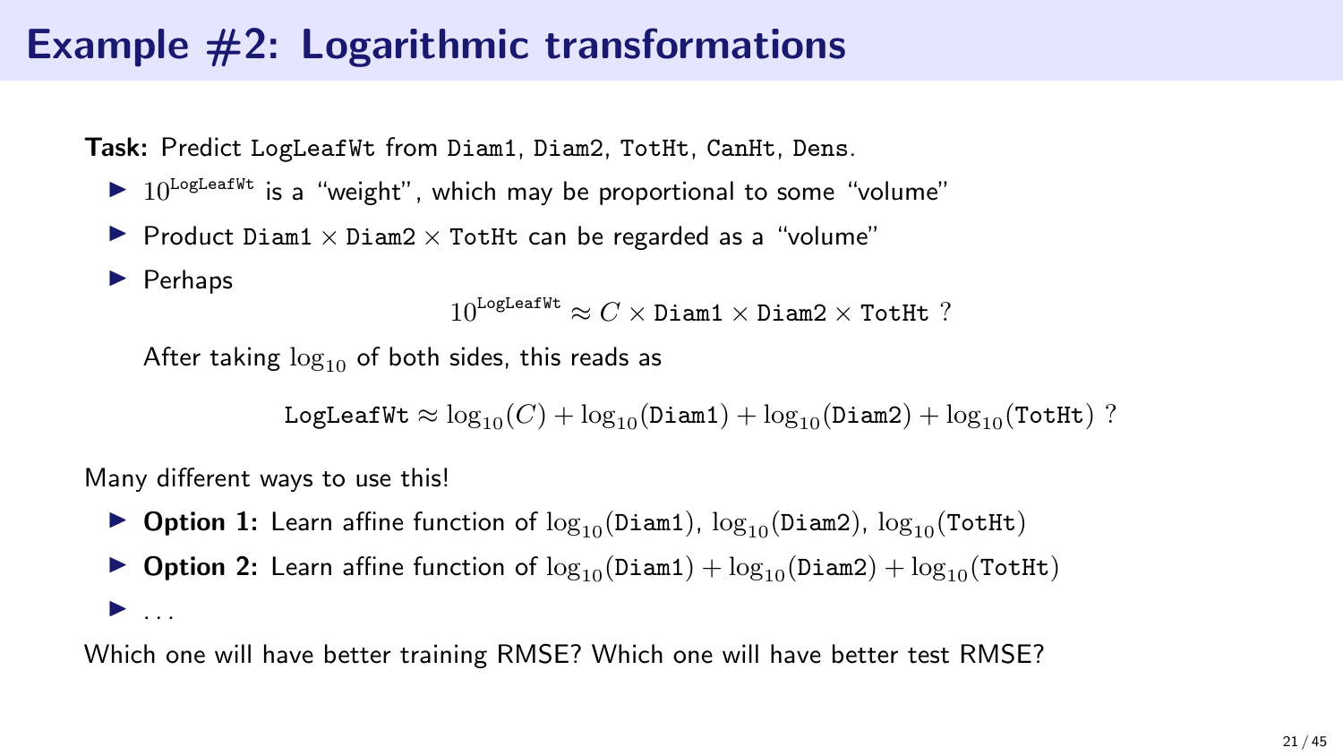# Example #2: Logarithmic transformations

**Task:** Predict `LogLeafWt` from `Diam1`, `Diam2`, `TotHt`, `CanHt`, `Dens`.

- $10^{\texttt{LogLeafWt}}$ is a "weight", which may be proportional to some "volume"
- Product $\texttt{Diam1} \times \texttt{Diam2} \times \texttt{TotHt}$ can be regarded as a "volume"
- Perhaps

  $$10^{\texttt{LogLeafWt}} \approx C \times \texttt{Diam1} \times \texttt{Diam2} \times \texttt{TotHt} \;?$$

  After taking $\log_{10}$ of both sides, this reads as

  $$\texttt{LogLeafWt} \approx \log_{10}(C) + \log_{10}(\texttt{Diam1}) + \log_{10}(\texttt{Diam2}) + \log_{10}(\texttt{TotHt}) \;?$$

Many different ways to use this!

- **Option 1:** Learn affine function of $\log_{10}(\texttt{Diam1})$, $\log_{10}(\texttt{Diam2})$, $\log_{10}(\texttt{TotHt})$
- **Option 2:** Learn affine function of $\log_{10}(\texttt{Diam1}) + \log_{10}(\texttt{Diam2}) + \log_{10}(\texttt{TotHt})$
- ...

Which one will have better training RMSE? Which one will have better test RMSE?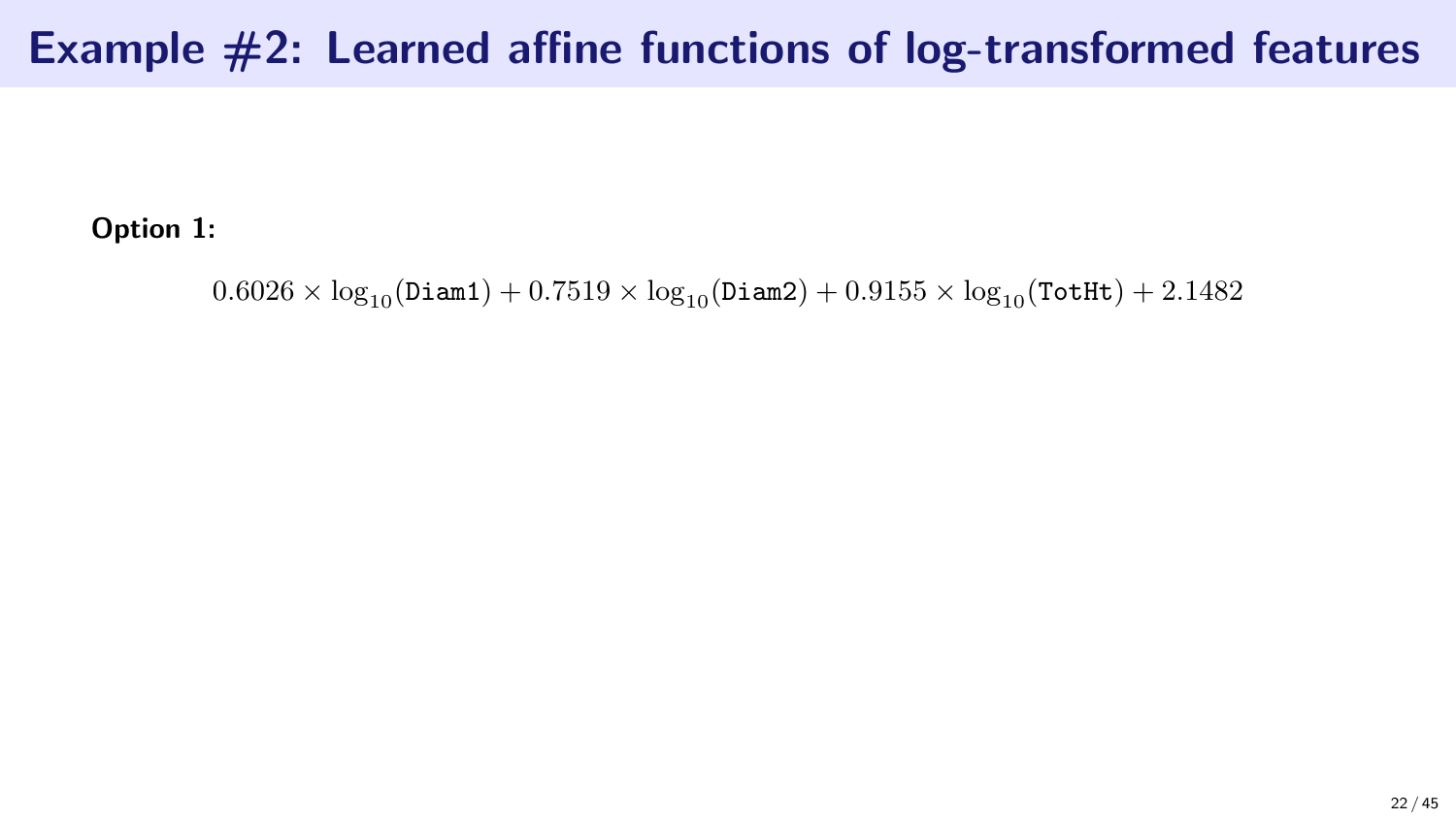# Example #2: Learned affine functions of log-transformed features

**Option 1:**

$$0.6026 \times \log_{10}(\texttt{Diam1}) + 0.7519 \times \log_{10}(\texttt{Diam2}) + 0.9155 \times \log_{10}(\texttt{TotHt}) + 2.1482$$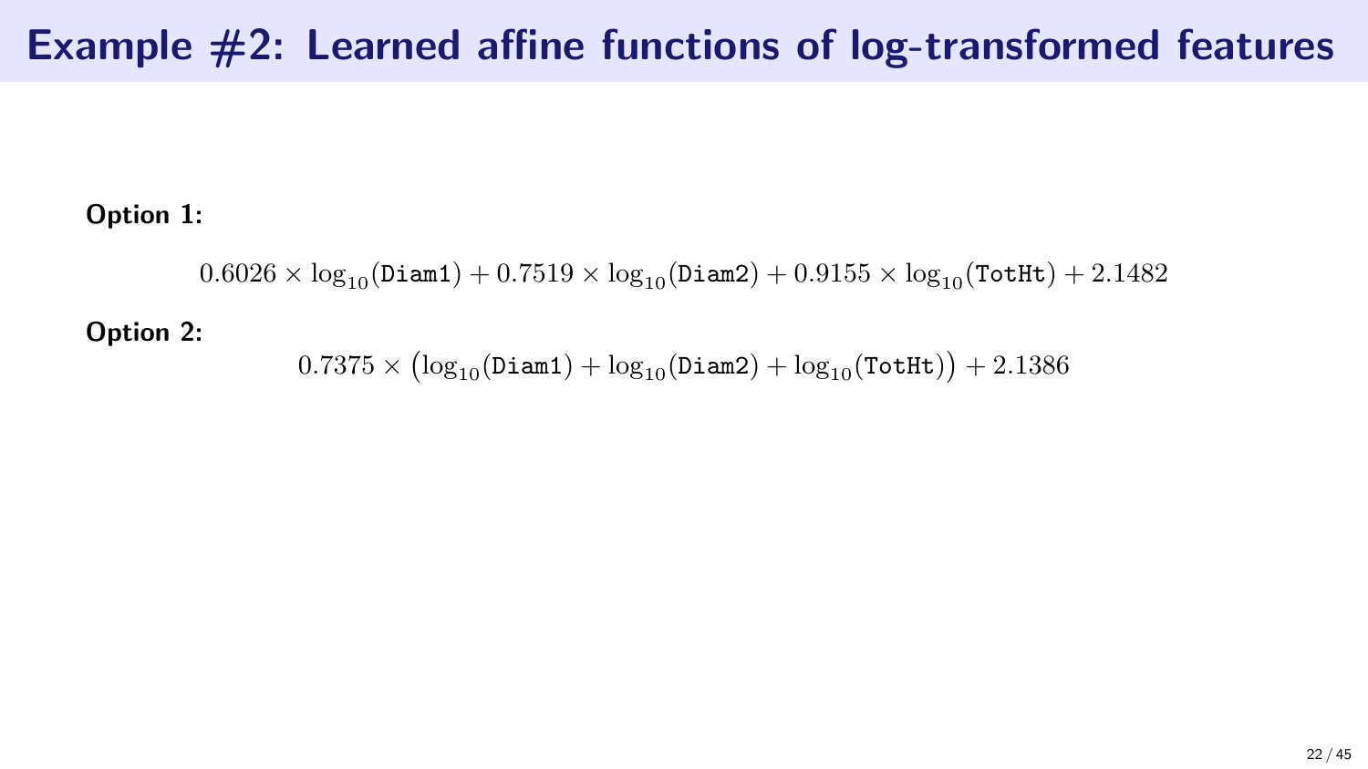# Example #2: Learned affine functions of log-transformed features

**Option 1:**

$$0.6026 \times \log_{10}(\texttt{Diam1}) + 0.7519 \times \log_{10}(\texttt{Diam2}) + 0.9155 \times \log_{10}(\texttt{TotHt}) + 2.1482$$

**Option 2:**

$$0.7375 \times \left(\log_{10}(\texttt{Diam1}) + \log_{10}(\texttt{Diam2}) + \log_{10}(\texttt{TotHt})\right) + 2.1386$$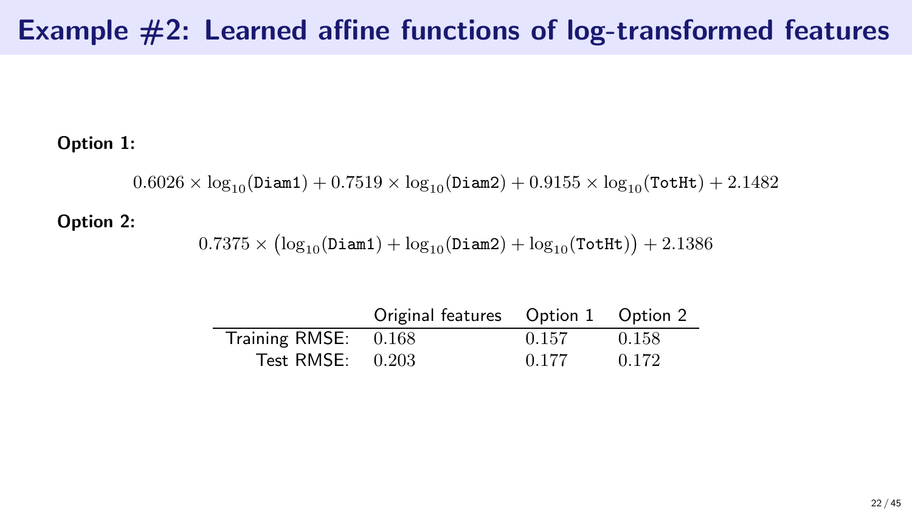# Example #2: Learned affine functions of log-transformed features

**Option 1:**

$$0.6026 \times \log_{10}(\texttt{Diam1}) + 0.7519 \times \log_{10}(\texttt{Diam2}) + 0.9155 \times \log_{10}(\texttt{TotHt}) + 2.1482$$

**Option 2:**

$$0.7375 \times \left(\log_{10}(\texttt{Diam1}) + \log_{10}(\texttt{Diam2}) + \log_{10}(\texttt{TotHt})\right) + 2.1386$$

| | Original features | Option 1 | Option 2 |
|---|---|---|---|
| Training RMSE: | 0.168 | 0.157 | 0.158 |
| Test RMSE: | 0.203 | 0.177 | 0.172 |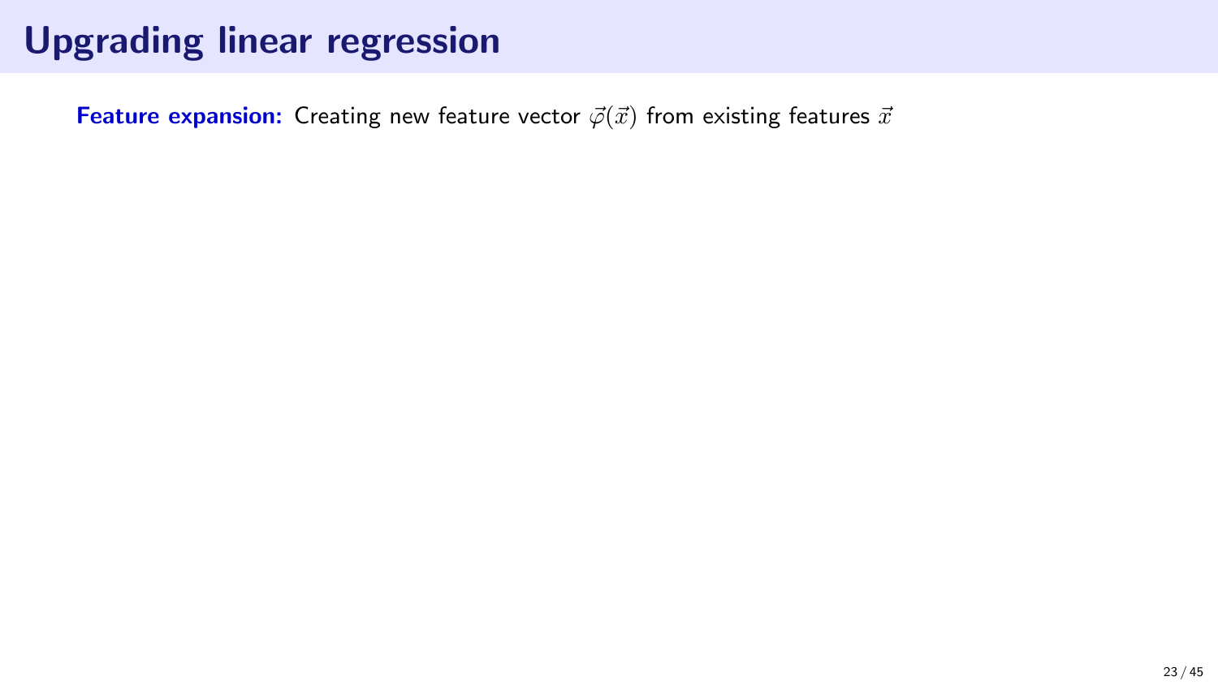# Upgrading linear regression

**Feature expansion:** Creating new feature vector $\vec{\varphi}(\vec{x})$ from existing features $\vec{x}$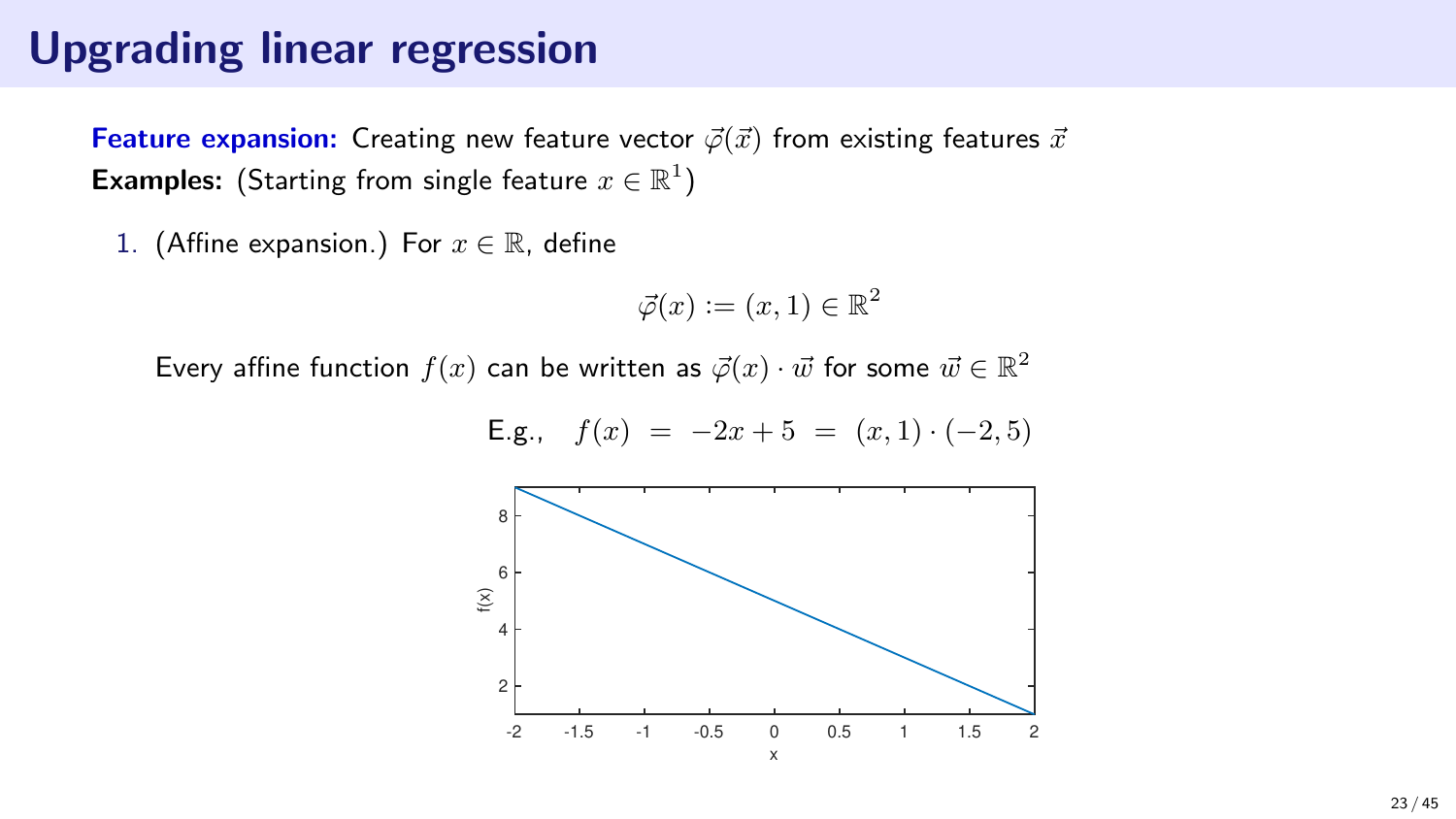# Upgrading linear regression

**Feature expansion:** Creating new feature vector $\vec{\varphi}(\vec{x})$ from existing features $\vec{x}$

**Examples:** (Starting from single feature $x \in \mathbb{R}^1$)

1. (Affine expansion.) For $x \in \mathbb{R}$, define

$$\vec{\varphi}(x) := (x, 1) \in \mathbb{R}^2$$

Every affine function $f(x)$ can be written as $\vec{\varphi}(x) \cdot \vec{w}$ for some $\vec{w} \in \mathbb{R}^2$

$$\text{E.g.,} \quad f(x) \;=\; -2x + 5 \;=\; (x, 1) \cdot (-2, 5)$$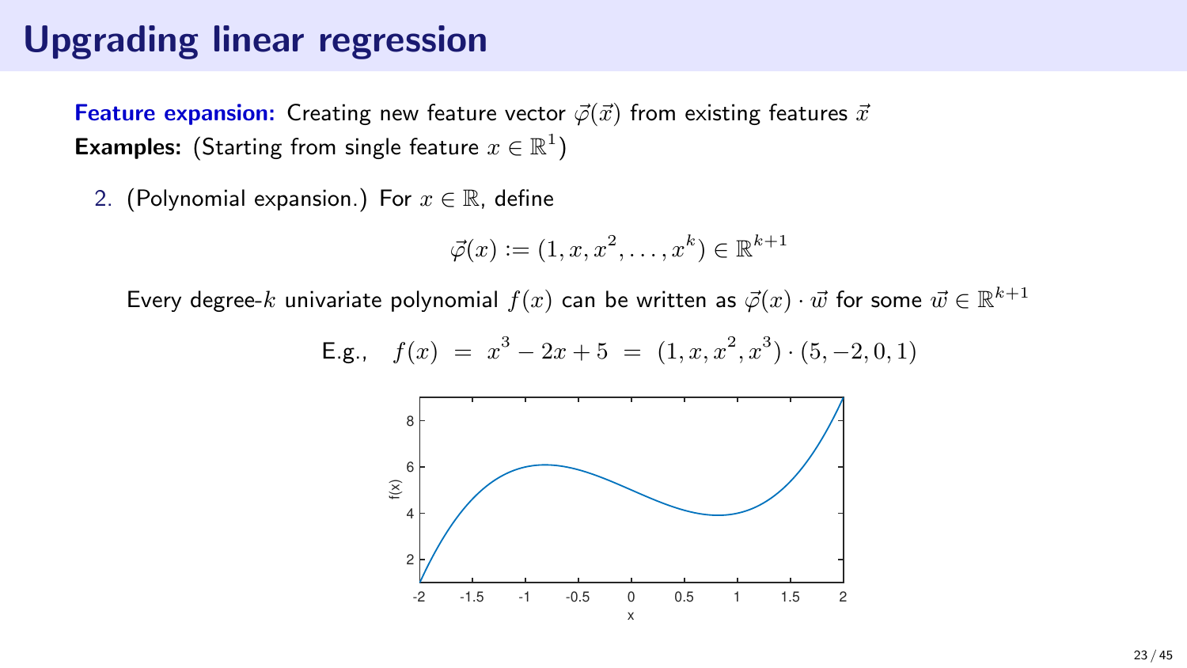# Upgrading linear regression

**Feature expansion:** Creating new feature vector $\vec{\varphi}(\vec{x})$ from existing features $\vec{x}$

**Examples:** (Starting from single feature $x \in \mathbb{R}^1$)

2. (Polynomial expansion.) For $x \in \mathbb{R}$, define

$$\vec{\varphi}(x) := (1, x, x^2, \ldots, x^k) \in \mathbb{R}^{k+1}$$

Every degree-$k$ univariate polynomial $f(x)$ can be written as $\vec{\varphi}(x) \cdot \vec{w}$ for some $\vec{w} \in \mathbb{R}^{k+1}$

$$\text{E.g.,} \quad f(x) \ = \ x^3 - 2x + 5 \ = \ (1, x, x^2, x^3) \cdot (5, -2, 0, 1)$$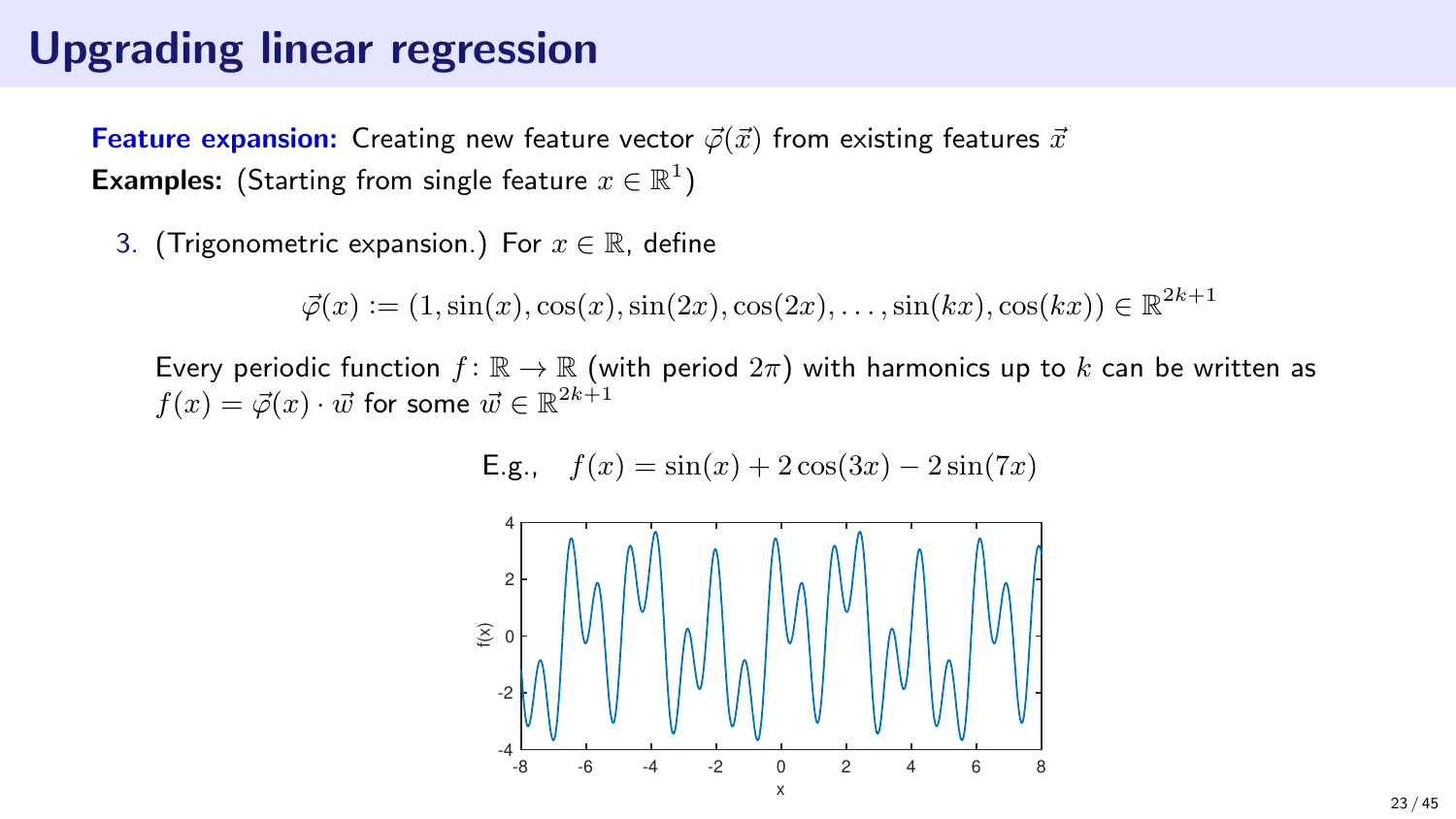# Upgrading linear regression

**Feature expansion:** Creating new feature vector $\vec{\varphi}(\vec{x})$ from existing features $\vec{x}$

**Examples:** (Starting from single feature $x \in \mathbb{R}^1$)

3. (Trigonometric expansion.) For $x \in \mathbb{R}$, define

$$\vec{\varphi}(x) := (1, \sin(x), \cos(x), \sin(2x), \cos(2x), \ldots, \sin(kx), \cos(kx)) \in \mathbb{R}^{2k+1}$$

Every periodic function $f \colon \mathbb{R} \to \mathbb{R}$ (with period $2\pi$) with harmonics up to $k$ can be written as $f(x) = \vec{\varphi}(x) \cdot \vec{w}$ for some $\vec{w} \in \mathbb{R}^{2k+1}$

$$\text{E.g.,} \quad f(x) = \sin(x) + 2\cos(3x) - 2\sin(7x)$$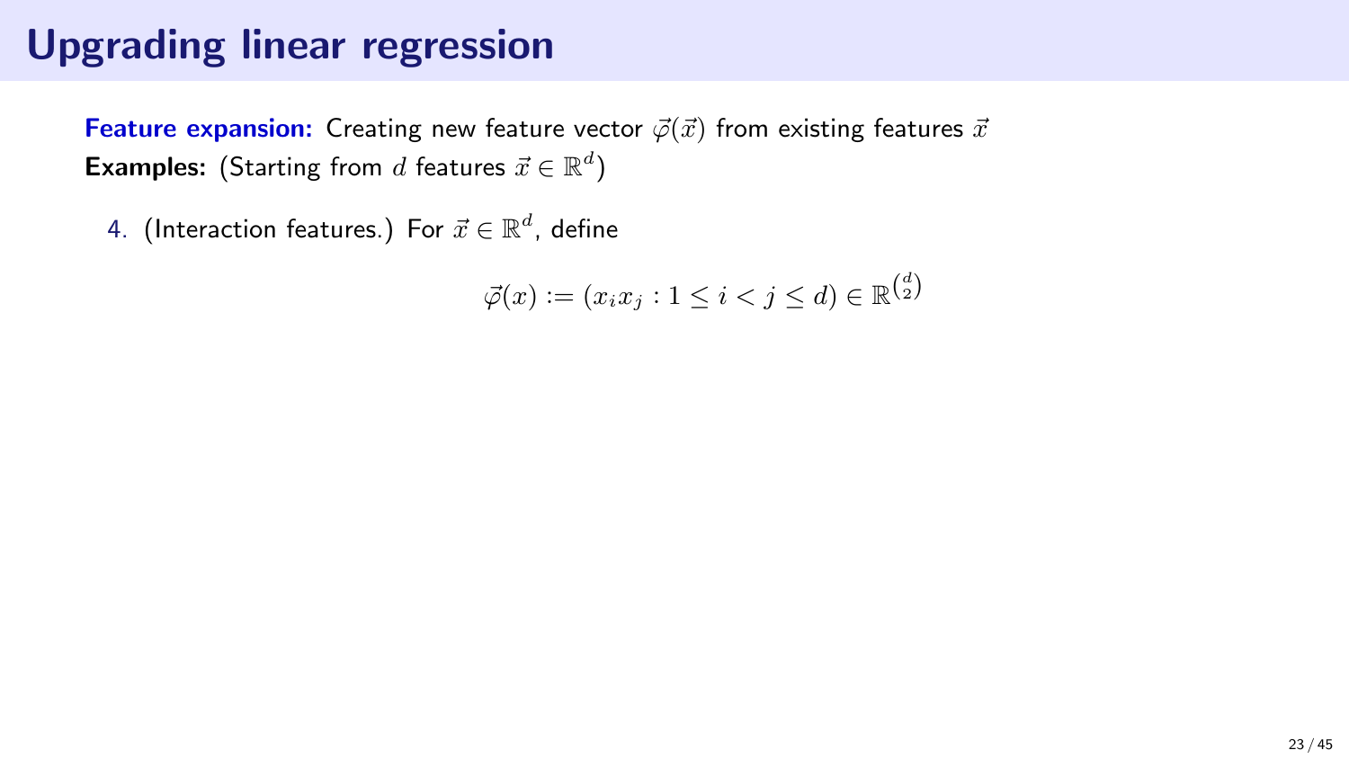# Upgrading linear regression

**Feature expansion:** Creating new feature vector $\vec{\varphi}(\vec{x})$ from existing features $\vec{x}$
**Examples:** (Starting from $d$ features $\vec{x} \in \mathbb{R}^d$)

4. (Interaction features.) For $\vec{x} \in \mathbb{R}^d$, define

$$\vec{\varphi}(x) := (x_i x_j : 1 \leq i < j \leq d) \in \mathbb{R}^{\binom{d}{2}}$$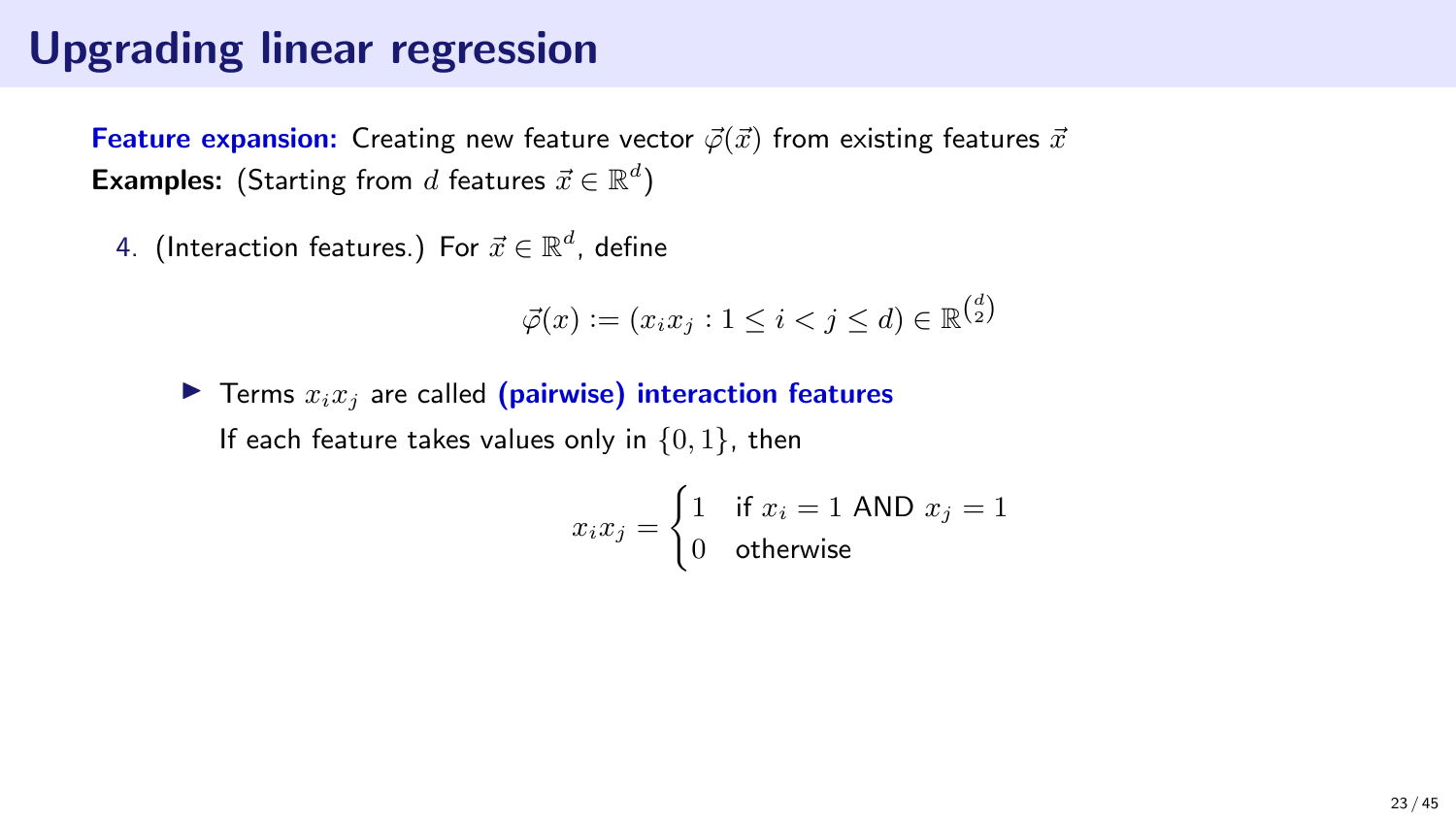# Upgrading linear regression

**Feature expansion:** Creating new feature vector $\vec{\varphi}(\vec{x})$ from existing features $\vec{x}$

**Examples:** (Starting from $d$ features $\vec{x} \in \mathbb{R}^d$)

4. (Interaction features.) For $\vec{x} \in \mathbb{R}^d$, define

$$\vec{\varphi}(x) := (x_i x_j : 1 \leq i < j \leq d) \in \mathbb{R}^{\binom{d}{2}}$$

- Terms $x_i x_j$ are called **(pairwise) interaction features**

  If each feature takes values only in $\{0, 1\}$, then

$$x_i x_j = \begin{cases} 1 & \text{if } x_i = 1 \text{ AND } x_j = 1 \\ 0 & \text{otherwise} \end{cases}$$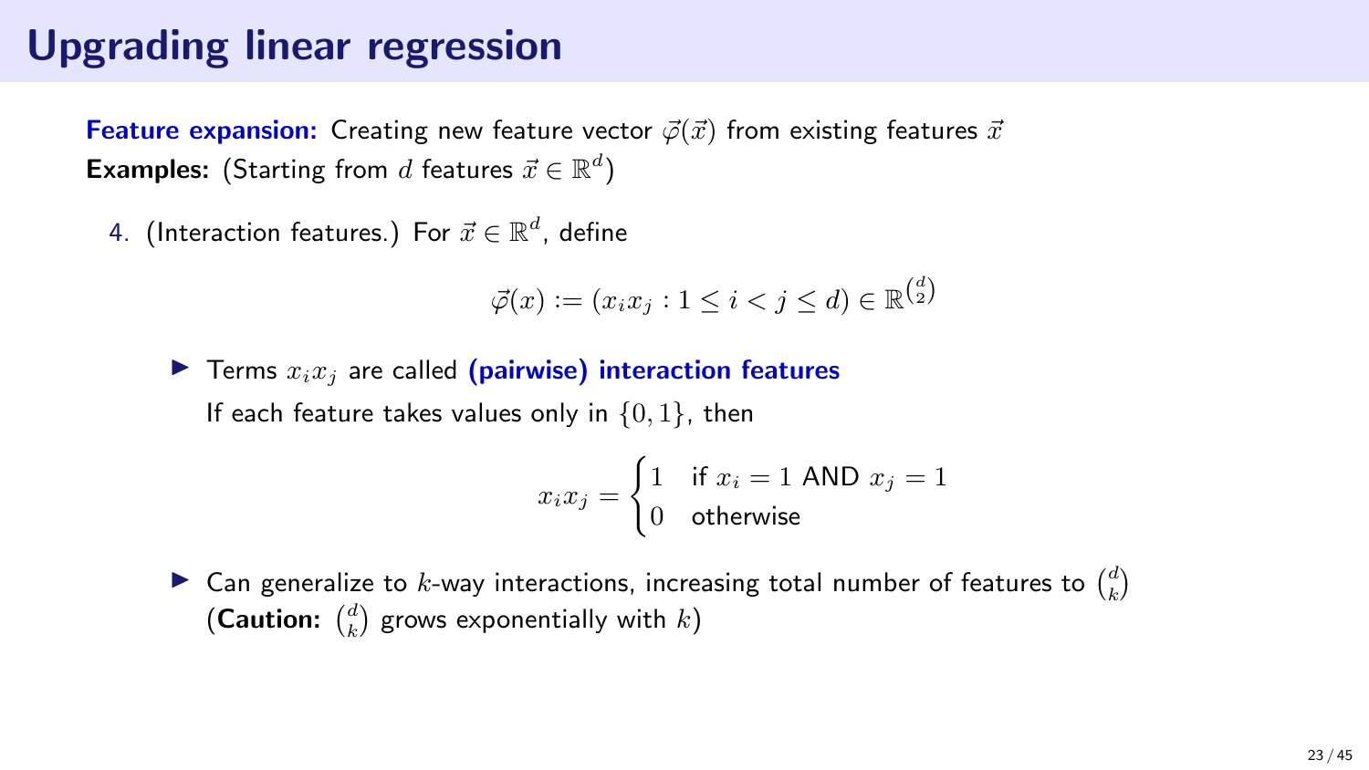# Upgrading linear regression

**Feature expansion:** Creating new feature vector $\vec{\varphi}(\vec{x})$ from existing features $\vec{x}$
**Examples:** (Starting from $d$ features $\vec{x} \in \mathbb{R}^d$)

4. (Interaction features.) For $\vec{x} \in \mathbb{R}^d$, define

$$\vec{\varphi}(x) := (x_i x_j : 1 \leq i < j \leq d) \in \mathbb{R}^{\binom{d}{2}}$$

- Terms $x_i x_j$ are called **(pairwise) interaction features**
  If each feature takes values only in $\{0, 1\}$, then

$$x_i x_j = \begin{cases} 1 & \text{if } x_i = 1 \text{ AND } x_j = 1 \\ 0 & \text{otherwise} \end{cases}$$

- Can generalize to $k$-way interactions, increasing total number of features to $\binom{d}{k}$
  (**Caution:** $\binom{d}{k}$ grows exponentially with $k$)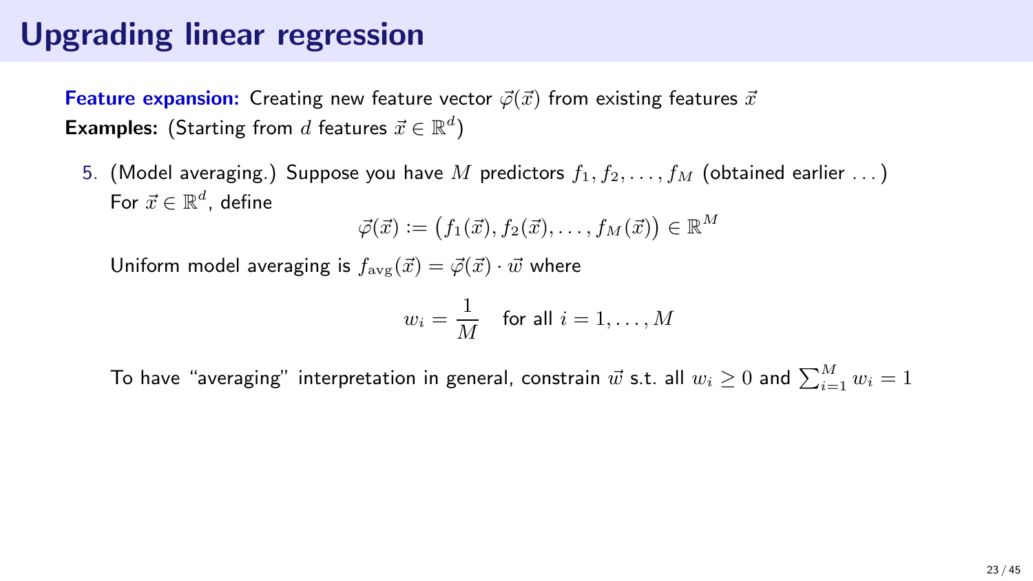# Upgrading linear regression

**Feature expansion:** Creating new feature vector $\vec{\varphi}(\vec{x})$ from existing features $\vec{x}$

**Examples:** (Starting from $d$ features $\vec{x} \in \mathbb{R}^d$)

5. (Model averaging.) Suppose you have $M$ predictors $f_1, f_2, \ldots, f_M$ (obtained earlier ...)
   For $\vec{x} \in \mathbb{R}^d$, define

   $$\vec{\varphi}(\vec{x}) := \big(f_1(\vec{x}), f_2(\vec{x}), \ldots, f_M(\vec{x})\big) \in \mathbb{R}^M$$

   Uniform model averaging is $f_{\text{avg}}(\vec{x}) = \vec{\varphi}(\vec{x}) \cdot \vec{w}$ where

   $$w_i = \frac{1}{M} \quad \text{for all } i = 1, \ldots, M$$

   To have "averaging" interpretation in general, constrain $\vec{w}$ s.t. all $w_i \geq 0$ and $\sum_{i=1}^{M} w_i = 1$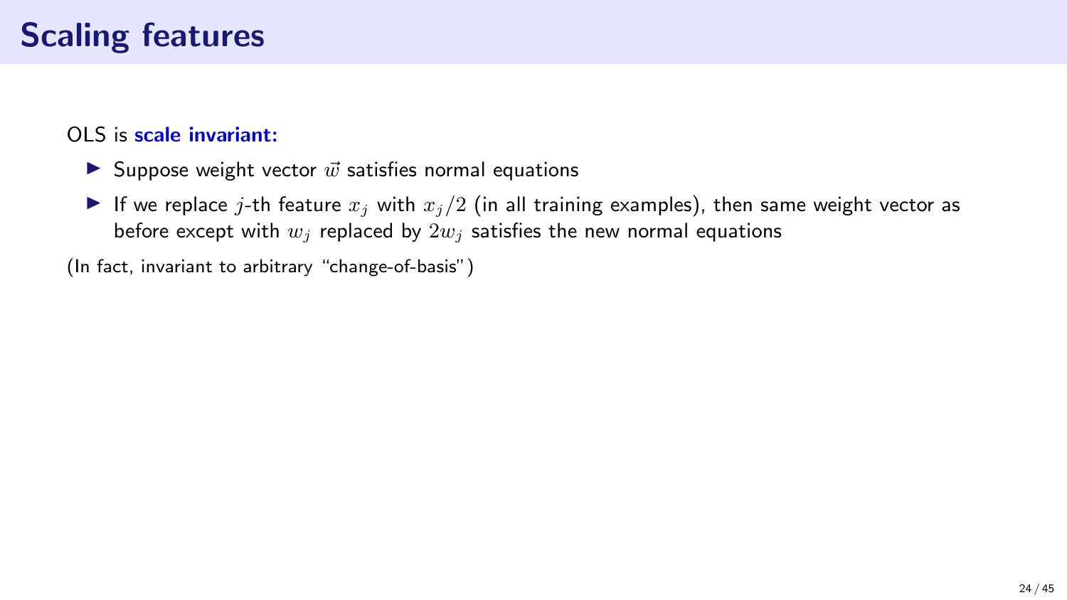# Scaling features

OLS is **scale invariant:**

- Suppose weight vector $\vec{w}$ satisfies normal equations
- If we replace $j$-th feature $x_j$ with $x_j/2$ (in all training examples), then same weight vector as before except with $w_j$ replaced by $2w_j$ satisfies the new normal equations

(In fact, invariant to arbitrary "change-of-basis")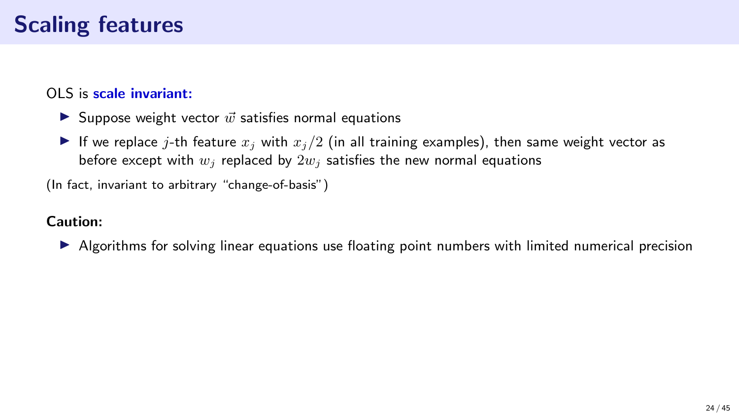# Scaling features

OLS is **scale invariant:**

- Suppose weight vector $\vec{w}$ satisfies normal equations
- If we replace $j$-th feature $x_j$ with $x_j/2$ (in all training examples), then same weight vector as before except with $w_j$ replaced by $2w_j$ satisfies the new normal equations

(In fact, invariant to arbitrary "change-of-basis")

**Caution:**

- Algorithms for solving linear equations use floating point numbers with limited numerical precision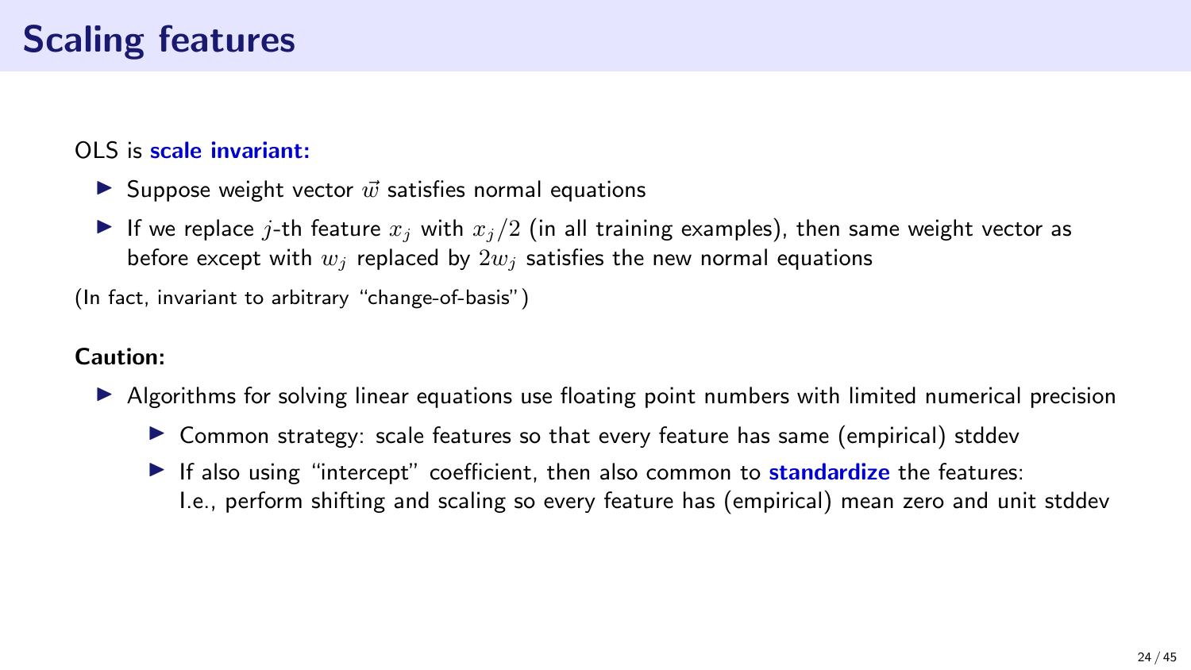# Scaling features

OLS is **scale invariant:**

- Suppose weight vector $\vec{w}$ satisfies normal equations
- If we replace $j$-th feature $x_j$ with $x_j/2$ (in all training examples), then same weight vector as before except with $w_j$ replaced by $2w_j$ satisfies the new normal equations

(In fact, invariant to arbitrary "change-of-basis")

**Caution:**

- Algorithms for solving linear equations use floating point numbers with limited numerical precision
  - Common strategy: scale features so that every feature has same (empirical) stddev
  - If also using "intercept" coefficient, then also common to **standardize** the features: I.e., perform shifting and scaling so every feature has (empirical) mean zero and unit stddev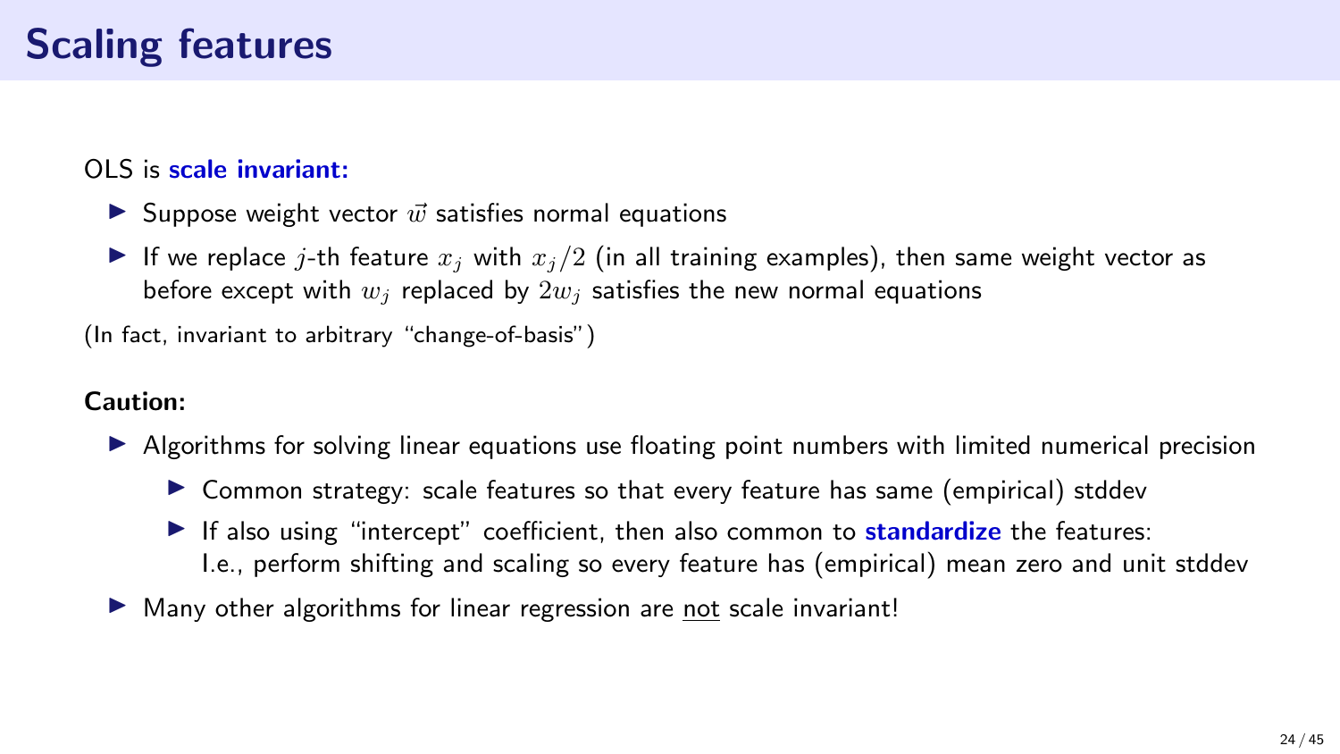# Scaling features

OLS is **scale invariant:**

- Suppose weight vector $\vec{w}$ satisfies normal equations
- If we replace $j$-th feature $x_j$ with $x_j/2$ (in all training examples), then same weight vector as before except with $w_j$ replaced by $2w_j$ satisfies the new normal equations

(In fact, invariant to arbitrary "change-of-basis")

**Caution:**

- Algorithms for solving linear equations use floating point numbers with limited numerical precision
  - Common strategy: scale features so that every feature has same (empirical) stddev
  - If also using "intercept" coefficient, then also common to **standardize** the features: I.e., perform shifting and scaling so every feature has (empirical) mean zero and unit stddev
- Many other algorithms for linear regression are not scale invariant!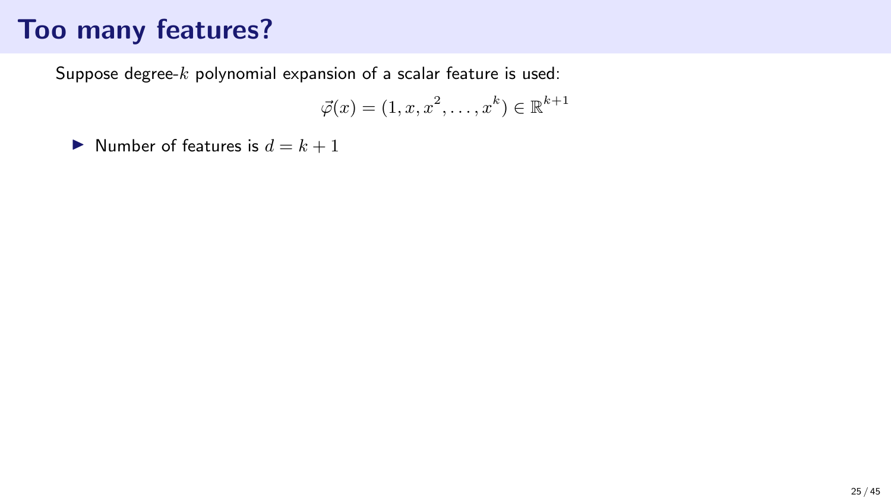# Too many features?

Suppose degree-$k$ polynomial expansion of a scalar feature is used:

$$\vec{\varphi}(x) = (1, x, x^2, \ldots, x^k) \in \mathbb{R}^{k+1}$$

- Number of features is $d = k + 1$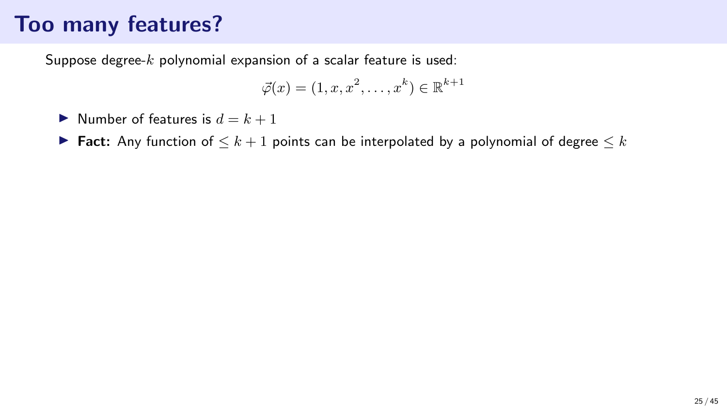# Too many features?

Suppose degree-$k$ polynomial expansion of a scalar feature is used:

$$\vec{\varphi}(x) = (1, x, x^2, \ldots, x^k) \in \mathbb{R}^{k+1}$$

- Number of features is $d = k + 1$
- **Fact:** Any function of $\leq k + 1$ points can be interpolated by a polynomial of degree $\leq k$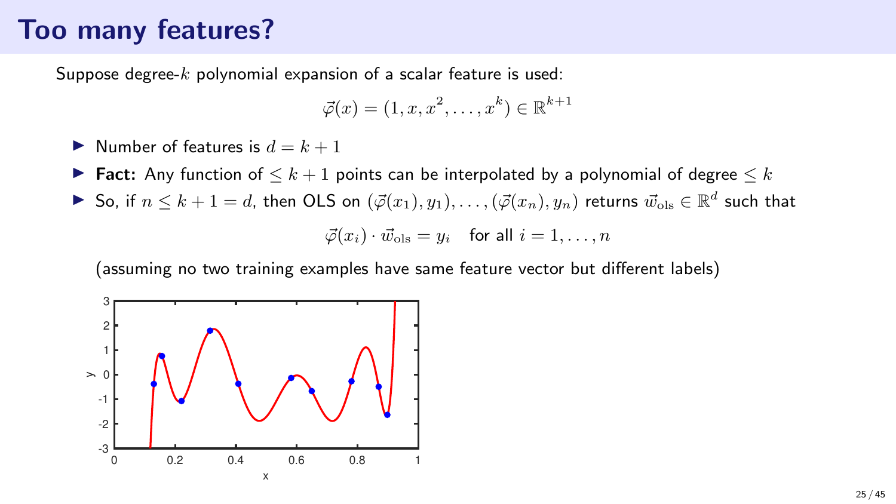# Too many features?

Suppose degree-$k$ polynomial expansion of a scalar feature is used:

$$\vec{\varphi}(x) = (1, x, x^2, \ldots, x^k) \in \mathbb{R}^{k+1}$$

- Number of features is $d = k + 1$
- **Fact:** Any function of $\leq k + 1$ points can be interpolated by a polynomial of degree $\leq k$
- So, if $n \leq k + 1 = d$, then OLS on $(\vec{\varphi}(x_1), y_1), \ldots, (\vec{\varphi}(x_n), y_n)$ returns $\vec{w}_{\text{ols}} \in \mathbb{R}^d$ such that

$$\vec{\varphi}(x_i) \cdot \vec{w}_{\text{ols}} = y_i \quad \text{for all } i = 1, \ldots, n$$

(assuming no two training examples have same feature vector but different labels)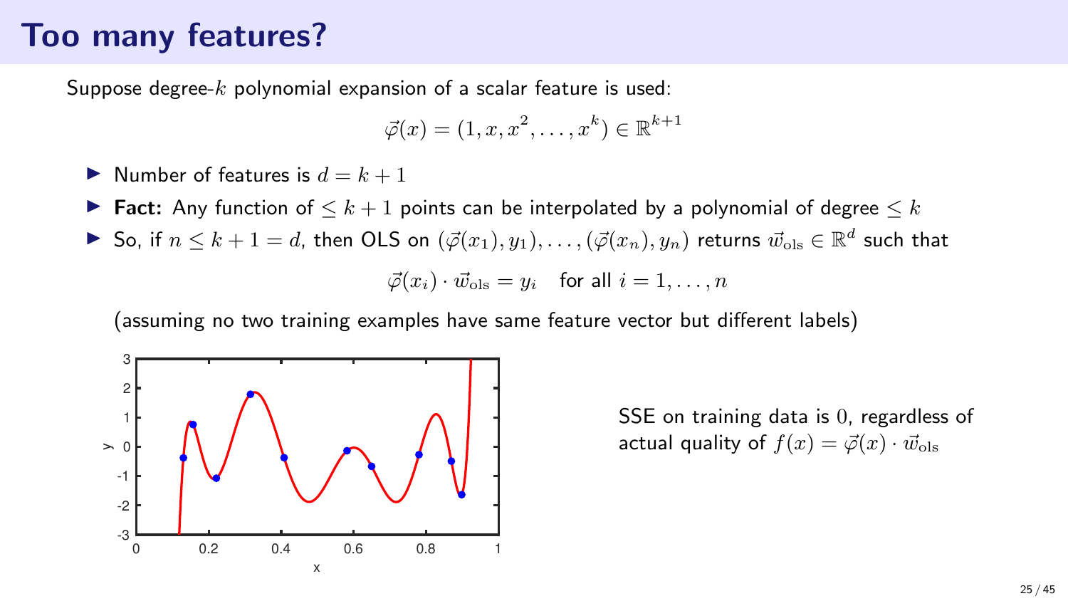# Too many features?

Suppose degree-$k$ polynomial expansion of a scalar feature is used:

$$\vec{\varphi}(x) = (1, x, x^2, \ldots, x^k) \in \mathbb{R}^{k+1}$$

- Number of features is $d = k + 1$
- **Fact:** Any function of $\leq k + 1$ points can be interpolated by a polynomial of degree $\leq k$
- So, if $n \leq k + 1 = d$, then OLS on $(\vec{\varphi}(x_1), y_1), \ldots, (\vec{\varphi}(x_n), y_n)$ returns $\vec{w}_{\text{ols}} \in \mathbb{R}^d$ such that

$$\vec{\varphi}(x_i) \cdot \vec{w}_{\text{ols}} = y_i \quad \text{for all } i = 1, \ldots, n$$

(assuming no two training examples have same feature vector but different labels)

SSE on training data is $0$, regardless of actual quality of $f(x) = \vec{\varphi}(x) \cdot \vec{w}_{\text{ols}}$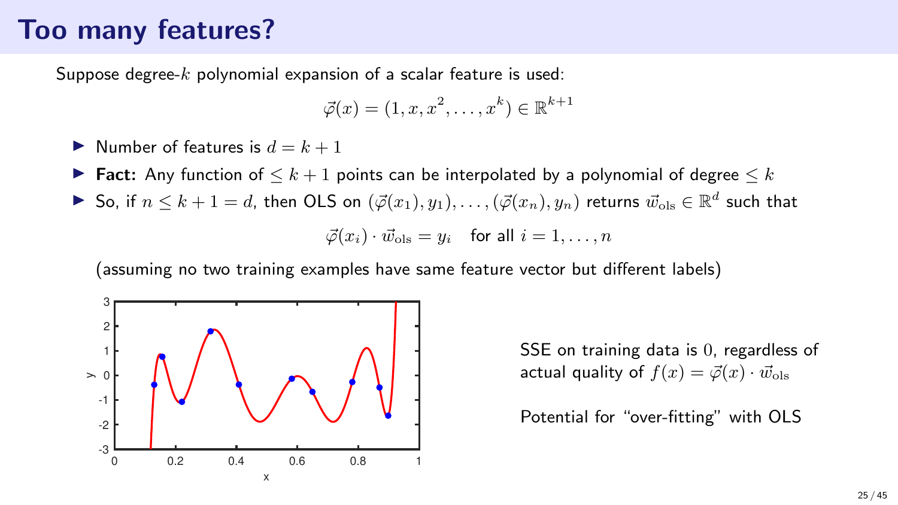# Too many features?

Suppose degree-$k$ polynomial expansion of a scalar feature is used:

$$\vec{\varphi}(x) = (1, x, x^2, \ldots, x^k) \in \mathbb{R}^{k+1}$$

- Number of features is $d = k + 1$
- **Fact:** Any function of $\leq k + 1$ points can be interpolated by a polynomial of degree $\leq k$
- So, if $n \leq k + 1 = d$, then OLS on $(\vec{\varphi}(x_1), y_1), \ldots, (\vec{\varphi}(x_n), y_n)$ returns $\vec{w}_{\text{ols}} \in \mathbb{R}^d$ such that

$$\vec{\varphi}(x_i) \cdot \vec{w}_{\text{ols}} = y_i \quad \text{for all } i = 1, \ldots, n$$

(assuming no two training examples have same feature vector but different labels)

SSE on training data is $0$, regardless of actual quality of $f(x) = \vec{\varphi}(x) \cdot \vec{w}_{\text{ols}}$

Potential for "over-fitting" with OLS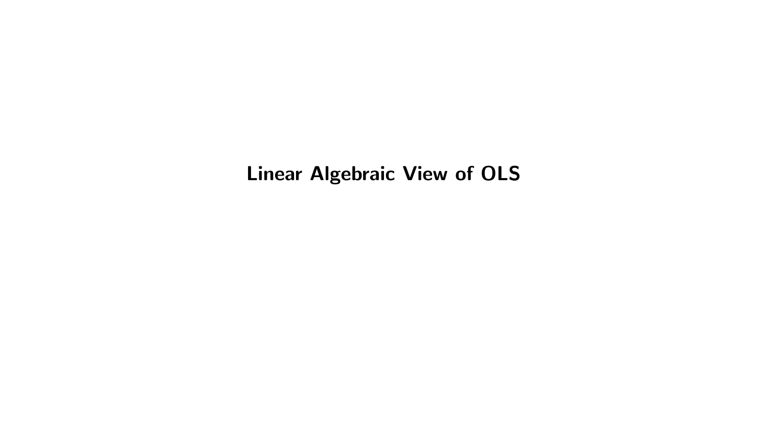# Linear Algebraic View of OLS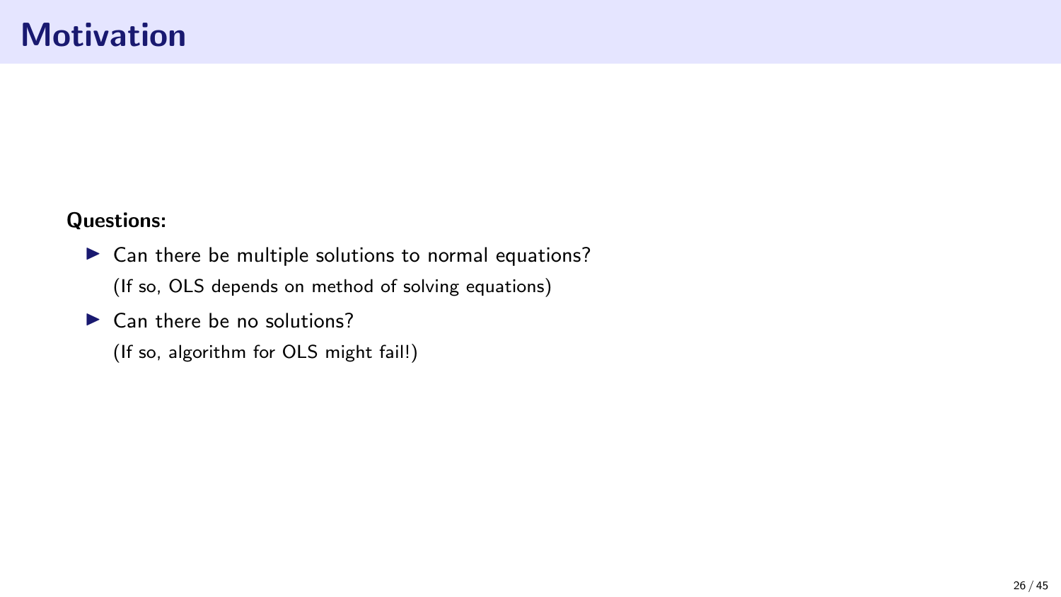# Motivation

**Questions:**

- Can there be multiple solutions to normal equations?
  (If so, OLS depends on method of solving equations)
- Can there be no solutions?
  (If so, algorithm for OLS might fail!)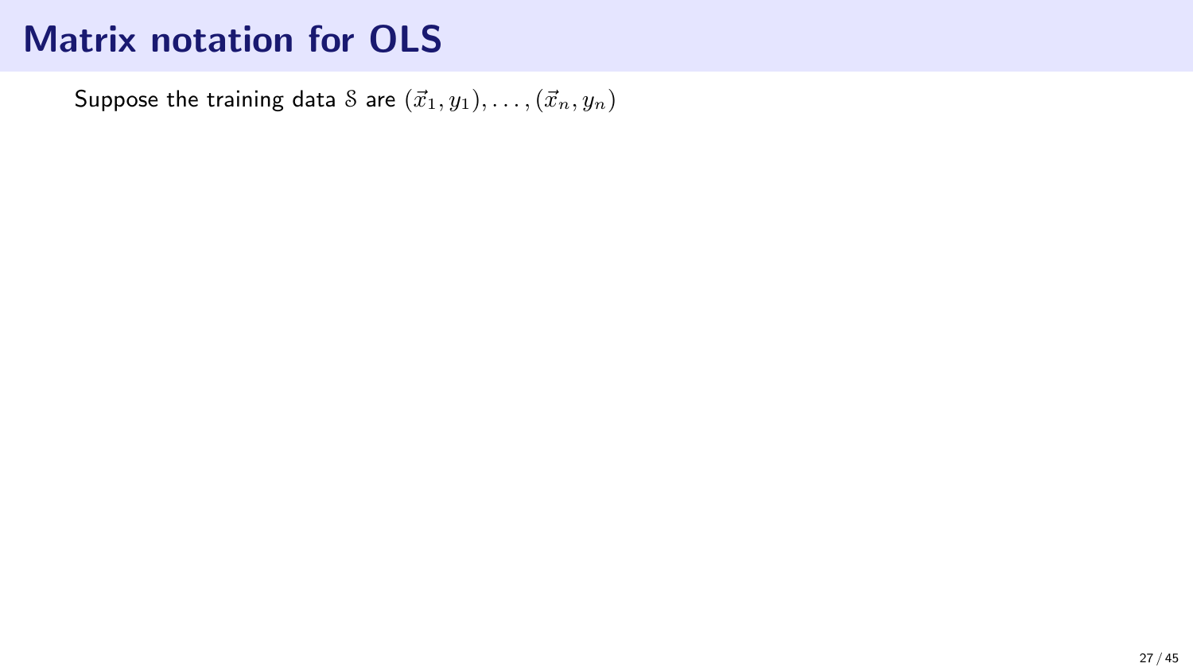# Matrix notation for OLS

Suppose the training data $\mathcal{S}$ are $(\vec{x}_1, y_1), \ldots, (\vec{x}_n, y_n)$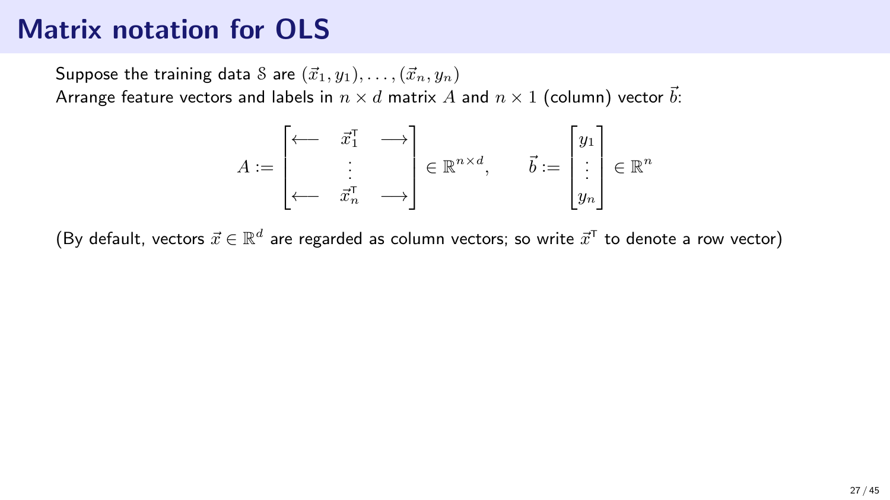# Matrix notation for OLS

Suppose the training data $\mathcal{S}$ are $(\vec{x}_1, y_1), \ldots, (\vec{x}_n, y_n)$
Arrange feature vectors and labels in $n \times d$ matrix $A$ and $n \times 1$ (column) vector $\vec{b}$:

$$A := \begin{bmatrix} \longleftarrow & \vec{x}_1^{\mathsf{T}} & \longrightarrow \\ & \vdots & \\ \longleftarrow & \vec{x}_n^{\mathsf{T}} & \longrightarrow \end{bmatrix} \in \mathbb{R}^{n \times d}, \qquad \vec{b} := \begin{bmatrix} y_1 \\ \vdots \\ y_n \end{bmatrix} \in \mathbb{R}^n$$

(By default, vectors $\vec{x} \in \mathbb{R}^d$ are regarded as column vectors; so write $\vec{x}^{\mathsf{T}}$ to denote a row vector)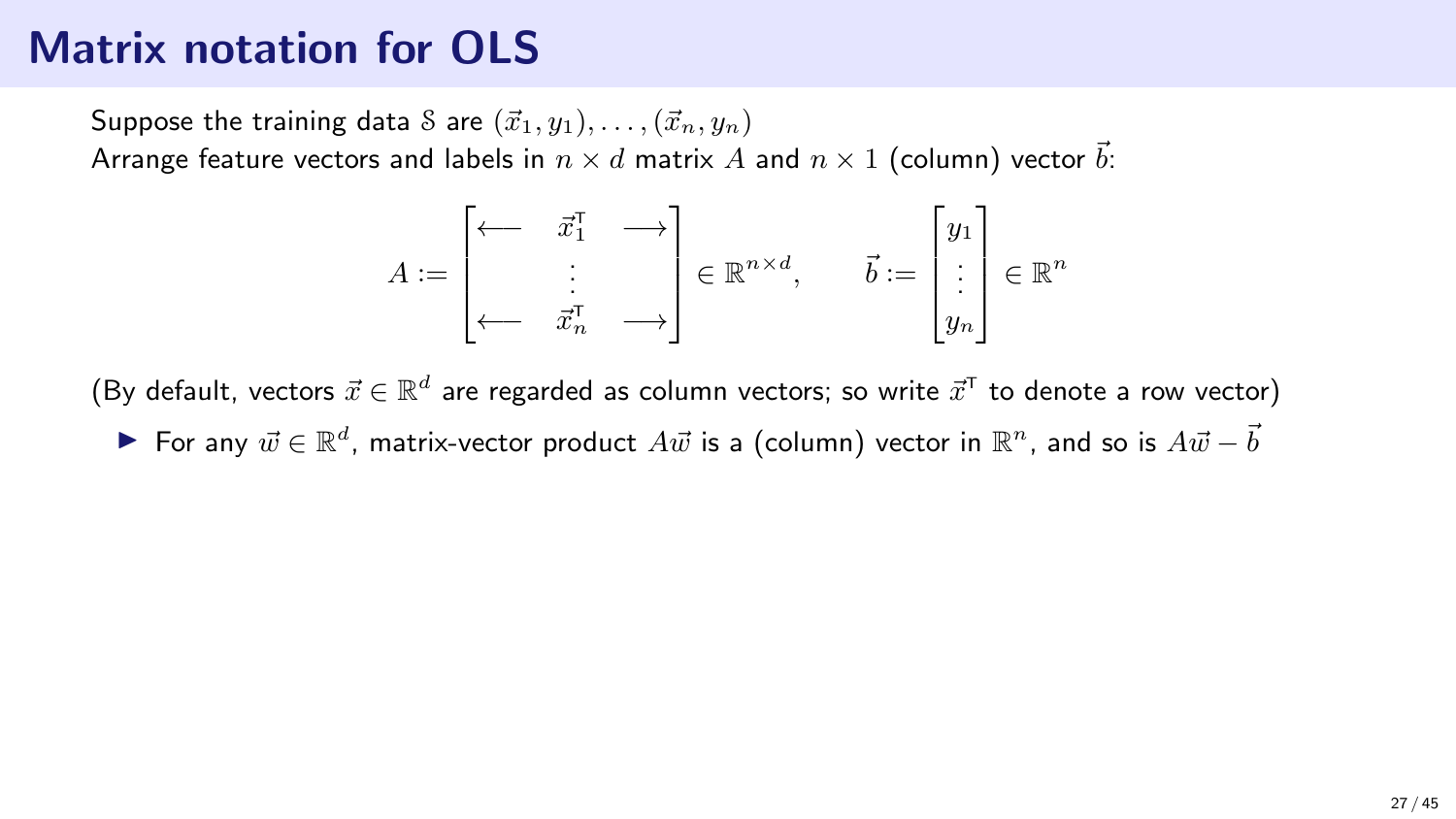# Matrix notation for OLS

Suppose the training data $\mathcal{S}$ are $(\vec{x}_1, y_1), \ldots, (\vec{x}_n, y_n)$
Arrange feature vectors and labels in $n \times d$ matrix $A$ and $n \times 1$ (column) vector $\vec{b}$:

$$A := \begin{bmatrix} \longleftarrow & \vec{x}_1^{\mathsf{T}} & \longrightarrow \\ & \vdots & \\ \longleftarrow & \vec{x}_n^{\mathsf{T}} & \longrightarrow \end{bmatrix} \in \mathbb{R}^{n \times d}, \qquad \vec{b} := \begin{bmatrix} y_1 \\ \vdots \\ y_n \end{bmatrix} \in \mathbb{R}^n$$

(By default, vectors $\vec{x} \in \mathbb{R}^d$ are regarded as column vectors; so write $\vec{x}^{\mathsf{T}}$ to denote a row vector)

- For any $\vec{w} \in \mathbb{R}^d$, matrix-vector product $A\vec{w}$ is a (column) vector in $\mathbb{R}^n$, and so is $A\vec{w} - \vec{b}$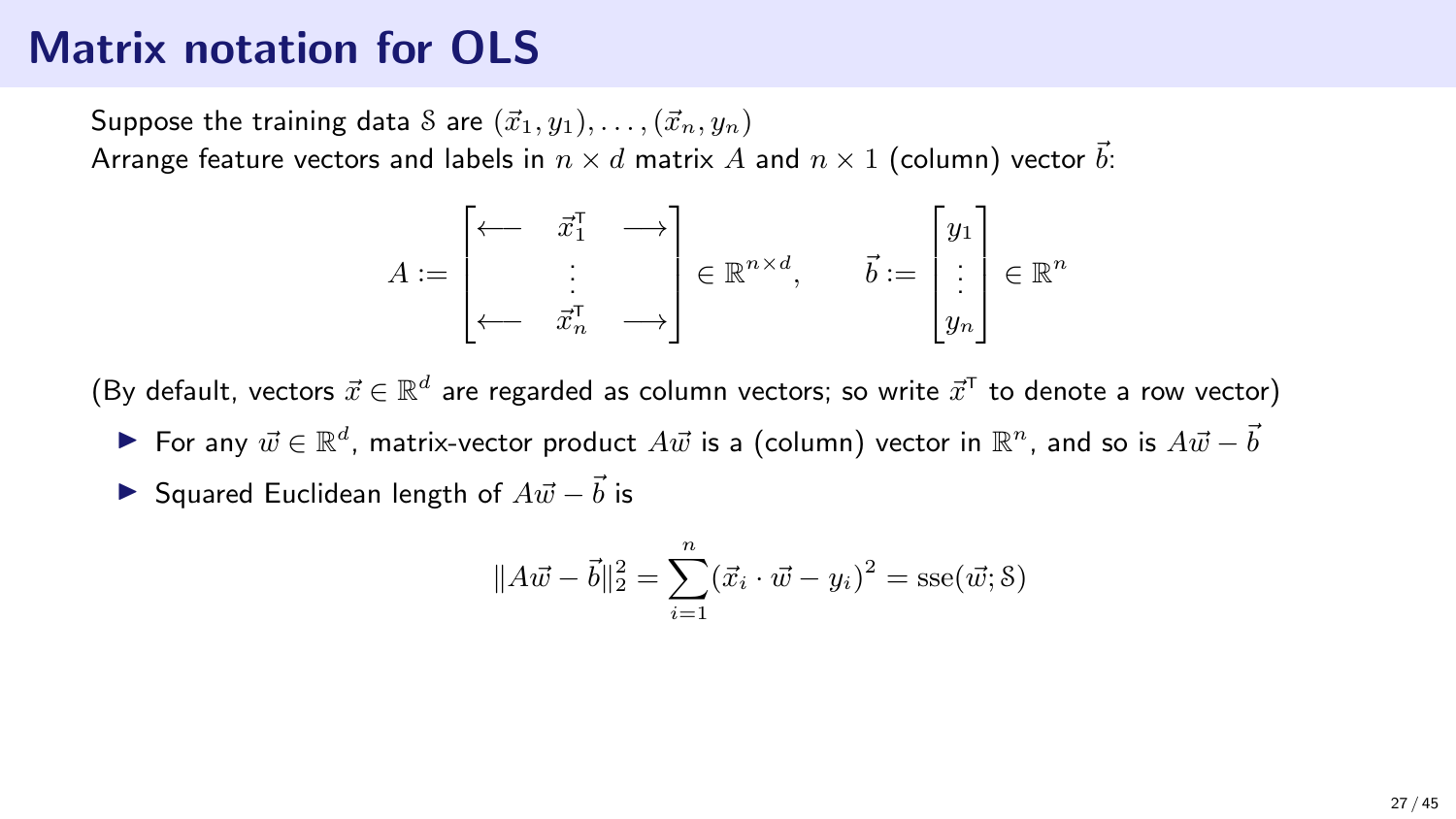# Matrix notation for OLS

Suppose the training data $\mathcal{S}$ are $(\vec{x}_1, y_1), \ldots, (\vec{x}_n, y_n)$
Arrange feature vectors and labels in $n \times d$ matrix $A$ and $n \times 1$ (column) vector $\vec{b}$:

$$A := \begin{bmatrix} \longleftarrow & \vec{x}_1^\mathsf{T} & \longrightarrow \\ & \vdots & \\ \longleftarrow & \vec{x}_n^\mathsf{T} & \longrightarrow \end{bmatrix} \in \mathbb{R}^{n \times d}, \qquad \vec{b} := \begin{bmatrix} y_1 \\ \vdots \\ y_n \end{bmatrix} \in \mathbb{R}^n$$

(By default, vectors $\vec{x} \in \mathbb{R}^d$ are regarded as column vectors; so write $\vec{x}^\mathsf{T}$ to denote a row vector)

- For any $\vec{w} \in \mathbb{R}^d$, matrix-vector product $A\vec{w}$ is a (column) vector in $\mathbb{R}^n$, and so is $A\vec{w} - \vec{b}$
- Squared Euclidean length of $A\vec{w} - \vec{b}$ is

$$\|A\vec{w} - \vec{b}\|_2^2 = \sum_{i=1}^{n} (\vec{x}_i \cdot \vec{w} - y_i)^2 = \operatorname{sse}(\vec{w}; \mathcal{S})$$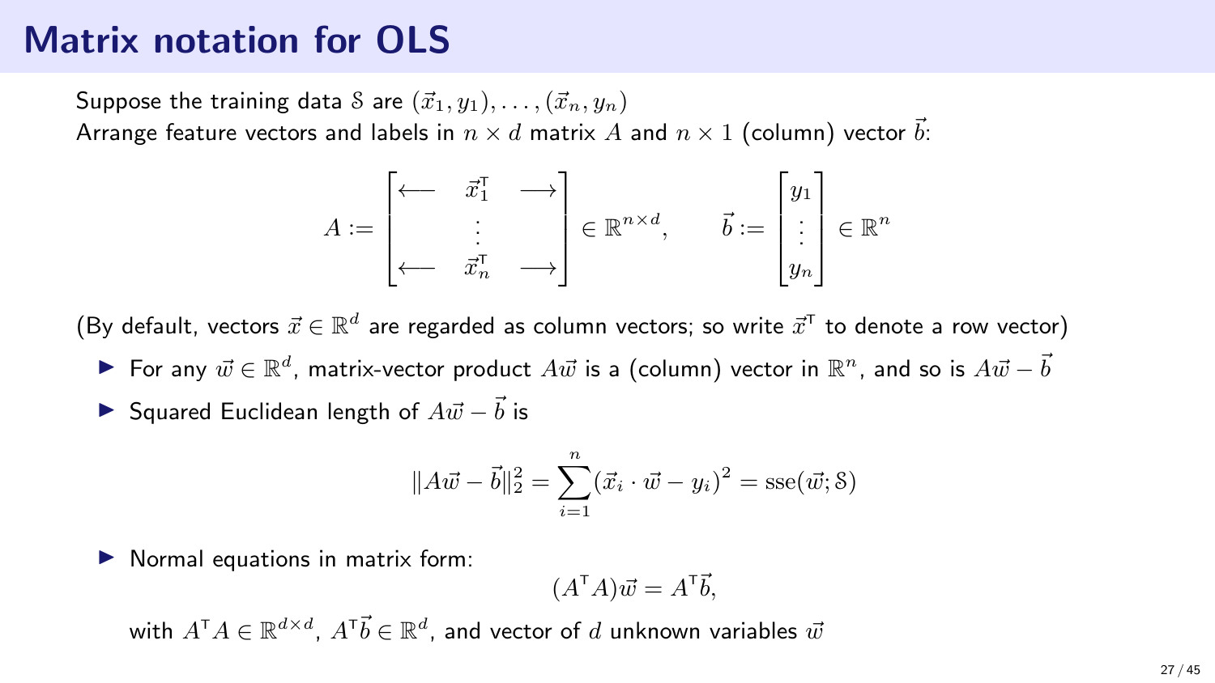# Matrix notation for OLS

Suppose the training data $\mathcal{S}$ are $(\vec{x}_1, y_1), \ldots, (\vec{x}_n, y_n)$

Arrange feature vectors and labels in $n \times d$ matrix $A$ and $n \times 1$ (column) vector $\vec{b}$:

$$A := \begin{bmatrix} \longleftarrow & \vec{x}_1^\mathsf{T} & \longrightarrow \\ & \vdots & \\ \longleftarrow & \vec{x}_n^\mathsf{T} & \longrightarrow \end{bmatrix} \in \mathbb{R}^{n \times d}, \qquad \vec{b} := \begin{bmatrix} y_1 \\ \vdots \\ y_n \end{bmatrix} \in \mathbb{R}^n$$

(By default, vectors $\vec{x} \in \mathbb{R}^d$ are regarded as column vectors; so write $\vec{x}^\mathsf{T}$ to denote a row vector)

- For any $\vec{w} \in \mathbb{R}^d$, matrix-vector product $A\vec{w}$ is a (column) vector in $\mathbb{R}^n$, and so is $A\vec{w} - \vec{b}$
- Squared Euclidean length of $A\vec{w} - \vec{b}$ is

$$\|A\vec{w} - \vec{b}\|_2^2 = \sum_{i=1}^{n} (\vec{x}_i \cdot \vec{w} - y_i)^2 = \mathrm{sse}(\vec{w}; \mathcal{S})$$

- Normal equations in matrix form:

$$(A^\mathsf{T} A)\vec{w} = A^\mathsf{T}\vec{b},$$

  with $A^\mathsf{T} A \in \mathbb{R}^{d \times d}$, $A^\mathsf{T}\vec{b} \in \mathbb{R}^d$, and vector of $d$ unknown variables $\vec{w}$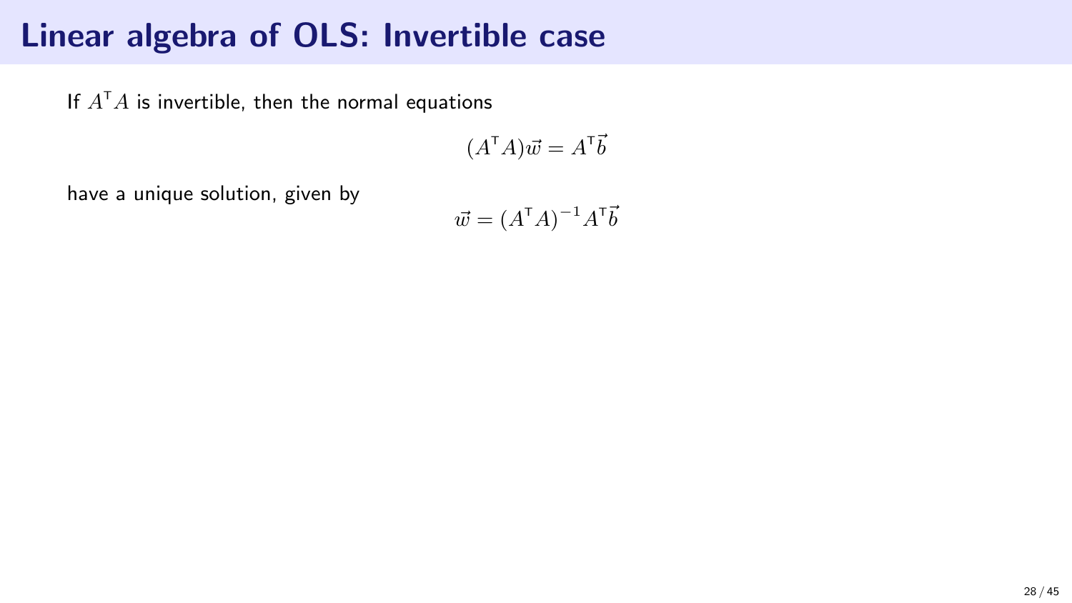# Linear algebra of OLS: Invertible case

If $A^\intercal A$ is invertible, then the normal equations

$$(A^\intercal A)\vec{w} = A^\intercal \vec{b}$$

have a unique solution, given by

$$\vec{w} = (A^\intercal A)^{-1} A^\intercal \vec{b}$$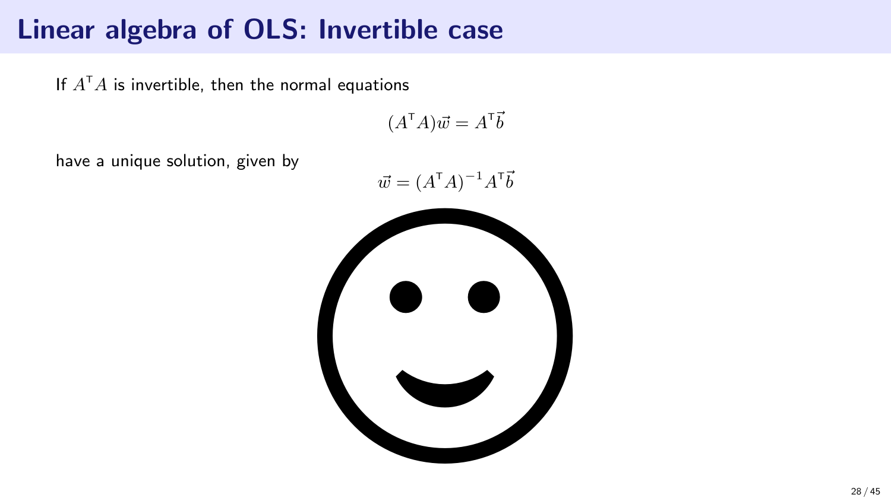# Linear algebra of OLS: Invertible case

If $A^\intercal A$ is invertible, then the normal equations

$$(A^\intercal A)\vec{w} = A^\intercal \vec{b}$$

have a unique solution, given by

$$\vec{w} = (A^\intercal A)^{-1} A^\intercal \vec{b}$$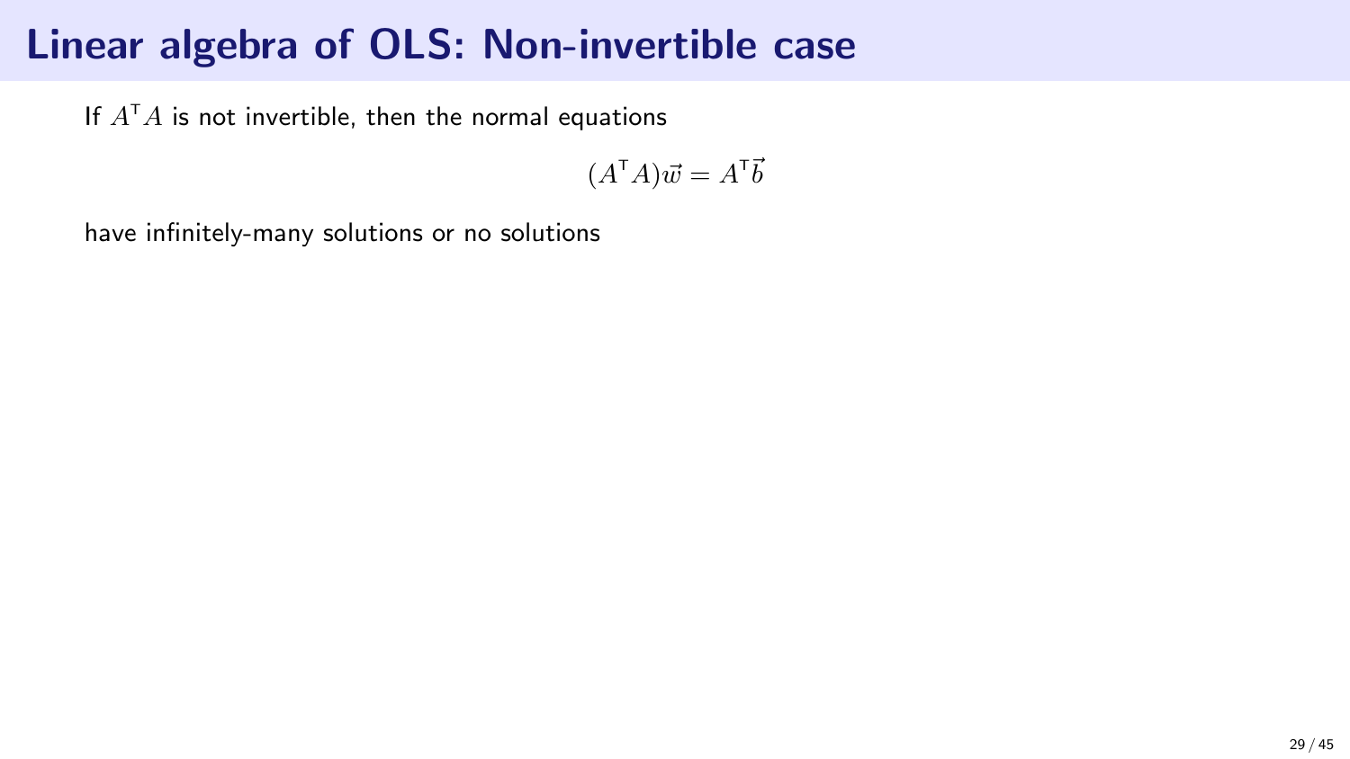# Linear algebra of OLS: Non-invertible case

If $A^\intercal A$ is not invertible, then the normal equations

$$(A^\intercal A)\vec{w} = A^\intercal \vec{b}$$

have infinitely-many solutions or no solutions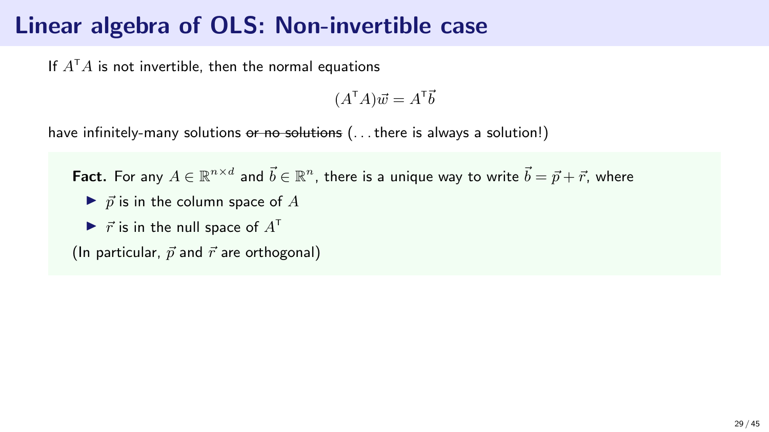# Linear algebra of OLS: Non-invertible case

If $A^\mathsf{T} A$ is not invertible, then the normal equations

$$(A^\mathsf{T} A)\vec{w} = A^\mathsf{T}\vec{b}$$

have infinitely-many solutions ~~or no solutions~~ (…there is always a solution!)

**Fact.** For any $A \in \mathbb{R}^{n \times d}$ and $\vec{b} \in \mathbb{R}^n$, there is a unique way to write $\vec{b} = \vec{p} + \vec{r}$, where

- $\vec{p}$ is in the column space of $A$
- $\vec{r}$ is in the null space of $A^\mathsf{T}$

(In particular, $\vec{p}$ and $\vec{r}$ are orthogonal)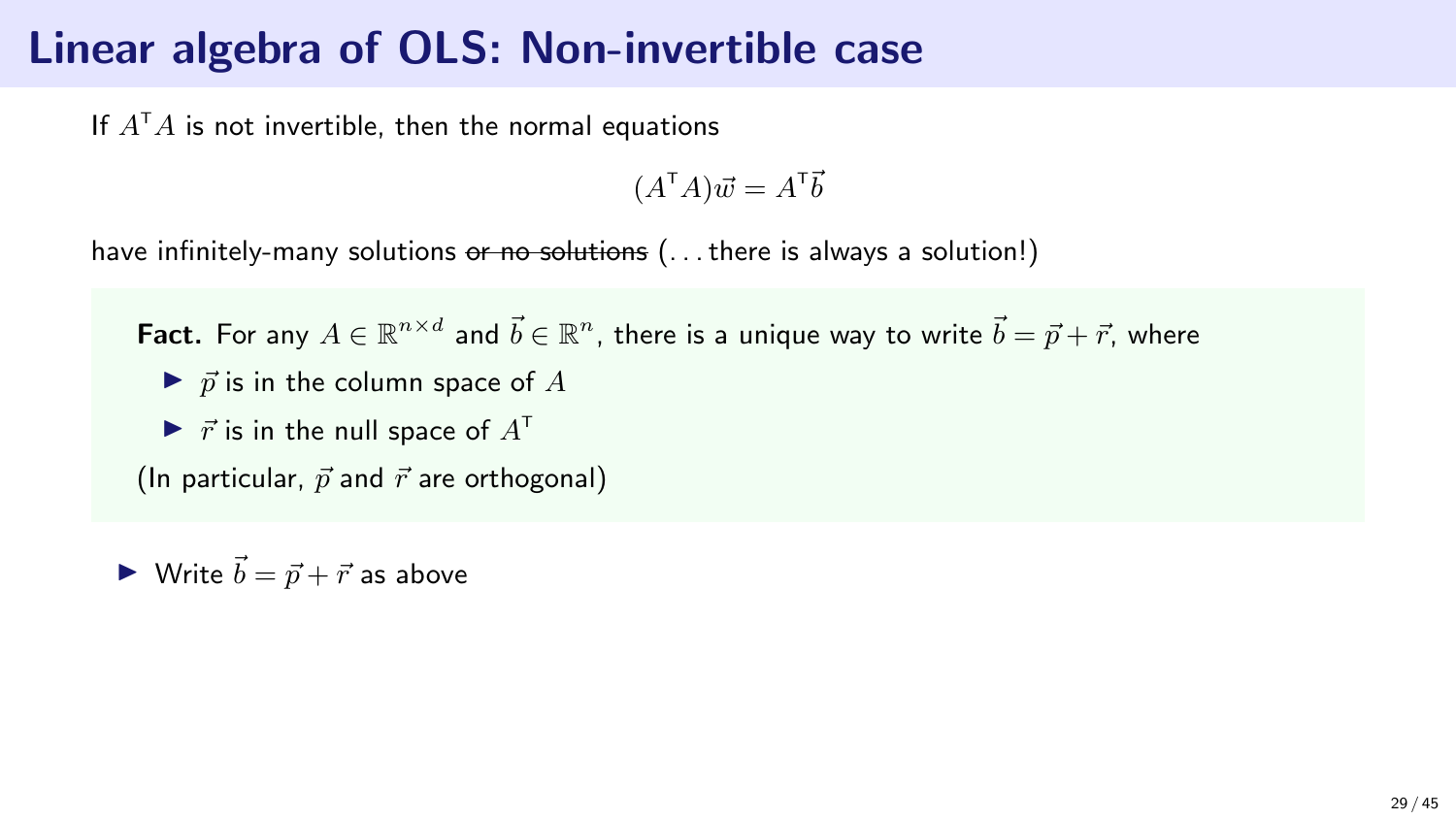# Linear algebra of OLS: Non-invertible case

If $A^\intercal A$ is not invertible, then the normal equations

$$(A^\intercal A)\vec{w} = A^\intercal \vec{b}$$

have infinitely-many solutions ~~or no solutions~~ (... there is always a solution!)

**Fact.** For any $A \in \mathbb{R}^{n \times d}$ and $\vec{b} \in \mathbb{R}^n$, there is a unique way to write $\vec{b} = \vec{p} + \vec{r}$, where

- $\vec{p}$ is in the column space of $A$
- $\vec{r}$ is in the null space of $A^\intercal$

(In particular, $\vec{p}$ and $\vec{r}$ are orthogonal)

- Write $\vec{b} = \vec{p} + \vec{r}$ as above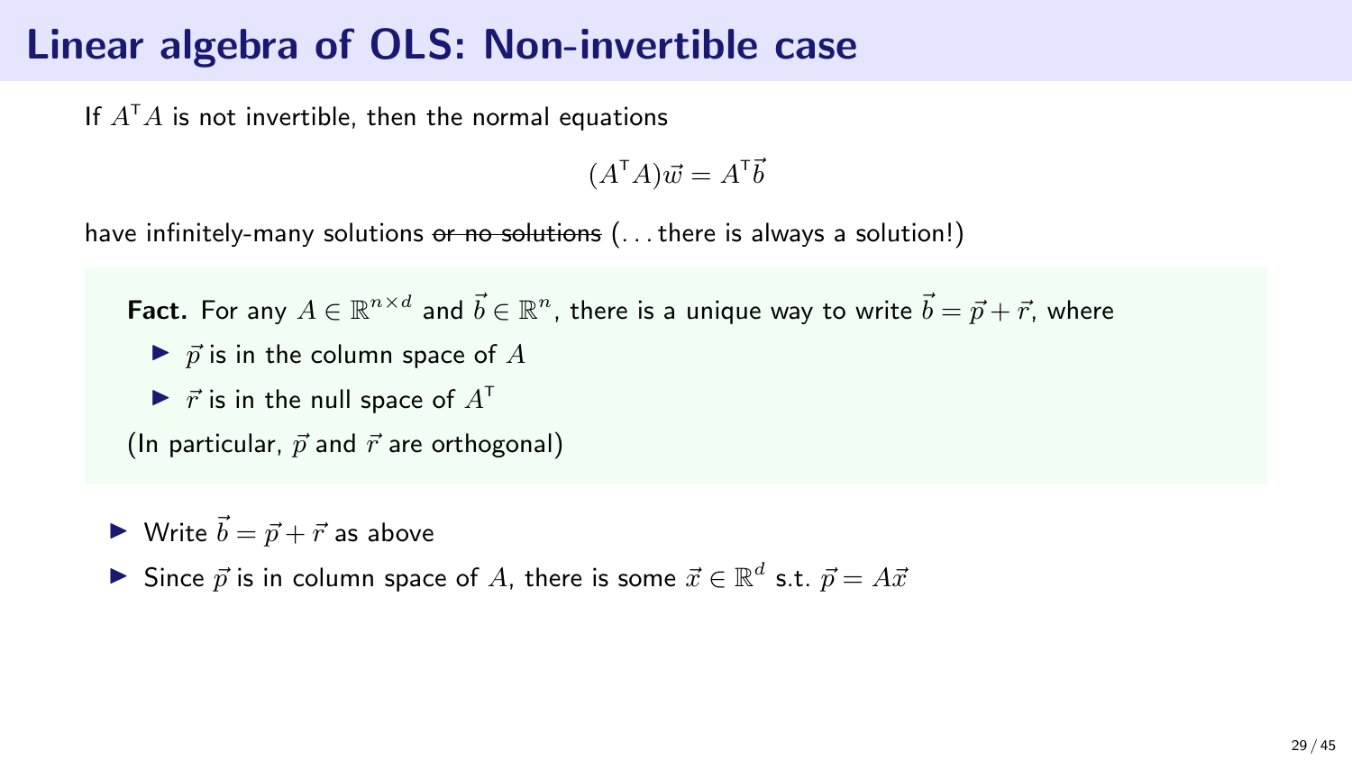# Linear algebra of OLS: Non-invertible case

If $A^\intercal A$ is not invertible, then the normal equations

$$(A^\intercal A)\vec{w} = A^\intercal\vec{b}$$

have infinitely-many solutions ~~or no solutions~~ (…there is always a solution!)

**Fact.** For any $A \in \mathbb{R}^{n\times d}$ and $\vec{b} \in \mathbb{R}^n$, there is a unique way to write $\vec{b} = \vec{p} + \vec{r}$, where

- $\vec{p}$ is in the column space of $A$
- $\vec{r}$ is in the null space of $A^\intercal$

(In particular, $\vec{p}$ and $\vec{r}$ are orthogonal)

- Write $\vec{b} = \vec{p} + \vec{r}$ as above
- Since $\vec{p}$ is in column space of $A$, there is some $\vec{x} \in \mathbb{R}^d$ s.t. $\vec{p} = A\vec{x}$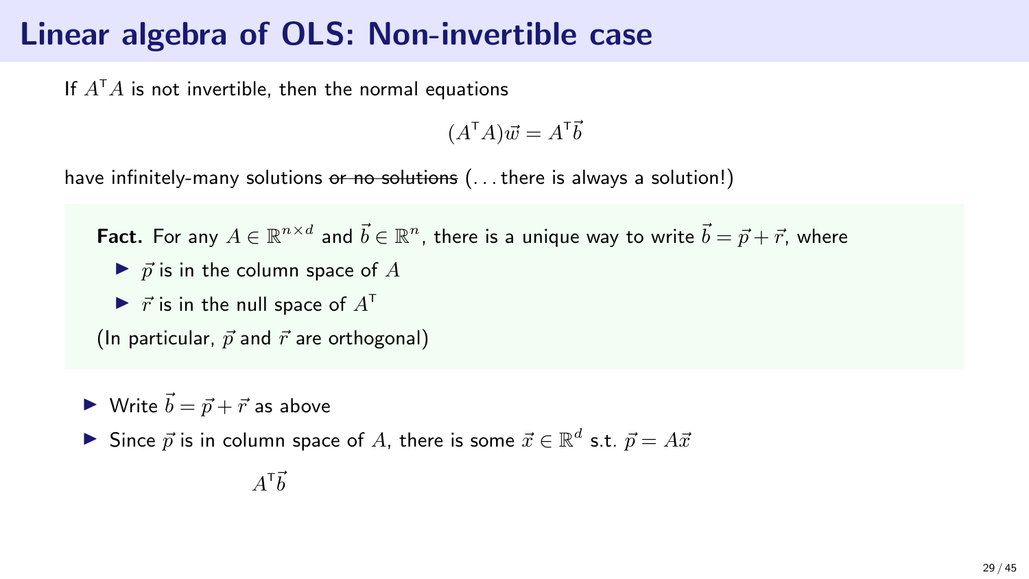# Linear algebra of OLS: Non-invertible case

If $A^\intercal A$ is not invertible, then the normal equations

$$(A^\intercal A)\vec{w} = A^\intercal \vec{b}$$

have infinitely-many solutions ~~or no solutions~~ (... there is always a solution!)

**Fact.** For any $A \in \mathbb{R}^{n \times d}$ and $\vec{b} \in \mathbb{R}^n$, there is a unique way to write $\vec{b} = \vec{p} + \vec{r}$, where

- $\vec{p}$ is in the column space of $A$
- $\vec{r}$ is in the null space of $A^\intercal$

(In particular, $\vec{p}$ and $\vec{r}$ are orthogonal)

- Write $\vec{b} = \vec{p} + \vec{r}$ as above
- Since $\vec{p}$ is in column space of $A$, there is some $\vec{x} \in \mathbb{R}^d$ s.t. $\vec{p} = A\vec{x}$

$$A^\intercal \vec{b}$$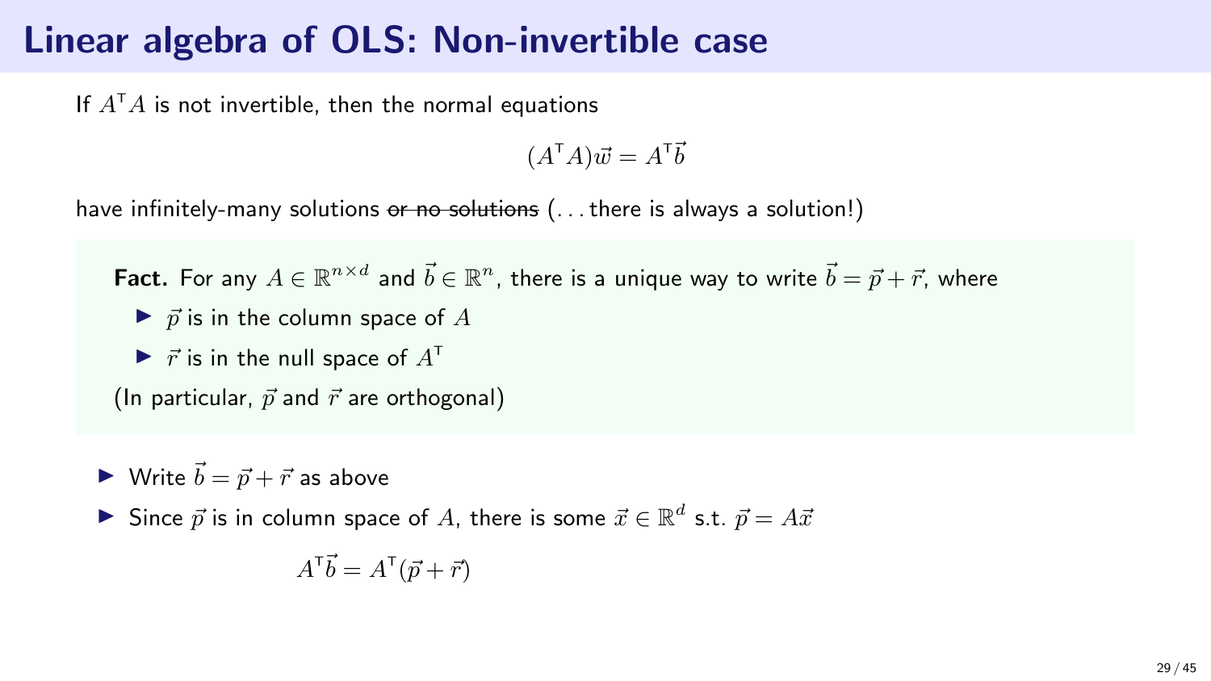# Linear algebra of OLS: Non-invertible case

If $A^\intercal A$ is not invertible, then the normal equations

$$(A^\intercal A)\vec{w} = A^\intercal \vec{b}$$

have infinitely-many solutions ~~or no solutions~~ (...there is always a solution!)

**Fact.** For any $A \in \mathbb{R}^{n \times d}$ and $\vec{b} \in \mathbb{R}^n$, there is a unique way to write $\vec{b} = \vec{p} + \vec{r}$, where

- $\vec{p}$ is in the column space of $A$
- $\vec{r}$ is in the null space of $A^\intercal$

(In particular, $\vec{p}$ and $\vec{r}$ are orthogonal)

- Write $\vec{b} = \vec{p} + \vec{r}$ as above
- Since $\vec{p}$ is in column space of $A$, there is some $\vec{x} \in \mathbb{R}^d$ s.t. $\vec{p} = A\vec{x}$

$$A^\intercal \vec{b} = A^\intercal(\vec{p} + \vec{r})$$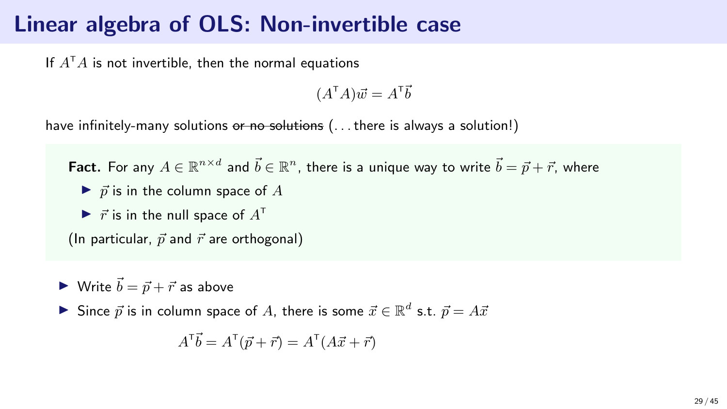# Linear algebra of OLS: Non-invertible case

If $A^\intercal A$ is not invertible, then the normal equations

$$(A^\intercal A)\vec{w} = A^\intercal \vec{b}$$

have infinitely-many solutions ~~or no solutions~~ (. . . there is always a solution!)

**Fact.** For any $A \in \mathbb{R}^{n \times d}$ and $\vec{b} \in \mathbb{R}^n$, there is a unique way to write $\vec{b} = \vec{p} + \vec{r}$, where

- $\vec{p}$ is in the column space of $A$
- $\vec{r}$ is in the null space of $A^\intercal$

(In particular, $\vec{p}$ and $\vec{r}$ are orthogonal)

- Write $\vec{b} = \vec{p} + \vec{r}$ as above
- Since $\vec{p}$ is in column space of $A$, there is some $\vec{x} \in \mathbb{R}^d$ s.t. $\vec{p} = A\vec{x}$

$$A^\intercal \vec{b} = A^\intercal(\vec{p} + \vec{r}) = A^\intercal(A\vec{x} + \vec{r})$$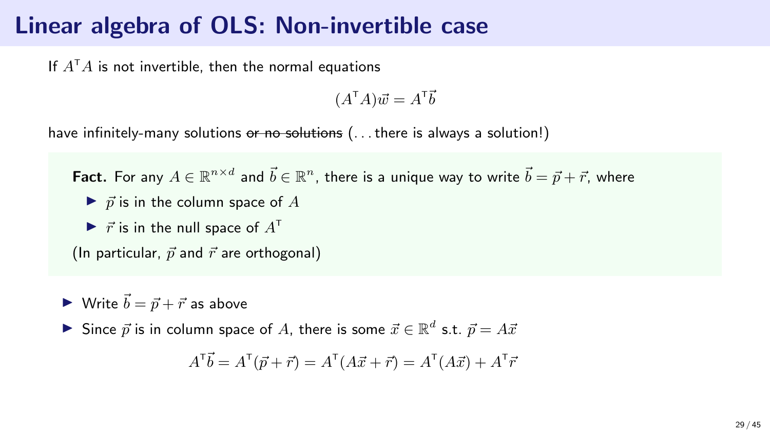# Linear algebra of OLS: Non-invertible case

If $A^\intercal A$ is not invertible, then the normal equations

$$(A^\intercal A)\vec{w} = A^\intercal \vec{b}$$

have infinitely-many solutions ~~or no solutions~~ (…there is always a solution!)

**Fact.** For any $A \in \mathbb{R}^{n \times d}$ and $\vec{b} \in \mathbb{R}^n$, there is a unique way to write $\vec{b} = \vec{p} + \vec{r}$, where

- $\vec{p}$ is in the column space of $A$
- $\vec{r}$ is in the null space of $A^\intercal$

(In particular, $\vec{p}$ and $\vec{r}$ are orthogonal)

- Write $\vec{b} = \vec{p} + \vec{r}$ as above
- Since $\vec{p}$ is in column space of $A$, there is some $\vec{x} \in \mathbb{R}^d$ s.t. $\vec{p} = A\vec{x}$

$$A^\intercal \vec{b} = A^\intercal(\vec{p} + \vec{r}) = A^\intercal(A\vec{x} + \vec{r}) = A^\intercal(A\vec{x}) + A^\intercal \vec{r}$$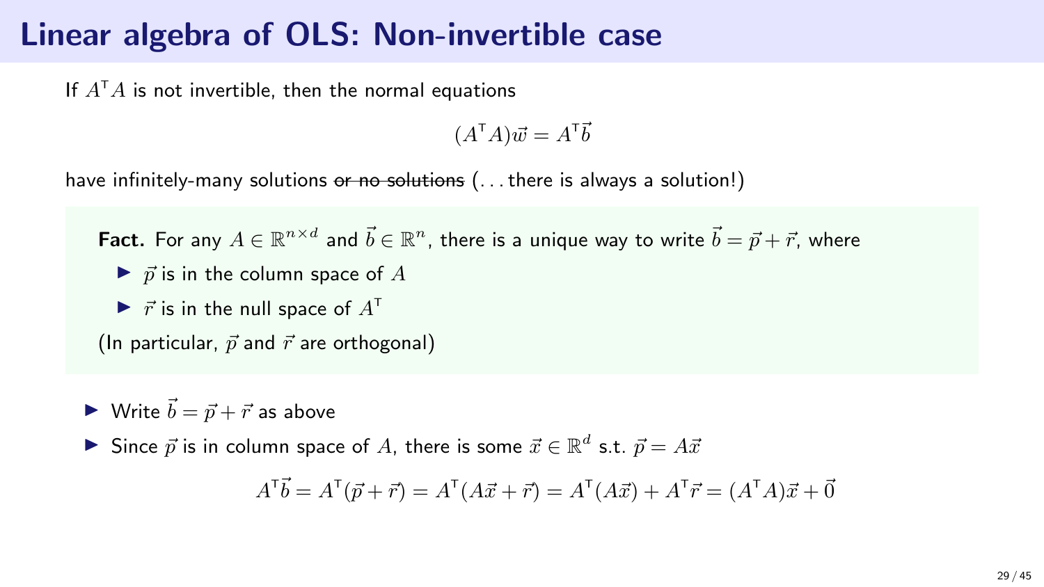# Linear algebra of OLS: Non-invertible case

If $A^\intercal A$ is not invertible, then the normal equations

$$(A^\intercal A)\vec{w} = A^\intercal \vec{b}$$

have infinitely-many solutions ~~or no solutions~~ (…there is always a solution!)

**Fact.** For any $A \in \mathbb{R}^{n \times d}$ and $\vec{b} \in \mathbb{R}^n$, there is a unique way to write $\vec{b} = \vec{p} + \vec{r}$, where

- $\vec{p}$ is in the column space of $A$
- $\vec{r}$ is in the null space of $A^\intercal$

(In particular, $\vec{p}$ and $\vec{r}$ are orthogonal)

- Write $\vec{b} = \vec{p} + \vec{r}$ as above
- Since $\vec{p}$ is in column space of $A$, there is some $\vec{x} \in \mathbb{R}^d$ s.t. $\vec{p} = A\vec{x}$

$$A^\intercal \vec{b} = A^\intercal(\vec{p} + \vec{r}) = A^\intercal(A\vec{x} + \vec{r}) = A^\intercal(A\vec{x}) + A^\intercal \vec{r} = (A^\intercal A)\vec{x} + \vec{0}$$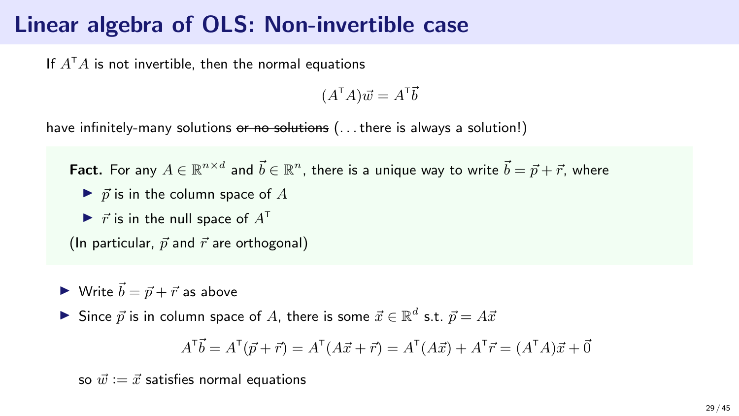# Linear algebra of OLS: Non-invertible case

If $A^\intercal A$ is not invertible, then the normal equations

$$(A^\intercal A)\vec{w} = A^\intercal \vec{b}$$

have infinitely-many solutions ~~or no solutions~~ (... there is always a solution!)

**Fact.** For any $A \in \mathbb{R}^{n \times d}$ and $\vec{b} \in \mathbb{R}^n$, there is a unique way to write $\vec{b} = \vec{p} + \vec{r}$, where

- $\vec{p}$ is in the column space of $A$
- $\vec{r}$ is in the null space of $A^\intercal$

(In particular, $\vec{p}$ and $\vec{r}$ are orthogonal)

- Write $\vec{b} = \vec{p} + \vec{r}$ as above
- Since $\vec{p}$ is in column space of $A$, there is some $\vec{x} \in \mathbb{R}^d$ s.t. $\vec{p} = A\vec{x}$

$$A^\intercal \vec{b} = A^\intercal(\vec{p} + \vec{r}) = A^\intercal(A\vec{x} + \vec{r}) = A^\intercal(A\vec{x}) + A^\intercal \vec{r} = (A^\intercal A)\vec{x} + \vec{0}$$

so $\vec{w} := \vec{x}$ satisfies normal equations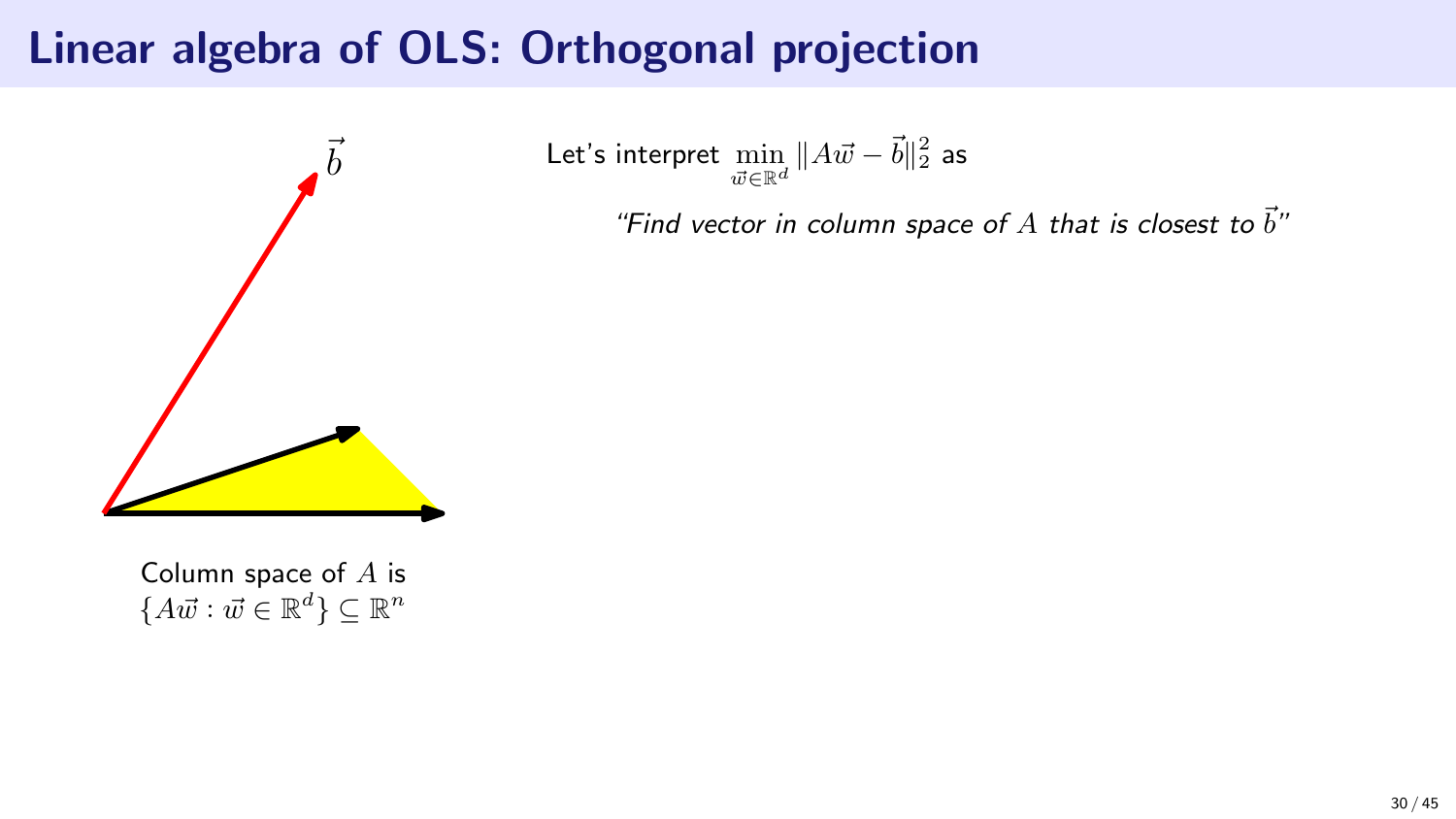# Linear algebra of OLS: Orthogonal projection

$\vec{b}$

Column space of $A$ is $\{A\vec{w} : \vec{w} \in \mathbb{R}^d\} \subseteq \mathbb{R}^n$

Let's interpret $\min_{\vec{w} \in \mathbb{R}^d} \|A\vec{w} - \vec{b}\|_2^2$ as

*"Find vector in column space of $A$ that is closest to $\vec{b}$"*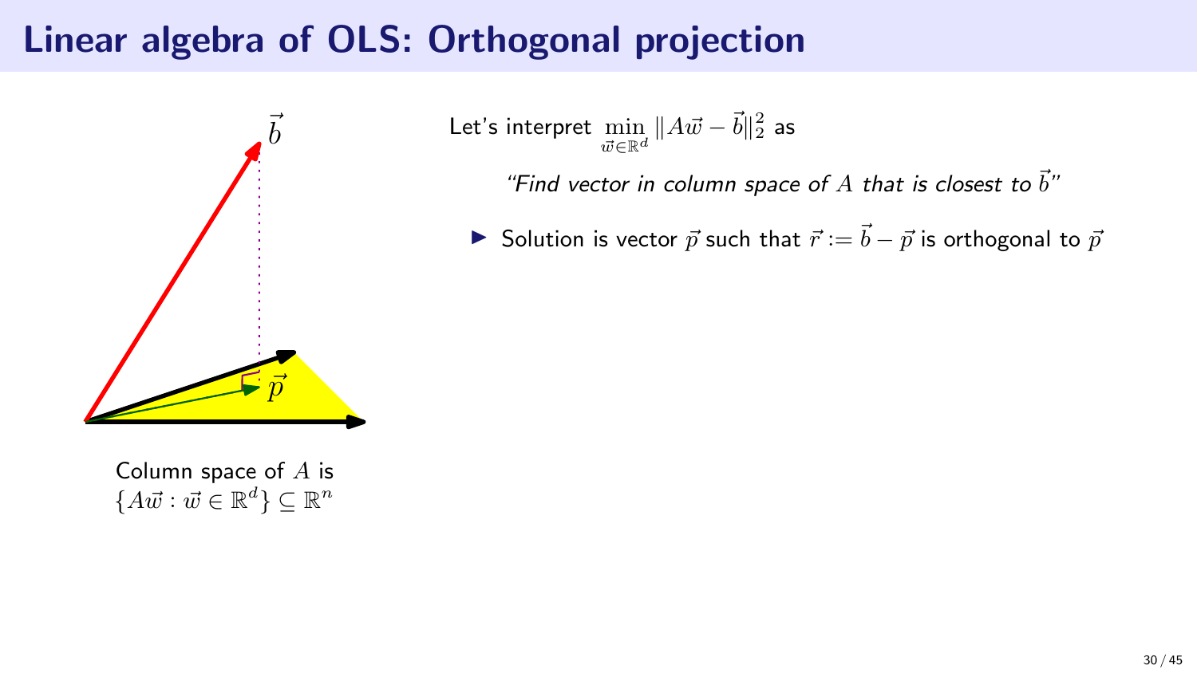# Linear algebra of OLS: Orthogonal projection

$\vec{b}$

$\vec{p}$

Column space of $A$ is $\{A\vec{w} : \vec{w} \in \mathbb{R}^d\} \subseteq \mathbb{R}^n$

Let's interpret $\min_{\vec{w} \in \mathbb{R}^d} \|A\vec{w} - \vec{b}\|_2^2$ as

*"Find vector in column space of $A$ that is closest to $\vec{b}$"*

- Solution is vector $\vec{p}$ such that $\vec{r} := \vec{b} - \vec{p}$ is orthogonal to $\vec{p}$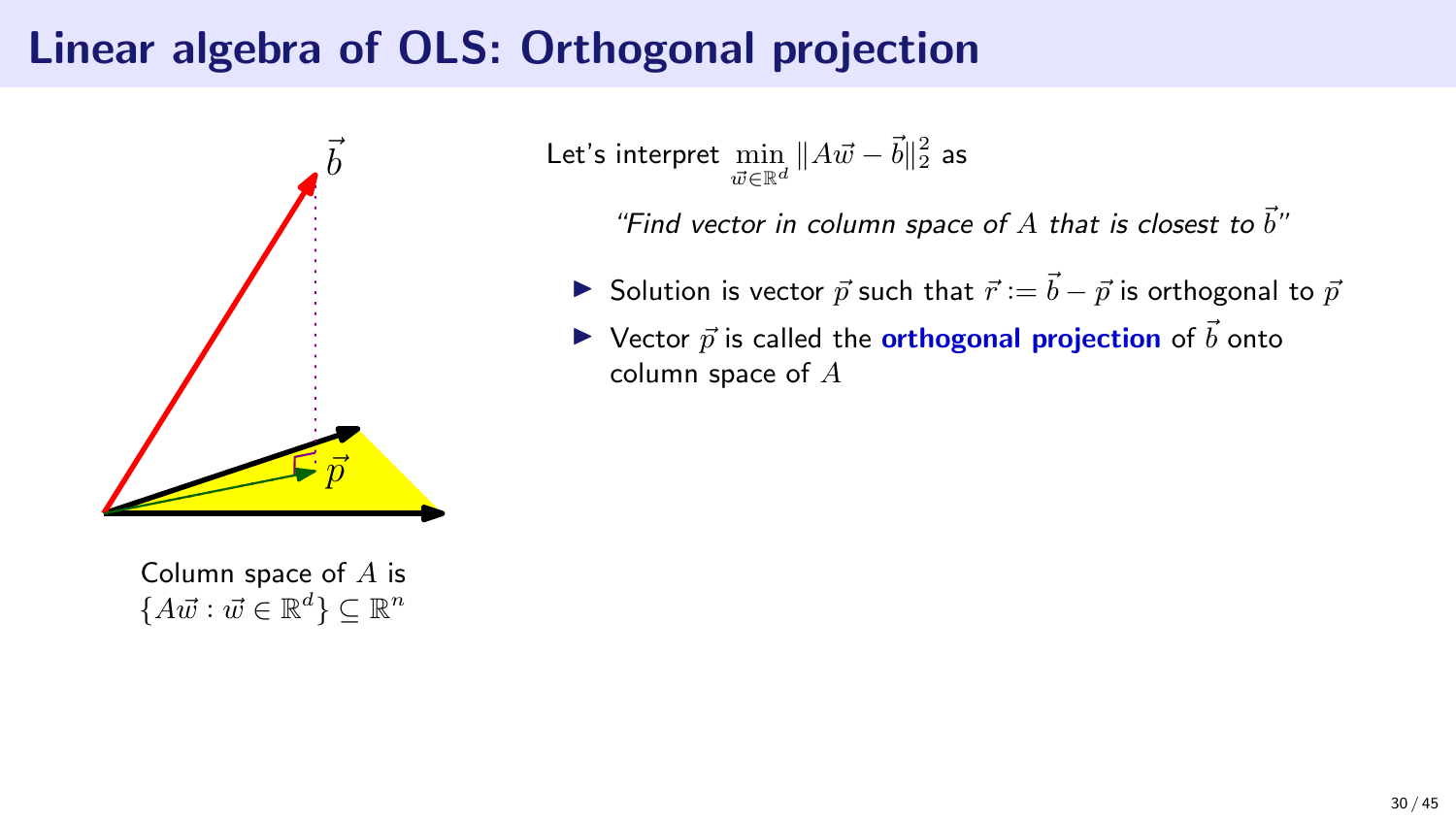# Linear algebra of OLS: Orthogonal projection

Column space of $A$ is $\{A\vec{w} : \vec{w} \in \mathbb{R}^d\} \subseteq \mathbb{R}^n$

Let's interpret $\min_{\vec{w} \in \mathbb{R}^d} \|A\vec{w} - \vec{b}\|_2^2$ as

*"Find vector in column space of $A$ that is closest to $\vec{b}$"*

- Solution is vector $\vec{p}$ such that $\vec{r} := \vec{b} - \vec{p}$ is orthogonal to $\vec{p}$
- Vector $\vec{p}$ is called the **orthogonal projection** of $\vec{b}$ onto column space of $A$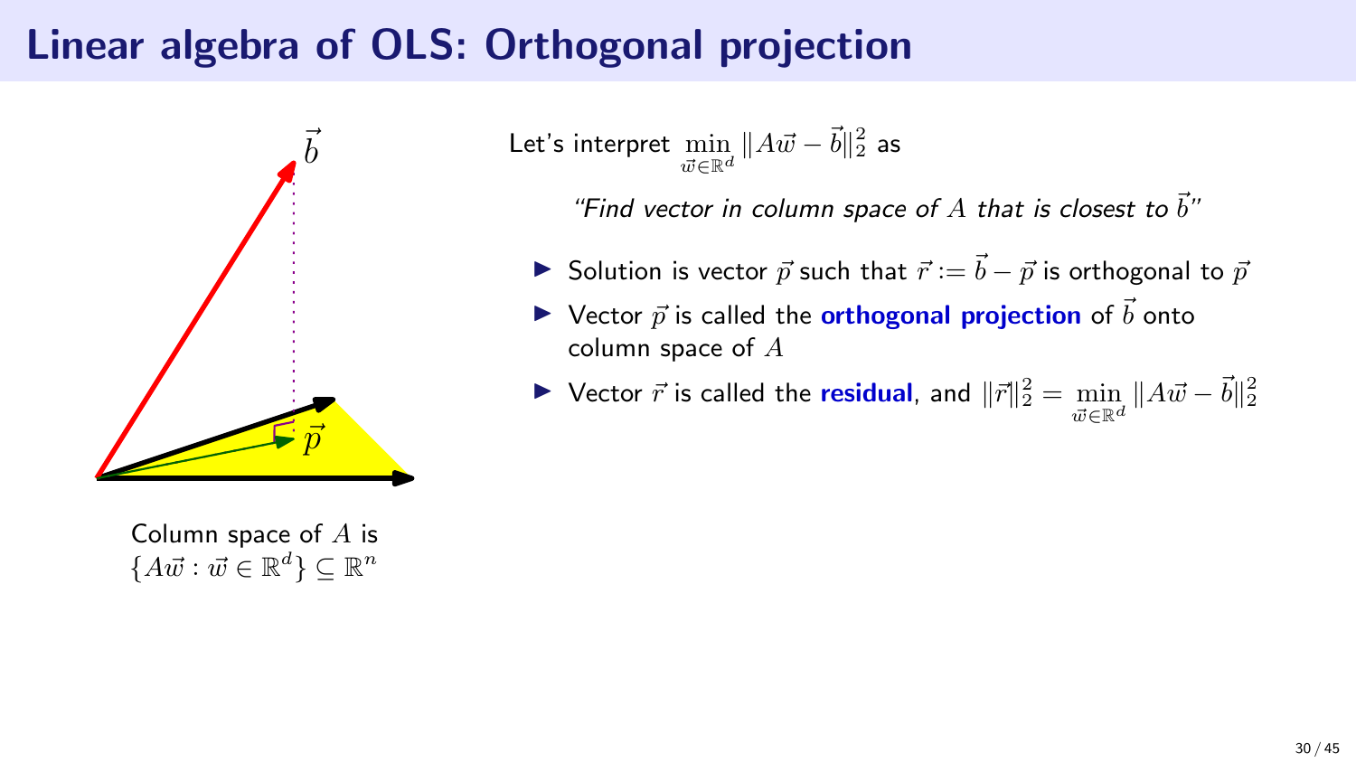# Linear algebra of OLS: Orthogonal projection

$\vec{b}$

$\vec{p}$

Column space of $A$ is $\{A\vec{w} : \vec{w} \in \mathbb{R}^d\} \subseteq \mathbb{R}^n$

Let's interpret $\min_{\vec{w} \in \mathbb{R}^d} \|A\vec{w} - \vec{b}\|_2^2$ as

*"Find vector in column space of $A$ that is closest to $\vec{b}$"*

- Solution is vector $\vec{p}$ such that $\vec{r} := \vec{b} - \vec{p}$ is orthogonal to $\vec{p}$
- Vector $\vec{p}$ is called the **orthogonal projection** of $\vec{b}$ onto column space of $A$
- Vector $\vec{r}$ is called the **residual**, and $\|\vec{r}\|_2^2 = \min_{\vec{w} \in \mathbb{R}^d} \|A\vec{w} - \vec{b}\|_2^2$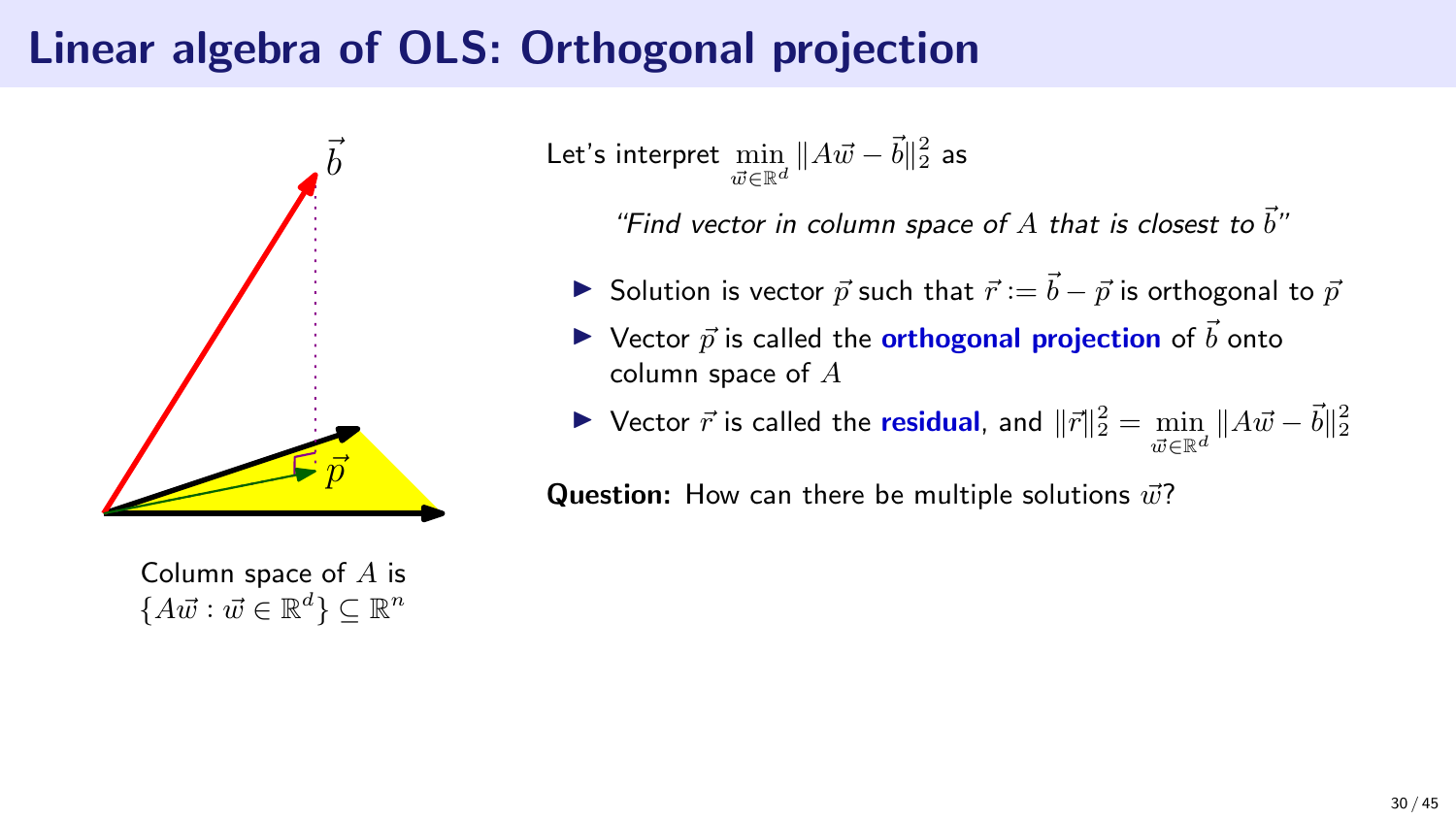# Linear algebra of OLS: Orthogonal projection

Column space of $A$ is $\{A\vec{w} : \vec{w} \in \mathbb{R}^d\} \subseteq \mathbb{R}^n$

Let's interpret $\min_{\vec{w} \in \mathbb{R}^d} \|A\vec{w} - \vec{b}\|_2^2$ as

*"Find vector in column space of $A$ that is closest to $\vec{b}$"*

- Solution is vector $\vec{p}$ such that $\vec{r} := \vec{b} - \vec{p}$ is orthogonal to $\vec{p}$
- Vector $\vec{p}$ is called the **orthogonal projection** of $\vec{b}$ onto column space of $A$
- Vector $\vec{r}$ is called the **residual**, and $\|\vec{r}\|_2^2 = \min_{\vec{w} \in \mathbb{R}^d} \|A\vec{w} - \vec{b}\|_2^2$

**Question:** How can there be multiple solutions $\vec{w}$?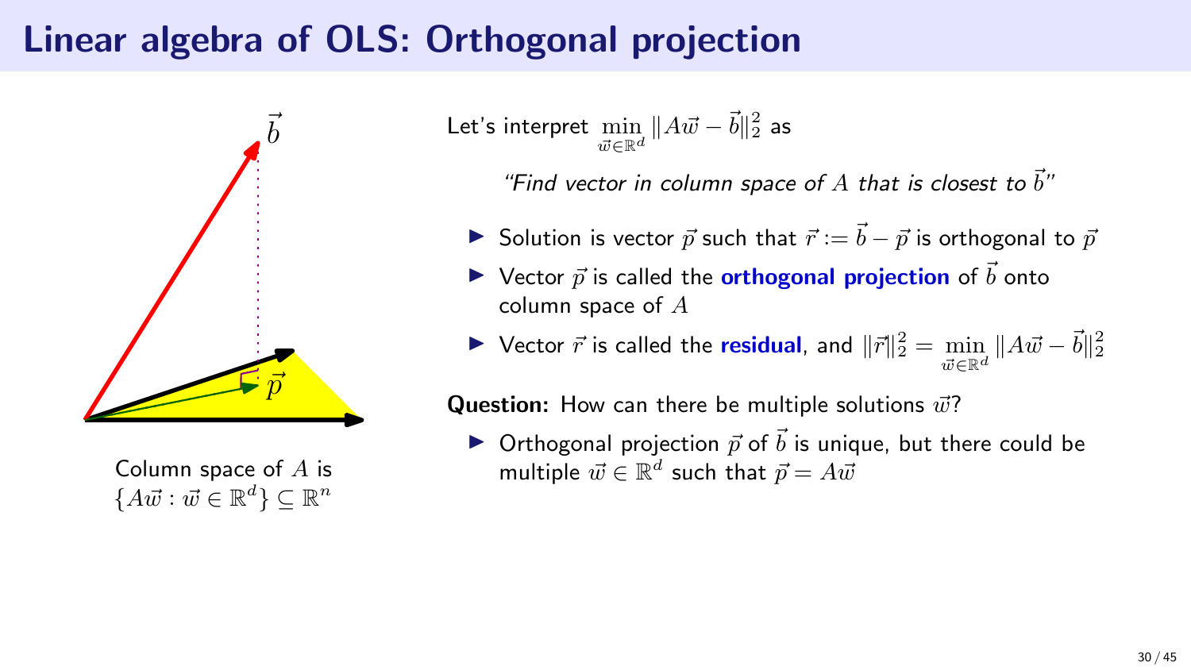# Linear algebra of OLS: Orthogonal projection

Column space of $A$ is $\{A\vec{w} : \vec{w} \in \mathbb{R}^d\} \subseteq \mathbb{R}^n$

Let's interpret $\min_{\vec{w}\in\mathbb{R}^d} \|A\vec{w} - \vec{b}\|_2^2$ as

*"Find vector in column space of $A$ that is closest to $\vec{b}$"*

- Solution is vector $\vec{p}$ such that $\vec{r} := \vec{b} - \vec{p}$ is orthogonal to $\vec{p}$
- Vector $\vec{p}$ is called the **orthogonal projection** of $\vec{b}$ onto column space of $A$
- Vector $\vec{r}$ is called the **residual**, and $\|\vec{r}\|_2^2 = \min_{\vec{w}\in\mathbb{R}^d} \|A\vec{w} - \vec{b}\|_2^2$

**Question:** How can there be multiple solutions $\vec{w}$?

- Orthogonal projection $\vec{p}$ of $\vec{b}$ is unique, but there could be multiple $\vec{w} \in \mathbb{R}^d$ such that $\vec{p} = A\vec{w}$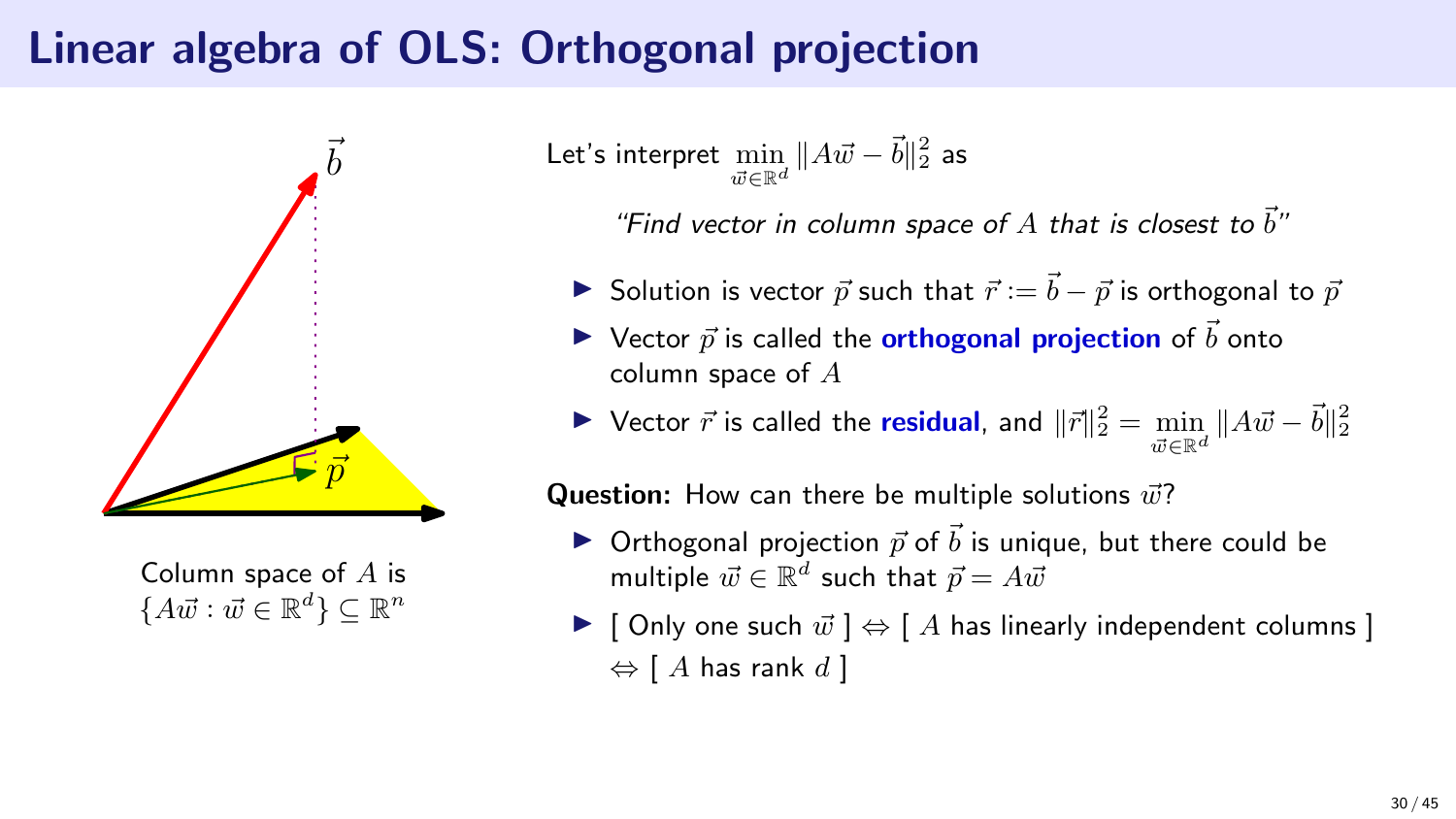# Linear algebra of OLS: Orthogonal projection

$\vec{b}$

$\vec{p}$

Column space of $A$ is $\{A\vec{w} : \vec{w} \in \mathbb{R}^d\} \subseteq \mathbb{R}^n$

Let's interpret $\min_{\vec{w} \in \mathbb{R}^d} \|A\vec{w} - \vec{b}\|_2^2$ as

*"Find vector in column space of $A$ that is closest to $\vec{b}$"*

- Solution is vector $\vec{p}$ such that $\vec{r} := \vec{b} - \vec{p}$ is orthogonal to $\vec{p}$
- Vector $\vec{p}$ is called the **orthogonal projection** of $\vec{b}$ onto column space of $A$
- Vector $\vec{r}$ is called the **residual**, and $\|\vec{r}\|_2^2 = \min_{\vec{w} \in \mathbb{R}^d} \|A\vec{w} - \vec{b}\|_2^2$

**Question:** How can there be multiple solutions $\vec{w}$?

- Orthogonal projection $\vec{p}$ of $\vec{b}$ is unique, but there could be multiple $\vec{w} \in \mathbb{R}^d$ such that $\vec{p} = A\vec{w}$
- [ Only one such $\vec{w}$ ] $\Leftrightarrow$ [ $A$ has linearly independent columns ] $\Leftrightarrow$ [ $A$ has rank $d$ ]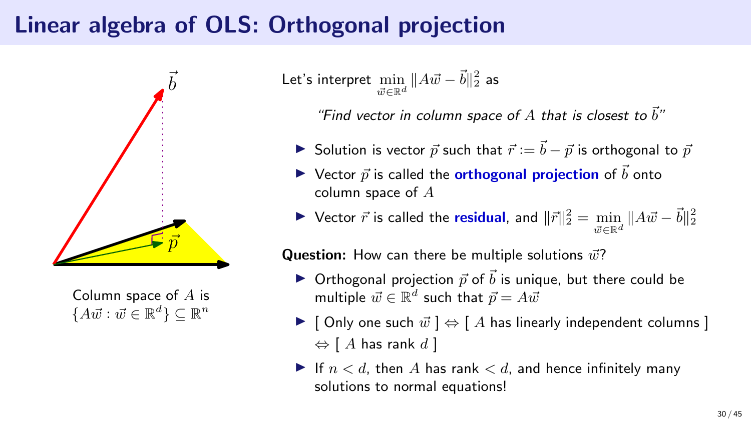# Linear algebra of OLS: Orthogonal projection

$\vec{b}$

$\vec{p}$

Column space of $A$ is $\{A\vec{w} : \vec{w} \in \mathbb{R}^d\} \subseteq \mathbb{R}^n$

Let's interpret $\min_{\vec{w} \in \mathbb{R}^d} \|A\vec{w} - \vec{b}\|_2^2$ as

*"Find vector in column space of $A$ that is closest to $\vec{b}$"*

- Solution is vector $\vec{p}$ such that $\vec{r} := \vec{b} - \vec{p}$ is orthogonal to $\vec{p}$
- Vector $\vec{p}$ is called the **orthogonal projection** of $\vec{b}$ onto column space of $A$
- Vector $\vec{r}$ is called the **residual**, and $\|\vec{r}\|_2^2 = \min_{\vec{w} \in \mathbb{R}^d} \|A\vec{w} - \vec{b}\|_2^2$

**Question:** How can there be multiple solutions $\vec{w}$?

- Orthogonal projection $\vec{p}$ of $\vec{b}$ is unique, but there could be multiple $\vec{w} \in \mathbb{R}^d$ such that $\vec{p} = A\vec{w}$
- [ Only one such $\vec{w}$ ] $\Leftrightarrow$ [ $A$ has linearly independent columns ] $\Leftrightarrow$ [ $A$ has rank $d$ ]
- If $n < d$, then $A$ has rank $< d$, and hence infinitely many solutions to normal equations!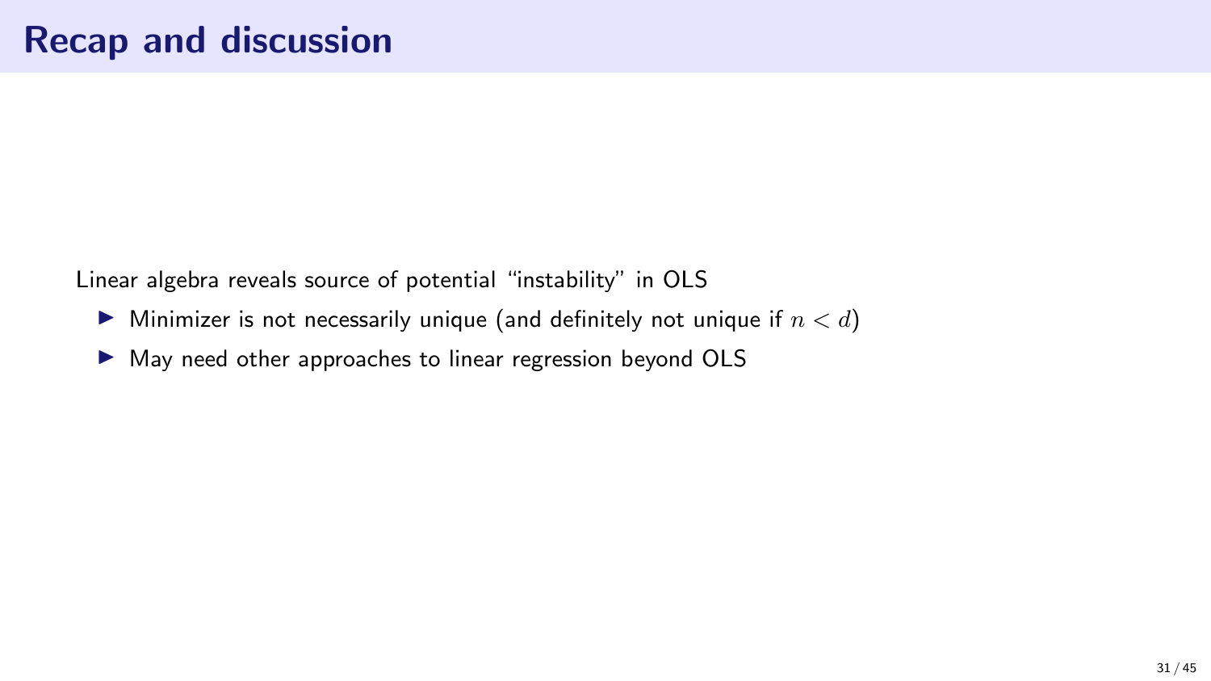# Recap and discussion

Linear algebra reveals source of potential "instability" in OLS

- Minimizer is not necessarily unique (and definitely not unique if $n < d$)
- May need other approaches to linear regression beyond OLS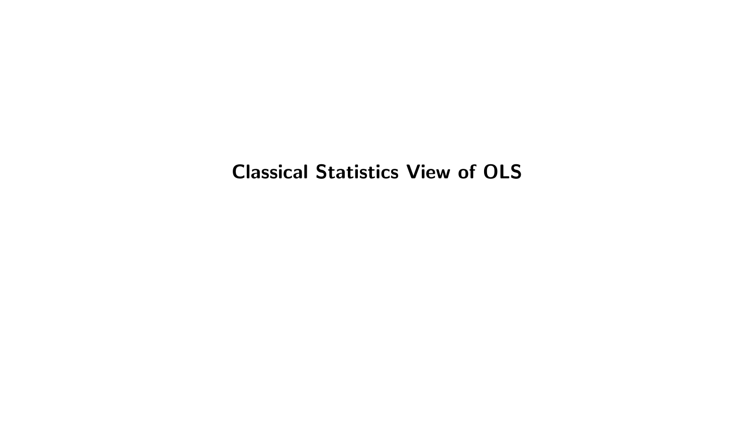# Classical Statistics View of OLS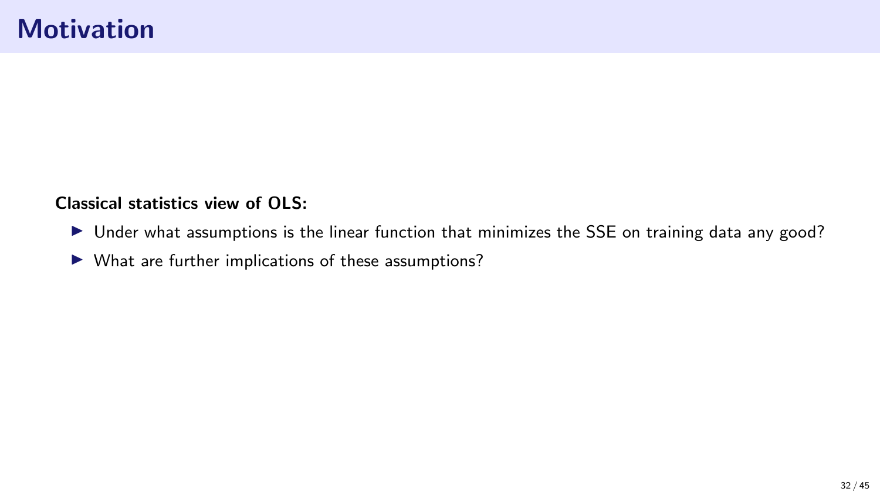# Motivation

**Classical statistics view of OLS:**

- Under what assumptions is the linear function that minimizes the SSE on training data any good?
- What are further implications of these assumptions?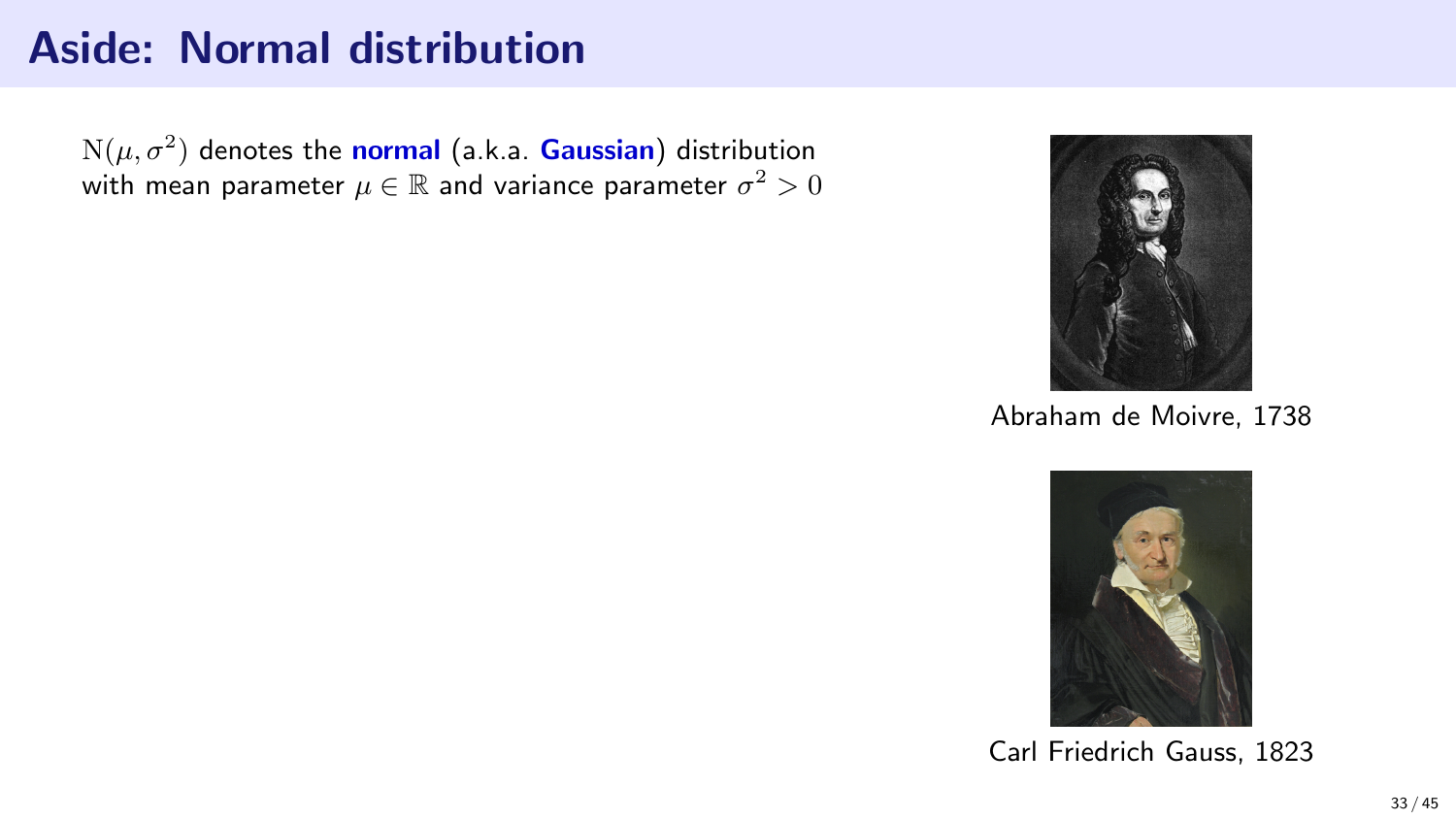# Aside: Normal distribution

$\mathrm{N}(\mu, \sigma^2)$ denotes the **normal** (a.k.a. **Gaussian**) distribution with mean parameter $\mu \in \mathbb{R}$ and variance parameter $\sigma^2 > 0$

Abraham de Moivre, 1738

Carl Friedrich Gauss, 1823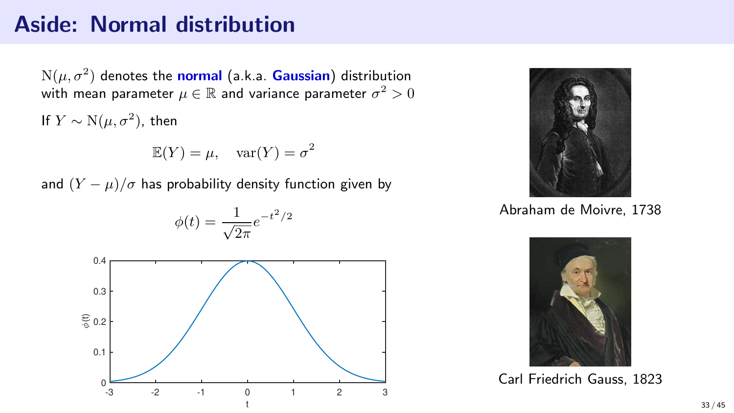# Aside: Normal distribution

$\mathrm{N}(\mu, \sigma^2)$ denotes the **normal** (a.k.a. **Gaussian**) distribution with mean parameter $\mu \in \mathbb{R}$ and variance parameter $\sigma^2 > 0$

If $Y \sim \mathrm{N}(\mu, \sigma^2)$, then

$$\mathbb{E}(Y) = \mu, \quad \mathrm{var}(Y) = \sigma^2$$

and $(Y - \mu)/\sigma$ has probability density function given by

$$\phi(t) = \frac{1}{\sqrt{2\pi}} e^{-t^2/2}$$

Abraham de Moivre, 1738

Carl Friedrich Gauss, 1823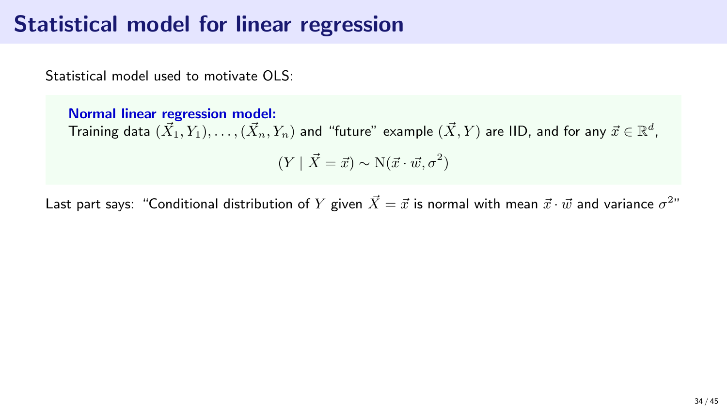# Statistical model for linear regression

Statistical model used to motivate OLS:

**Normal linear regression model:**
Training data $(\vec{X}_1, Y_1), \ldots, (\vec{X}_n, Y_n)$ and "future" example $(\vec{X}, Y)$ are IID, and for any $\vec{x} \in \mathbb{R}^d$,

$$(Y \mid \vec{X} = \vec{x}) \sim \mathrm{N}(\vec{x} \cdot \vec{w}, \sigma^2)$$

Last part says: "Conditional distribution of $Y$ given $\vec{X} = \vec{x}$ is normal with mean $\vec{x} \cdot \vec{w}$ and variance $\sigma^2$"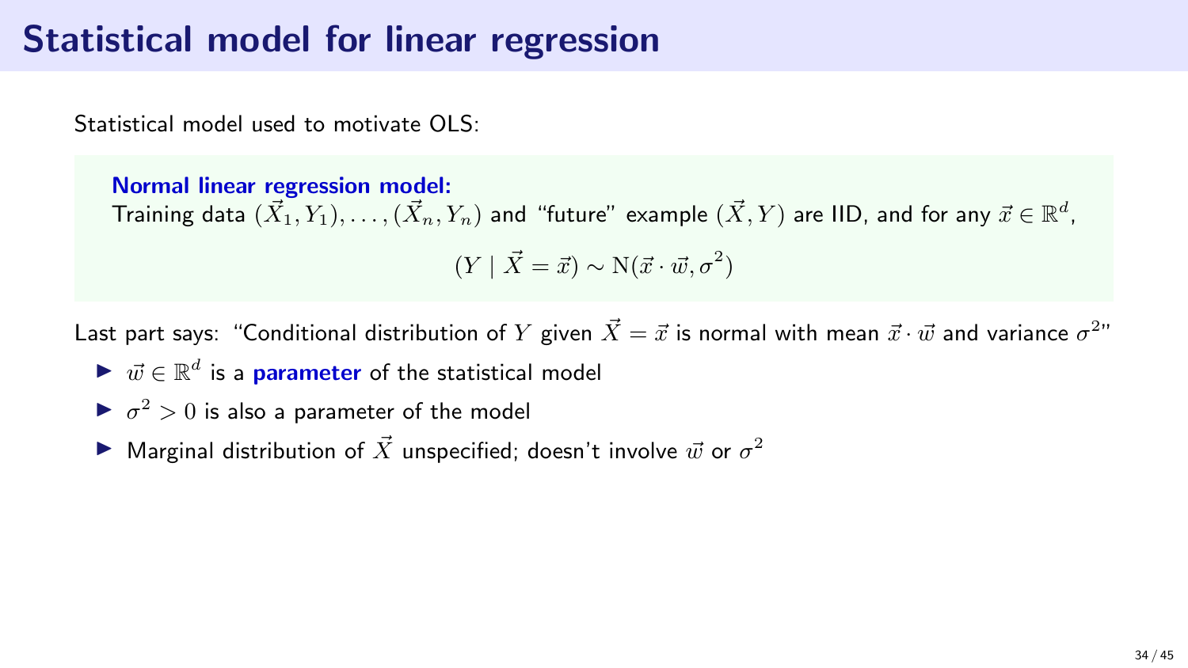# Statistical model for linear regression

Statistical model used to motivate OLS:

**Normal linear regression model:**
Training data $(\vec{X}_1, Y_1), \ldots, (\vec{X}_n, Y_n)$ and "future" example $(\vec{X}, Y)$ are IID, and for any $\vec{x} \in \mathbb{R}^d$,

$$(Y \mid \vec{X} = \vec{x}) \sim \mathrm{N}(\vec{x} \cdot \vec{w}, \sigma^2)$$

Last part says: "Conditional distribution of $Y$ given $\vec{X} = \vec{x}$ is normal with mean $\vec{x} \cdot \vec{w}$ and variance $\sigma^2$"

- $\vec{w} \in \mathbb{R}^d$ is a **parameter** of the statistical model
- $\sigma^2 > 0$ is also a parameter of the model
- Marginal distribution of $\vec{X}$ unspecified; doesn't involve $\vec{w}$ or $\sigma^2$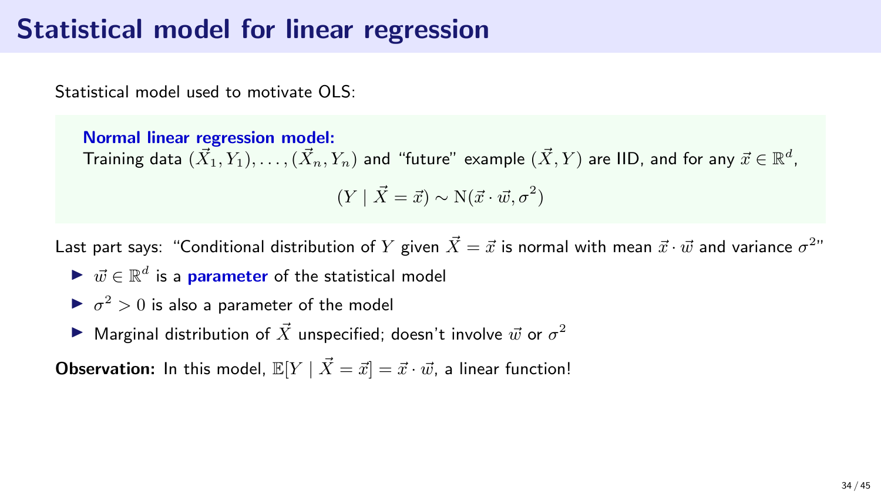# Statistical model for linear regression

Statistical model used to motivate OLS:

**Normal linear regression model:**
Training data $(\vec{X}_1, Y_1), \ldots, (\vec{X}_n, Y_n)$ and "future" example $(\vec{X}, Y)$ are IID, and for any $\vec{x} \in \mathbb{R}^d$,

$$(Y \mid \vec{X} = \vec{x}) \sim \mathrm{N}(\vec{x} \cdot \vec{w}, \sigma^2)$$

Last part says: "Conditional distribution of $Y$ given $\vec{X} = \vec{x}$ is normal with mean $\vec{x} \cdot \vec{w}$ and variance $\sigma^2$"

- $\vec{w} \in \mathbb{R}^d$ is a **parameter** of the statistical model
- $\sigma^2 > 0$ is also a parameter of the model
- Marginal distribution of $\vec{X}$ unspecified; doesn't involve $\vec{w}$ or $\sigma^2$

**Observation:** In this model, $\mathbb{E}[Y \mid \vec{X} = \vec{x}] = \vec{x} \cdot \vec{w}$, a linear function!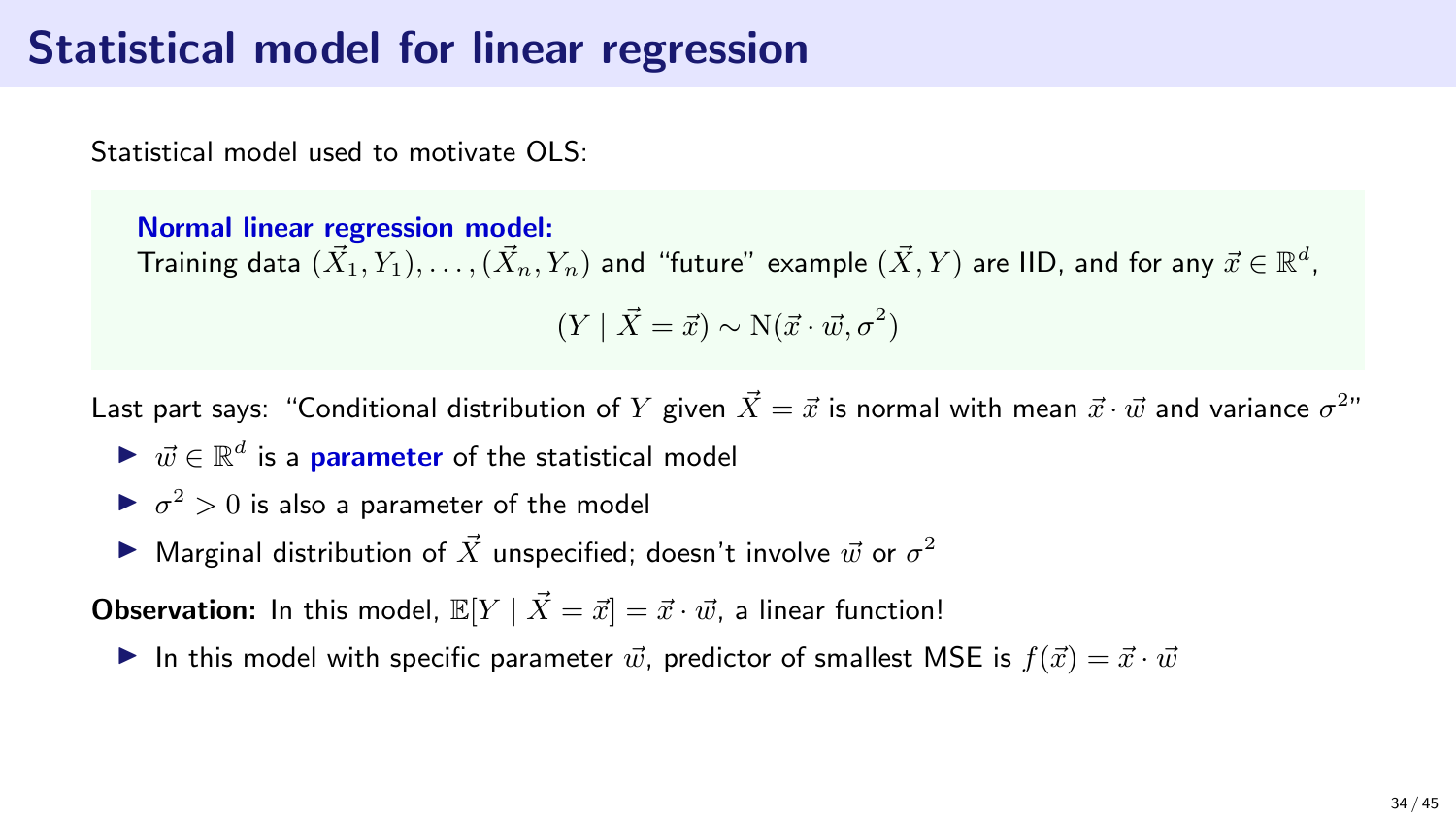# Statistical model for linear regression

Statistical model used to motivate OLS:

**Normal linear regression model:**
Training data $(\vec{X}_1, Y_1), \ldots, (\vec{X}_n, Y_n)$ and "future" example $(\vec{X}, Y)$ are IID, and for any $\vec{x} \in \mathbb{R}^d$,

$$(Y \mid \vec{X} = \vec{x}) \sim \mathrm{N}(\vec{x} \cdot \vec{w}, \sigma^2)$$

Last part says: "Conditional distribution of $Y$ given $\vec{X} = \vec{x}$ is normal with mean $\vec{x} \cdot \vec{w}$ and variance $\sigma^2$"

- $\vec{w} \in \mathbb{R}^d$ is a **parameter** of the statistical model
- $\sigma^2 > 0$ is also a parameter of the model
- Marginal distribution of $\vec{X}$ unspecified; doesn't involve $\vec{w}$ or $\sigma^2$

**Observation:** In this model, $\mathbb{E}[Y \mid \vec{X} = \vec{x}] = \vec{x} \cdot \vec{w}$, a linear function!

- In this model with specific parameter $\vec{w}$, predictor of smallest MSE is $f(\vec{x}) = \vec{x} \cdot \vec{w}$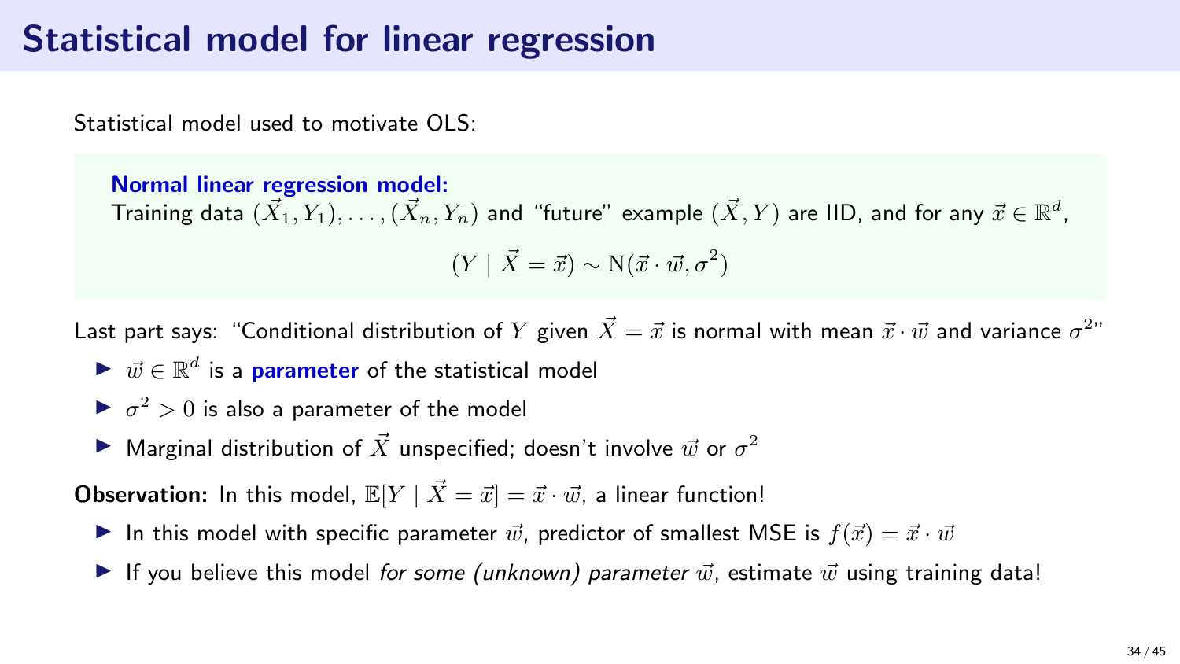# Statistical model for linear regression

Statistical model used to motivate OLS:

**Normal linear regression model:**
Training data $(\vec{X}_1, Y_1), \ldots, (\vec{X}_n, Y_n)$ and "future" example $(\vec{X}, Y)$ are IID, and for any $\vec{x} \in \mathbb{R}^d$,

$$(Y \mid \vec{X} = \vec{x}) \sim \mathrm{N}(\vec{x} \cdot \vec{w}, \sigma^2)$$

Last part says: "Conditional distribution of $Y$ given $\vec{X} = \vec{x}$ is normal with mean $\vec{x} \cdot \vec{w}$ and variance $\sigma^2$"

- $\vec{w} \in \mathbb{R}^d$ is a **parameter** of the statistical model
- $\sigma^2 > 0$ is also a parameter of the model
- Marginal distribution of $\vec{X}$ unspecified; doesn't involve $\vec{w}$ or $\sigma^2$

**Observation:** In this model, $\mathbb{E}[Y \mid \vec{X} = \vec{x}] = \vec{x} \cdot \vec{w}$, a linear function!

- In this model with specific parameter $\vec{w}$, predictor of smallest MSE is $f(\vec{x}) = \vec{x} \cdot \vec{w}$
- If you believe this model *for some (unknown) parameter* $\vec{w}$, estimate $\vec{w}$ using training data!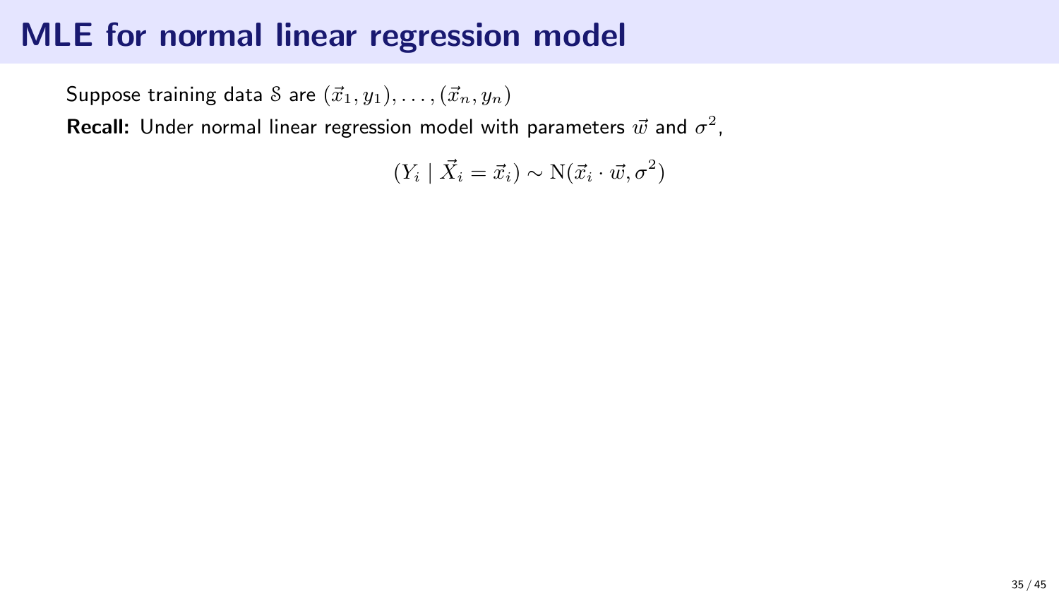# MLE for normal linear regression model

Suppose training data $\mathcal{S}$ are $(\vec{x}_1, y_1), \ldots, (\vec{x}_n, y_n)$

**Recall:** Under normal linear regression model with parameters $\vec{w}$ and $\sigma^2$,

$$(Y_i \mid \vec{X}_i = \vec{x}_i) \sim \mathrm{N}(\vec{x}_i \cdot \vec{w}, \sigma^2)$$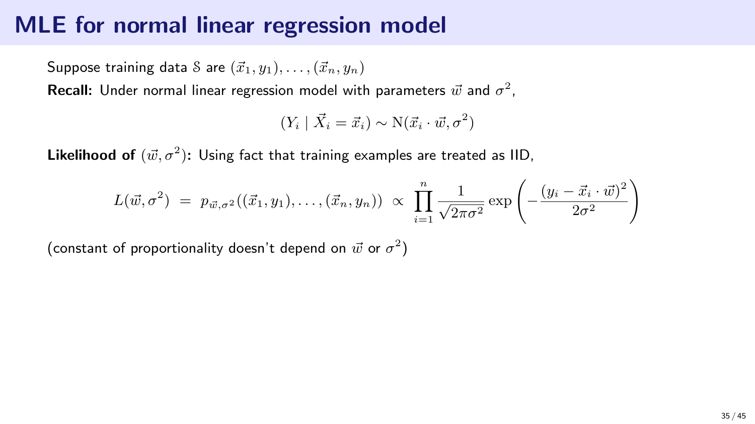# MLE for normal linear regression model

Suppose training data $\mathcal{S}$ are $(\vec{x}_1, y_1), \ldots, (\vec{x}_n, y_n)$

**Recall:** Under normal linear regression model with parameters $\vec{w}$ and $\sigma^2$,

$$(Y_i \mid \vec{X}_i = \vec{x}_i) \sim \mathrm{N}(\vec{x}_i \cdot \vec{w}, \sigma^2)$$

**Likelihood of $(\vec{w}, \sigma^2)$:** Using fact that training examples are treated as IID,

$$L(\vec{w}, \sigma^2) \;=\; p_{\vec{w},\sigma^2}((\vec{x}_1, y_1), \ldots, (\vec{x}_n, y_n)) \;\propto\; \prod_{i=1}^{n} \frac{1}{\sqrt{2\pi\sigma^2}} \exp\left(-\frac{(y_i - \vec{x}_i \cdot \vec{w})^2}{2\sigma^2}\right)$$

(constant of proportionality doesn't depend on $\vec{w}$ or $\sigma^2$)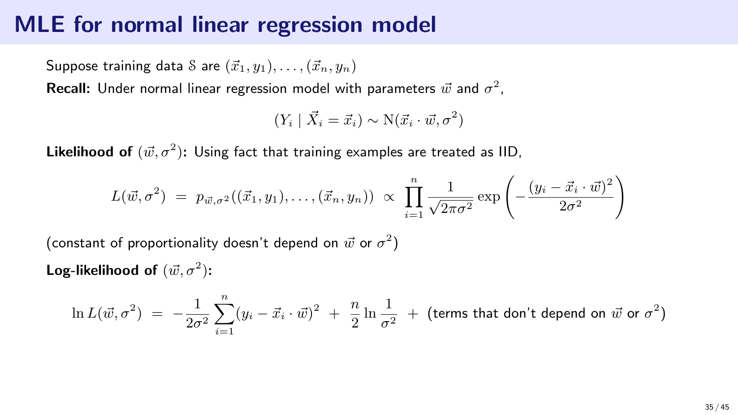# MLE for normal linear regression model

Suppose training data $\mathcal{S}$ are $(\vec{x}_1, y_1), \ldots, (\vec{x}_n, y_n)$

**Recall:** Under normal linear regression model with parameters $\vec{w}$ and $\sigma^2$,

$$(Y_i \mid \vec{X}_i = \vec{x}_i) \sim \mathrm{N}(\vec{x}_i \cdot \vec{w}, \sigma^2)$$

**Likelihood of** $(\vec{w}, \sigma^2)$**:** Using fact that training examples are treated as IID,

$$L(\vec{w}, \sigma^2) \;=\; p_{\vec{w},\sigma^2}((\vec{x}_1, y_1), \ldots, (\vec{x}_n, y_n)) \;\propto\; \prod_{i=1}^{n} \frac{1}{\sqrt{2\pi\sigma^2}} \exp\left(-\frac{(y_i - \vec{x}_i \cdot \vec{w})^2}{2\sigma^2}\right)$$

(constant of proportionality doesn't depend on $\vec{w}$ or $\sigma^2$)

**Log-likelihood of** $(\vec{w}, \sigma^2)$**:**

$$\ln L(\vec{w}, \sigma^2) \;=\; -\frac{1}{2\sigma^2} \sum_{i=1}^{n} (y_i - \vec{x}_i \cdot \vec{w})^2 \;+\; \frac{n}{2} \ln \frac{1}{\sigma^2} \;+\; \text{(terms that don't depend on } \vec{w} \text{ or } \sigma^2\text{)}$$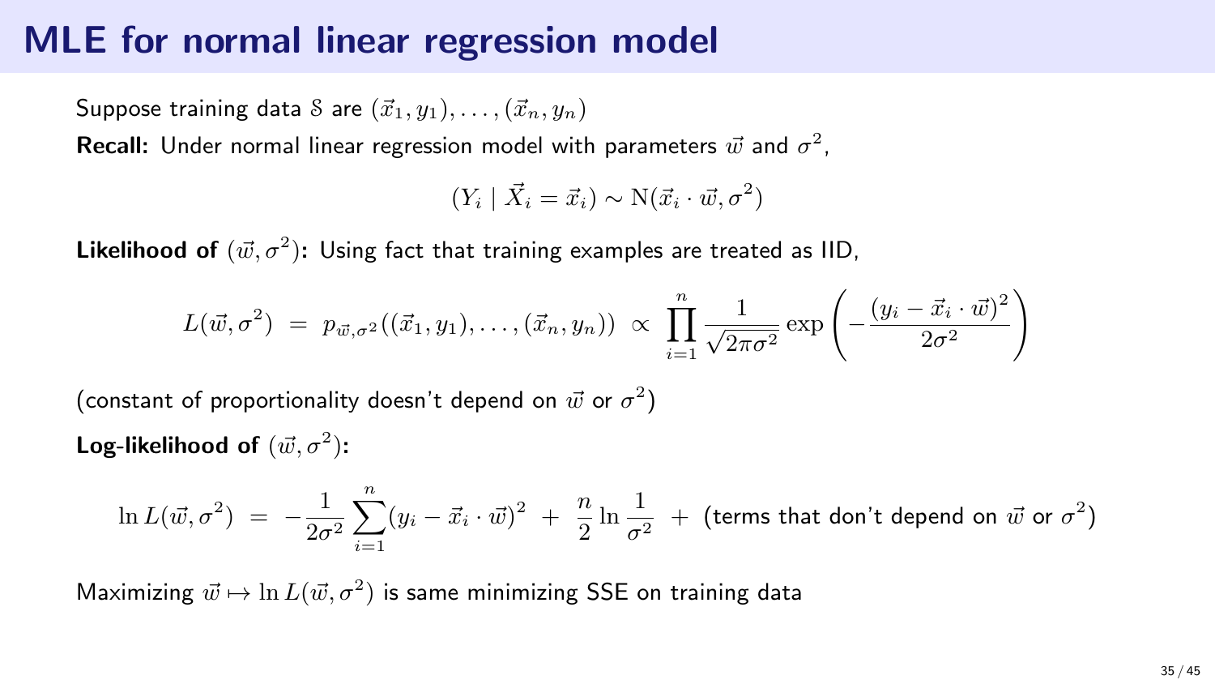# MLE for normal linear regression model

Suppose training data $\mathcal{S}$ are $(\vec{x}_1, y_1), \ldots, (\vec{x}_n, y_n)$

**Recall:** Under normal linear regression model with parameters $\vec{w}$ and $\sigma^2$,

$$(Y_i \mid \vec{X}_i = \vec{x}_i) \sim \mathrm{N}(\vec{x}_i \cdot \vec{w}, \sigma^2)$$

**Likelihood of** $(\vec{w}, \sigma^2)$**:** Using fact that training examples are treated as IID,

$$L(\vec{w}, \sigma^2) \;=\; p_{\vec{w},\sigma^2}((\vec{x}_1, y_1), \ldots, (\vec{x}_n, y_n)) \;\propto\; \prod_{i=1}^{n} \frac{1}{\sqrt{2\pi\sigma^2}} \exp\left(-\frac{(y_i - \vec{x}_i \cdot \vec{w})^2}{2\sigma^2}\right)$$

(constant of proportionality doesn't depend on $\vec{w}$ or $\sigma^2$)

**Log-likelihood of** $(\vec{w}, \sigma^2)$**:**

$$\ln L(\vec{w}, \sigma^2) \;=\; -\frac{1}{2\sigma^2} \sum_{i=1}^{n} (y_i - \vec{x}_i \cdot \vec{w})^2 \;+\; \frac{n}{2} \ln \frac{1}{\sigma^2} \;+\; \text{(terms that don't depend on } \vec{w} \text{ or } \sigma^2\text{)}$$

Maximizing $\vec{w} \mapsto \ln L(\vec{w}, \sigma^2)$ is same minimizing SSE on training data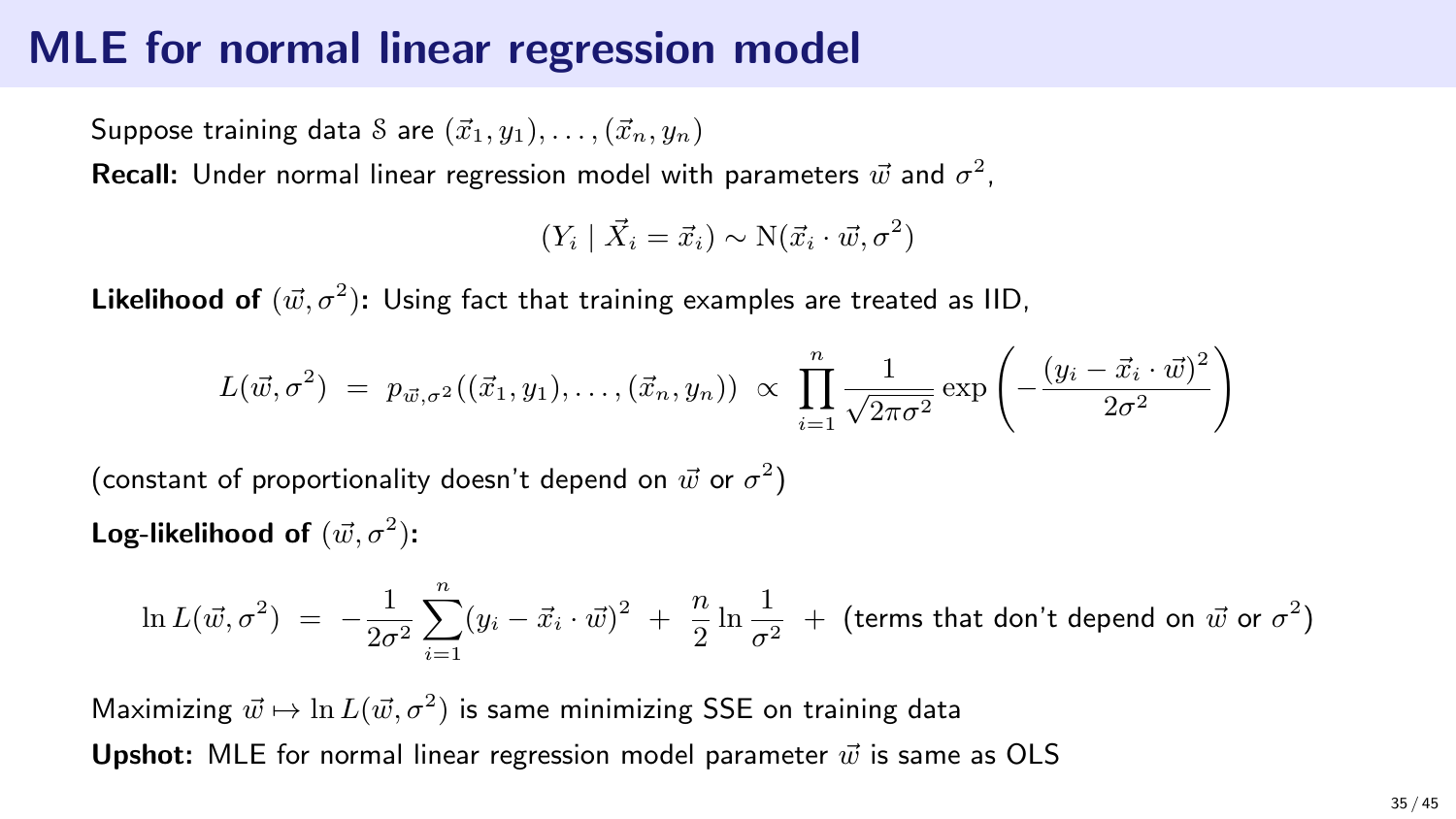# MLE for normal linear regression model

Suppose training data $\mathcal{S}$ are $(\vec{x}_1, y_1), \ldots, (\vec{x}_n, y_n)$

**Recall:** Under normal linear regression model with parameters $\vec{w}$ and $\sigma^2$,

$$(Y_i \mid \vec{X}_i = \vec{x}_i) \sim \mathrm{N}(\vec{x}_i \cdot \vec{w}, \sigma^2)$$

**Likelihood of** $(\vec{w}, \sigma^2)$**:** Using fact that training examples are treated as IID,

$$L(\vec{w}, \sigma^2) \;=\; p_{\vec{w},\sigma^2}((\vec{x}_1, y_1), \ldots, (\vec{x}_n, y_n)) \;\propto\; \prod_{i=1}^{n} \frac{1}{\sqrt{2\pi\sigma^2}} \exp\left( -\frac{(y_i - \vec{x}_i \cdot \vec{w})^2}{2\sigma^2} \right)$$

(constant of proportionality doesn't depend on $\vec{w}$ or $\sigma^2$)

**Log-likelihood of** $(\vec{w}, \sigma^2)$**:**

$$\ln L(\vec{w}, \sigma^2) \;=\; -\frac{1}{2\sigma^2} \sum_{i=1}^{n} (y_i - \vec{x}_i \cdot \vec{w})^2 \;+\; \frac{n}{2} \ln \frac{1}{\sigma^2} \;+\; (\text{terms that don't depend on } \vec{w} \text{ or } \sigma^2)$$

Maximizing $\vec{w} \mapsto \ln L(\vec{w}, \sigma^2)$ is same minimizing SSE on training data

**Upshot:** MLE for normal linear regression model parameter $\vec{w}$ is same as OLS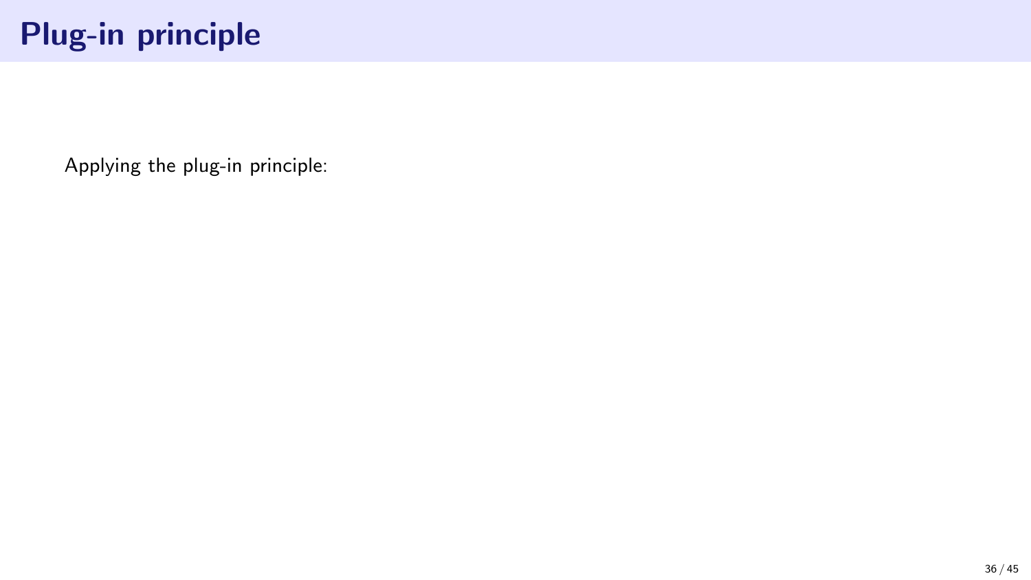# Plug-in principle

Applying the plug-in principle: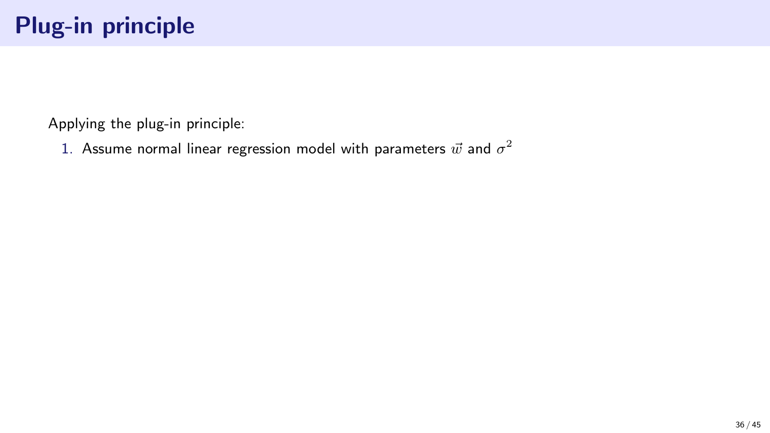# Plug-in principle

Applying the plug-in principle:

1. Assume normal linear regression model with parameters $\vec{w}$ and $\sigma^2$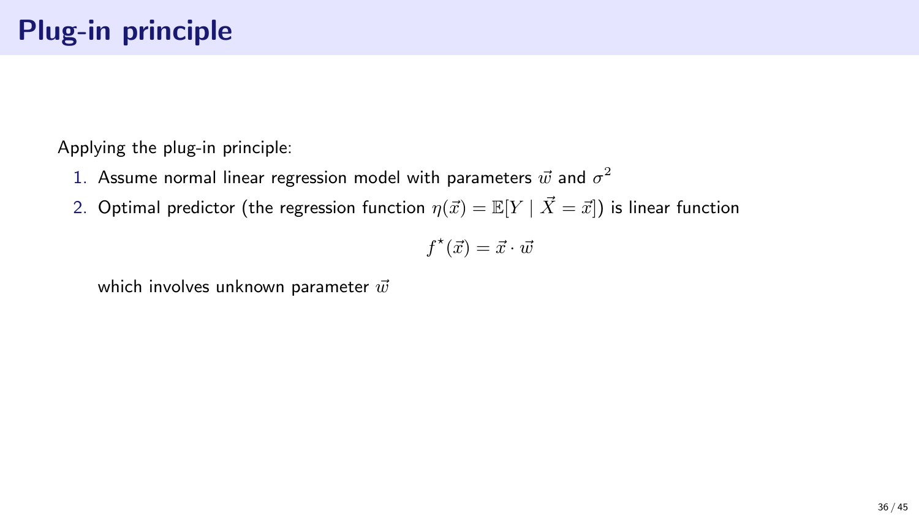# Plug-in principle

Applying the plug-in principle:

1. Assume normal linear regression model with parameters $\vec{w}$ and $\sigma^2$
2. Optimal predictor (the regression function $\eta(\vec{x}) = \mathbb{E}[Y \mid \vec{X} = \vec{x}]$) is linear function

$$f^{\star}(\vec{x}) = \vec{x} \cdot \vec{w}$$

   which involves unknown parameter $\vec{w}$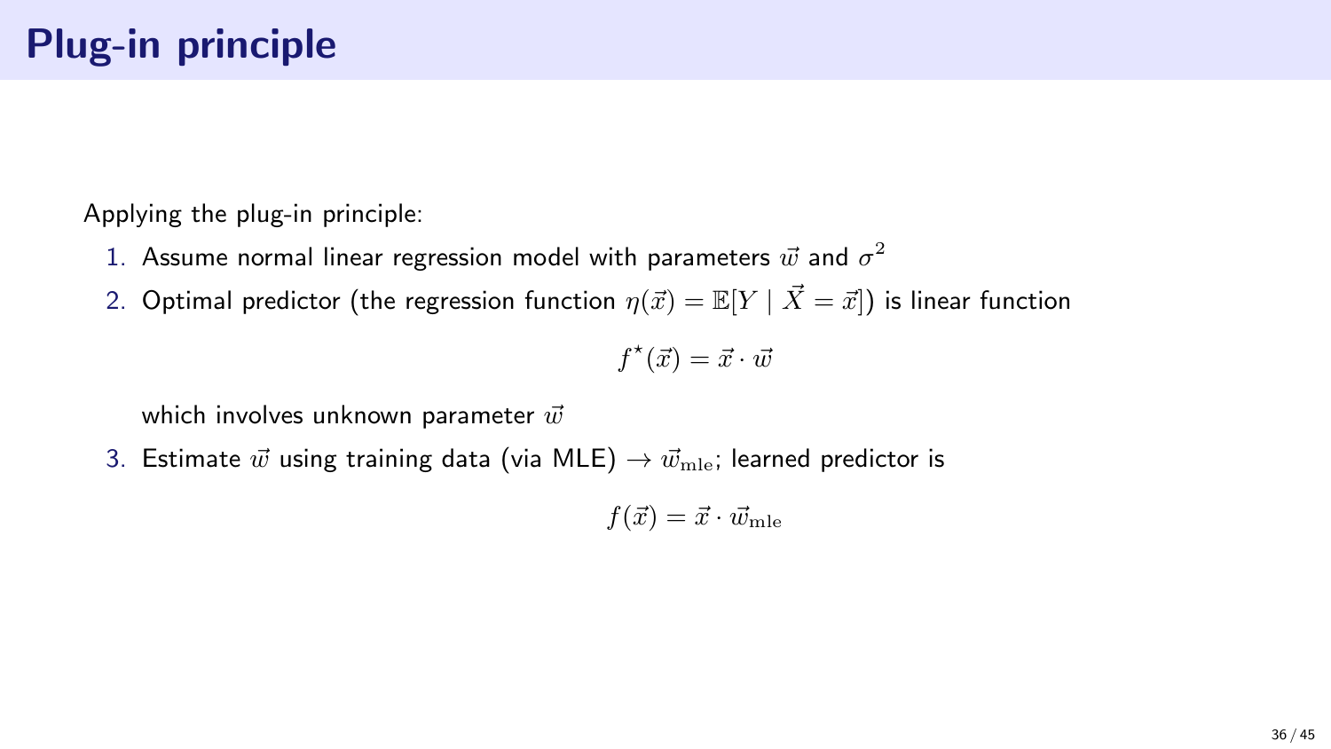# Plug-in principle

Applying the plug-in principle:

1. Assume normal linear regression model with parameters $\vec{w}$ and $\sigma^2$
2. Optimal predictor (the regression function $\eta(\vec{x}) = \mathbb{E}[Y \mid \vec{X} = \vec{x}]$) is linear function

$$f^\star(\vec{x}) = \vec{x} \cdot \vec{w}$$

   which involves unknown parameter $\vec{w}$

3. Estimate $\vec{w}$ using training data (via MLE) $\rightarrow \vec{w}_{\mathrm{mle}}$; learned predictor is

$$f(\vec{x}) = \vec{x} \cdot \vec{w}_{\mathrm{mle}}$$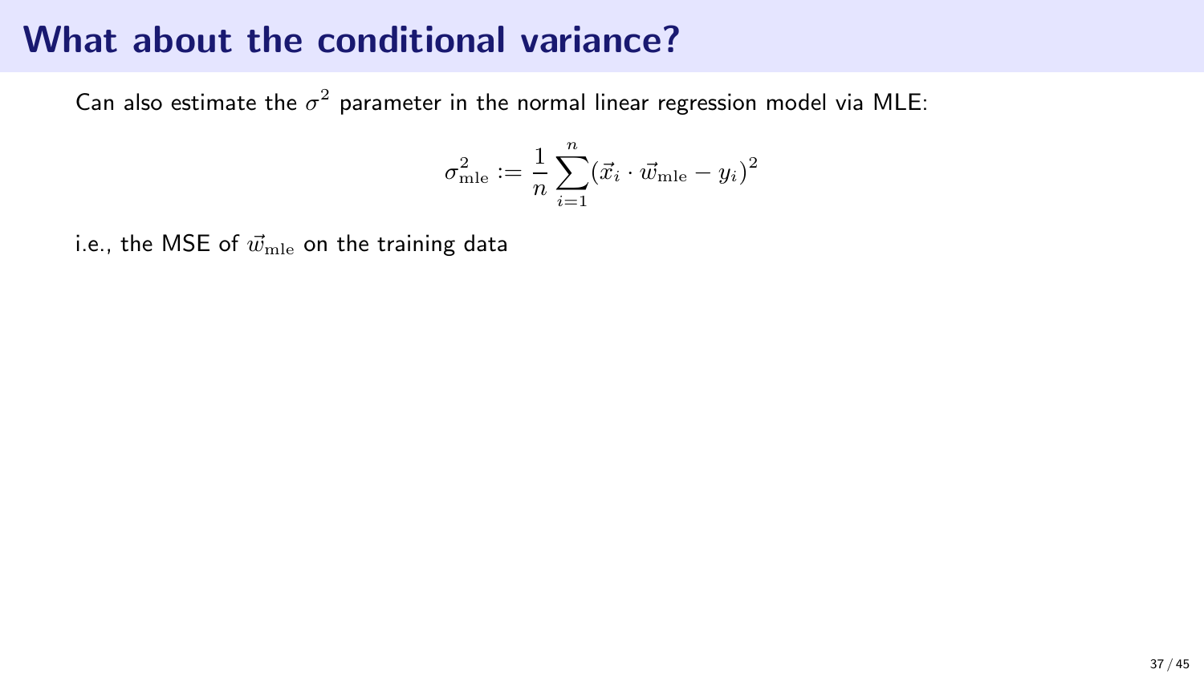# What about the conditional variance?

Can also estimate the $\sigma^2$ parameter in the normal linear regression model via MLE:

$$\sigma^2_{\mathrm{mle}} := \frac{1}{n} \sum_{i=1}^{n} (\vec{x}_i \cdot \vec{w}_{\mathrm{mle}} - y_i)^2$$

i.e., the MSE of $\vec{w}_{\mathrm{mle}}$ on the training data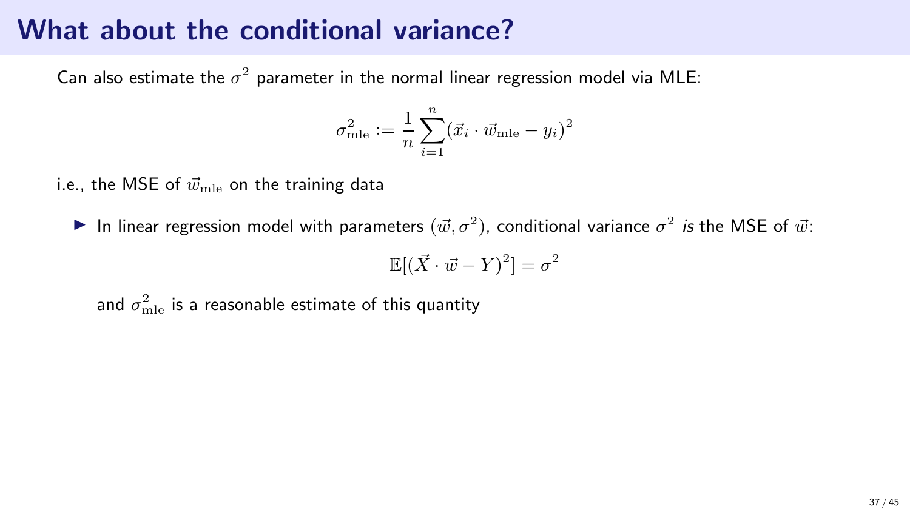# What about the conditional variance?

Can also estimate the $\sigma^2$ parameter in the normal linear regression model via MLE:

$$\sigma^2_{\mathrm{mle}} := \frac{1}{n} \sum_{i=1}^{n} (\vec{x}_i \cdot \vec{w}_{\mathrm{mle}} - y_i)^2$$

i.e., the MSE of $\vec{w}_{\mathrm{mle}}$ on the training data

- In linear regression model with parameters $(\vec{w}, \sigma^2)$, conditional variance $\sigma^2$ *is* the MSE of $\vec{w}$:

  $$\mathbb{E}[(\vec{X} \cdot \vec{w} - Y)^2] = \sigma^2$$

  and $\sigma^2_{\mathrm{mle}}$ is a reasonable estimate of this quantity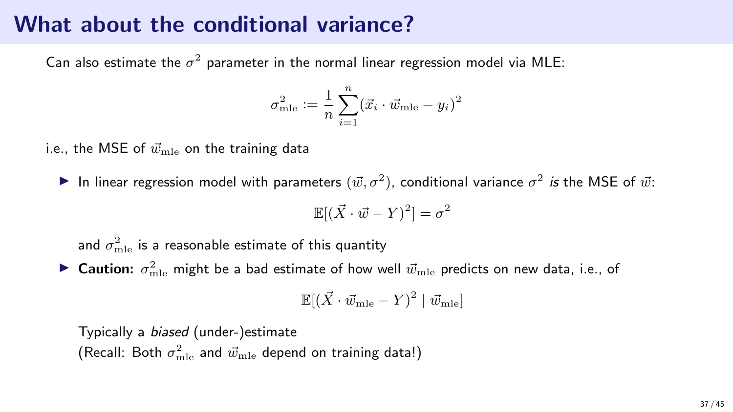# What about the conditional variance?

Can also estimate the $\sigma^2$ parameter in the normal linear regression model via MLE:

$$\sigma^2_{\text{mle}} := \frac{1}{n} \sum_{i=1}^{n} (\vec{x}_i \cdot \vec{w}_{\text{mle}} - y_i)^2$$

i.e., the MSE of $\vec{w}_{\text{mle}}$ on the training data

- In linear regression model with parameters $(\vec{w}, \sigma^2)$, conditional variance $\sigma^2$ *is* the MSE of $\vec{w}$:

  $$\mathbb{E}[(\vec{X} \cdot \vec{w} - Y)^2] = \sigma^2$$

  and $\sigma^2_{\text{mle}}$ is a reasonable estimate of this quantity

- **Caution:** $\sigma^2_{\text{mle}}$ might be a bad estimate of how well $\vec{w}_{\text{mle}}$ predicts on new data, i.e., of

  $$\mathbb{E}[(\vec{X} \cdot \vec{w}_{\text{mle}} - Y)^2 \mid \vec{w}_{\text{mle}}]$$

  Typically a *biased* (under-)estimate
  (Recall: Both $\sigma^2_{\text{mle}}$ and $\vec{w}_{\text{mle}}$ depend on training data!)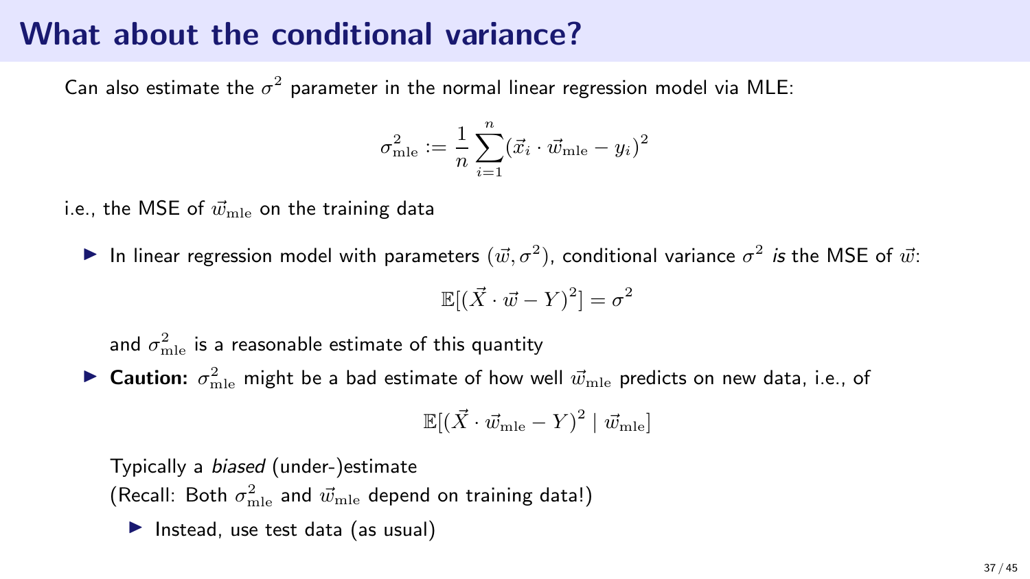# What about the conditional variance?

Can also estimate the $\sigma^2$ parameter in the normal linear regression model via MLE:

$$\sigma^2_{\text{mle}} := \frac{1}{n} \sum_{i=1}^{n} (\vec{x}_i \cdot \vec{w}_{\text{mle}} - y_i)^2$$

i.e., the MSE of $\vec{w}_{\text{mle}}$ on the training data

- In linear regression model with parameters $(\vec{w}, \sigma^2)$, conditional variance $\sigma^2$ *is* the MSE of $\vec{w}$:

  $$\mathbb{E}[(\vec{X} \cdot \vec{w} - Y)^2] = \sigma^2$$

  and $\sigma^2_{\text{mle}}$ is a reasonable estimate of this quantity

- **Caution:** $\sigma^2_{\text{mle}}$ might be a bad estimate of how well $\vec{w}_{\text{mle}}$ predicts on new data, i.e., of

  $$\mathbb{E}[(\vec{X} \cdot \vec{w}_{\text{mle}} - Y)^2 \mid \vec{w}_{\text{mle}}]$$

  Typically a *biased* (under-)estimate
  (Recall: Both $\sigma^2_{\text{mle}}$ and $\vec{w}_{\text{mle}}$ depend on training data!)

  - Instead, use test data (as usual)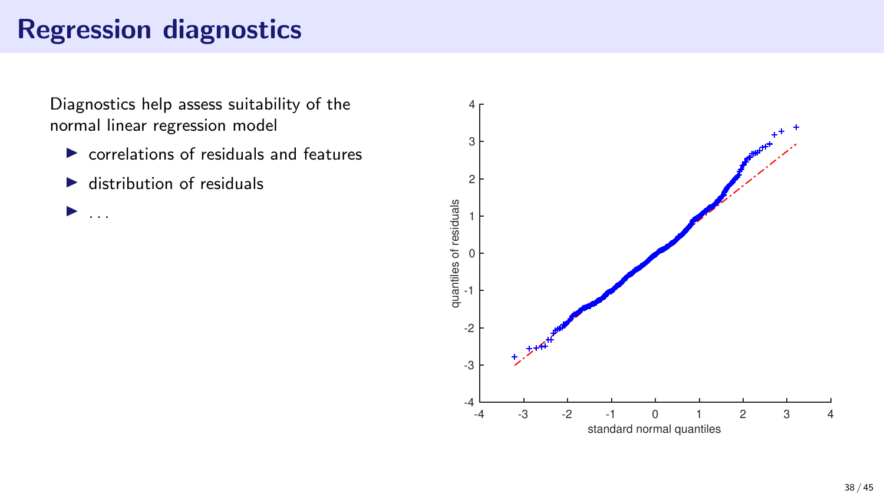# Regression diagnostics

Diagnostics help assess suitability of the normal linear regression model

- correlations of residuals and features
- distribution of residuals
- ...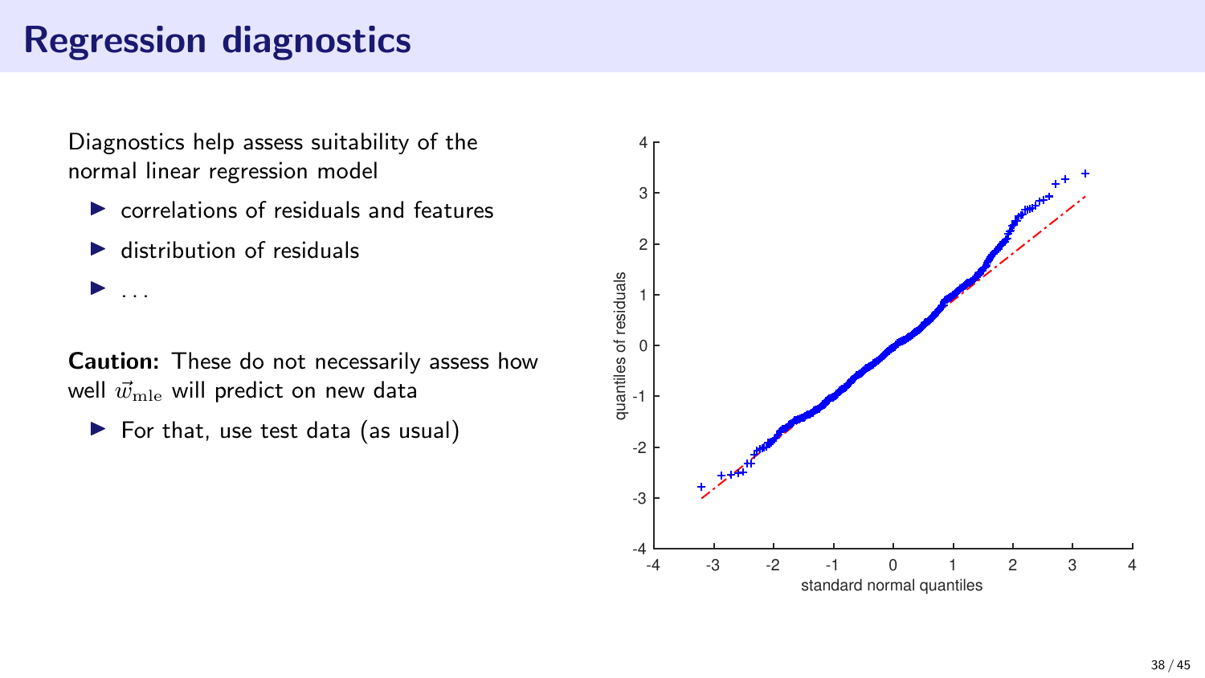# Regression diagnostics

Diagnostics help assess suitability of the normal linear regression model

- correlations of residuals and features
- distribution of residuals
- ...

**Caution:** These do not necessarily assess how well $\vec{w}_{\text{mle}}$ will predict on new data

- For that, use test data (as usual)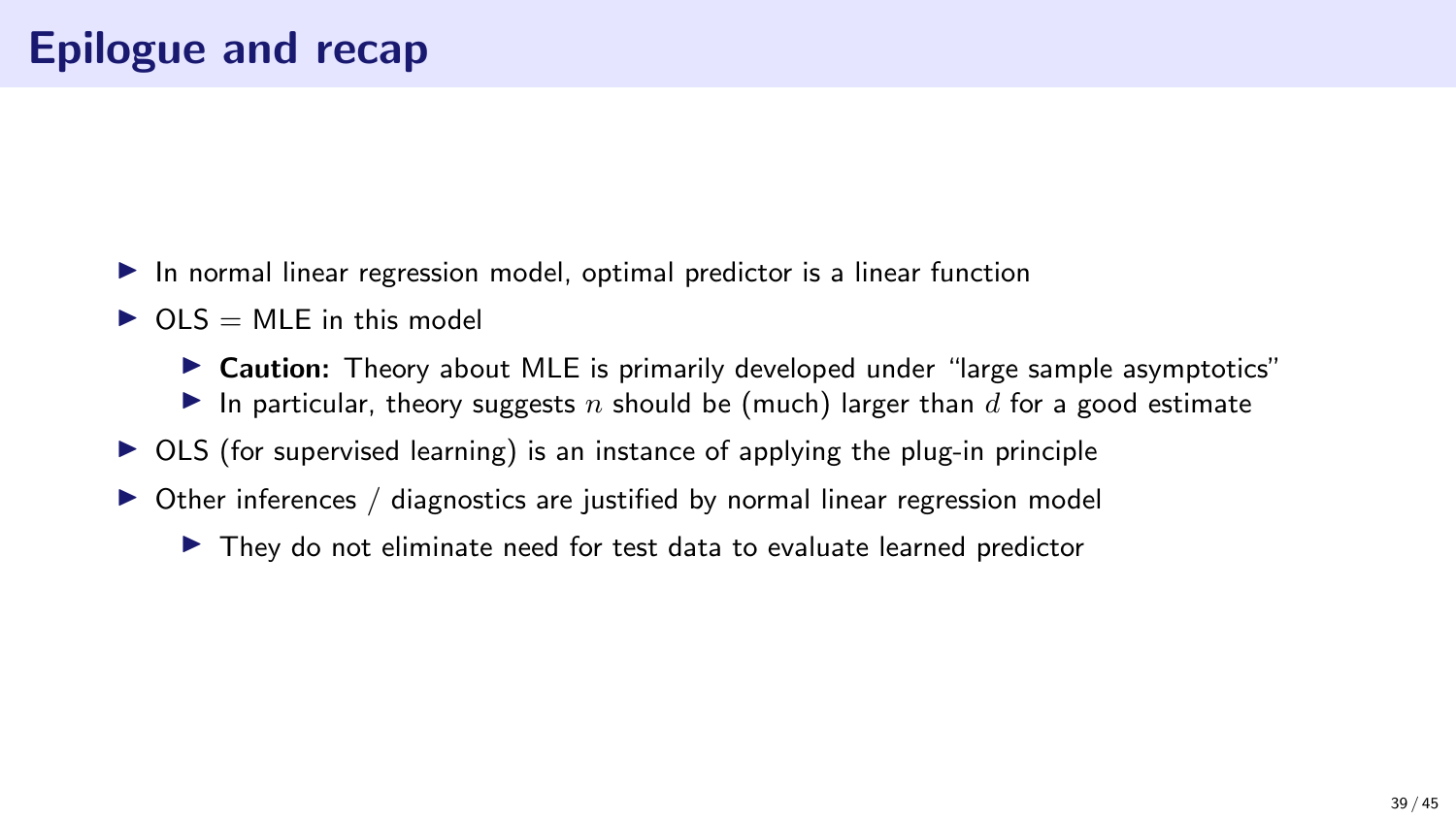# Epilogue and recap

- In normal linear regression model, optimal predictor is a linear function
- OLS = MLE in this model
  - **Caution:** Theory about MLE is primarily developed under "large sample asymptotics"
  - In particular, theory suggests $n$ should be (much) larger than $d$ for a good estimate
- OLS (for supervised learning) is an instance of applying the plug-in principle
- Other inferences / diagnostics are justified by normal linear regression model
  - They do not eliminate need for test data to evaluate learned predictor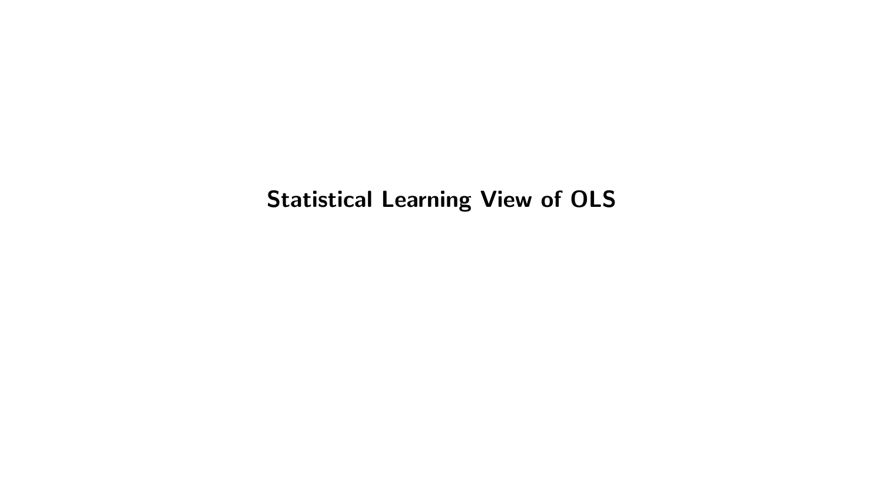# Statistical Learning View of OLS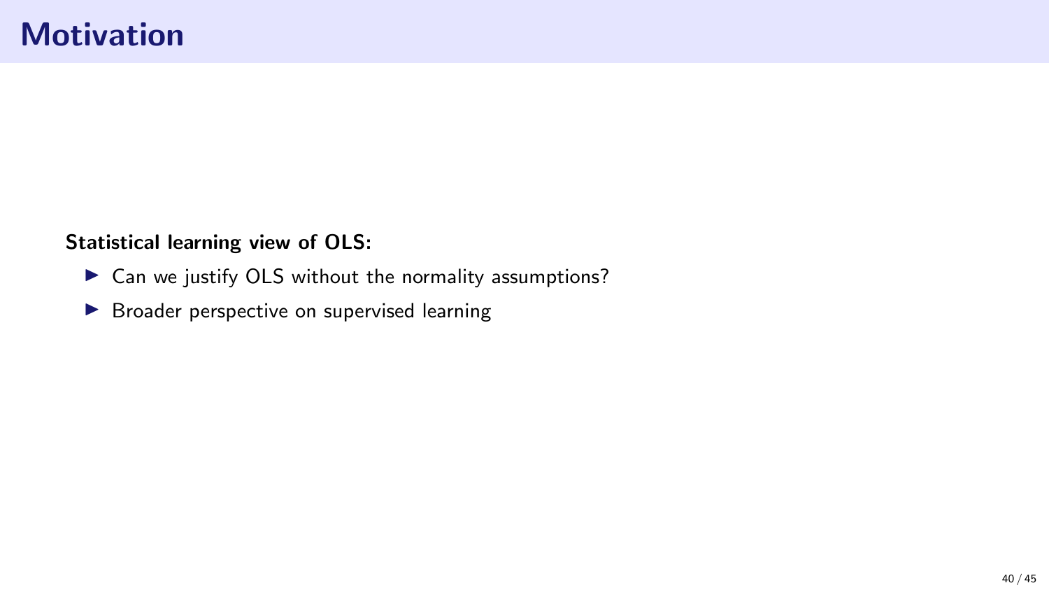# Motivation

**Statistical learning view of OLS:**

- Can we justify OLS without the normality assumptions?
- Broader perspective on supervised learning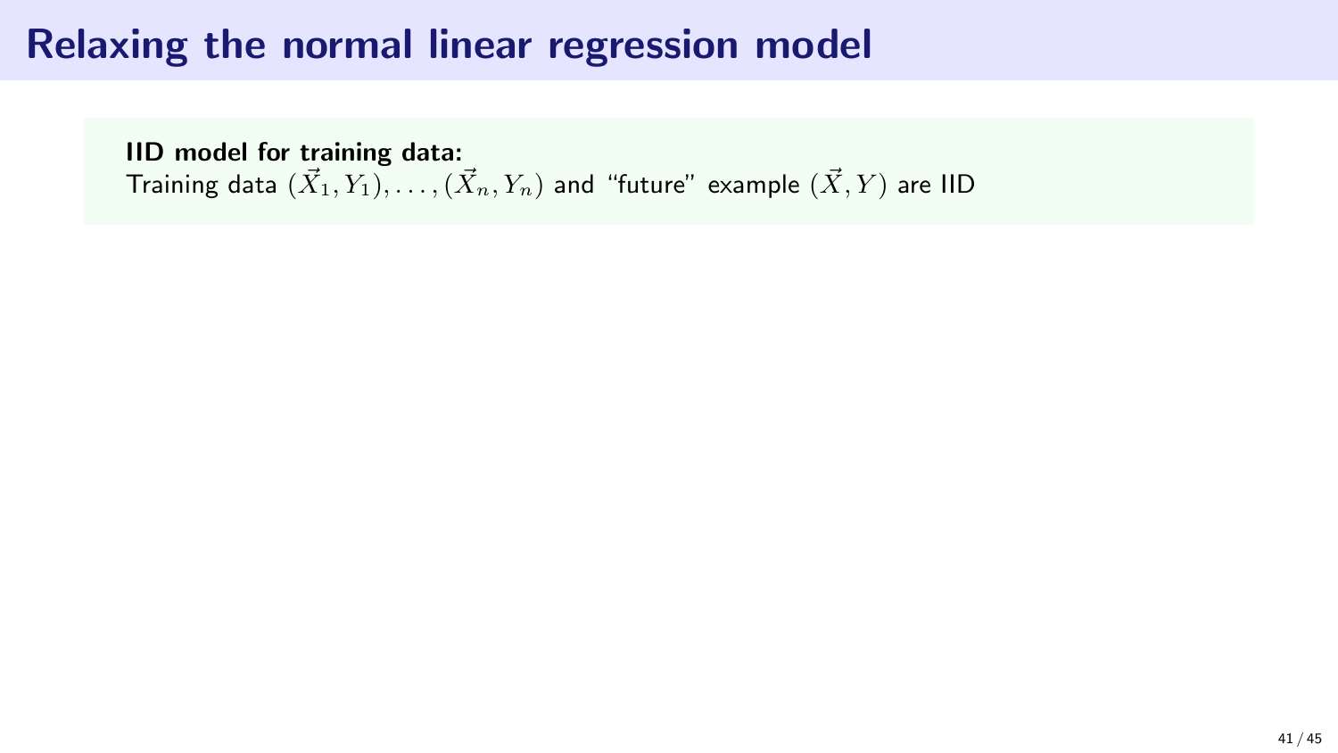# Relaxing the normal linear regression model

**IID model for training data:**
Training data $(\vec{X}_1, Y_1), \ldots, (\vec{X}_n, Y_n)$ and "future" example $(\vec{X}, Y)$ are IID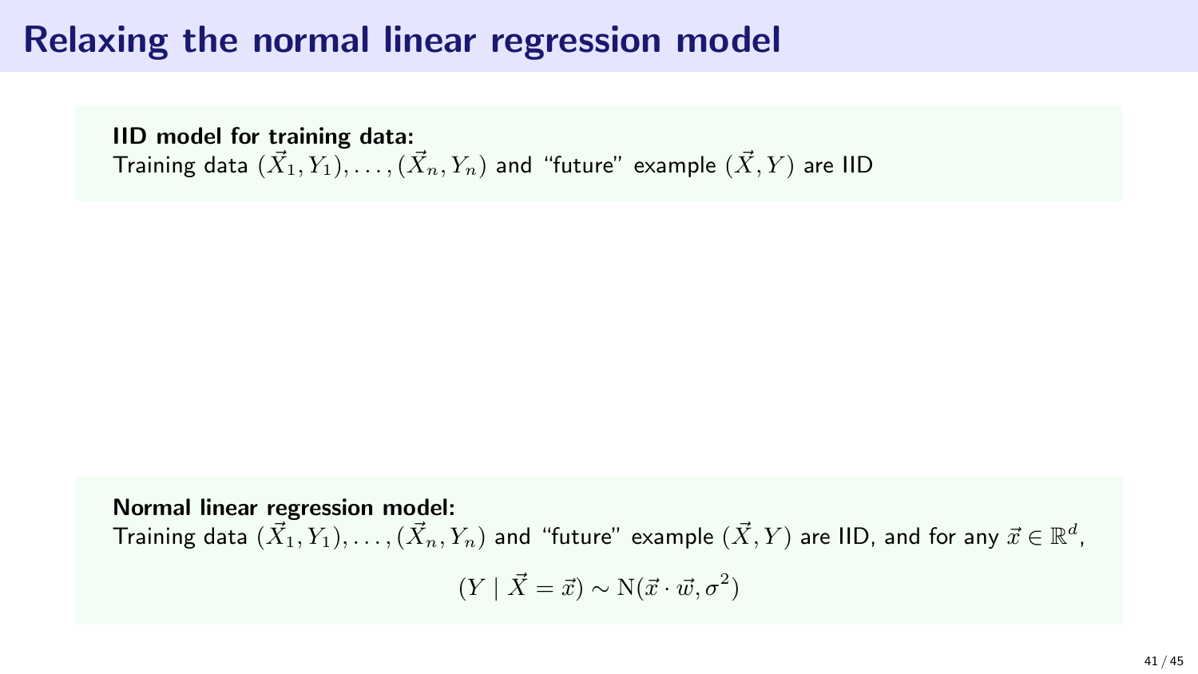# Relaxing the normal linear regression model

**IID model for training data:**
Training data $(\vec{X}_1, Y_1), \ldots, (\vec{X}_n, Y_n)$ and "future" example $(\vec{X}, Y)$ are IID

**Normal linear regression model:**
Training data $(\vec{X}_1, Y_1), \ldots, (\vec{X}_n, Y_n)$ and "future" example $(\vec{X}, Y)$ are IID, and for any $\vec{x} \in \mathbb{R}^d$,

$$(Y \mid \vec{X} = \vec{x}) \sim \mathrm{N}(\vec{x} \cdot \vec{w}, \sigma^2)$$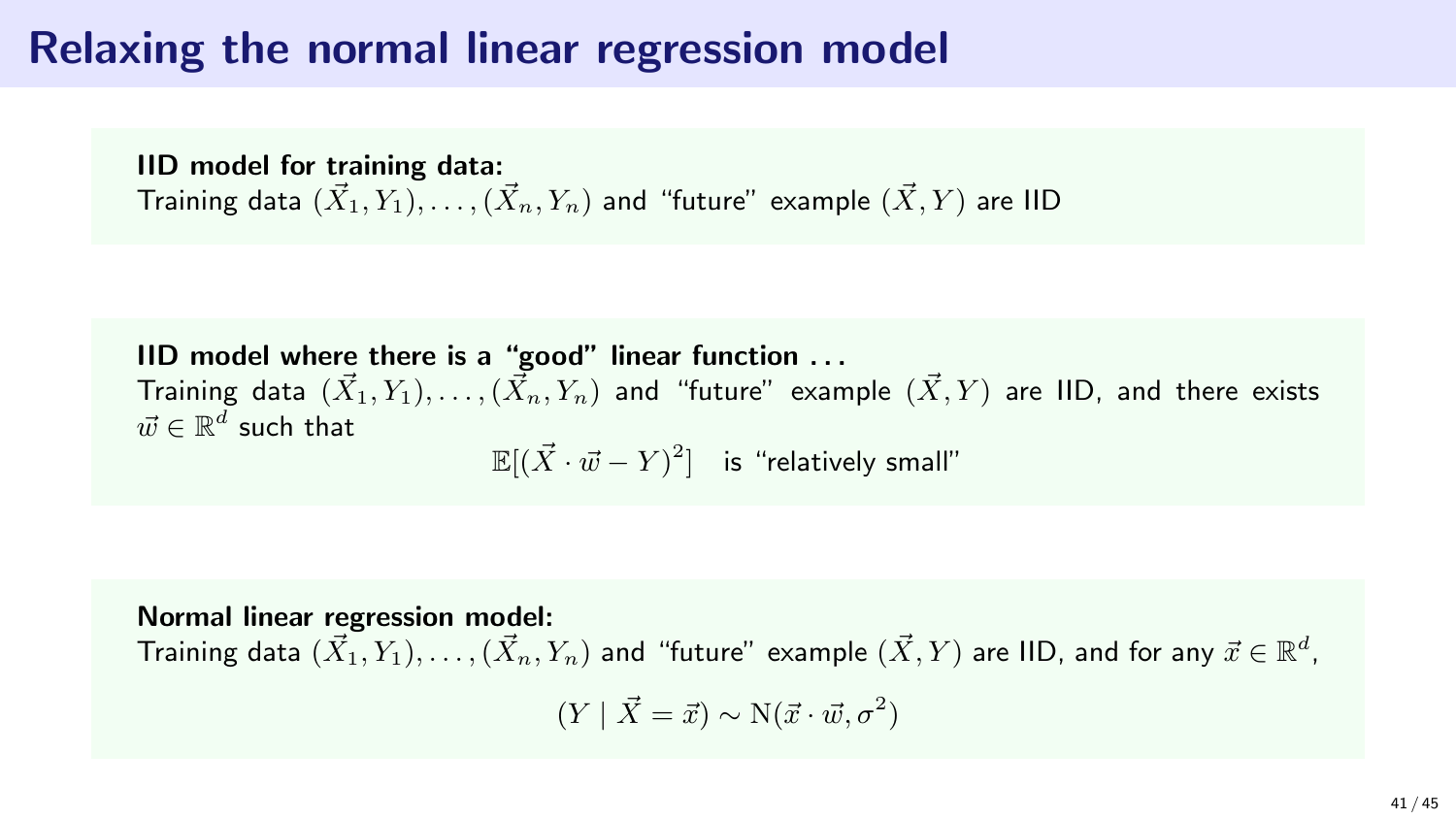# Relaxing the normal linear regression model

**IID model for training data:**
Training data $(\vec{X}_1, Y_1), \ldots, (\vec{X}_n, Y_n)$ and "future" example $(\vec{X}, Y)$ are IID

**IID model where there is a "good" linear function . . .**
Training data $(\vec{X}_1, Y_1), \ldots, (\vec{X}_n, Y_n)$ and "future" example $(\vec{X}, Y)$ are IID, and there exists $\vec{w} \in \mathbb{R}^d$ such that

$$\mathbb{E}[(\vec{X} \cdot \vec{w} - Y)^2] \quad \text{is "relatively small"}$$

**Normal linear regression model:**
Training data $(\vec{X}_1, Y_1), \ldots, (\vec{X}_n, Y_n)$ and "future" example $(\vec{X}, Y)$ are IID, and for any $\vec{x} \in \mathbb{R}^d$,

$$(Y \mid \vec{X} = \vec{x}) \sim \mathrm{N}(\vec{x} \cdot \vec{w}, \sigma^2)$$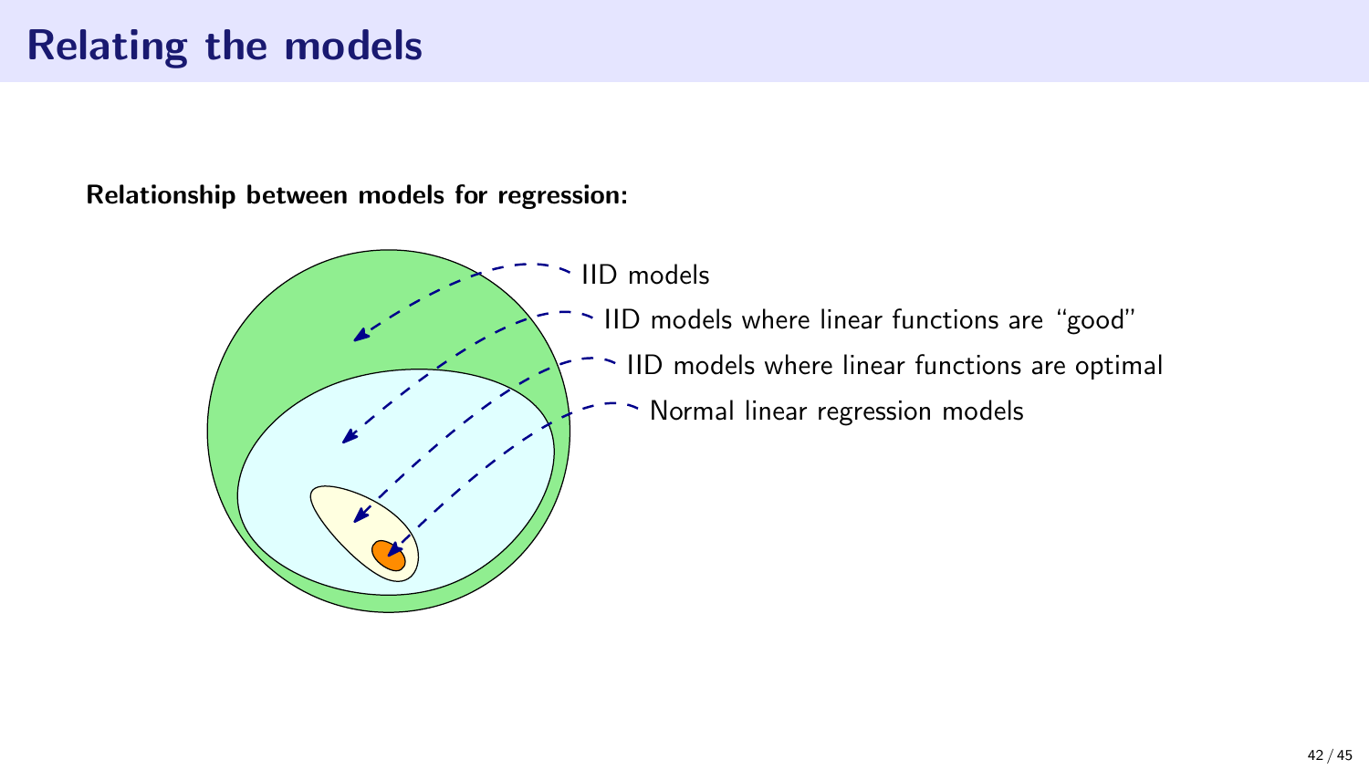# Relating the models

**Relationship between models for regression:**

IID models

IID models where linear functions are "good"

IID models where linear functions are optimal

Normal linear regression models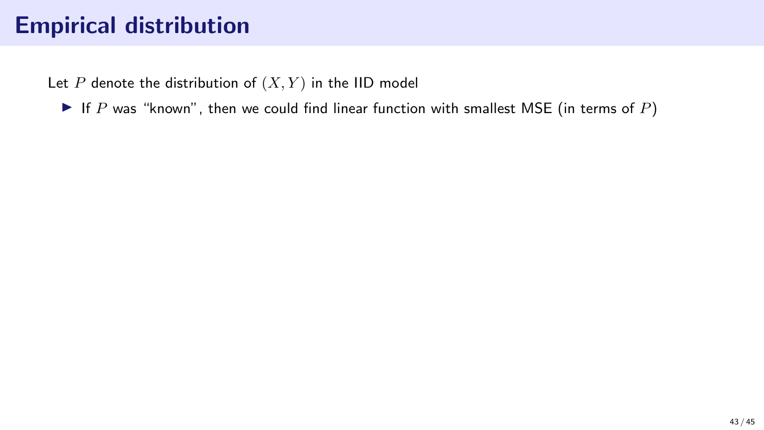# Empirical distribution

Let $P$ denote the distribution of $(X, Y)$ in the IID model

- If $P$ was "known", then we could find linear function with smallest MSE (in terms of $P$)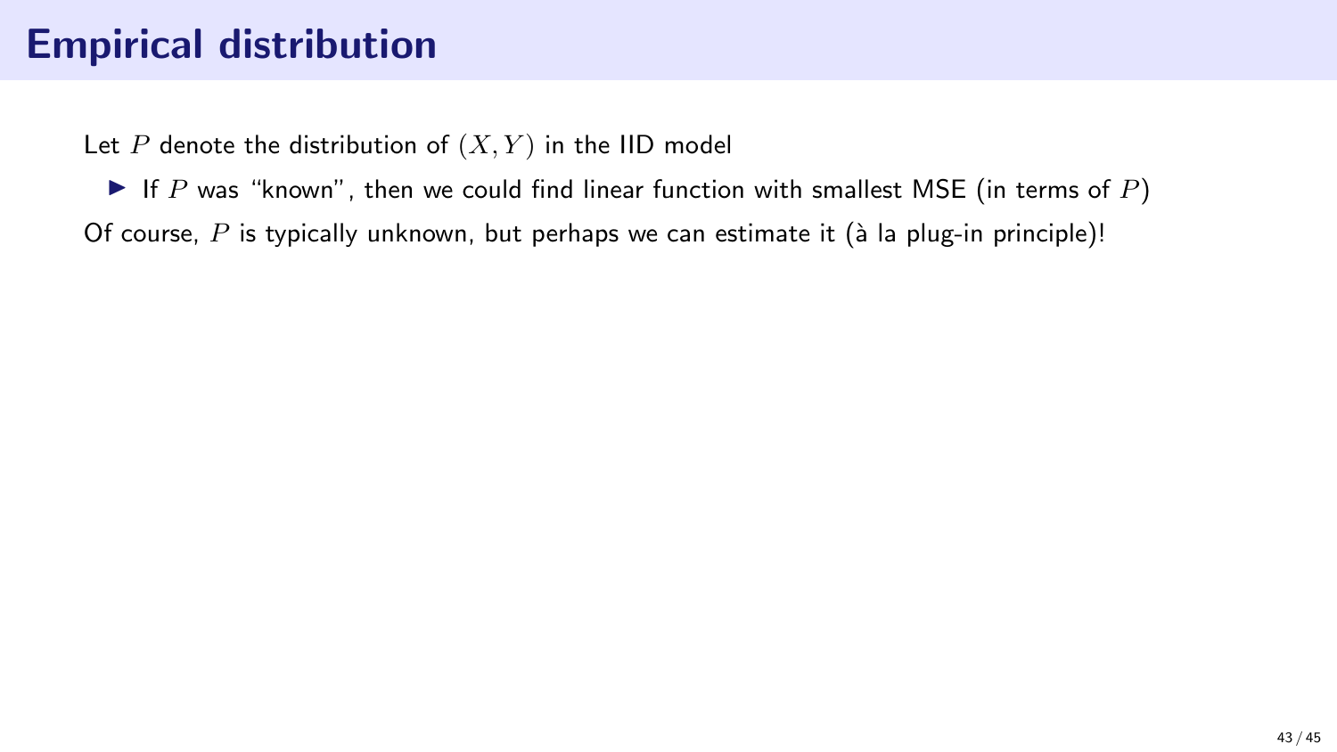# Empirical distribution

Let $P$ denote the distribution of $(X, Y)$ in the IID model

- If $P$ was "known", then we could find linear function with smallest MSE (in terms of $P$)

Of course, $P$ is typically unknown, but perhaps we can estimate it (à la plug-in principle)!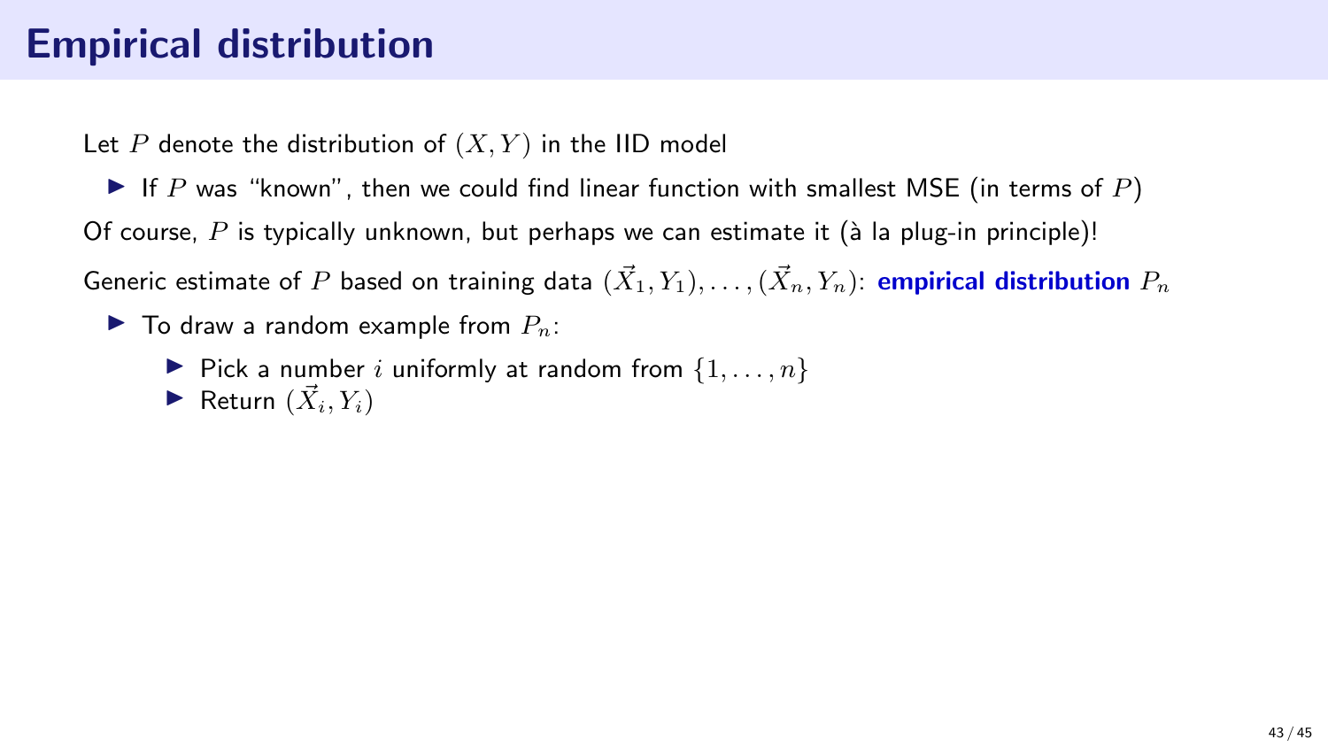# Empirical distribution

Let $P$ denote the distribution of $(X, Y)$ in the IID model

- If $P$ was "known", then we could find linear function with smallest MSE (in terms of $P$)

Of course, $P$ is typically unknown, but perhaps we can estimate it (à la plug-in principle)!

Generic estimate of $P$ based on training data $(\vec{X}_1, Y_1), \ldots, (\vec{X}_n, Y_n)$: **empirical distribution** $P_n$

- To draw a random example from $P_n$:
  - Pick a number $i$ uniformly at random from $\{1, \ldots, n\}$
  - Return $(\vec{X}_i, Y_i)$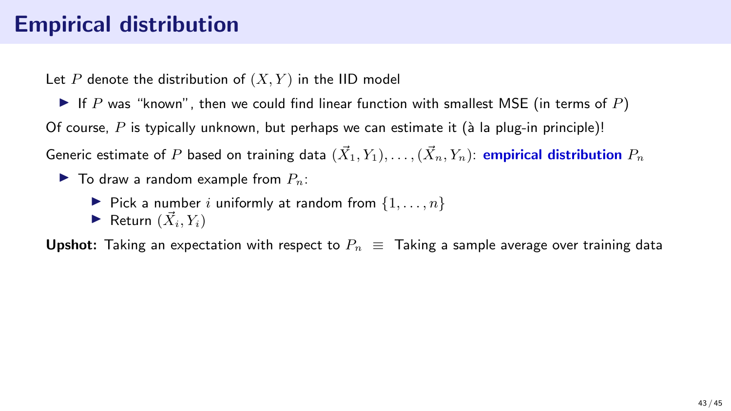# Empirical distribution

Let $P$ denote the distribution of $(X, Y)$ in the IID model

- If $P$ was "known", then we could find linear function with smallest MSE (in terms of $P$)

Of course, $P$ is typically unknown, but perhaps we can estimate it (à la plug-in principle)!

Generic estimate of $P$ based on training data $(\vec{X}_1, Y_1), \ldots, (\vec{X}_n, Y_n)$: **empirical distribution** $P_n$

- To draw a random example from $P_n$:
  - Pick a number $i$ uniformly at random from $\{1, \ldots, n\}$
  - Return $(\vec{X}_i, Y_i)$

**Upshot:** Taking an expectation with respect to $P_n$ $\equiv$ Taking a sample average over training data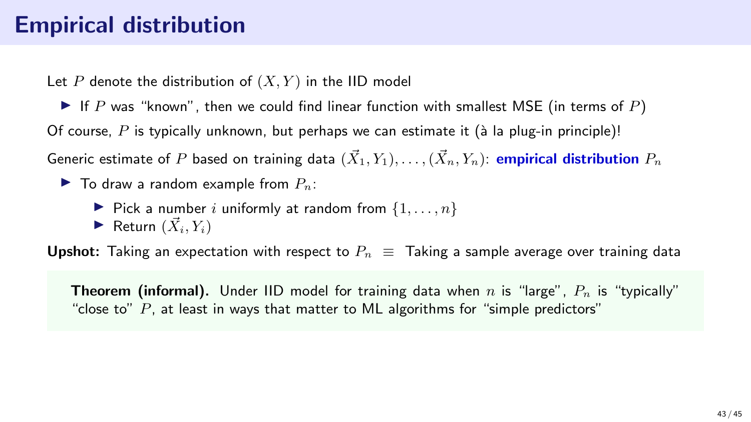# Empirical distribution

Let $P$ denote the distribution of $(X, Y)$ in the IID model

- If $P$ was "known", then we could find linear function with smallest MSE (in terms of $P$)

Of course, $P$ is typically unknown, but perhaps we can estimate it (à la plug-in principle)!

Generic estimate of $P$ based on training data $(\vec{X}_1, Y_1), \ldots, (\vec{X}_n, Y_n)$: **empirical distribution** $P_n$

- To draw a random example from $P_n$:
  - Pick a number $i$ uniformly at random from $\{1, \ldots, n\}$
  - Return $(\vec{X}_i, Y_i)$

**Upshot:** Taking an expectation with respect to $P_n \equiv$ Taking a sample average over training data

**Theorem (informal).** Under IID model for training data when $n$ is "large", $P_n$ is "typically" "close to" $P$, at least in ways that matter to ML algorithms for "simple predictors"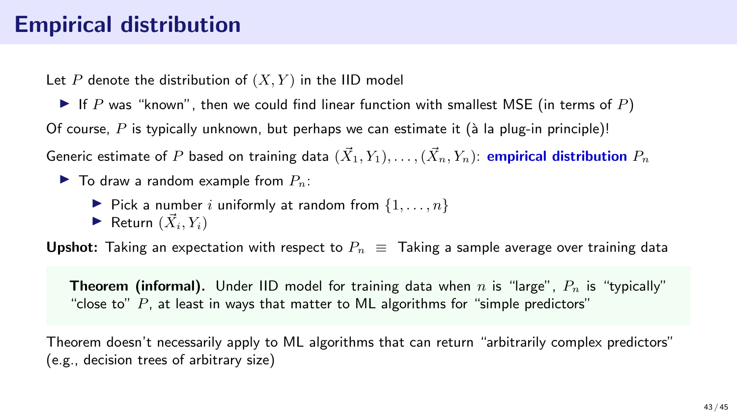# Empirical distribution

Let $P$ denote the distribution of $(X, Y)$ in the IID model

- If $P$ was "known", then we could find linear function with smallest MSE (in terms of $P$)

Of course, $P$ is typically unknown, but perhaps we can estimate it (à la plug-in principle)!

Generic estimate of $P$ based on training data $(\vec{X}_1, Y_1), \ldots, (\vec{X}_n, Y_n)$: **empirical distribution** $P_n$

- To draw a random example from $P_n$:
  - Pick a number $i$ uniformly at random from $\{1, \ldots, n\}$
  - Return $(\vec{X}_i, Y_i)$

**Upshot:** Taking an expectation with respect to $P_n \equiv$ Taking a sample average over training data

**Theorem (informal).** Under IID model for training data when $n$ is "large", $P_n$ is "typically" "close to" $P$, at least in ways that matter to ML algorithms for "simple predictors"

Theorem doesn't necessarily apply to ML algorithms that can return "arbitrarily complex predictors" (e.g., decision trees of arbitrary size)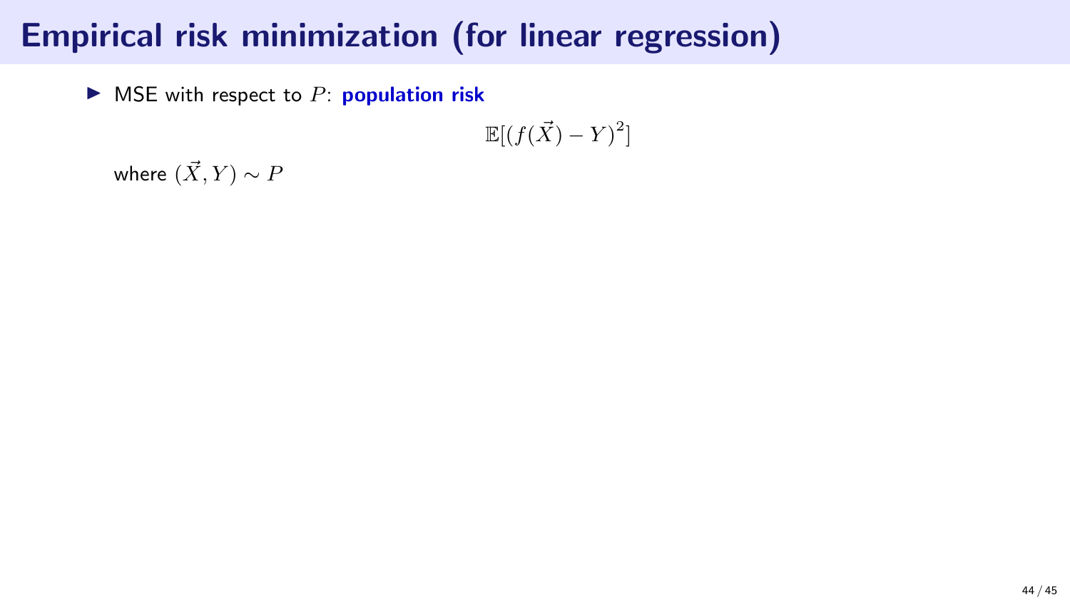# Empirical risk minimization (for linear regression)

- MSE with respect to $P$: **population risk**

$$\mathbb{E}[(f(\vec{X}) - Y)^2]$$

where $(\vec{X}, Y) \sim P$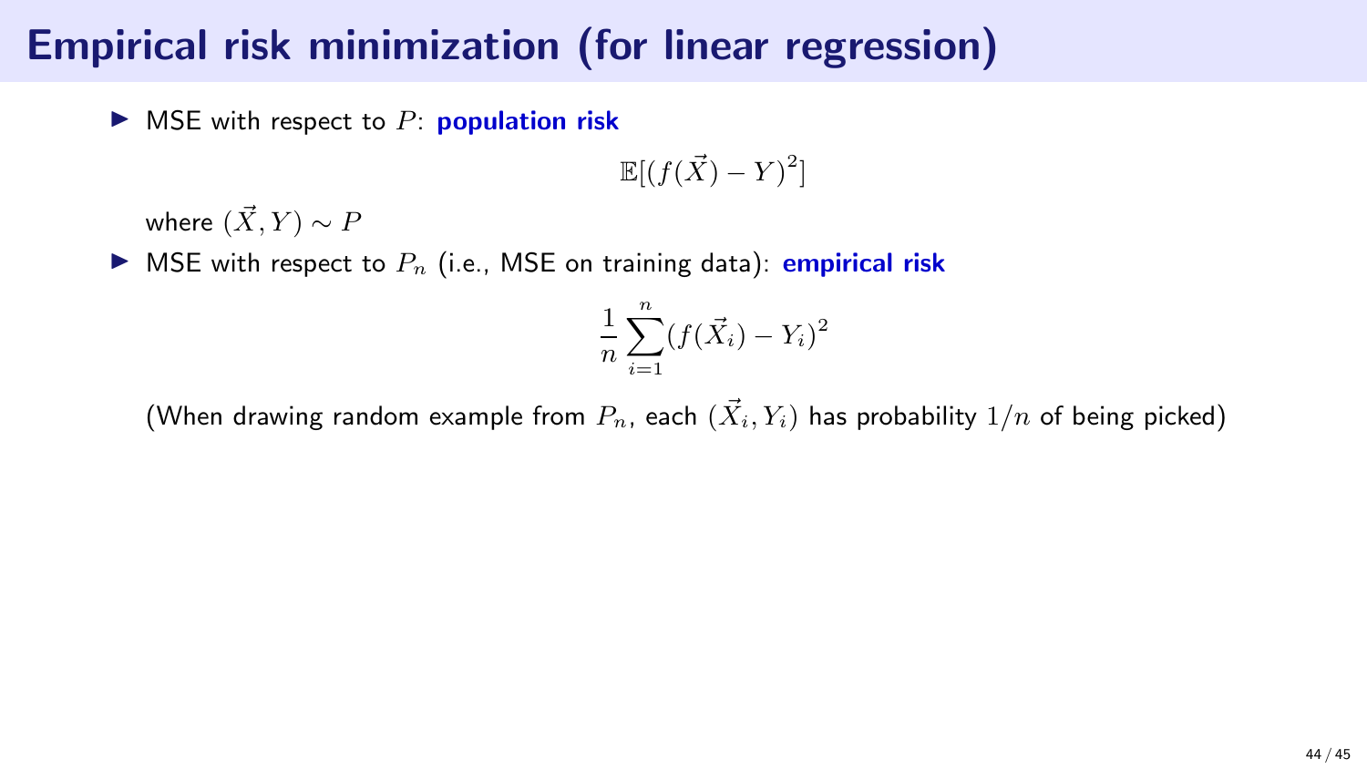# Empirical risk minimization (for linear regression)

- MSE with respect to $P$: **population risk**

$$\mathbb{E}[(f(\vec{X}) - Y)^2]$$

  where $(\vec{X}, Y) \sim P$

- MSE with respect to $P_n$ (i.e., MSE on training data): **empirical risk**

$$\frac{1}{n}\sum_{i=1}^{n}(f(\vec{X}_i) - Y_i)^2$$

  (When drawing random example from $P_n$, each $(\vec{X}_i, Y_i)$ has probability $1/n$ of being picked)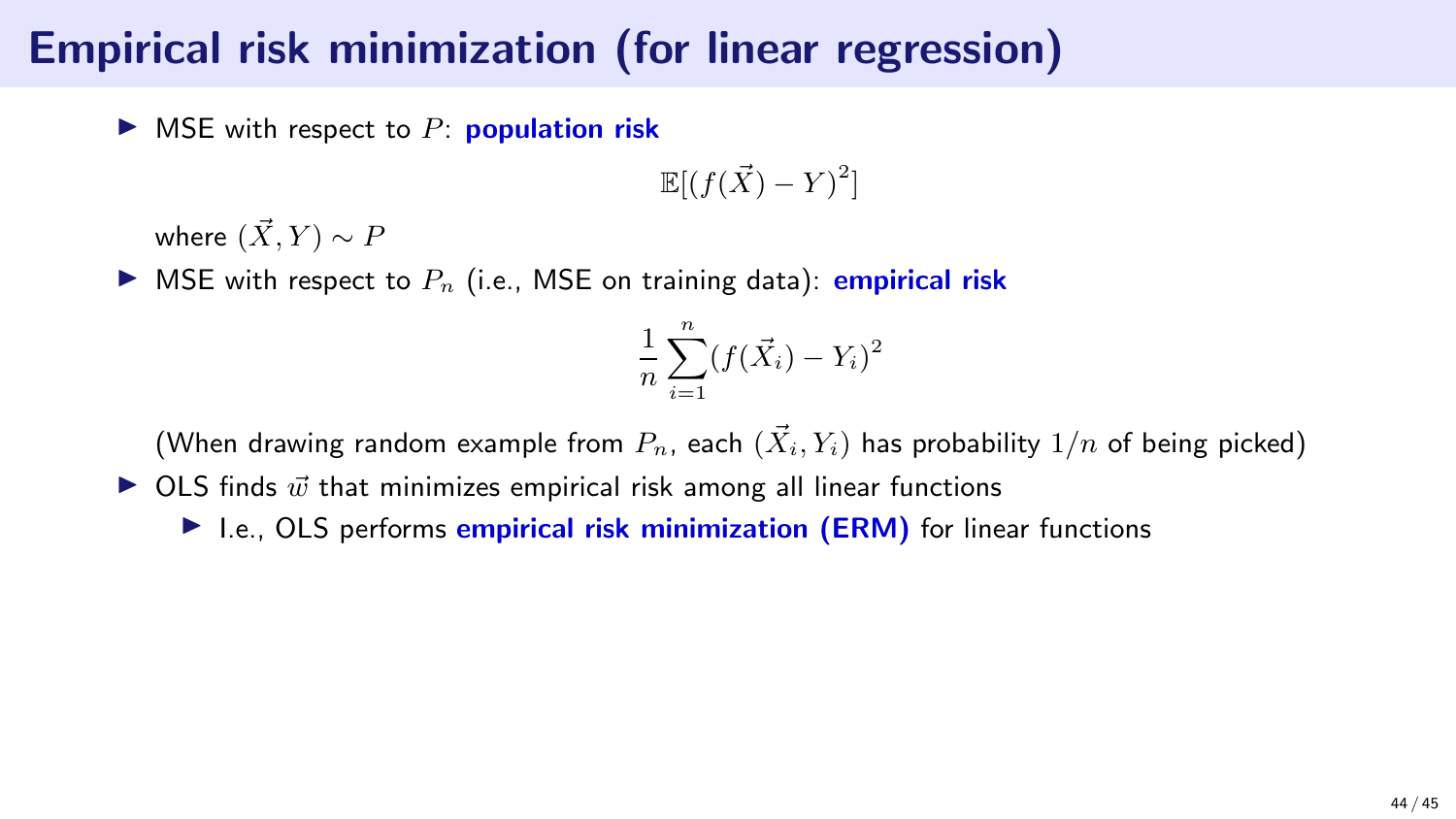# Empirical risk minimization (for linear regression)

- MSE with respect to $P$: **population risk**

$$\mathbb{E}[(f(\vec{X}) - Y)^2]$$

  where $(\vec{X}, Y) \sim P$

- MSE with respect to $P_n$ (i.e., MSE on training data): **empirical risk**

$$\frac{1}{n}\sum_{i=1}^{n}(f(\vec{X}_i) - Y_i)^2$$

  (When drawing random example from $P_n$, each $(\vec{X}_i, Y_i)$ has probability $1/n$ of being picked)

- OLS finds $\vec{w}$ that minimizes empirical risk among all linear functions
  - I.e., OLS performs **empirical risk minimization (ERM)** for linear functions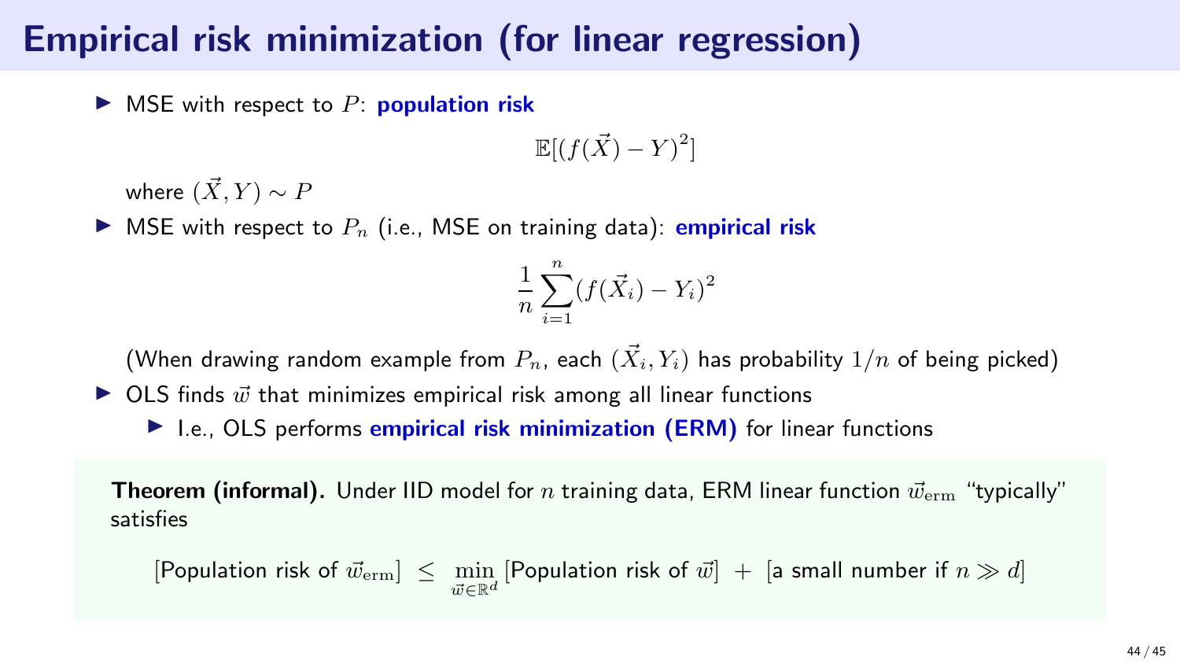# Empirical risk minimization (for linear regression)

- MSE with respect to $P$: **population risk**

$$\mathbb{E}[(f(\vec{X}) - Y)^2]$$

  where $(\vec{X}, Y) \sim P$

- MSE with respect to $P_n$ (i.e., MSE on training data): **empirical risk**

$$\frac{1}{n} \sum_{i=1}^{n} (f(\vec{X}_i) - Y_i)^2$$

  (When drawing random example from $P_n$, each $(\vec{X}_i, Y_i)$ has probability $1/n$ of being picked)

- OLS finds $\vec{w}$ that minimizes empirical risk among all linear functions
  - I.e., OLS performs **empirical risk minimization (ERM)** for linear functions

**Theorem (informal).** Under IID model for $n$ training data, ERM linear function $\vec{w}_{\mathrm{erm}}$ "typically" satisfies

$$[\text{Population risk of } \vec{w}_{\mathrm{erm}}] \;\leq\; \min_{\vec{w} \in \mathbb{R}^d} [\text{Population risk of } \vec{w}] \;+\; [\text{a small number if } n \gg d]$$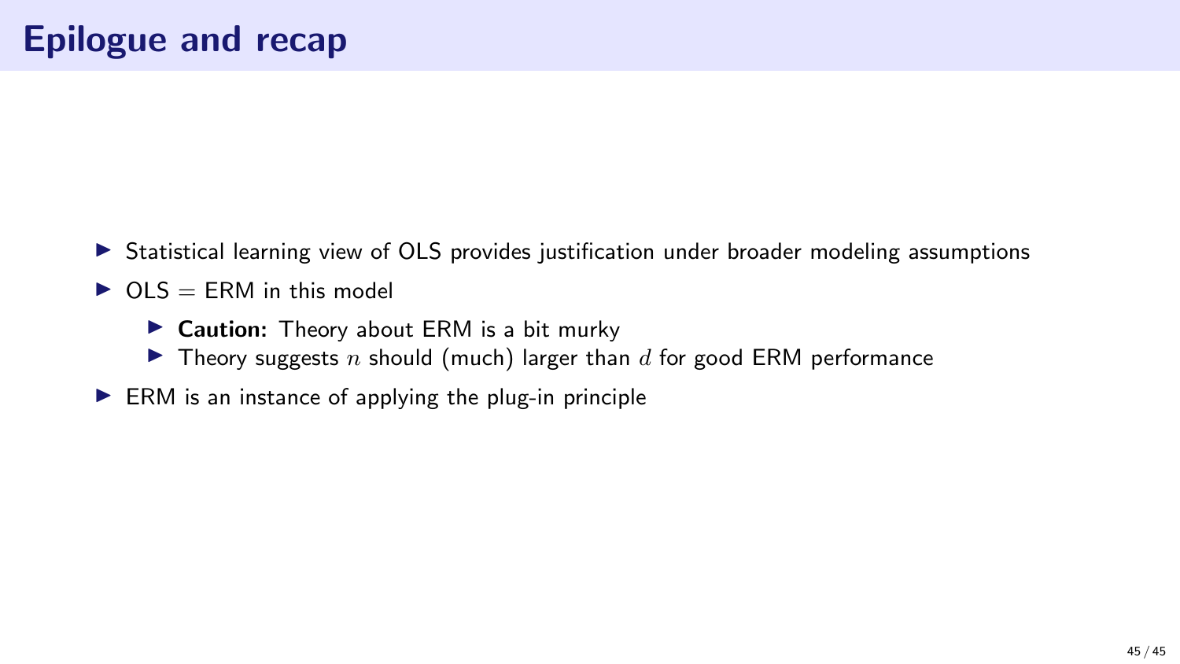# Epilogue and recap

- Statistical learning view of OLS provides justification under broader modeling assumptions
- OLS = ERM in this model
  - **Caution:** Theory about ERM is a bit murky
  - Theory suggests $n$ should (much) larger than $d$ for good ERM performance
- ERM is an instance of applying the plug-in principle